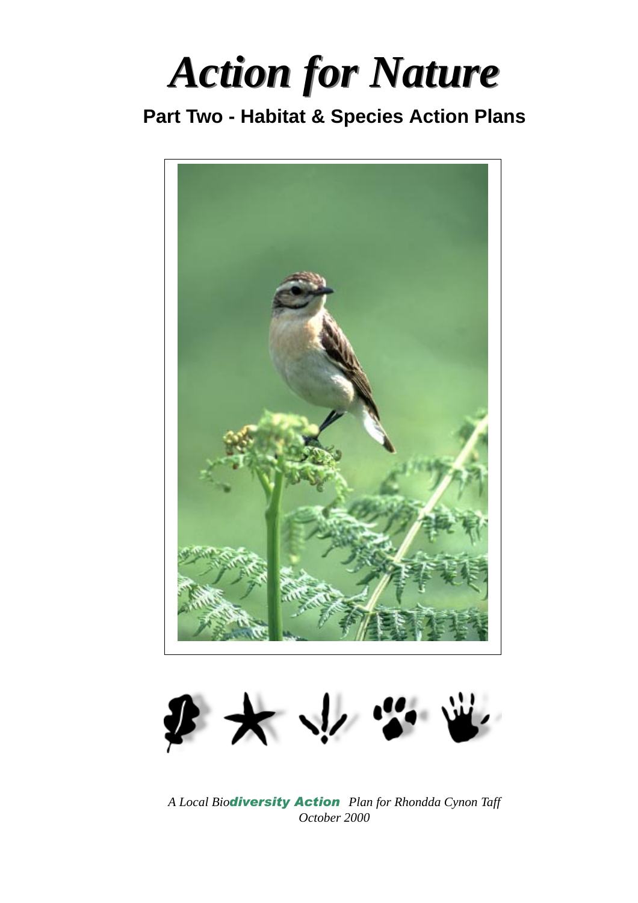# *Action for Nature*

## Part Two - Habitat & Species Action Plans

*A Local Biodiversity Action Plan for Rhondda Cynon Taff*
*October 2000*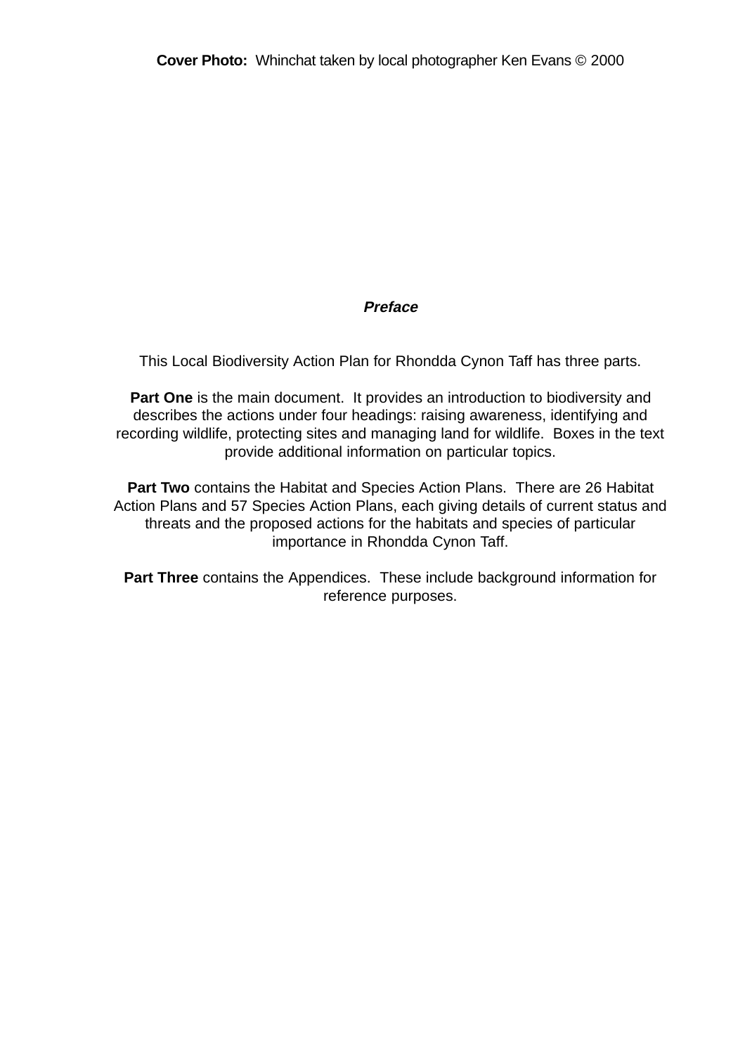**Cover Photo:** Whinchat taken by local photographer Ken Evans © 2000

## *Preface*

This Local Biodiversity Action Plan for Rhondda Cynon Taff has three parts.

**Part One** is the main document. It provides an introduction to biodiversity and describes the actions under four headings: raising awareness, identifying and recording wildlife, protecting sites and managing land for wildlife. Boxes in the text provide additional information on particular topics.

**Part Two** contains the Habitat and Species Action Plans. There are 26 Habitat Action Plans and 57 Species Action Plans, each giving details of current status and threats and the proposed actions for the habitats and species of particular importance in Rhondda Cynon Taff.

**Part Three** contains the Appendices. These include background information for reference purposes.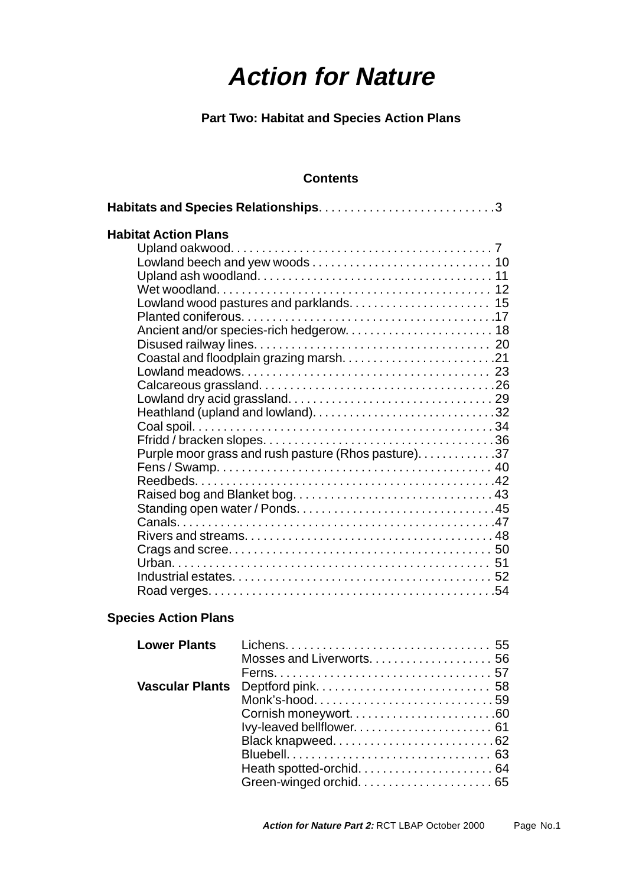# *Action for Nature*

**Part Two: Habitat and Species Action Plans**

**Contents**

**Habitats and Species Relationships** . . . . . . . . . . . . . . . . . . . . . . . . . . . . 3

**Habitat Action Plans**

- Upland oakwood . . . . . . . . . . 7
- Lowland beech and yew woods . . . . . . . . . . 10
- Upland ash woodland . . . . . . . . . . 11
- Wet woodland . . . . . . . . . . 12
- Lowland wood pastures and parklands . . . . . . . . . . 15
- Planted coniferous . . . . . . . . . . 17
- Ancient and/or species-rich hedgerow . . . . . . . . . . 18
- Disused railway lines . . . . . . . . . . 20
- Coastal and floodplain grazing marsh . . . . . . . . . . 21
- Lowland meadows . . . . . . . . . . 23
- Calcareous grassland . . . . . . . . . . 26
- Lowland dry acid grassland . . . . . . . . . . 29
- Heathland (upland and lowland) . . . . . . . . . . 32
- Coal spoil . . . . . . . . . . 34
- Ffridd / bracken slopes . . . . . . . . . . 36
- Purple moor grass and rush pasture (Rhos pasture) . . . . . . . . . . 37
- Fens / Swamp . . . . . . . . . . 40
- Reedbeds . . . . . . . . . . 42
- Raised bog and Blanket bog . . . . . . . . . . 43
- Standing open water / Ponds . . . . . . . . . . 45
- Canals . . . . . . . . . . 47
- Rivers and streams . . . . . . . . . . 48
- Crags and scree . . . . . . . . . . 50
- Urban . . . . . . . . . . 51
- Industrial estates . . . . . . . . . . 52
- Road verges . . . . . . . . . . 54

**Species Action Plans**

| | | |
|---|---|---|
| **Lower Plants** | Lichens | 55 |
| | Mosses and Liverworts | 56 |
| | Ferns | 57 |
| **Vascular Plants** | Deptford pink | 58 |
| | Monk's-hood | 59 |
| | Cornish moneywort | 60 |
| | Ivy-leaved bellflower | 61 |
| | Black knapweed | 62 |
| | Bluebell | 63 |
| | Heath spotted-orchid | 64 |
| | Green-winged orchid | 65 |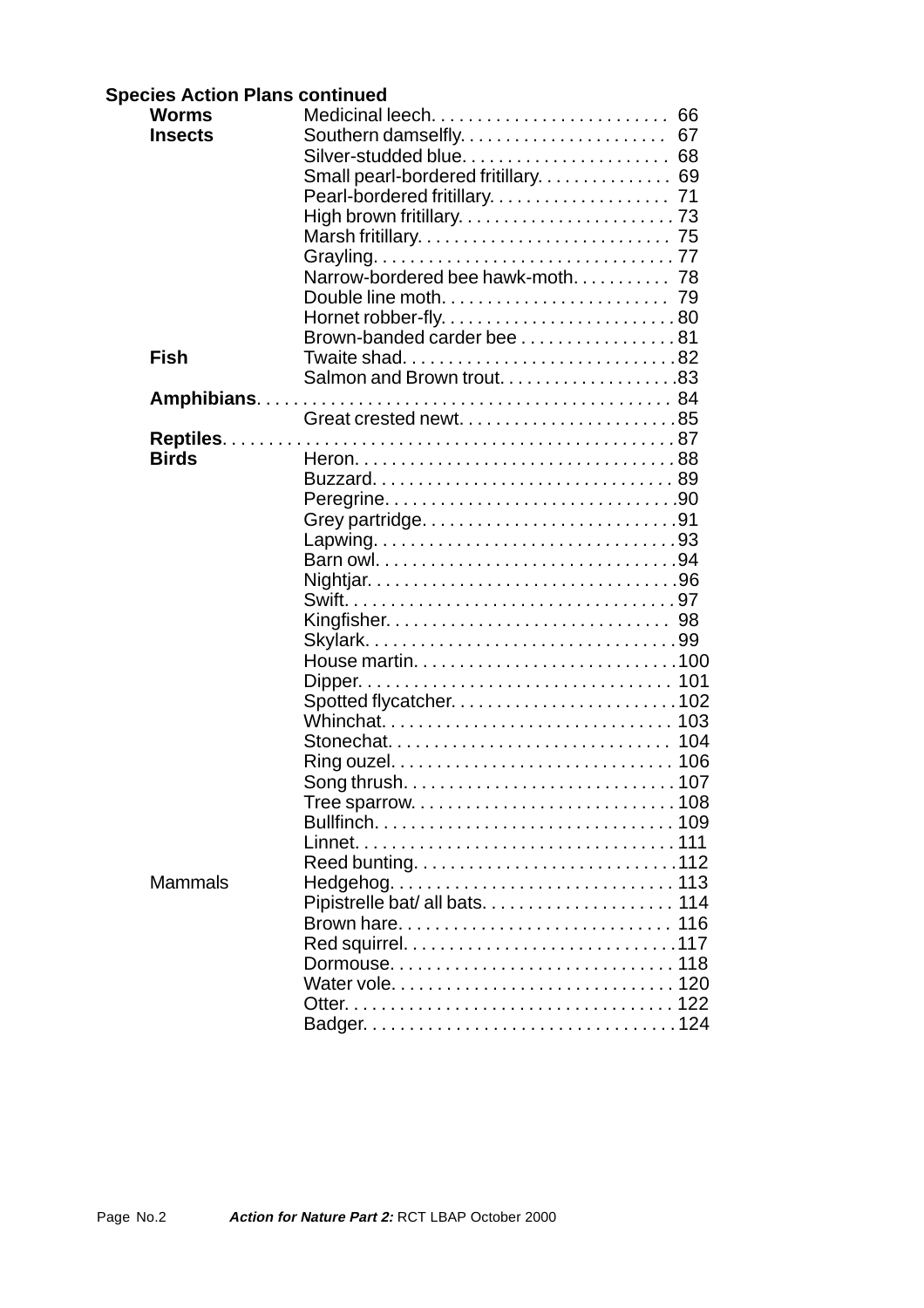**Species Action Plans continued**

| | | |
|---|---|---|
| **Worms** | Medicinal leech | 66 |
| **Insects** | Southern damselfly | 67 |
| | Silver-studded blue | 68 |
| | Small pearl-bordered fritillary | 69 |
| | Pearl-bordered fritillary | 71 |
| | High brown fritillary | 73 |
| | Marsh fritillary | 75 |
| | Grayling | 77 |
| | Narrow-bordered bee hawk-moth | 78 |
| | Double line moth | 79 |
| | Hornet robber-fly | 80 |
| | Brown-banded carder bee | 81 |
| **Fish** | Twaite shad | 82 |
| | Salmon and Brown trout | 83 |
| **Amphibians** | | 84 |
| | Great crested newt | 85 |
| **Reptiles** | | 87 |
| **Birds** | Heron | 88 |
| | Buzzard | 89 |
| | Peregrine | 90 |
| | Grey partridge | 91 |
| | Lapwing | 93 |
| | Barn owl | 94 |
| | Nightjar | 96 |
| | Swift | 97 |
| | Kingfisher | 98 |
| | Skylark | 99 |
| | House martin | 100 |
| | Dipper | 101 |
| | Spotted flycatcher | 102 |
| | Whinchat | 103 |
| | Stonechat | 104 |
| | Ring ouzel | 106 |
| | Song thrush | 107 |
| | Tree sparrow | 108 |
| | Bullfinch | 109 |
| | Linnet | 111 |
| | Reed bunting | 112 |
| Mammals | Hedgehog | 113 |
| | Pipistrelle bat/ all bats | 114 |
| | Brown hare | 116 |
| | Red squirrel | 117 |
| | Dormouse | 118 |
| | Water vole | 120 |
| | Otter | 122 |
| | Badger | 124 |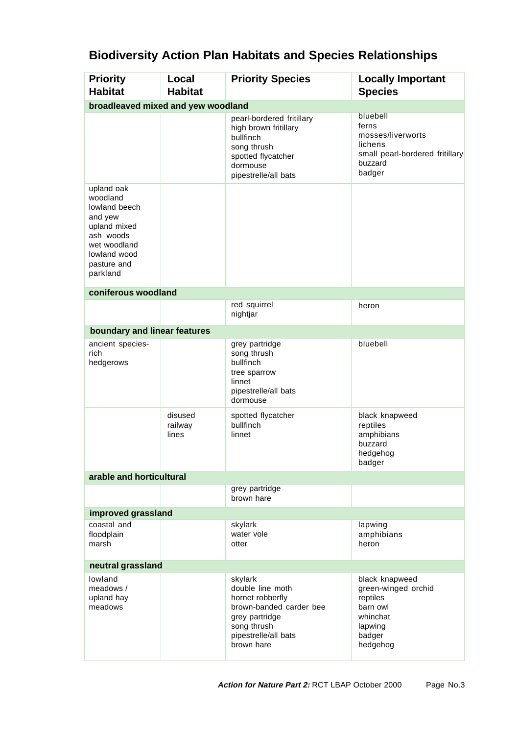# Biodiversity Action Plan Habitats and Species Relationships

| Priority Habitat | Local Habitat | Priority Species | Locally Important Species |
|---|---|---|---|
| **broadleaved mixed and yew woodland** | | | |
| | | pearl-bordered fritillary<br>high brown fritillary<br>bullfinch<br>song thrush<br>spotted flycatcher<br>dormouse<br>pipestrelle/all bats | bluebell<br>ferns<br>mosses/liverworts<br>lichens<br>small pearl-bordered fritillary<br>buzzard<br>badger |
| upland oak woodland<br>lowland beech and yew<br>upland mixed ash woods<br>wet woodland<br>lowland wood pasture and parkland | | | |
| **coniferous woodland** | | | |
| | | red squirrel<br>nightjar | heron |
| **boundary and linear features** | | | |
| ancient species-rich hedgerows | | grey partridge<br>song thrush<br>bullfinch<br>tree sparrow<br>linnet<br>pipestrelle/all bats<br>dormouse | bluebell |
| | disused railway lines | spotted flycatcher<br>bullfinch<br>linnet | black knapweed<br>reptiles<br>amphibians<br>buzzard<br>hedgehog<br>badger |
| **arable and horticultural** | | | |
| | | grey partridge<br>brown hare | |
| **improved grassland** | | | |
| coastal and floodplain marsh | | skylark<br>water vole<br>otter | lapwing<br>amphibians<br>heron |
| **neutral grassland** | | | |
| lowland meadows / upland hay meadows | | skylark<br>double line moth<br>hornet robberfly<br>brown-banded carder bee<br>grey partridge<br>song thrush<br>pipestrelle/all bats<br>brown hare | black knapweed<br>green-winged orchid<br>reptiles<br>barn owl<br>whinchat<br>lapwing<br>badger<br>hedgehog |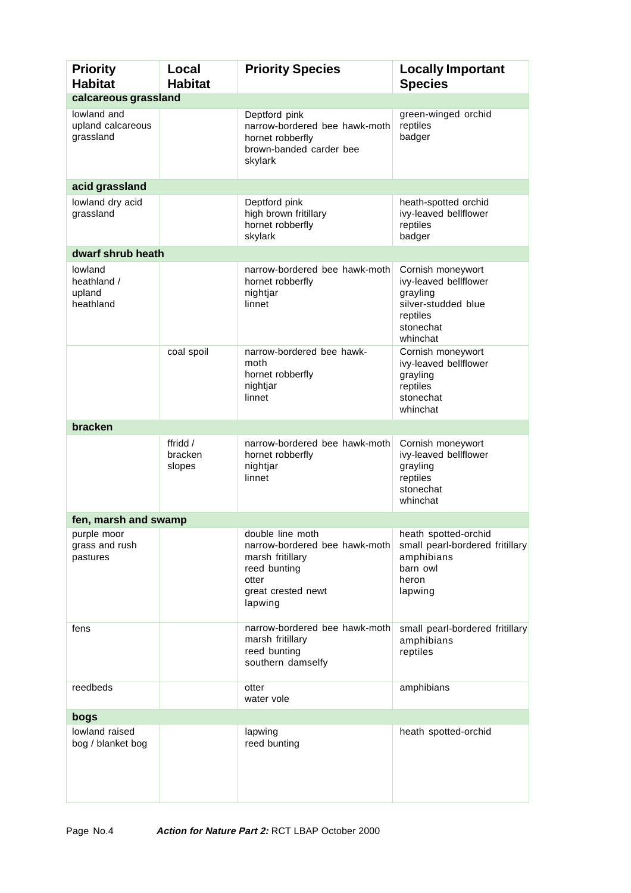| Priority Habitat | Local Habitat | Priority Species | Locally Important Species |
|---|---|---|---|
| **calcareous grassland** | | | |
| lowland and upland calcareous grassland | | Deptford pink<br>narrow-bordered bee hawk-moth<br>hornet robberfly<br>brown-banded carder bee<br>skylark | green-winged orchid<br>reptiles<br>badger |
| **acid grassland** | | | |
| lowland dry acid grassland | | Deptford pink<br>high brown fritillary<br>hornet robberfly<br>skylark | heath-spotted orchid<br>ivy-leaved bellflower<br>reptiles<br>badger |
| **dwarf shrub heath** | | | |
| lowland heathland / upland heathland | | narrow-bordered bee hawk-moth<br>hornet robberfly<br>nightjar<br>linnet | Cornish moneywort<br>ivy-leaved bellflower<br>grayling<br>silver-studded blue<br>reptiles<br>stonechat<br>whinchat |
| | coal spoil | narrow-bordered bee hawk-moth<br>hornet robberfly<br>nightjar<br>linnet | Cornish moneywort<br>ivy-leaved bellflower<br>grayling<br>reptiles<br>stonechat<br>whinchat |
| **bracken** | | | |
| | ffridd / bracken slopes | narrow-bordered bee hawk-moth<br>hornet robberfly<br>nightjar<br>linnet | Cornish moneywort<br>ivy-leaved bellflower<br>grayling<br>reptiles<br>stonechat<br>whinchat |
| **fen, marsh and swamp** | | | |
| purple moor grass and rush pastures | | double line moth<br>narrow-bordered bee hawk-moth<br>marsh fritillary<br>reed bunting<br>otter<br>great crested newt<br>lapwing | heath spotted-orchid<br>small pearl-bordered fritillary<br>amphibians<br>barn owl<br>heron<br>lapwing |
| fens | | narrow-bordered bee hawk-moth<br>marsh fritillary<br>reed bunting<br>southern damselfy | small pearl-bordered fritillary<br>amphibians<br>reptiles |
| reedbeds | | otter<br>water vole | amphibians |
| **bogs** | | | |
| lowland raised bog / blanket bog | | lapwing<br>reed bunting | heath spotted-orchid |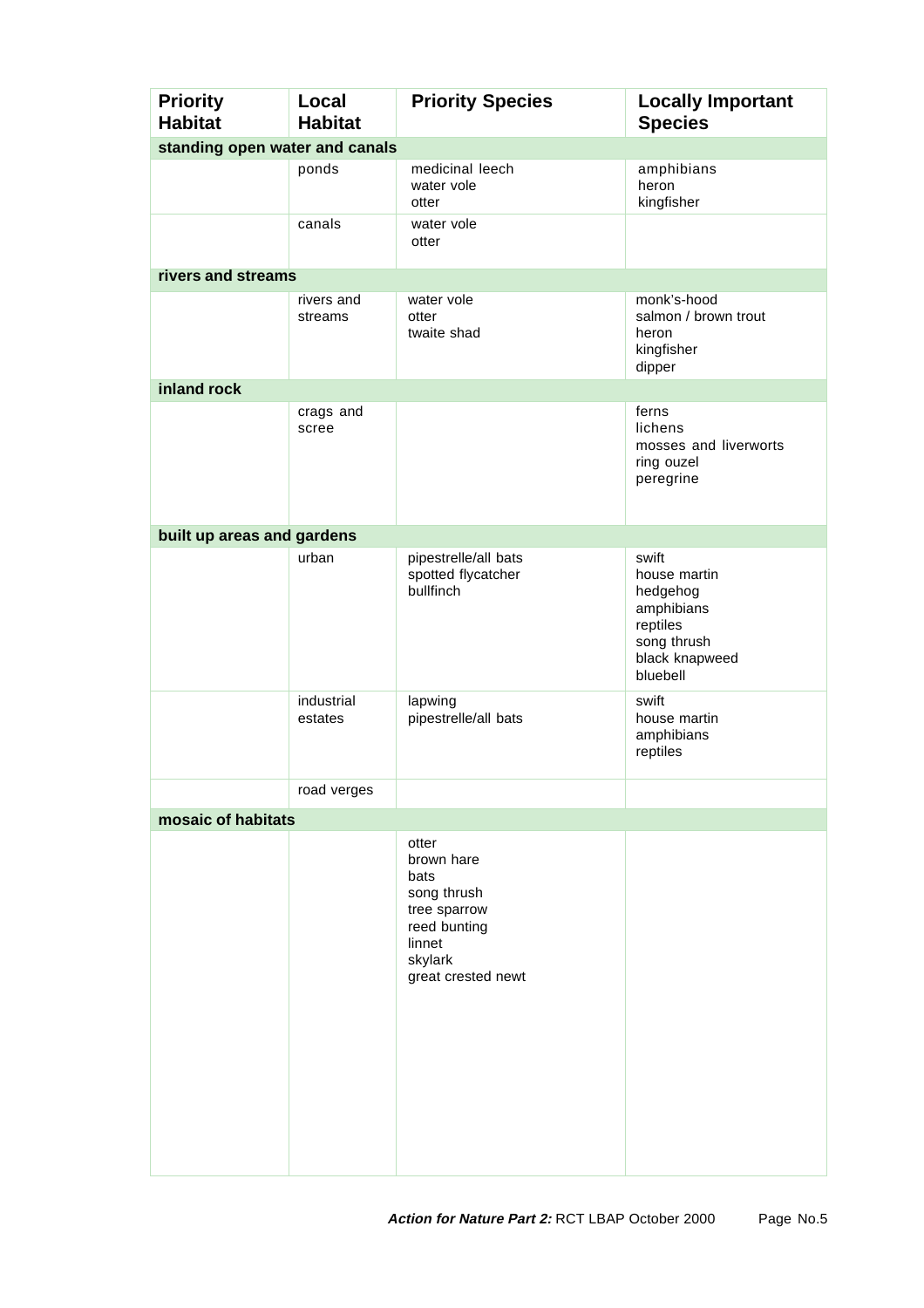| Priority Habitat | Local Habitat | Priority Species | Locally Important Species |
|---|---|---|---|
| **standing open water and canals** | | | |
| | ponds | medicinal leech<br>water vole<br>otter | amphibians<br>heron<br>kingfisher |
| | canals | water vole<br>otter | |
| **rivers and streams** | | | |
| | rivers and streams | water vole<br>otter<br>twaite shad | monk's-hood<br>salmon / brown trout<br>heron<br>kingfisher<br>dipper |
| **inland rock** | | | |
| | crags and scree | | ferns<br>lichens<br>mosses and liverworts<br>ring ouzel<br>peregrine |
| **built up areas and gardens** | | | |
| | urban | pipestrelle/all bats<br>spotted flycatcher<br>bullfinch | swift<br>house martin<br>hedgehog<br>amphibians<br>reptiles<br>song thrush<br>black knapweed<br>bluebell |
| | industrial estates | lapwing<br>pipestrelle/all bats | swift<br>house martin<br>amphibians<br>reptiles |
| | road verges | | |
| **mosaic of habitats** | | | |
| | | otter<br>brown hare<br>bats<br>song thrush<br>tree sparrow<br>reed bunting<br>linnet<br>skylark<br>great crested newt | |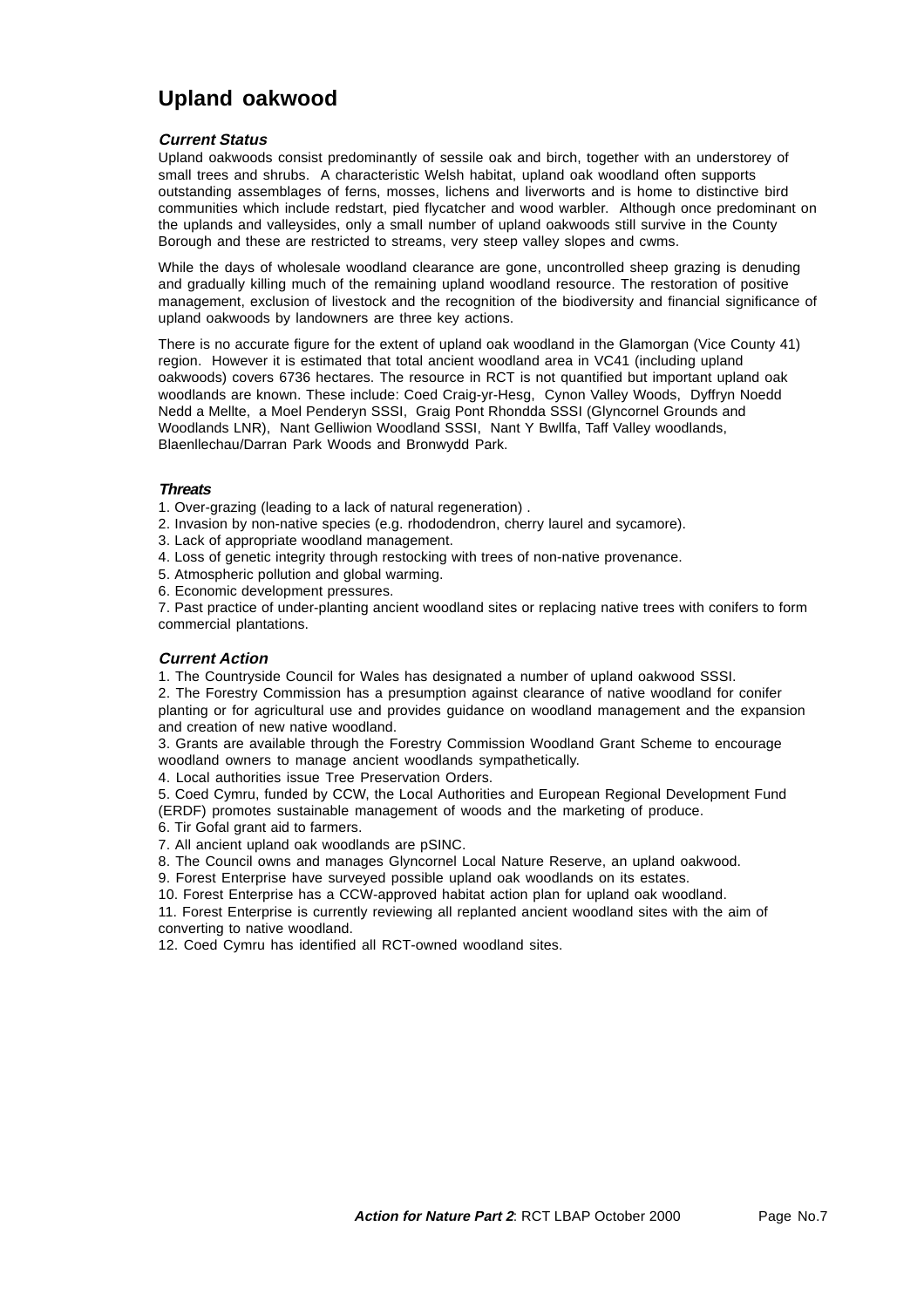# Upland oakwood

### *Current Status*

Upland oakwoods consist predominantly of sessile oak and birch, together with an understorey of small trees and shrubs. A characteristic Welsh habitat, upland oak woodland often supports outstanding assemblages of ferns, mosses, lichens and liverworts and is home to distinctive bird communities which include redstart, pied flycatcher and wood warbler. Although once predominant on the uplands and valleysides, only a small number of upland oakwoods still survive in the County Borough and these are restricted to streams, very steep valley slopes and cwms.

While the days of wholesale woodland clearance are gone, uncontrolled sheep grazing is denuding and gradually killing much of the remaining upland woodland resource. The restoration of positive management, exclusion of livestock and the recognition of the biodiversity and financial significance of upland oakwoods by landowners are three key actions.

There is no accurate figure for the extent of upland oak woodland in the Glamorgan (Vice County 41) region. However it is estimated that total ancient woodland area in VC41 (including upland oakwoods) covers 6736 hectares. The resource in RCT is not quantified but important upland oak woodlands are known. These include: Coed Craig-yr-Hesg, Cynon Valley Woods, Dyffryn Noedd Nedd a Mellte, a Moel Penderyn SSSI, Graig Pont Rhondda SSSI (Glyncornel Grounds and Woodlands LNR), Nant Gelliwion Woodland SSSI, Nant Y Bwllfa, Taff Valley woodlands, Blaenllechau/Darran Park Woods and Bronwydd Park.

### *Threats*

1. Over-grazing (leading to a lack of natural regeneration) .
2. Invasion by non-native species (e.g. rhododendron, cherry laurel and sycamore).
3. Lack of appropriate woodland management.
4. Loss of genetic integrity through restocking with trees of non-native provenance.
5. Atmospheric pollution and global warming.
6. Economic development pressures.
7. Past practice of under-planting ancient woodland sites or replacing native trees with conifers to form commercial plantations.

### *Current Action*

1. The Countryside Council for Wales has designated a number of upland oakwood SSSI.
2. The Forestry Commission has a presumption against clearance of native woodland for conifer planting or for agricultural use and provides guidance on woodland management and the expansion and creation of new native woodland.
3. Grants are available through the Forestry Commission Woodland Grant Scheme to encourage woodland owners to manage ancient woodlands sympathetically.
4. Local authorities issue Tree Preservation Orders.
5. Coed Cymru, funded by CCW, the Local Authorities and European Regional Development Fund (ERDF) promotes sustainable management of woods and the marketing of produce.
6. Tir Gofal grant aid to farmers.
7. All ancient upland oak woodlands are pSINC.
8. The Council owns and manages Glyncornel Local Nature Reserve, an upland oakwood.
9. Forest Enterprise have surveyed possible upland oak woodlands on its estates.
10. Forest Enterprise has a CCW-approved habitat action plan for upland oak woodland.
11. Forest Enterprise is currently reviewing all replanted ancient woodland sites with the aim of converting to native woodland.
12. Coed Cymru has identified all RCT-owned woodland sites.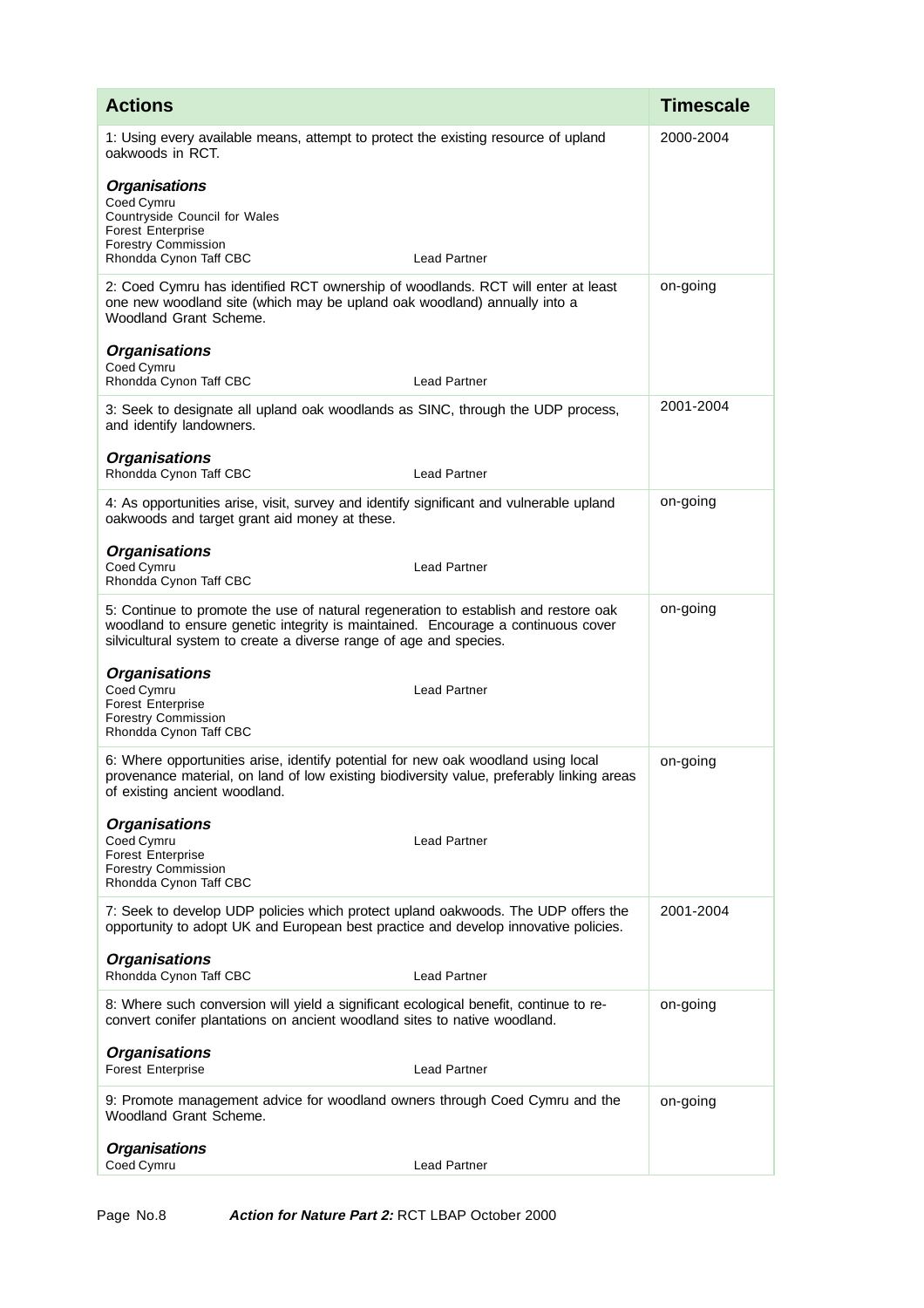| Actions | Timescale |
| --- | --- |
| 1: Using every available means, attempt to protect the existing resource of upland oakwoods in RCT.<br><br>***Organisations***<br>Coed Cymru<br>Countryside Council for Wales<br>Forest Enterprise<br>Forestry Commission<br>Rhondda Cynon Taff CBC — Lead Partner | 2000-2004 |
| 2: Coed Cymru has identified RCT ownership of woodlands. RCT will enter at least one new woodland site (which may be upland oak woodland) annually into a Woodland Grant Scheme.<br><br>***Organisations***<br>Coed Cymru<br>Rhondda Cynon Taff CBC — Lead Partner | on-going |
| 3: Seek to designate all upland oak woodlands as SINC, through the UDP process, and identify landowners.<br><br>***Organisations***<br>Rhondda Cynon Taff CBC — Lead Partner | 2001-2004 |
| 4: As opportunities arise, visit, survey and identify significant and vulnerable upland oakwoods and target grant aid money at these.<br><br>***Organisations***<br>Coed Cymru — Lead Partner<br>Rhondda Cynon Taff CBC | on-going |
| 5: Continue to promote the use of natural regeneration to establish and restore oak woodland to ensure genetic integrity is maintained. Encourage a continuous cover silvicultural system to create a diverse range of age and species.<br><br>***Organisations***<br>Coed Cymru — Lead Partner<br>Forest Enterprise<br>Forestry Commission<br>Rhondda Cynon Taff CBC | on-going |
| 6: Where opportunities arise, identify potential for new oak woodland using local provenance material, on land of low existing biodiversity value, preferably linking areas of existing ancient woodland.<br><br>***Organisations***<br>Coed Cymru — Lead Partner<br>Forest Enterprise<br>Forestry Commission<br>Rhondda Cynon Taff CBC | on-going |
| 7: Seek to develop UDP policies which protect upland oakwoods. The UDP offers the opportunity to adopt UK and European best practice and develop innovative policies.<br><br>***Organisations***<br>Rhondda Cynon Taff CBC — Lead Partner | 2001-2004 |
| 8: Where such conversion will yield a significant ecological benefit, continue to re-convert conifer plantations on ancient woodland sites to native woodland.<br><br>***Organisations***<br>Forest Enterprise — Lead Partner | on-going |
| 9: Promote management advice for woodland owners through Coed Cymru and the Woodland Grant Scheme.<br><br>***Organisations***<br>Coed Cymru — Lead Partner | on-going |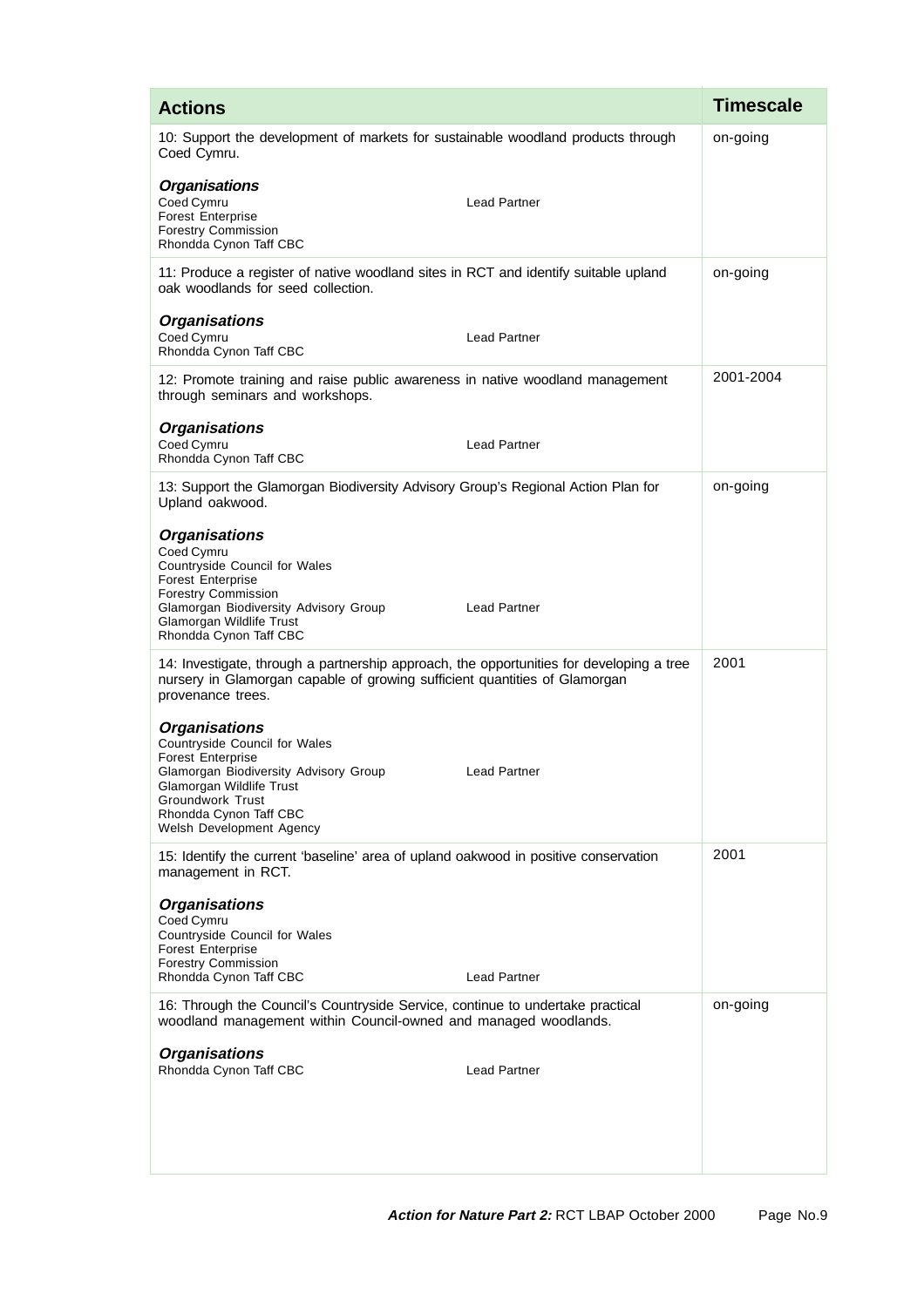| Actions | Timescale |
|---|---|
| 10: Support the development of markets for sustainable woodland products through Coed Cymru.<br><br>***Organisations***<br>Coed Cymru — Lead Partner<br>Forest Enterprise<br>Forestry Commission<br>Rhondda Cynon Taff CBC | on-going |
| 11: Produce a register of native woodland sites in RCT and identify suitable upland oak woodlands for seed collection.<br><br>***Organisations***<br>Coed Cymru — Lead Partner<br>Rhondda Cynon Taff CBC | on-going |
| 12: Promote training and raise public awareness in native woodland management through seminars and workshops.<br><br>***Organisations***<br>Coed Cymru — Lead Partner<br>Rhondda Cynon Taff CBC | 2001-2004 |
| 13: Support the Glamorgan Biodiversity Advisory Group's Regional Action Plan for Upland oakwood.<br><br>***Organisations***<br>Coed Cymru<br>Countryside Council for Wales<br>Forest Enterprise<br>Forestry Commission<br>Glamorgan Biodiversity Advisory Group — Lead Partner<br>Glamorgan Wildlife Trust<br>Rhondda Cynon Taff CBC | on-going |
| 14: Investigate, through a partnership approach, the opportunities for developing a tree nursery in Glamorgan capable of growing sufficient quantities of Glamorgan provenance trees.<br><br>***Organisations***<br>Countryside Council for Wales<br>Forest Enterprise<br>Glamorgan Biodiversity Advisory Group — Lead Partner<br>Glamorgan Wildlife Trust<br>Groundwork Trust<br>Rhondda Cynon Taff CBC<br>Welsh Development Agency | 2001 |
| 15: Identify the current 'baseline' area of upland oakwood in positive conservation management in RCT.<br><br>***Organisations***<br>Coed Cymru<br>Countryside Council for Wales<br>Forest Enterprise<br>Forestry Commission<br>Rhondda Cynon Taff CBC — Lead Partner | 2001 |
| 16: Through the Council's Countryside Service, continue to undertake practical woodland management within Council-owned and managed woodlands.<br><br>***Organisations***<br>Rhondda Cynon Taff CBC — Lead Partner | on-going |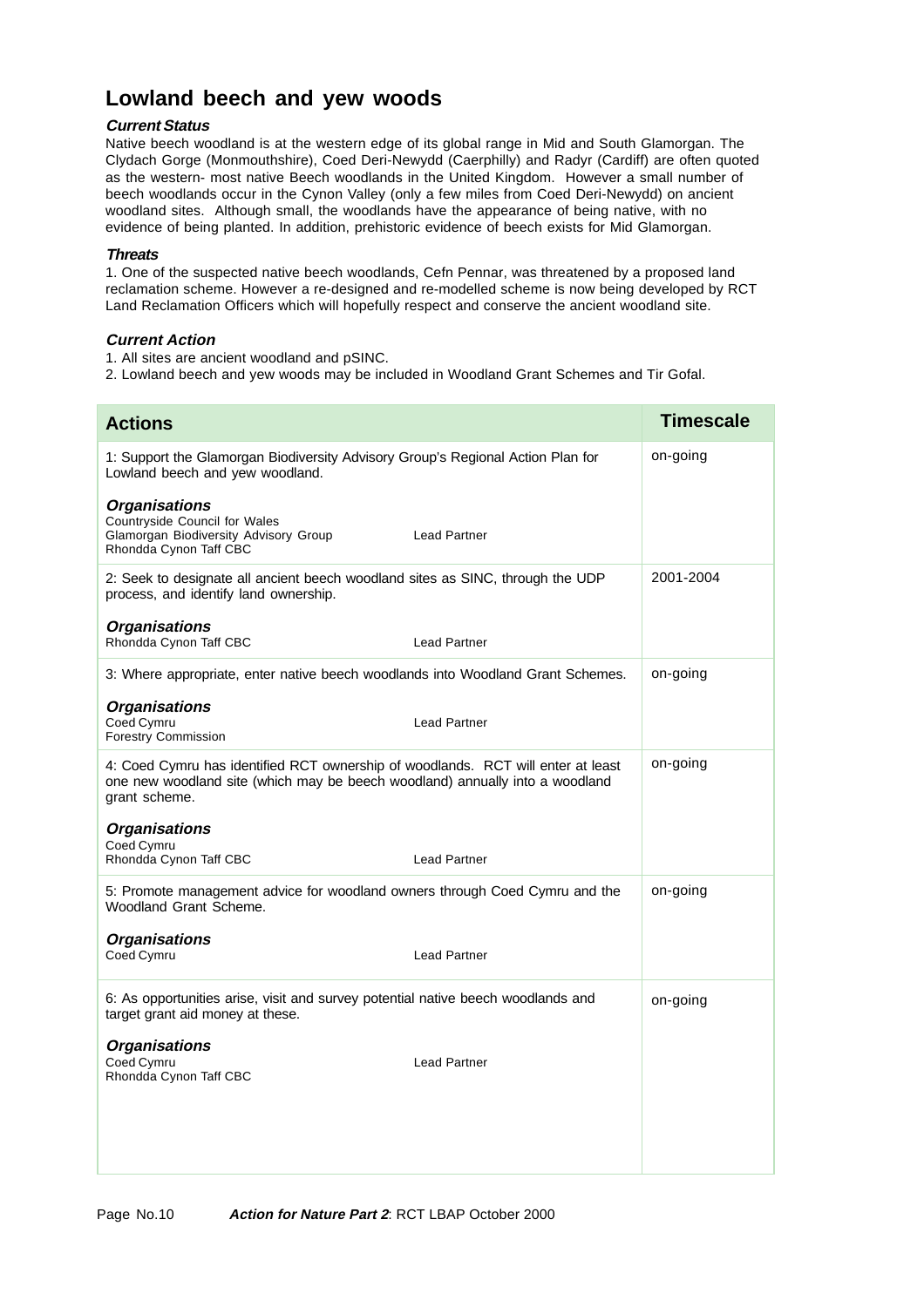# Lowland beech and yew woods

### *Current Status*

Native beech woodland is at the western edge of its global range in Mid and South Glamorgan. The Clydach Gorge (Monmouthshire), Coed Deri-Newydd (Caerphilly) and Radyr (Cardiff) are often quoted as the western- most native Beech woodlands in the United Kingdom. However a small number of beech woodlands occur in the Cynon Valley (only a few miles from Coed Deri-Newydd) on ancient woodland sites. Although small, the woodlands have the appearance of being native, with no evidence of being planted. In addition, prehistoric evidence of beech exists for Mid Glamorgan.

### *Threats*

1. One of the suspected native beech woodlands, Cefn Pennar, was threatened by a proposed land reclamation scheme. However a re-designed and re-modelled scheme is now being developed by RCT Land Reclamation Officers which will hopefully respect and conserve the ancient woodland site.

### *Current Action*

1. All sites are ancient woodland and pSINC.
2. Lowland beech and yew woods may be included in Woodland Grant Schemes and Tir Gofal.

| Actions | Timescale |
|---|---|
| 1: Support the Glamorgan Biodiversity Advisory Group's Regional Action Plan for Lowland beech and yew woodland.<br><br>***Organisations***<br>Countryside Council for Wales<br>Glamorgan Biodiversity Advisory Group — Lead Partner<br>Rhondda Cynon Taff CBC | on-going |
| 2: Seek to designate all ancient beech woodland sites as SINC, through the UDP process, and identify land ownership.<br><br>***Organisations***<br>Rhondda Cynon Taff CBC — Lead Partner | 2001-2004 |
| 3: Where appropriate, enter native beech woodlands into Woodland Grant Schemes.<br><br>***Organisations***<br>Coed Cymru — Lead Partner<br>Forestry Commission | on-going |
| 4: Coed Cymru has identified RCT ownership of woodlands. RCT will enter at least one new woodland site (which may be beech woodland) annually into a woodland grant scheme.<br><br>***Organisations***<br>Coed Cymru<br>Rhondda Cynon Taff CBC — Lead Partner | on-going |
| 5: Promote management advice for woodland owners through Coed Cymru and the Woodland Grant Scheme.<br><br>***Organisations***<br>Coed Cymru — Lead Partner | on-going |
| 6: As opportunities arise, visit and survey potential native beech woodlands and target grant aid money at these.<br><br>***Organisations***<br>Coed Cymru — Lead Partner<br>Rhondda Cynon Taff CBC | on-going |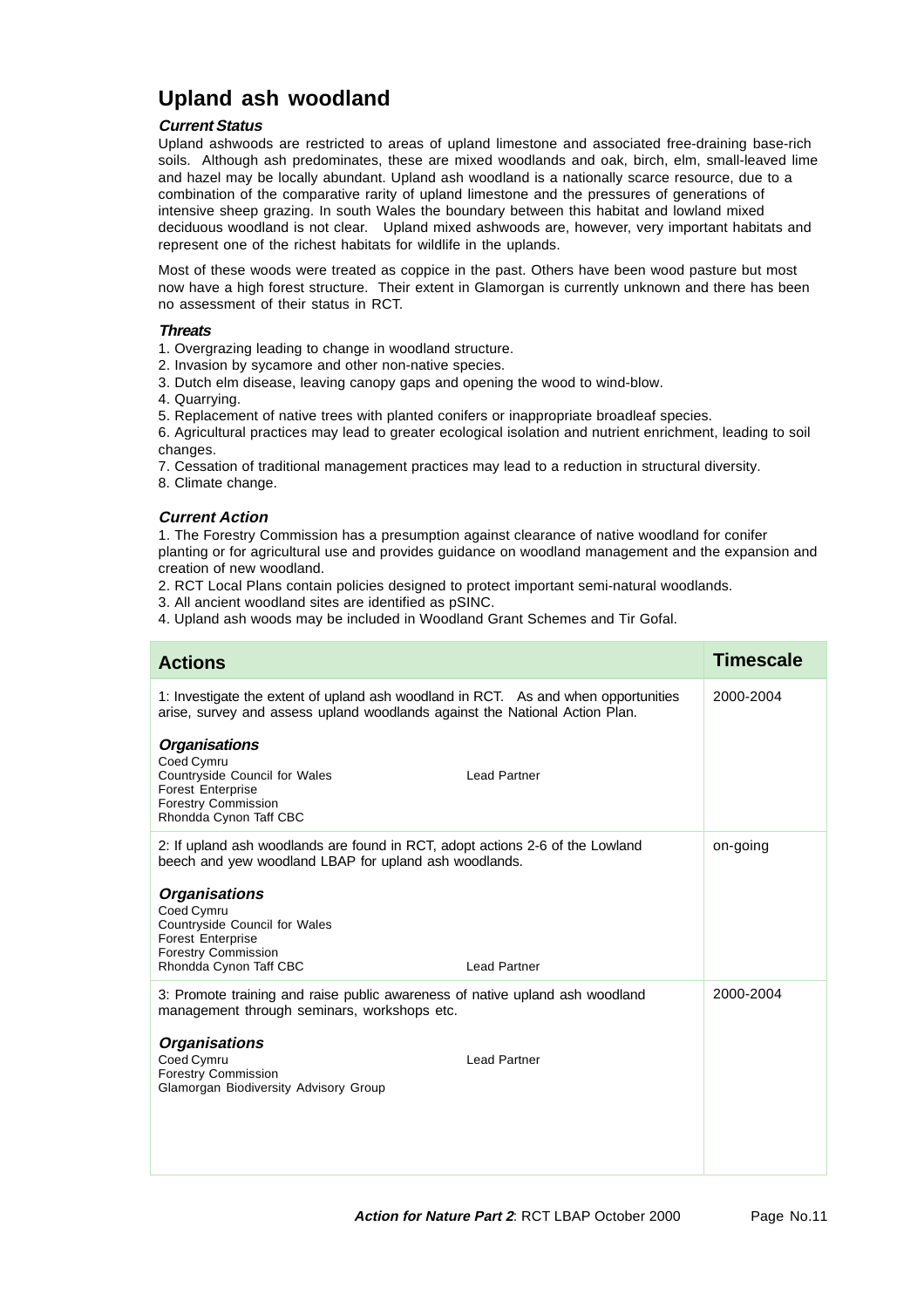# Upland ash woodland

### *Current Status*

Upland ashwoods are restricted to areas of upland limestone and associated free-draining base-rich soils. Although ash predominates, these are mixed woodlands and oak, birch, elm, small-leaved lime and hazel may be locally abundant. Upland ash woodland is a nationally scarce resource, due to a combination of the comparative rarity of upland limestone and the pressures of generations of intensive sheep grazing. In south Wales the boundary between this habitat and lowland mixed deciduous woodland is not clear. Upland mixed ashwoods are, however, very important habitats and represent one of the richest habitats for wildlife in the uplands.

Most of these woods were treated as coppice in the past. Others have been wood pasture but most now have a high forest structure. Their extent in Glamorgan is currently unknown and there has been no assessment of their status in RCT.

### *Threats*

1. Overgrazing leading to change in woodland structure.
2. Invasion by sycamore and other non-native species.
3. Dutch elm disease, leaving canopy gaps and opening the wood to wind-blow.
4. Quarrying.
5. Replacement of native trees with planted conifers or inappropriate broadleaf species.
6. Agricultural practices may lead to greater ecological isolation and nutrient enrichment, leading to soil changes.
7. Cessation of traditional management practices may lead to a reduction in structural diversity.
8. Climate change.

### *Current Action*

1. The Forestry Commission has a presumption against clearance of native woodland for conifer planting or for agricultural use and provides guidance on woodland management and the expansion and creation of new woodland.
2. RCT Local Plans contain policies designed to protect important semi-natural woodlands.
3. All ancient woodland sites are identified as pSINC.
4. Upland ash woods may be included in Woodland Grant Schemes and Tir Gofal.

| Actions | Timescale |
|---|---|
| 1: Investigate the extent of upland ash woodland in RCT. As and when opportunities arise, survey and assess upland woodlands against the National Action Plan.<br><br>***Organisations***<br>Coed Cymru<br>Countryside Council for Wales — Lead Partner<br>Forest Enterprise<br>Forestry Commission<br>Rhondda Cynon Taff CBC | 2000-2004 |
| 2: If upland ash woodlands are found in RCT, adopt actions 2-6 of the Lowland beech and yew woodland LBAP for upland ash woodlands.<br><br>***Organisations***<br>Coed Cymru<br>Countryside Council for Wales<br>Forest Enterprise<br>Forestry Commission<br>Rhondda Cynon Taff CBC — Lead Partner | on-going |
| 3: Promote training and raise public awareness of native upland ash woodland management through seminars, workshops etc.<br><br>***Organisations***<br>Coed Cymru — Lead Partner<br>Forestry Commission<br>Glamorgan Biodiversity Advisory Group | 2000-2004 |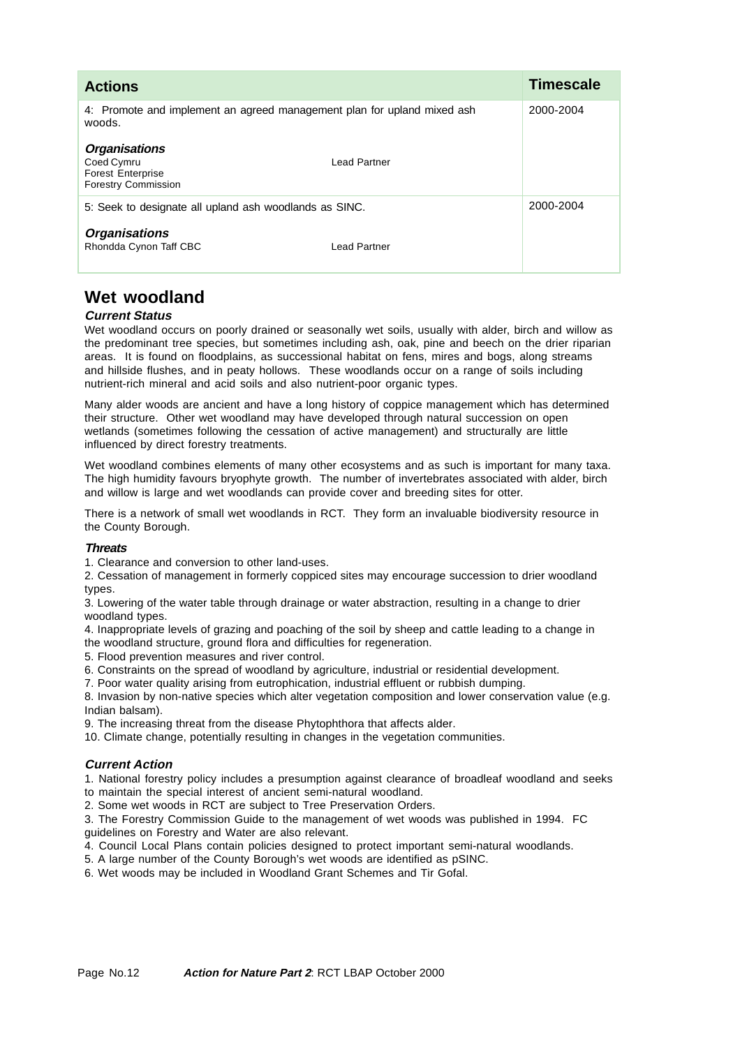| Actions | Timescale |
|---|---|
| 4: Promote and implement an agreed management plan for upland mixed ash woods.<br><br>***Organisations***<br>Coed Cymru — Lead Partner<br>Forest Enterprise<br>Forestry Commission | 2000-2004 |
| 5: Seek to designate all upland ash woodlands as SINC.<br><br>***Organisations***<br>Rhondda Cynon Taff CBC — Lead Partner | 2000-2004 |

## Wet woodland

***Current Status***

Wet woodland occurs on poorly drained or seasonally wet soils, usually with alder, birch and willow as the predominant tree species, but sometimes including ash, oak, pine and beech on the drier riparian areas. It is found on floodplains, as successional habitat on fens, mires and bogs, along streams and hillside flushes, and in peaty hollows. These woodlands occur on a range of soils including nutrient-rich mineral and acid soils and also nutrient-poor organic types.

Many alder woods are ancient and have a long history of coppice management which has determined their structure. Other wet woodland may have developed through natural succession on open wetlands (sometimes following the cessation of active management) and structurally are little influenced by direct forestry treatments.

Wet woodland combines elements of many other ecosystems and as such is important for many taxa. The high humidity favours bryophyte growth. The number of invertebrates associated with alder, birch and willow is large and wet woodlands can provide cover and breeding sites for otter.

There is a network of small wet woodlands in RCT. They form an invaluable biodiversity resource in the County Borough.

***Threats***

1. Clearance and conversion to other land-uses.
2. Cessation of management in formerly coppiced sites may encourage succession to drier woodland types.
3. Lowering of the water table through drainage or water abstraction, resulting in a change to drier woodland types.
4. Inappropriate levels of grazing and poaching of the soil by sheep and cattle leading to a change in the woodland structure, ground flora and difficulties for regeneration.
5. Flood prevention measures and river control.
6. Constraints on the spread of woodland by agriculture, industrial or residential development.
7. Poor water quality arising from eutrophication, industrial effluent or rubbish dumping.
8. Invasion by non-native species which alter vegetation composition and lower conservation value (e.g. Indian balsam).
9. The increasing threat from the disease Phytophthora that affects alder.
10. Climate change, potentially resulting in changes in the vegetation communities.

***Current Action***

1. National forestry policy includes a presumption against clearance of broadleaf woodland and seeks to maintain the special interest of ancient semi-natural woodland.
2. Some wet woods in RCT are subject to Tree Preservation Orders.
3. The Forestry Commission Guide to the management of wet woods was published in 1994. FC guidelines on Forestry and Water are also relevant.
4. Council Local Plans contain policies designed to protect important semi-natural woodlands.
5. A large number of the County Borough's wet woods are identified as pSINC.
6. Wet woods may be included in Woodland Grant Schemes and Tir Gofal.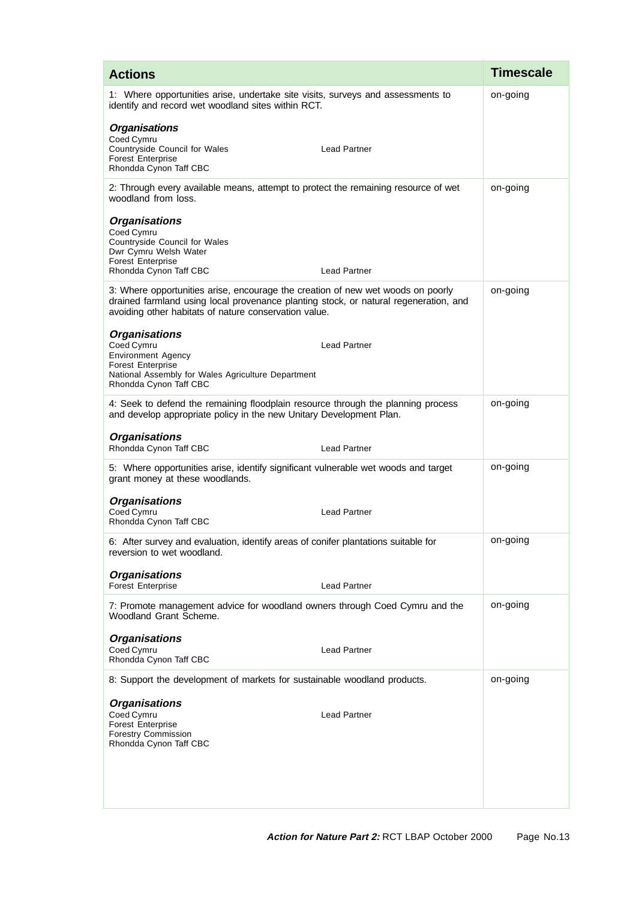| Actions | Timescale |
|---|---|
| 1: Where opportunities arise, undertake site visits, surveys and assessments to identify and record wet woodland sites within RCT.<br><br>***Organisations***<br>Coed Cymru<br>Countryside Council for Wales — Lead Partner<br>Forest Enterprise<br>Rhondda Cynon Taff CBC | on-going |
| 2: Through every available means, attempt to protect the remaining resource of wet woodland from loss.<br><br>***Organisations***<br>Coed Cymru<br>Countryside Council for Wales<br>Dwr Cymru Welsh Water<br>Forest Enterprise<br>Rhondda Cynon Taff CBC — Lead Partner | on-going |
| 3: Where opportunities arise, encourage the creation of new wet woods on poorly drained farmland using local provenance planting stock, or natural regeneration, and avoiding other habitats of nature conservation value.<br><br>***Organisations***<br>Coed Cymru — Lead Partner<br>Environment Agency<br>Forest Enterprise<br>National Assembly for Wales Agriculture Department<br>Rhondda Cynon Taff CBC | on-going |
| 4: Seek to defend the remaining floodplain resource through the planning process and develop appropriate policy in the new Unitary Development Plan.<br><br>***Organisations***<br>Rhondda Cynon Taff CBC — Lead Partner | on-going |
| 5: Where opportunities arise, identify significant vulnerable wet woods and target grant money at these woodlands.<br><br>***Organisations***<br>Coed Cymru — Lead Partner<br>Rhondda Cynon Taff CBC | on-going |
| 6: After survey and evaluation, identify areas of conifer plantations suitable for reversion to wet woodland.<br><br>***Organisations***<br>Forest Enterprise — Lead Partner | on-going |
| 7: Promote management advice for woodland owners through Coed Cymru and the Woodland Grant Scheme.<br><br>***Organisations***<br>Coed Cymru — Lead Partner<br>Rhondda Cynon Taff CBC | on-going |
| 8: Support the development of markets for sustainable woodland products.<br><br>***Organisations***<br>Coed Cymru — Lead Partner<br>Forest Enterprise<br>Forestry Commission<br>Rhondda Cynon Taff CBC | on-going |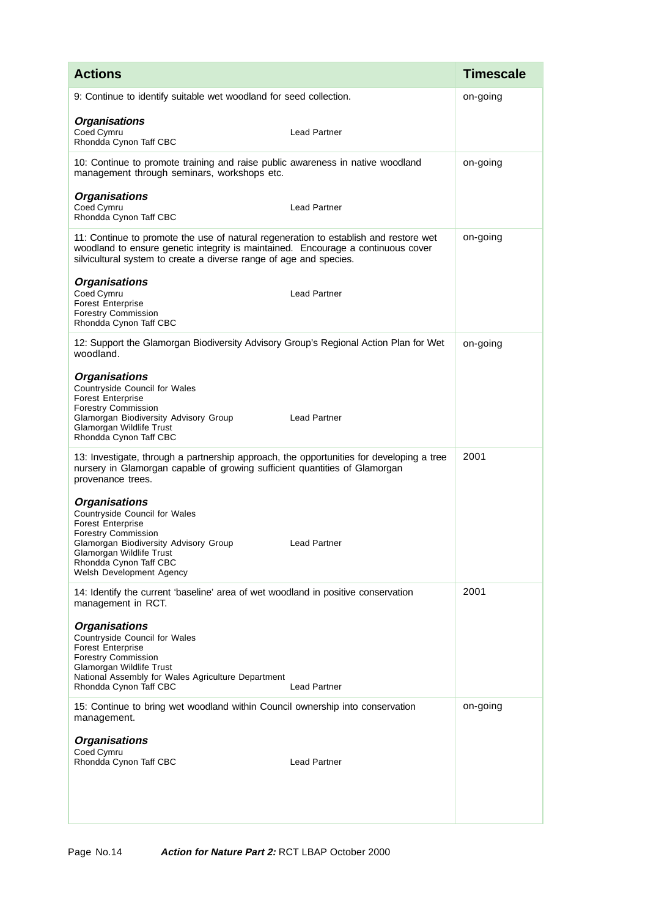| Actions | Timescale |
|---|---|
| 9: Continue to identify suitable wet woodland for seed collection.<br><br>***Organisations***<br>Coed Cymru — Lead Partner<br>Rhondda Cynon Taff CBC | on-going |
| 10: Continue to promote training and raise public awareness in native woodland management through seminars, workshops etc.<br><br>***Organisations***<br>Coed Cymru — Lead Partner<br>Rhondda Cynon Taff CBC | on-going |
| 11: Continue to promote the use of natural regeneration to establish and restore wet woodland to ensure genetic integrity is maintained. Encourage a continuous cover silvicultural system to create a diverse range of age and species.<br><br>***Organisations***<br>Coed Cymru — Lead Partner<br>Forest Enterprise<br>Forestry Commission<br>Rhondda Cynon Taff CBC | on-going |
| 12: Support the Glamorgan Biodiversity Advisory Group's Regional Action Plan for Wet woodland.<br><br>***Organisations***<br>Countryside Council for Wales<br>Forest Enterprise<br>Forestry Commission<br>Glamorgan Biodiversity Advisory Group — Lead Partner<br>Glamorgan Wildlife Trust<br>Rhondda Cynon Taff CBC | on-going |
| 13: Investigate, through a partnership approach, the opportunities for developing a tree nursery in Glamorgan capable of growing sufficient quantities of Glamorgan provenance trees.<br><br>***Organisations***<br>Countryside Council for Wales<br>Forest Enterprise<br>Forestry Commission<br>Glamorgan Biodiversity Advisory Group — Lead Partner<br>Glamorgan Wildlife Trust<br>Rhondda Cynon Taff CBC<br>Welsh Development Agency | 2001 |
| 14: Identify the current 'baseline' area of wet woodland in positive conservation management in RCT.<br><br>***Organisations***<br>Countryside Council for Wales<br>Forest Enterprise<br>Forestry Commission<br>Glamorgan Wildlife Trust<br>National Assembly for Wales Agriculture Department<br>Rhondda Cynon Taff CBC — Lead Partner | 2001 |
| 15: Continue to bring wet woodland within Council ownership into conservation management.<br><br>***Organisations***<br>Coed Cymru<br>Rhondda Cynon Taff CBC — Lead Partner | on-going |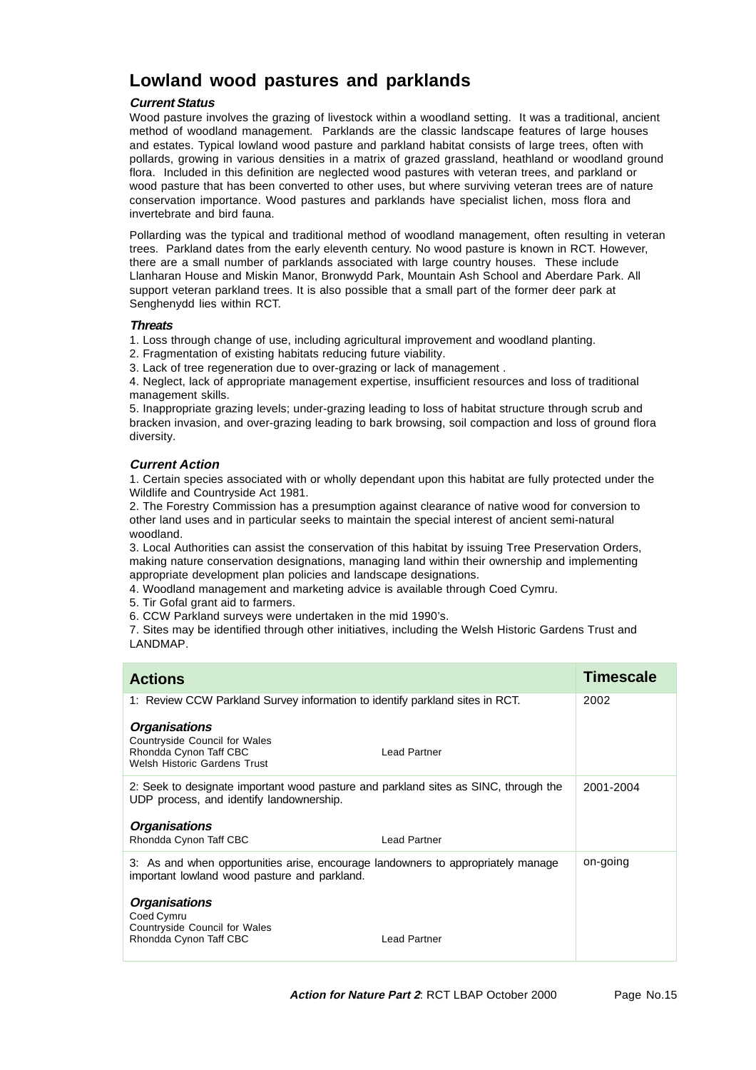# Lowland wood pastures and parklands

### *Current Status*

Wood pasture involves the grazing of livestock within a woodland setting. It was a traditional, ancient method of woodland management. Parklands are the classic landscape features of large houses and estates. Typical lowland wood pasture and parkland habitat consists of large trees, often with pollards, growing in various densities in a matrix of grazed grassland, heathland or woodland ground flora. Included in this definition are neglected wood pastures with veteran trees, and parkland or wood pasture that has been converted to other uses, but where surviving veteran trees are of nature conservation importance. Wood pastures and parklands have specialist lichen, moss flora and invertebrate and bird fauna.

Pollarding was the typical and traditional method of woodland management, often resulting in veteran trees. Parkland dates from the early eleventh century. No wood pasture is known in RCT. However, there are a small number of parklands associated with large country houses. These include Llanharan House and Miskin Manor, Bronwydd Park, Mountain Ash School and Aberdare Park. All support veteran parkland trees. It is also possible that a small part of the former deer park at Senghenydd lies within RCT.

### *Threats*

1. Loss through change of use, including agricultural improvement and woodland planting.
2. Fragmentation of existing habitats reducing future viability.
3. Lack of tree regeneration due to over-grazing or lack of management .
4. Neglect, lack of appropriate management expertise, insufficient resources and loss of traditional management skills.
5. Inappropriate grazing levels; under-grazing leading to loss of habitat structure through scrub and bracken invasion, and over-grazing leading to bark browsing, soil compaction and loss of ground flora diversity.

### *Current Action*

1. Certain species associated with or wholly dependant upon this habitat are fully protected under the Wildlife and Countryside Act 1981.
2. The Forestry Commission has a presumption against clearance of native wood for conversion to other land uses and in particular seeks to maintain the special interest of ancient semi-natural woodland.
3. Local Authorities can assist the conservation of this habitat by issuing Tree Preservation Orders, making nature conservation designations, managing land within their ownership and implementing appropriate development plan policies and landscape designations.
4. Woodland management and marketing advice is available through Coed Cymru.
5. Tir Gofal grant aid to farmers.
6. CCW Parkland surveys were undertaken in the mid 1990's.
7. Sites may be identified through other initiatives, including the Welsh Historic Gardens Trust and LANDMAP.

| Actions | Timescale |
|---|---|
| 1: Review CCW Parkland Survey information to identify parkland sites in RCT.<br><br>***Organisations***<br>Countryside Council for Wales<br>Rhondda Cynon Taff CBC — Lead Partner<br>Welsh Historic Gardens Trust | 2002 |
| 2: Seek to designate important wood pasture and parkland sites as SINC, through the UDP process, and identify landownership.<br><br>***Organisations***<br>Rhondda Cynon Taff CBC — Lead Partner | 2001-2004 |
| 3: As and when opportunities arise, encourage landowners to appropriately manage important lowland wood pasture and parkland.<br><br>***Organisations***<br>Coed Cymru<br>Countryside Council for Wales<br>Rhondda Cynon Taff CBC — Lead Partner | on-going |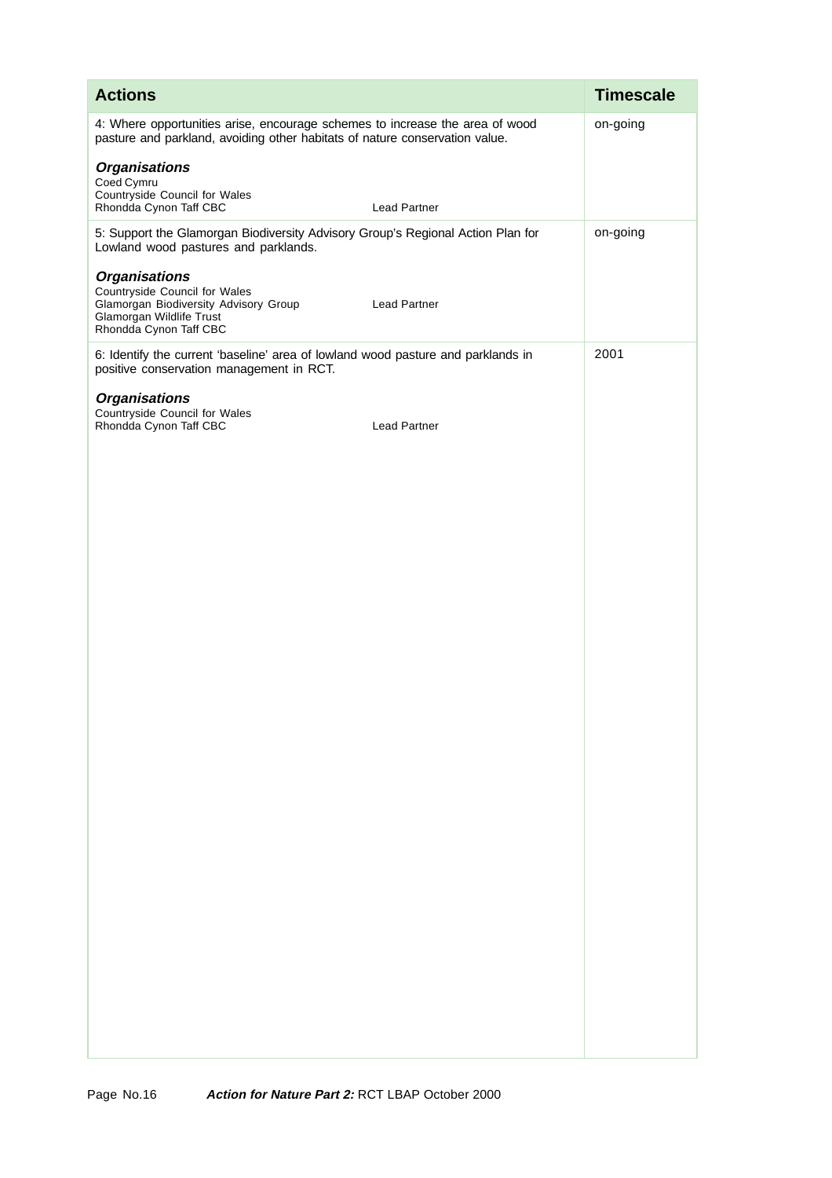| Actions | Timescale |
|---|---|
| 4: Where opportunities arise, encourage schemes to increase the area of wood pasture and parkland, avoiding other habitats of nature conservation value.<br><br>***Organisations***<br>Coed Cymru<br>Countryside Council for Wales<br>Rhondda Cynon Taff CBC — Lead Partner | on-going |
| 5: Support the Glamorgan Biodiversity Advisory Group's Regional Action Plan for Lowland wood pastures and parklands.<br><br>***Organisations***<br>Countryside Council for Wales<br>Glamorgan Biodiversity Advisory Group — Lead Partner<br>Glamorgan Wildlife Trust<br>Rhondda Cynon Taff CBC | on-going |
| 6: Identify the current 'baseline' area of lowland wood pasture and parklands in positive conservation management in RCT.<br><br>***Organisations***<br>Countryside Council for Wales<br>Rhondda Cynon Taff CBC — Lead Partner | 2001 |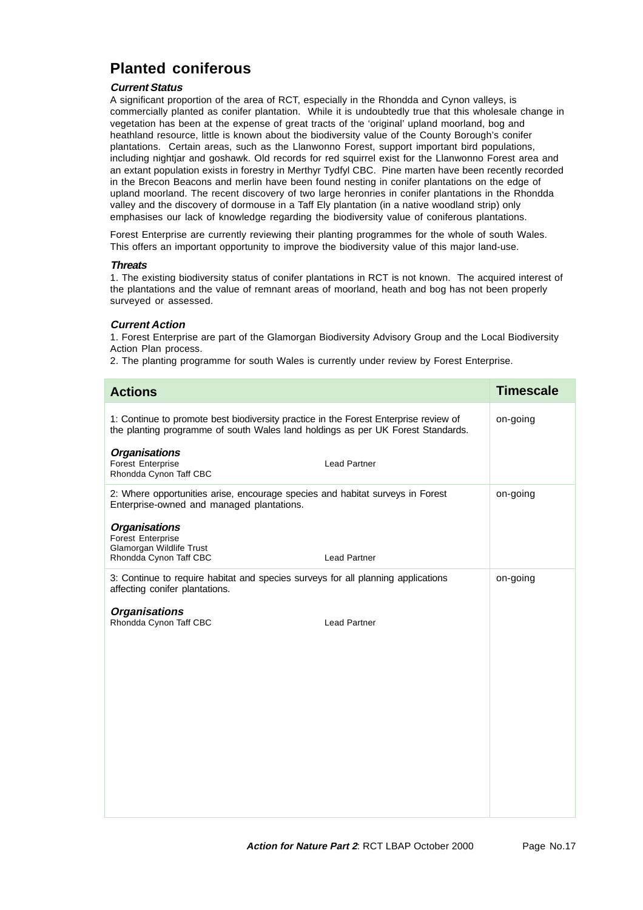# Planted coniferous

***Current Status***

A significant proportion of the area of RCT, especially in the Rhondda and Cynon valleys, is commercially planted as conifer plantation. While it is undoubtedly true that this wholesale change in vegetation has been at the expense of great tracts of the 'original' upland moorland, bog and heathland resource, little is known about the biodiversity value of the County Borough's conifer plantations. Certain areas, such as the Llanwonno Forest, support important bird populations, including nightjar and goshawk. Old records for red squirrel exist for the Llanwonno Forest area and an extant population exists in forestry in Merthyr Tydfyl CBC. Pine marten have been recently recorded in the Brecon Beacons and merlin have been found nesting in conifer plantations on the edge of upland moorland. The recent discovery of two large heronries in conifer plantations in the Rhondda valley and the discovery of dormouse in a Taff Ely plantation (in a native woodland strip) only emphasises our lack of knowledge regarding the biodiversity value of coniferous plantations.

Forest Enterprise are currently reviewing their planting programmes for the whole of south Wales. This offers an important opportunity to improve the biodiversity value of this major land-use.

***Threats***

1. The existing biodiversity status of conifer plantations in RCT is not known. The acquired interest of the plantations and the value of remnant areas of moorland, heath and bog has not been properly surveyed or assessed.

***Current Action***

1. Forest Enterprise are part of the Glamorgan Biodiversity Advisory Group and the Local Biodiversity Action Plan process.
2. The planting programme for south Wales is currently under review by Forest Enterprise.

| Actions | Timescale |
|---|---|
| 1: Continue to promote best biodiversity practice in the Forest Enterprise review of the planting programme of south Wales land holdings as per UK Forest Standards.<br><br>***Organisations***<br>Forest Enterprise — Lead Partner<br>Rhondda Cynon Taff CBC | on-going |
| 2: Where opportunities arise, encourage species and habitat surveys in Forest Enterprise-owned and managed plantations.<br><br>***Organisations***<br>Forest Enterprise<br>Glamorgan Wildlife Trust<br>Rhondda Cynon Taff CBC — Lead Partner | on-going |
| 3: Continue to require habitat and species surveys for all planning applications affecting conifer plantations.<br><br>***Organisations***<br>Rhondda Cynon Taff CBC — Lead Partner | on-going |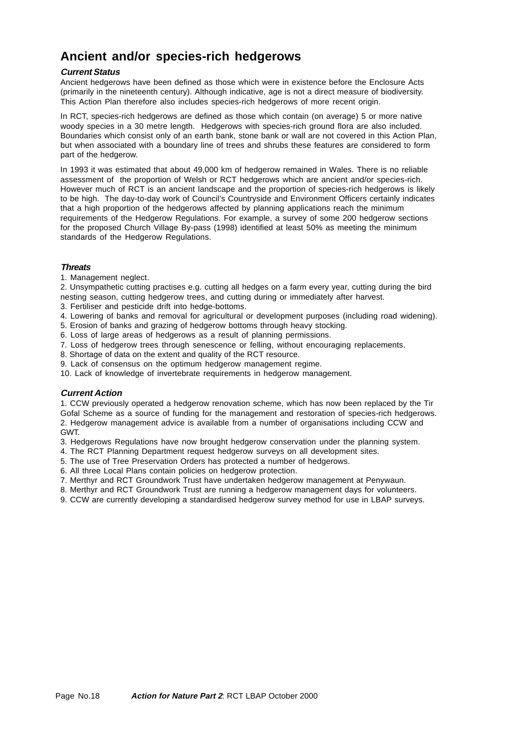# Ancient and/or species-rich hedgerows

### *Current Status*

Ancient hedgerows have been defined as those which were in existence before the Enclosure Acts (primarily in the nineteenth century). Although indicative, age is not a direct measure of biodiversity. This Action Plan therefore also includes species-rich hedgerows of more recent origin.

In RCT, species-rich hedgerows are defined as those which contain (on average) 5 or more native woody species in a 30 metre length. Hedgerows with species-rich ground flora are also included. Boundaries which consist only of an earth bank, stone bank or wall are not covered in this Action Plan, but when associated with a boundary line of trees and shrubs these features are considered to form part of the hedgerow.

In 1993 it was estimated that about 49,000 km of hedgerow remained in Wales. There is no reliable assessment of the proportion of Welsh or RCT hedgerows which are ancient and/or species-rich. However much of RCT is an ancient landscape and the proportion of species-rich hedgerows is likely to be high. The day-to-day work of Council's Countryside and Environment Officers certainly indicates that a high proportion of the hedgerows affected by planning applications reach the minimum requirements of the Hedgerow Regulations. For example, a survey of some 200 hedgerow sections for the proposed Church Village By-pass (1998) identified at least 50% as meeting the minimum standards of the Hedgerow Regulations.

### *Threats*

1. Management neglect.
2. Unsympathetic cutting practises e.g. cutting all hedges on a farm every year, cutting during the bird nesting season, cutting hedgerow trees, and cutting during or immediately after harvest.
3. Fertiliser and pesticide drift into hedge-bottoms.
4. Lowering of banks and removal for agricultural or development purposes (including road widening).
5. Erosion of banks and grazing of hedgerow bottoms through heavy stocking.
6. Loss of large areas of hedgerows as a result of planning permissions.
7. Loss of hedgerow trees through senescence or felling, without encouraging replacements.
8. Shortage of data on the extent and quality of the RCT resource.
9. Lack of consensus on the optimum hedgerow management regime.
10. Lack of knowledge of invertebrate requirements in hedgerow management.

### *Current Action*

1. CCW previously operated a hedgerow renovation scheme, which has now been replaced by the Tir Gofal Scheme as a source of funding for the management and restoration of species-rich hedgerows.
2. Hedgerow management advice is available from a number of organisations including CCW and GWT.
3. Hedgerows Regulations have now brought hedgerow conservation under the planning system.
4. The RCT Planning Department request hedgerow surveys on all development sites.
5. The use of Tree Preservation Orders has protected a number of hedgerows.
6. All three Local Plans contain policies on hedgerow protection.
7. Merthyr and RCT Groundwork Trust have undertaken hedgerow management at Penywaun.
8. Merthyr and RCT Groundwork Trust are running a hedgerow management days for volunteers.
9. CCW are currently developing a standardised hedgerow survey method for use in LBAP surveys.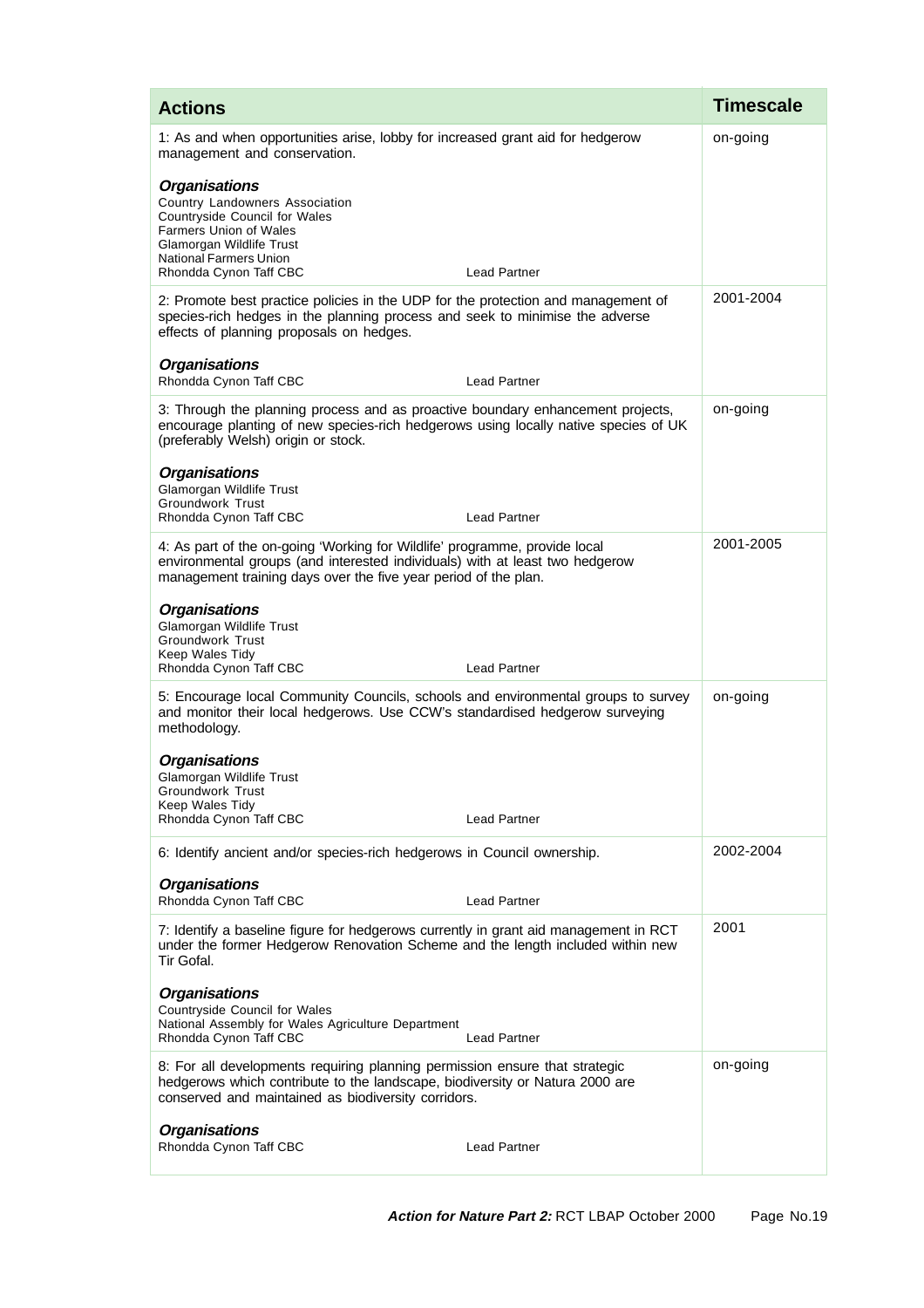| Actions | Timescale |
|---|---|
| 1: As and when opportunities arise, lobby for increased grant aid for hedgerow management and conservation.<br><br>***Organisations***<br>Country Landowners Association<br>Countryside Council for Wales<br>Farmers Union of Wales<br>Glamorgan Wildlife Trust<br>National Farmers Union<br>Rhondda Cynon Taff CBC — Lead Partner | on-going |
| 2: Promote best practice policies in the UDP for the protection and management of species-rich hedges in the planning process and seek to minimise the adverse effects of planning proposals on hedges.<br><br>***Organisations***<br>Rhondda Cynon Taff CBC — Lead Partner | 2001-2004 |
| 3: Through the planning process and as proactive boundary enhancement projects, encourage planting of new species-rich hedgerows using locally native species of UK (preferably Welsh) origin or stock.<br><br>***Organisations***<br>Glamorgan Wildlife Trust<br>Groundwork Trust<br>Rhondda Cynon Taff CBC — Lead Partner | on-going |
| 4: As part of the on-going 'Working for Wildlife' programme, provide local environmental groups (and interested individuals) with at least two hedgerow management training days over the five year period of the plan.<br><br>***Organisations***<br>Glamorgan Wildlife Trust<br>Groundwork Trust<br>Keep Wales Tidy<br>Rhondda Cynon Taff CBC — Lead Partner | 2001-2005 |
| 5: Encourage local Community Councils, schools and environmental groups to survey and monitor their local hedgerows. Use CCW's standardised hedgerow surveying methodology.<br><br>***Organisations***<br>Glamorgan Wildlife Trust<br>Groundwork Trust<br>Keep Wales Tidy<br>Rhondda Cynon Taff CBC — Lead Partner | on-going |
| 6: Identify ancient and/or species-rich hedgerows in Council ownership.<br><br>***Organisations***<br>Rhondda Cynon Taff CBC — Lead Partner | 2002-2004 |
| 7: Identify a baseline figure for hedgerows currently in grant aid management in RCT under the former Hedgerow Renovation Scheme and the length included within new Tir Gofal.<br><br>***Organisations***<br>Countryside Council for Wales<br>National Assembly for Wales Agriculture Department<br>Rhondda Cynon Taff CBC — Lead Partner | 2001 |
| 8: For all developments requiring planning permission ensure that strategic hedgerows which contribute to the landscape, biodiversity or Natura 2000 are conserved and maintained as biodiversity corridors.<br><br>***Organisations***<br>Rhondda Cynon Taff CBC — Lead Partner | on-going |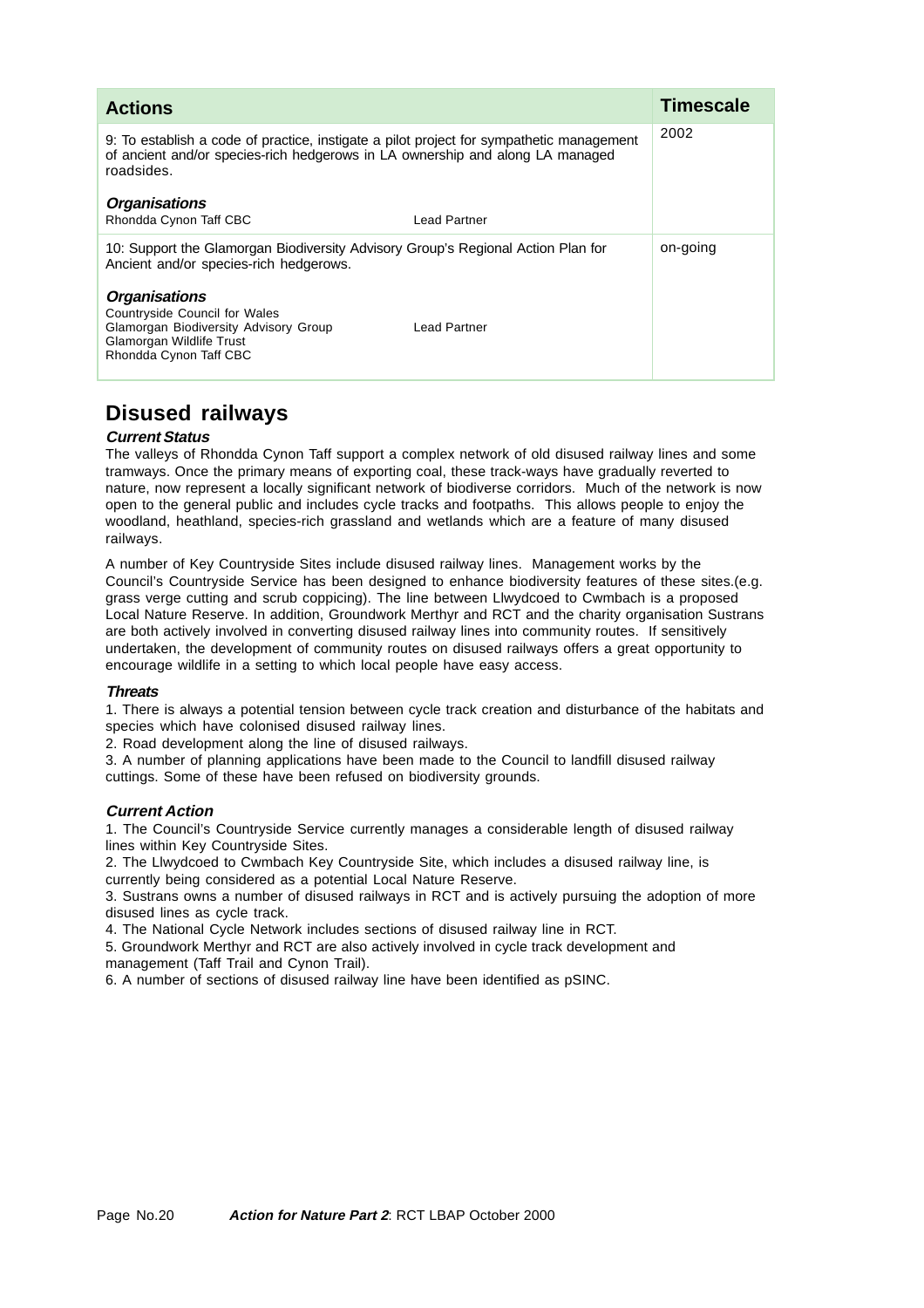| Actions | Timescale |
|---|---|
| 9: To establish a code of practice, instigate a pilot project for sympathetic management of ancient and/or species-rich hedgerows in LA ownership and along LA managed roadsides.<br><br>***Organisations***<br>Rhondda Cynon Taff CBC — Lead Partner | 2002 |
| 10: Support the Glamorgan Biodiversity Advisory Group's Regional Action Plan for Ancient and/or species-rich hedgerows.<br><br>***Organisations***<br>Countryside Council for Wales<br>Glamorgan Biodiversity Advisory Group — Lead Partner<br>Glamorgan Wildlife Trust<br>Rhondda Cynon Taff CBC | on-going |

## Disused railways

***Current Status***

The valleys of Rhondda Cynon Taff support a complex network of old disused railway lines and some tramways. Once the primary means of exporting coal, these track-ways have gradually reverted to nature, now represent a locally significant network of biodiverse corridors. Much of the network is now open to the general public and includes cycle tracks and footpaths. This allows people to enjoy the woodland, heathland, species-rich grassland and wetlands which are a feature of many disused railways.

A number of Key Countryside Sites include disused railway lines. Management works by the Council's Countryside Service has been designed to enhance biodiversity features of these sites.(e.g. grass verge cutting and scrub coppicing). The line between Llwydcoed to Cwmbach is a proposed Local Nature Reserve. In addition, Groundwork Merthyr and RCT and the charity organisation Sustrans are both actively involved in converting disused railway lines into community routes. If sensitively undertaken, the development of community routes on disused railways offers a great opportunity to encourage wildlife in a setting to which local people have easy access.

***Threats***

1. There is always a potential tension between cycle track creation and disturbance of the habitats and species which have colonised disused railway lines.
2. Road development along the line of disused railways.
3. A number of planning applications have been made to the Council to landfill disused railway cuttings. Some of these have been refused on biodiversity grounds.

***Current Action***

1. The Council's Countryside Service currently manages a considerable length of disused railway lines within Key Countryside Sites.
2. The Llwydcoed to Cwmbach Key Countryside Site, which includes a disused railway line, is currently being considered as a potential Local Nature Reserve.
3. Sustrans owns a number of disused railways in RCT and is actively pursuing the adoption of more disused lines as cycle track.
4. The National Cycle Network includes sections of disused railway line in RCT.
5. Groundwork Merthyr and RCT are also actively involved in cycle track development and management (Taff Trail and Cynon Trail).
6. A number of sections of disused railway line have been identified as pSINC.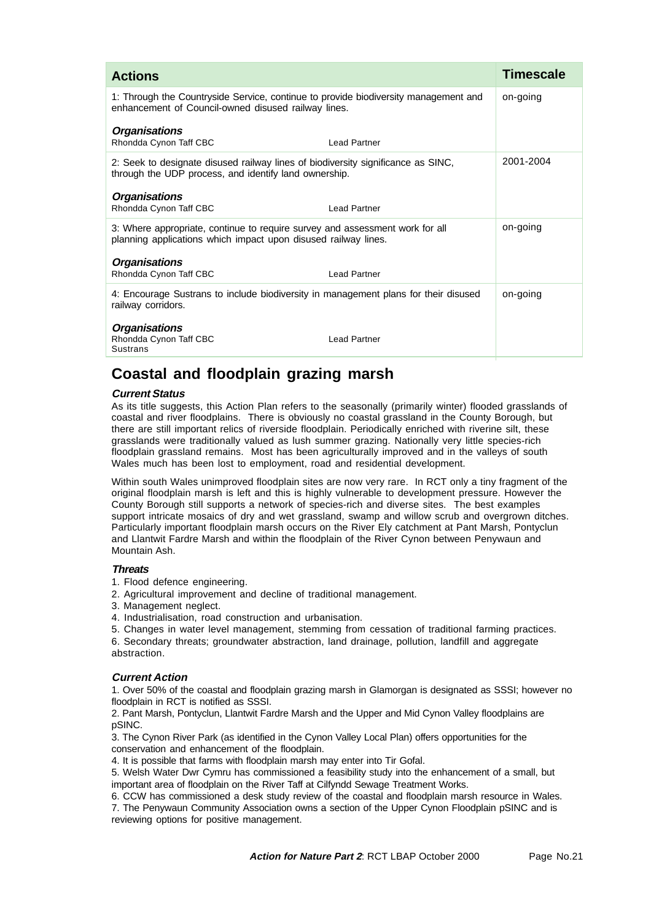| Actions | | Timescale |
|---|---|---|
| 1: Through the Countryside Service, continue to provide biodiversity management and enhancement of Council-owned disused railway lines.<br><br>***Organisations***<br>Rhondda Cynon Taff CBC | Lead Partner | on-going |
| 2: Seek to designate disused railway lines of biodiversity significance as SINC, through the UDP process, and identify land ownership.<br><br>***Organisations***<br>Rhondda Cynon Taff CBC | Lead Partner | 2001-2004 |
| 3: Where appropriate, continue to require survey and assessment work for all planning applications which impact upon disused railway lines.<br><br>***Organisations***<br>Rhondda Cynon Taff CBC | Lead Partner | on-going |
| 4: Encourage Sustrans to include biodiversity in management plans for their disused railway corridors.<br><br>***Organisations***<br>Rhondda Cynon Taff CBC<br>Sustrans | Lead Partner | on-going |

## Coastal and floodplain grazing marsh

***Current Status***

As its title suggests, this Action Plan refers to the seasonally (primarily winter) flooded grasslands of coastal and river floodplains. There is obviously no coastal grassland in the County Borough, but there are still important relics of riverside floodplain. Periodically enriched with riverine silt, these grasslands were traditionally valued as lush summer grazing. Nationally very little species-rich floodplain grassland remains. Most has been agriculturally improved and in the valleys of south Wales much has been lost to employment, road and residential development.

Within south Wales unimproved floodplain sites are now very rare. In RCT only a tiny fragment of the original floodplain marsh is left and this is highly vulnerable to development pressure. However the County Borough still supports a network of species-rich and diverse sites. The best examples support intricate mosaics of dry and wet grassland, swamp and willow scrub and overgrown ditches. Particularly important floodplain marsh occurs on the River Ely catchment at Pant Marsh, Pontyclun and Llantwit Fardre Marsh and within the floodplain of the River Cynon between Penywaun and Mountain Ash.

***Threats***

1. Flood defence engineering.
2. Agricultural improvement and decline of traditional management.
3. Management neglect.
4. Industrialisation, road construction and urbanisation.
5. Changes in water level management, stemming from cessation of traditional farming practices.
6. Secondary threats; groundwater abstraction, land drainage, pollution, landfill and aggregate abstraction.

***Current Action***

1. Over 50% of the coastal and floodplain grazing marsh in Glamorgan is designated as SSSI; however no floodplain in RCT is notified as SSSI.
2. Pant Marsh, Pontyclun, Llantwit Fardre Marsh and the Upper and Mid Cynon Valley floodplains are pSINC.
3. The Cynon River Park (as identified in the Cynon Valley Local Plan) offers opportunities for the conservation and enhancement of the floodplain.
4. It is possible that farms with floodplain marsh may enter into Tir Gofal.
5. Welsh Water Dwr Cymru has commissioned a feasibility study into the enhancement of a small, but important area of floodplain on the River Taff at Cilfyndd Sewage Treatment Works.
6. CCW has commissioned a desk study review of the coastal and floodplain marsh resource in Wales.
7. The Penywaun Community Association owns a section of the Upper Cynon Floodplain pSINC and is reviewing options for positive management.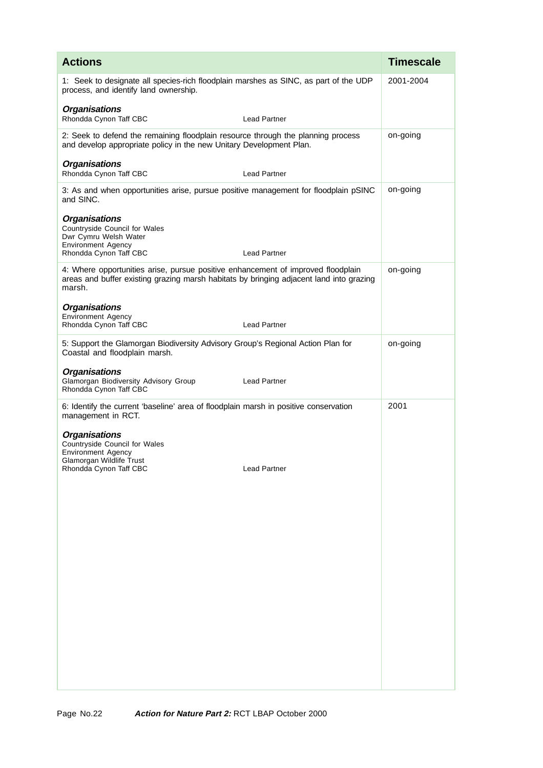| Actions | Timescale |
|---|---|
| 1: Seek to designate all species-rich floodplain marshes as SINC, as part of the UDP process, and identify land ownership.<br><br>***Organisations***<br>Rhondda Cynon Taff CBC — Lead Partner | 2001-2004 |
| 2: Seek to defend the remaining floodplain resource through the planning process and develop appropriate policy in the new Unitary Development Plan.<br><br>***Organisations***<br>Rhondda Cynon Taff CBC — Lead Partner | on-going |
| 3: As and when opportunities arise, pursue positive management for floodplain pSINC and SINC.<br><br>***Organisations***<br>Countryside Council for Wales<br>Dwr Cymru Welsh Water<br>Environment Agency<br>Rhondda Cynon Taff CBC — Lead Partner | on-going |
| 4: Where opportunities arise, pursue positive enhancement of improved floodplain areas and buffer existing grazing marsh habitats by bringing adjacent land into grazing marsh.<br><br>***Organisations***<br>Environment Agency<br>Rhondda Cynon Taff CBC — Lead Partner | on-going |
| 5: Support the Glamorgan Biodiversity Advisory Group's Regional Action Plan for Coastal and floodplain marsh.<br><br>***Organisations***<br>Glamorgan Biodiversity Advisory Group — Lead Partner<br>Rhondda Cynon Taff CBC | on-going |
| 6: Identify the current 'baseline' area of floodplain marsh in positive conservation management in RCT.<br><br>***Organisations***<br>Countryside Council for Wales<br>Environment Agency<br>Glamorgan Wildlife Trust<br>Rhondda Cynon Taff CBC — Lead Partner | 2001 |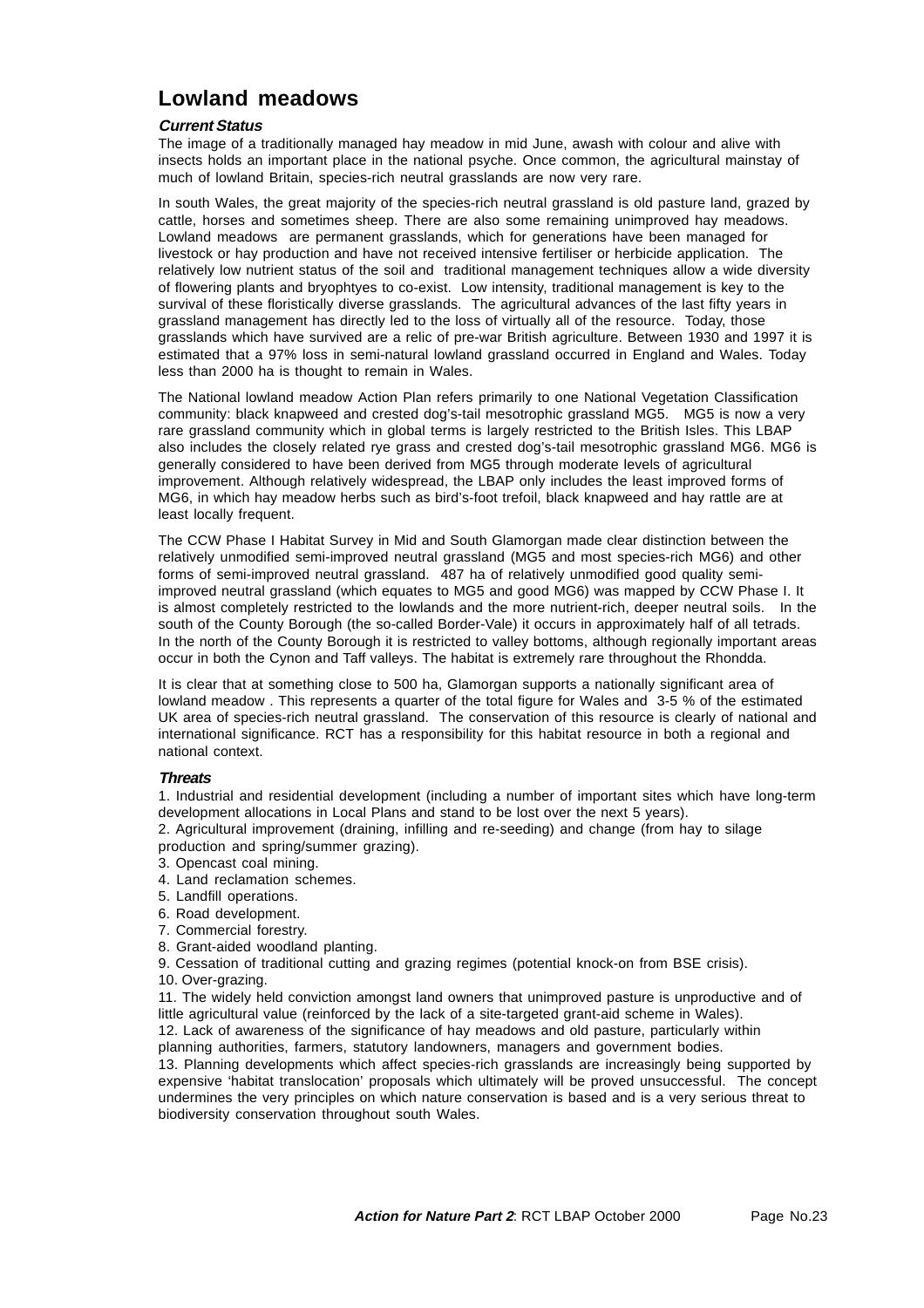# Lowland meadows

### *Current Status*

The image of a traditionally managed hay meadow in mid June, awash with colour and alive with insects holds an important place in the national psyche. Once common, the agricultural mainstay of much of lowland Britain, species-rich neutral grasslands are now very rare.

In south Wales, the great majority of the species-rich neutral grassland is old pasture land, grazed by cattle, horses and sometimes sheep. There are also some remaining unimproved hay meadows. Lowland meadows are permanent grasslands, which for generations have been managed for livestock or hay production and have not received intensive fertiliser or herbicide application. The relatively low nutrient status of the soil and traditional management techniques allow a wide diversity of flowering plants and bryophtyes to co-exist. Low intensity, traditional management is key to the survival of these floristically diverse grasslands. The agricultural advances of the last fifty years in grassland management has directly led to the loss of virtually all of the resource. Today, those grasslands which have survived are a relic of pre-war British agriculture. Between 1930 and 1997 it is estimated that a 97% loss in semi-natural lowland grassland occurred in England and Wales. Today less than 2000 ha is thought to remain in Wales.

The National lowland meadow Action Plan refers primarily to one National Vegetation Classification community: black knapweed and crested dog's-tail mesotrophic grassland MG5. MG5 is now a very rare grassland community which in global terms is largely restricted to the British Isles. This LBAP also includes the closely related rye grass and crested dog's-tail mesotrophic grassland MG6. MG6 is generally considered to have been derived from MG5 through moderate levels of agricultural improvement. Although relatively widespread, the LBAP only includes the least improved forms of MG6, in which hay meadow herbs such as bird's-foot trefoil, black knapweed and hay rattle are at least locally frequent.

The CCW Phase I Habitat Survey in Mid and South Glamorgan made clear distinction between the relatively unmodified semi-improved neutral grassland (MG5 and most species-rich MG6) and other forms of semi-improved neutral grassland. 487 ha of relatively unmodified good quality semi-improved neutral grassland (which equates to MG5 and good MG6) was mapped by CCW Phase I. It is almost completely restricted to the lowlands and the more nutrient-rich, deeper neutral soils. In the south of the County Borough (the so-called Border-Vale) it occurs in approximately half of all tetrads. In the north of the County Borough it is restricted to valley bottoms, although regionally important areas occur in both the Cynon and Taff valleys. The habitat is extremely rare throughout the Rhondda.

It is clear that at something close to 500 ha, Glamorgan supports a nationally significant area of lowland meadow . This represents a quarter of the total figure for Wales and 3-5 % of the estimated UK area of species-rich neutral grassland. The conservation of this resource is clearly of national and international significance. RCT has a responsibility for this habitat resource in both a regional and national context.

### *Threats*

1. Industrial and residential development (including a number of important sites which have long-term development allocations in Local Plans and stand to be lost over the next 5 years).
2. Agricultural improvement (draining, infilling and re-seeding) and change (from hay to silage production and spring/summer grazing).
3. Opencast coal mining.
4. Land reclamation schemes.
5. Landfill operations.
6. Road development.
7. Commercial forestry.
8. Grant-aided woodland planting.
9. Cessation of traditional cutting and grazing regimes (potential knock-on from BSE crisis).
10. Over-grazing.
11. The widely held conviction amongst land owners that unimproved pasture is unproductive and of little agricultural value (reinforced by the lack of a site-targeted grant-aid scheme in Wales).
12. Lack of awareness of the significance of hay meadows and old pasture, particularly within planning authorities, farmers, statutory landowners, managers and government bodies.
13. Planning developments which affect species-rich grasslands are increasingly being supported by expensive 'habitat translocation' proposals which ultimately will be proved unsuccessful. The concept undermines the very principles on which nature conservation is based and is a very serious threat to biodiversity conservation throughout south Wales.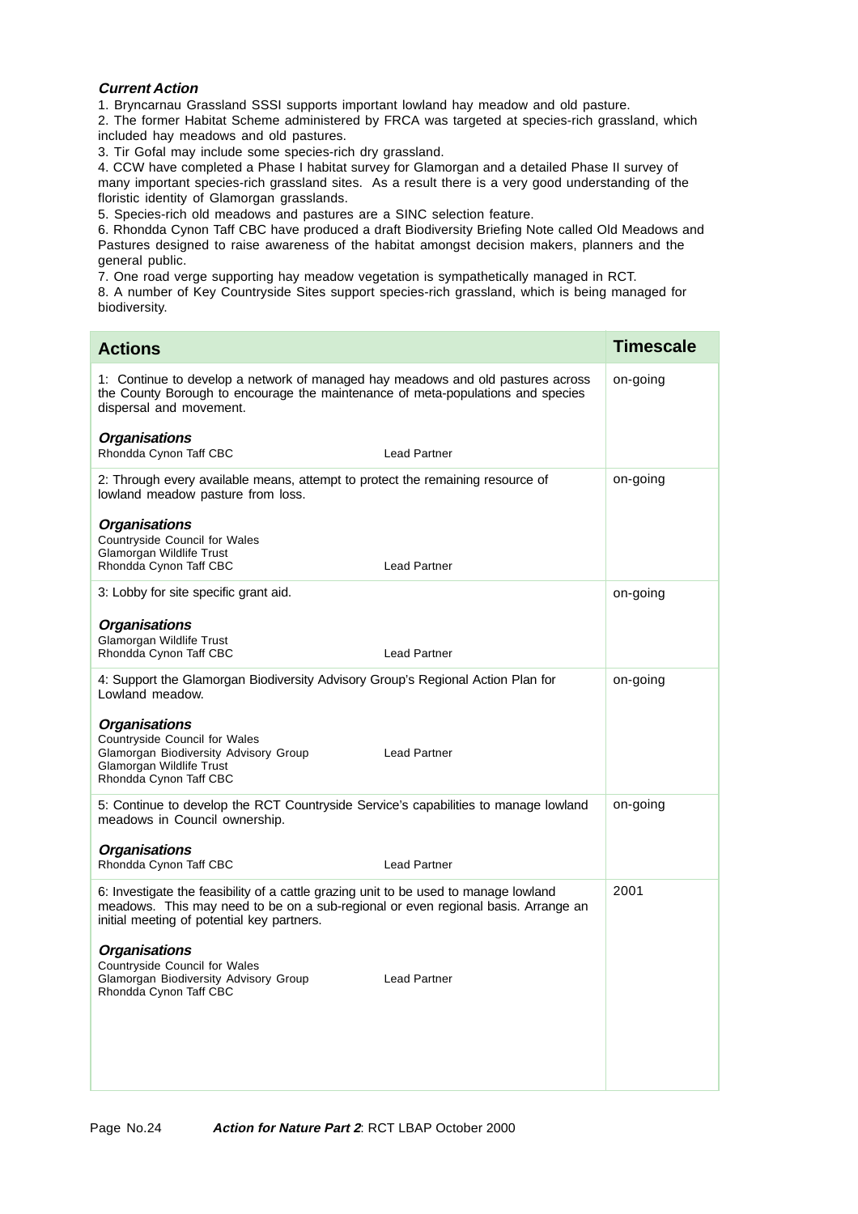***Current Action***

1. Bryncarnau Grassland SSSI supports important lowland hay meadow and old pasture.
2. The former Habitat Scheme administered by FRCA was targeted at species-rich grassland, which included hay meadows and old pastures.
3. Tir Gofal may include some species-rich dry grassland.
4. CCW have completed a Phase I habitat survey for Glamorgan and a detailed Phase II survey of many important species-rich grassland sites. As a result there is a very good understanding of the floristic identity of Glamorgan grasslands.
5. Species-rich old meadows and pastures are a SINC selection feature.
6. Rhondda Cynon Taff CBC have produced a draft Biodiversity Briefing Note called Old Meadows and Pastures designed to raise awareness of the habitat amongst decision makers, planners and the general public.
7. One road verge supporting hay meadow vegetation is sympathetically managed in RCT.
8. A number of Key Countryside Sites support species-rich grassland, which is being managed for biodiversity.

| Actions | Timescale |
|---|---|
| 1: Continue to develop a network of managed hay meadows and old pastures across the County Borough to encourage the maintenance of meta-populations and species dispersal and movement.<br><br>***Organisations***<br>Rhondda Cynon Taff CBC — Lead Partner | on-going |
| 2: Through every available means, attempt to protect the remaining resource of lowland meadow pasture from loss.<br><br>***Organisations***<br>Countryside Council for Wales<br>Glamorgan Wildlife Trust<br>Rhondda Cynon Taff CBC — Lead Partner | on-going |
| 3: Lobby for site specific grant aid.<br><br>***Organisations***<br>Glamorgan Wildlife Trust<br>Rhondda Cynon Taff CBC — Lead Partner | on-going |
| 4: Support the Glamorgan Biodiversity Advisory Group's Regional Action Plan for Lowland meadow.<br><br>***Organisations***<br>Countryside Council for Wales<br>Glamorgan Biodiversity Advisory Group — Lead Partner<br>Glamorgan Wildlife Trust<br>Rhondda Cynon Taff CBC | on-going |
| 5: Continue to develop the RCT Countryside Service's capabilities to manage lowland meadows in Council ownership.<br><br>***Organisations***<br>Rhondda Cynon Taff CBC — Lead Partner | on-going |
| 6: Investigate the feasibility of a cattle grazing unit to be used to manage lowland meadows. This may need to be on a sub-regional or even regional basis. Arrange an initial meeting of potential key partners.<br><br>***Organisations***<br>Countryside Council for Wales<br>Glamorgan Biodiversity Advisory Group — Lead Partner<br>Rhondda Cynon Taff CBC | 2001 |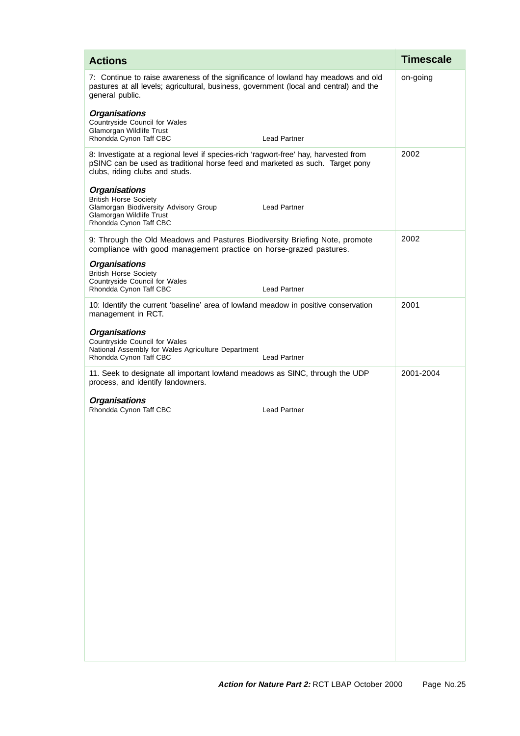| Actions | Timescale |
|---|---|
| 7: Continue to raise awareness of the significance of lowland hay meadows and old pastures at all levels; agricultural, business, government (local and central) and the general public.<br><br>***Organisations***<br>Countryside Council for Wales<br>Glamorgan Wildlife Trust<br>Rhondda Cynon Taff CBC — Lead Partner | on-going |
| 8: Investigate at a regional level if species-rich 'ragwort-free' hay, harvested from pSINC can be used as traditional horse feed and marketed as such. Target pony clubs, riding clubs and studs.<br><br>***Organisations***<br>British Horse Society<br>Glamorgan Biodiversity Advisory Group — Lead Partner<br>Glamorgan Wildlife Trust<br>Rhondda Cynon Taff CBC | 2002 |
| 9: Through the Old Meadows and Pastures Biodiversity Briefing Note, promote compliance with good management practice on horse-grazed pastures.<br><br>***Organisations***<br>British Horse Society<br>Countryside Council for Wales<br>Rhondda Cynon Taff CBC — Lead Partner | 2002 |
| 10: Identify the current 'baseline' area of lowland meadow in positive conservation management in RCT.<br><br>***Organisations***<br>Countryside Council for Wales<br>National Assembly for Wales Agriculture Department<br>Rhondda Cynon Taff CBC — Lead Partner | 2001 |
| 11. Seek to designate all important lowland meadows as SINC, through the UDP process, and identify landowners.<br><br>***Organisations***<br>Rhondda Cynon Taff CBC — Lead Partner | 2001-2004 |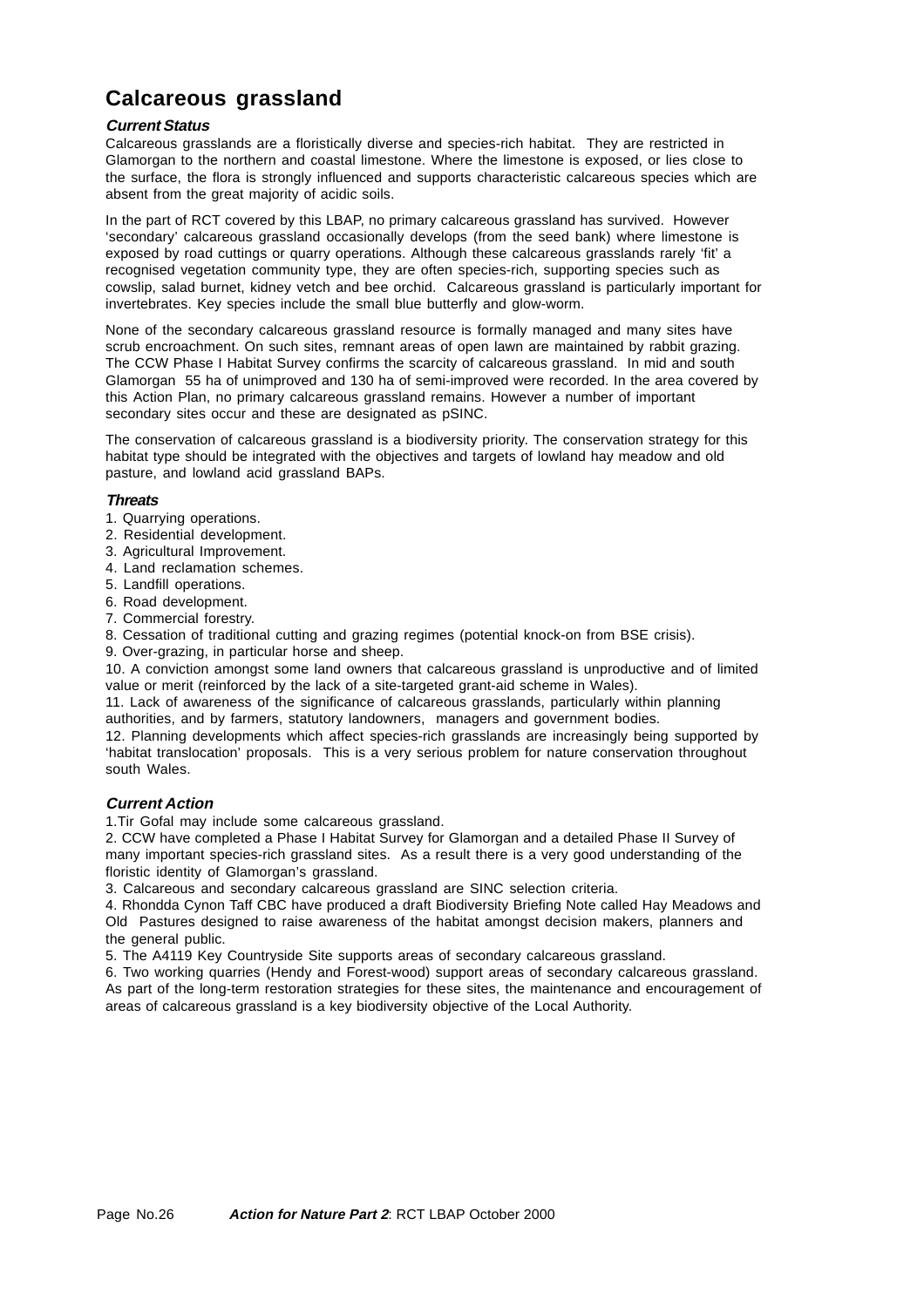# Calcareous grassland

***Current Status***

Calcareous grasslands are a floristically diverse and species-rich habitat. They are restricted in Glamorgan to the northern and coastal limestone. Where the limestone is exposed, or lies close to the surface, the flora is strongly influenced and supports characteristic calcareous species which are absent from the great majority of acidic soils.

In the part of RCT covered by this LBAP, no primary calcareous grassland has survived. However 'secondary' calcareous grassland occasionally develops (from the seed bank) where limestone is exposed by road cuttings or quarry operations. Although these calcareous grasslands rarely 'fit' a recognised vegetation community type, they are often species-rich, supporting species such as cowslip, salad burnet, kidney vetch and bee orchid. Calcareous grassland is particularly important for invertebrates. Key species include the small blue butterfly and glow-worm.

None of the secondary calcareous grassland resource is formally managed and many sites have scrub encroachment. On such sites, remnant areas of open lawn are maintained by rabbit grazing. The CCW Phase I Habitat Survey confirms the scarcity of calcareous grassland. In mid and south Glamorgan 55 ha of unimproved and 130 ha of semi-improved were recorded. In the area covered by this Action Plan, no primary calcareous grassland remains. However a number of important secondary sites occur and these are designated as pSINC.

The conservation of calcareous grassland is a biodiversity priority. The conservation strategy for this habitat type should be integrated with the objectives and targets of lowland hay meadow and old pasture, and lowland acid grassland BAPs.

***Threats***

1. Quarrying operations.
2. Residential development.
3. Agricultural Improvement.
4. Land reclamation schemes.
5. Landfill operations.
6. Road development.
7. Commercial forestry.
8. Cessation of traditional cutting and grazing regimes (potential knock-on from BSE crisis).
9. Over-grazing, in particular horse and sheep.
10. A conviction amongst some land owners that calcareous grassland is unproductive and of limited value or merit (reinforced by the lack of a site-targeted grant-aid scheme in Wales).
11. Lack of awareness of the significance of calcareous grasslands, particularly within planning authorities, and by farmers, statutory landowners, managers and government bodies.
12. Planning developments which affect species-rich grasslands are increasingly being supported by 'habitat translocation' proposals. This is a very serious problem for nature conservation throughout south Wales.

***Current Action***

1. Tir Gofal may include some calcareous grassland.
2. CCW have completed a Phase I Habitat Survey for Glamorgan and a detailed Phase II Survey of many important species-rich grassland sites. As a result there is a very good understanding of the floristic identity of Glamorgan's grassland.
3. Calcareous and secondary calcareous grassland are SINC selection criteria.
4. Rhondda Cynon Taff CBC have produced a draft Biodiversity Briefing Note called Hay Meadows and Old Pastures designed to raise awareness of the habitat amongst decision makers, planners and the general public.
5. The A4119 Key Countryside Site supports areas of secondary calcareous grassland.
6. Two working quarries (Hendy and Forest-wood) support areas of secondary calcareous grassland. As part of the long-term restoration strategies for these sites, the maintenance and encouragement of areas of calcareous grassland is a key biodiversity objective of the Local Authority.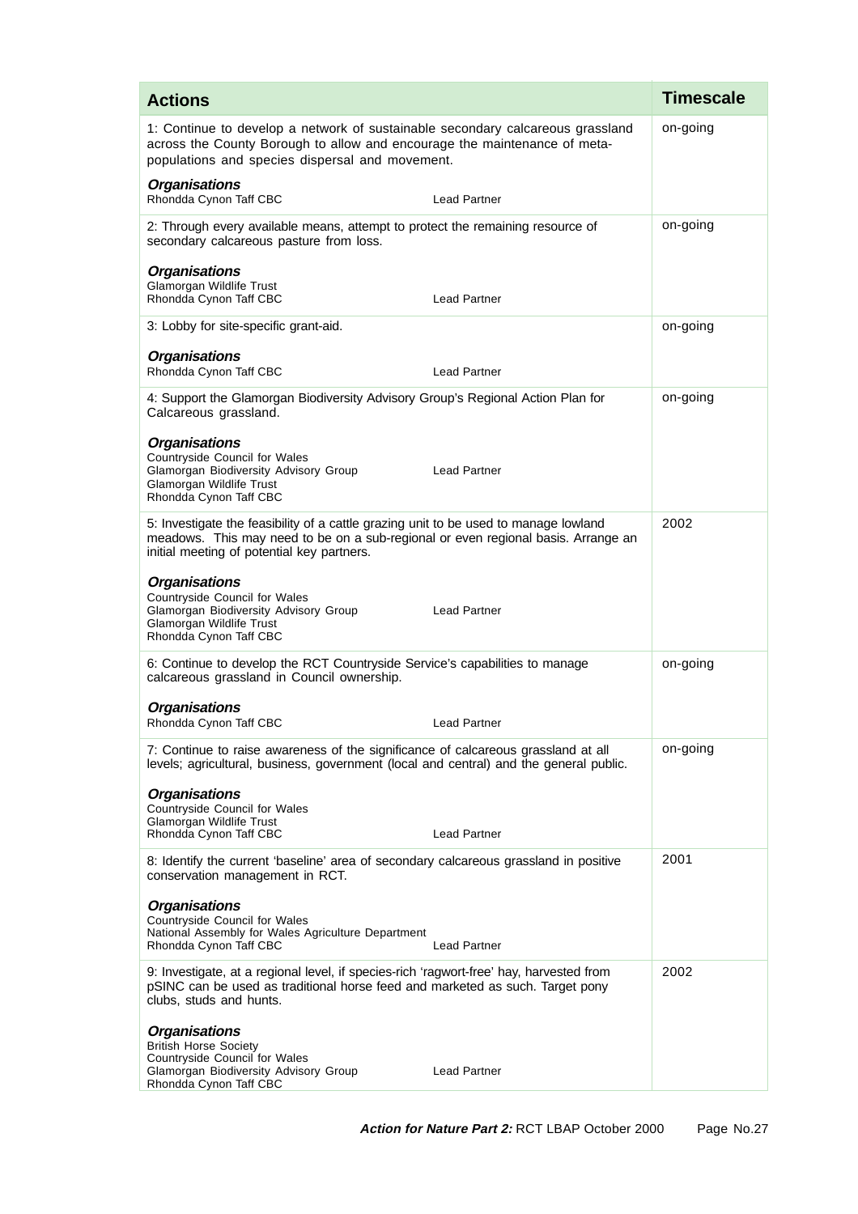| Actions | Timescale |
|---|---|
| 1: Continue to develop a network of sustainable secondary calcareous grassland across the County Borough to allow and encourage the maintenance of meta-populations and species dispersal and movement.<br><br>***Organisations***<br>Rhondda Cynon Taff CBC — Lead Partner | on-going |
| 2: Through every available means, attempt to protect the remaining resource of secondary calcareous pasture from loss.<br><br>***Organisations***<br>Glamorgan Wildlife Trust<br>Rhondda Cynon Taff CBC — Lead Partner | on-going |
| 3: Lobby for site-specific grant-aid.<br><br>***Organisations***<br>Rhondda Cynon Taff CBC — Lead Partner | on-going |
| 4: Support the Glamorgan Biodiversity Advisory Group's Regional Action Plan for Calcareous grassland.<br><br>***Organisations***<br>Countryside Council for Wales<br>Glamorgan Biodiversity Advisory Group — Lead Partner<br>Glamorgan Wildlife Trust<br>Rhondda Cynon Taff CBC | on-going |
| 5: Investigate the feasibility of a cattle grazing unit to be used to manage lowland meadows. This may need to be on a sub-regional or even regional basis. Arrange an initial meeting of potential key partners.<br><br>***Organisations***<br>Countryside Council for Wales<br>Glamorgan Biodiversity Advisory Group — Lead Partner<br>Glamorgan Wildlife Trust<br>Rhondda Cynon Taff CBC | 2002 |
| 6: Continue to develop the RCT Countryside Service's capabilities to manage calcareous grassland in Council ownership.<br><br>***Organisations***<br>Rhondda Cynon Taff CBC — Lead Partner | on-going |
| 7: Continue to raise awareness of the significance of calcareous grassland at all levels; agricultural, business, government (local and central) and the general public.<br><br>***Organisations***<br>Countryside Council for Wales<br>Glamorgan Wildlife Trust<br>Rhondda Cynon Taff CBC — Lead Partner | on-going |
| 8: Identify the current 'baseline' area of secondary calcareous grassland in positive conservation management in RCT.<br><br>***Organisations***<br>Countryside Council for Wales<br>National Assembly for Wales Agriculture Department<br>Rhondda Cynon Taff CBC — Lead Partner | 2001 |
| 9: Investigate, at a regional level, if species-rich 'ragwort-free' hay, harvested from pSINC can be used as traditional horse feed and marketed as such. Target pony clubs, studs and hunts.<br><br>***Organisations***<br>British Horse Society<br>Countryside Council for Wales<br>Glamorgan Biodiversity Advisory Group — Lead Partner<br>Rhondda Cynon Taff CBC | 2002 |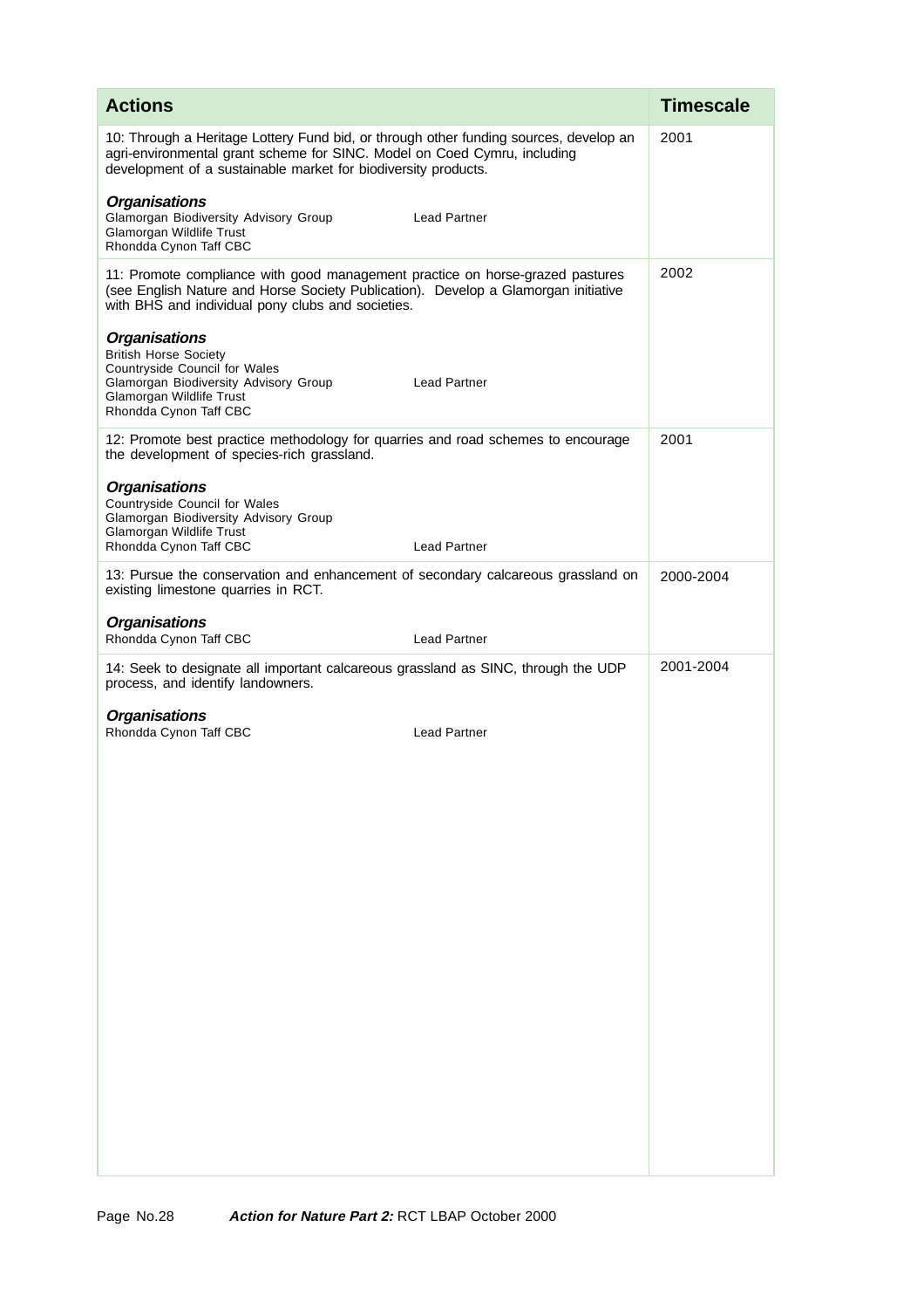| Actions | Timescale |
|---|---|
| 10: Through a Heritage Lottery Fund bid, or through other funding sources, develop an agri-environmental grant scheme for SINC. Model on Coed Cymru, including development of a sustainable market for biodiversity products.<br><br>***Organisations***<br>Glamorgan Biodiversity Advisory Group — Lead Partner<br>Glamorgan Wildlife Trust<br>Rhondda Cynon Taff CBC | 2001 |
| 11: Promote compliance with good management practice on horse-grazed pastures (see English Nature and Horse Society Publication). Develop a Glamorgan initiative with BHS and individual pony clubs and societies.<br><br>***Organisations***<br>British Horse Society<br>Countryside Council for Wales<br>Glamorgan Biodiversity Advisory Group — Lead Partner<br>Glamorgan Wildlife Trust<br>Rhondda Cynon Taff CBC | 2002 |
| 12: Promote best practice methodology for quarries and road schemes to encourage the development of species-rich grassland.<br><br>***Organisations***<br>Countryside Council for Wales<br>Glamorgan Biodiversity Advisory Group<br>Glamorgan Wildlife Trust<br>Rhondda Cynon Taff CBC — Lead Partner | 2001 |
| 13: Pursue the conservation and enhancement of secondary calcareous grassland on existing limestone quarries in RCT.<br><br>***Organisations***<br>Rhondda Cynon Taff CBC — Lead Partner | 2000-2004 |
| 14: Seek to designate all important calcareous grassland as SINC, through the UDP process, and identify landowners.<br><br>***Organisations***<br>Rhondda Cynon Taff CBC — Lead Partner | 2001-2004 |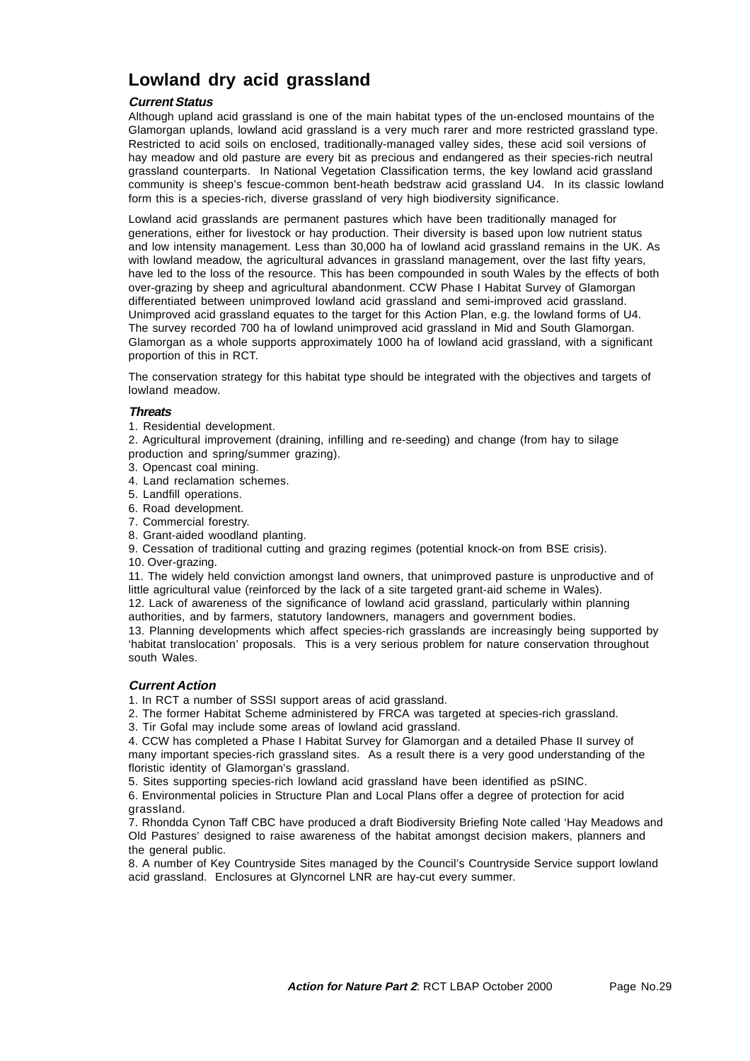# Lowland dry acid grassland

### *Current Status*

Although upland acid grassland is one of the main habitat types of the un-enclosed mountains of the Glamorgan uplands, lowland acid grassland is a very much rarer and more restricted grassland type. Restricted to acid soils on enclosed, traditionally-managed valley sides, these acid soil versions of hay meadow and old pasture are every bit as precious and endangered as their species-rich neutral grassland counterparts. In National Vegetation Classification terms, the key lowland acid grassland community is sheep's fescue-common bent-heath bedstraw acid grassland U4. In its classic lowland form this is a species-rich, diverse grassland of very high biodiversity significance.

Lowland acid grasslands are permanent pastures which have been traditionally managed for generations, either for livestock or hay production. Their diversity is based upon low nutrient status and low intensity management. Less than 30,000 ha of lowland acid grassland remains in the UK. As with lowland meadow, the agricultural advances in grassland management, over the last fifty years, have led to the loss of the resource. This has been compounded in south Wales by the effects of both over-grazing by sheep and agricultural abandonment. CCW Phase I Habitat Survey of Glamorgan differentiated between unimproved lowland acid grassland and semi-improved acid grassland. Unimproved acid grassland equates to the target for this Action Plan, e.g. the lowland forms of U4. The survey recorded 700 ha of lowland unimproved acid grassland in Mid and South Glamorgan. Glamorgan as a whole supports approximately 1000 ha of lowland acid grassland, with a significant proportion of this in RCT.

The conservation strategy for this habitat type should be integrated with the objectives and targets of lowland meadow.

### *Threats*

1. Residential development.
2. Agricultural improvement (draining, infilling and re-seeding) and change (from hay to silage production and spring/summer grazing).
3. Opencast coal mining.
4. Land reclamation schemes.
5. Landfill operations.
6. Road development.
7. Commercial forestry.
8. Grant-aided woodland planting.
9. Cessation of traditional cutting and grazing regimes (potential knock-on from BSE crisis).
10. Over-grazing.
11. The widely held conviction amongst land owners, that unimproved pasture is unproductive and of little agricultural value (reinforced by the lack of a site targeted grant-aid scheme in Wales).
12. Lack of awareness of the significance of lowland acid grassland, particularly within planning authorities, and by farmers, statutory landowners, managers and government bodies.
13. Planning developments which affect species-rich grasslands are increasingly being supported by 'habitat translocation' proposals. This is a very serious problem for nature conservation throughout south Wales.

### *Current Action*

1. In RCT a number of SSSI support areas of acid grassland.
2. The former Habitat Scheme administered by FRCA was targeted at species-rich grassland.
3. Tir Gofal may include some areas of lowland acid grassland.
4. CCW has completed a Phase I Habitat Survey for Glamorgan and a detailed Phase II survey of many important species-rich grassland sites. As a result there is a very good understanding of the floristic identity of Glamorgan's grassland.
5. Sites supporting species-rich lowland acid grassland have been identified as pSINC.
6. Environmental policies in Structure Plan and Local Plans offer a degree of protection for acid grassland.
7. Rhondda Cynon Taff CBC have produced a draft Biodiversity Briefing Note called 'Hay Meadows and Old Pastures' designed to raise awareness of the habitat amongst decision makers, planners and the general public.
8. A number of Key Countryside Sites managed by the Council's Countryside Service support lowland acid grassland. Enclosures at Glyncornel LNR are hay-cut every summer.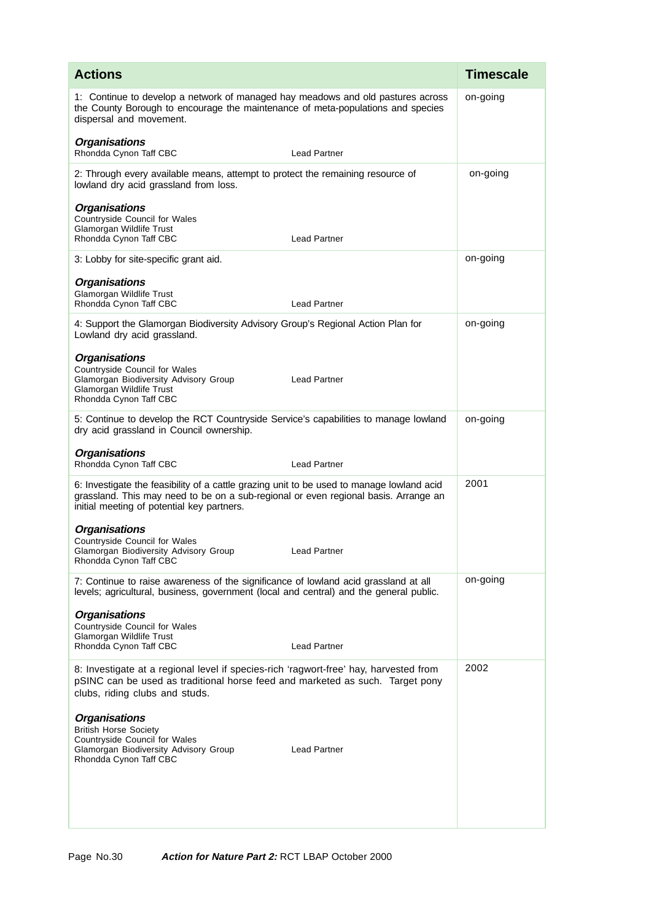| Actions | Timescale |
| --- | --- |
| 1: Continue to develop a network of managed hay meadows and old pastures across the County Borough to encourage the maintenance of meta-populations and species dispersal and movement.<br><br>***Organisations***<br>Rhondda Cynon Taff CBC — Lead Partner | on-going |
| 2: Through every available means, attempt to protect the remaining resource of lowland dry acid grassland from loss.<br><br>***Organisations***<br>Countryside Council for Wales<br>Glamorgan Wildlife Trust<br>Rhondda Cynon Taff CBC — Lead Partner | on-going |
| 3: Lobby for site-specific grant aid.<br><br>***Organisations***<br>Glamorgan Wildlife Trust<br>Rhondda Cynon Taff CBC — Lead Partner | on-going |
| 4: Support the Glamorgan Biodiversity Advisory Group's Regional Action Plan for Lowland dry acid grassland.<br><br>***Organisations***<br>Countryside Council for Wales<br>Glamorgan Biodiversity Advisory Group — Lead Partner<br>Glamorgan Wildlife Trust<br>Rhondda Cynon Taff CBC | on-going |
| 5: Continue to develop the RCT Countryside Service's capabilities to manage lowland dry acid grassland in Council ownership.<br><br>***Organisations***<br>Rhondda Cynon Taff CBC — Lead Partner | on-going |
| 6: Investigate the feasibility of a cattle grazing unit to be used to manage lowland acid grassland. This may need to be on a sub-regional or even regional basis. Arrange an initial meeting of potential key partners.<br><br>***Organisations***<br>Countryside Council for Wales<br>Glamorgan Biodiversity Advisory Group — Lead Partner<br>Rhondda Cynon Taff CBC | 2001 |
| 7: Continue to raise awareness of the significance of lowland acid grassland at all levels; agricultural, business, government (local and central) and the general public.<br><br>***Organisations***<br>Countryside Council for Wales<br>Glamorgan Wildlife Trust<br>Rhondda Cynon Taff CBC — Lead Partner | on-going |
| 8: Investigate at a regional level if species-rich 'ragwort-free' hay, harvested from pSINC can be used as traditional horse feed and marketed as such. Target pony clubs, riding clubs and studs.<br><br>***Organisations***<br>British Horse Society<br>Countryside Council for Wales<br>Glamorgan Biodiversity Advisory Group — Lead Partner<br>Rhondda Cynon Taff CBC | 2002 |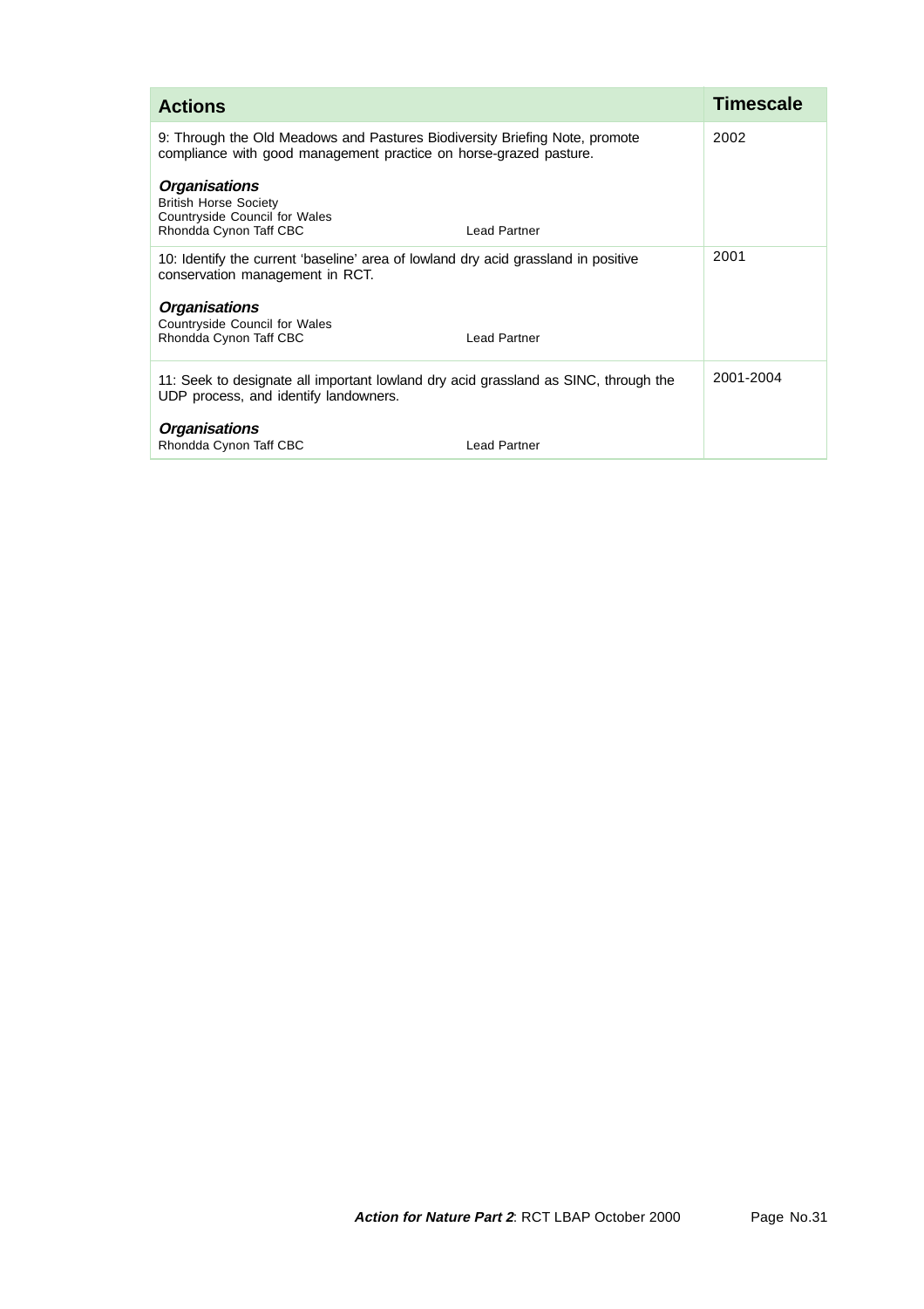| Actions | Timescale |
|---|---|
| 9: Through the Old Meadows and Pastures Biodiversity Briefing Note, promote compliance with good management practice on horse-grazed pasture.<br><br>***Organisations***<br>British Horse Society<br>Countryside Council for Wales<br>Rhondda Cynon Taff CBC — Lead Partner | 2002 |
| 10: Identify the current 'baseline' area of lowland dry acid grassland in positive conservation management in RCT.<br><br>***Organisations***<br>Countryside Council for Wales<br>Rhondda Cynon Taff CBC — Lead Partner | 2001 |
| 11: Seek to designate all important lowland dry acid grassland as SINC, through the UDP process, and identify landowners.<br><br>***Organisations***<br>Rhondda Cynon Taff CBC — Lead Partner | 2001-2004 |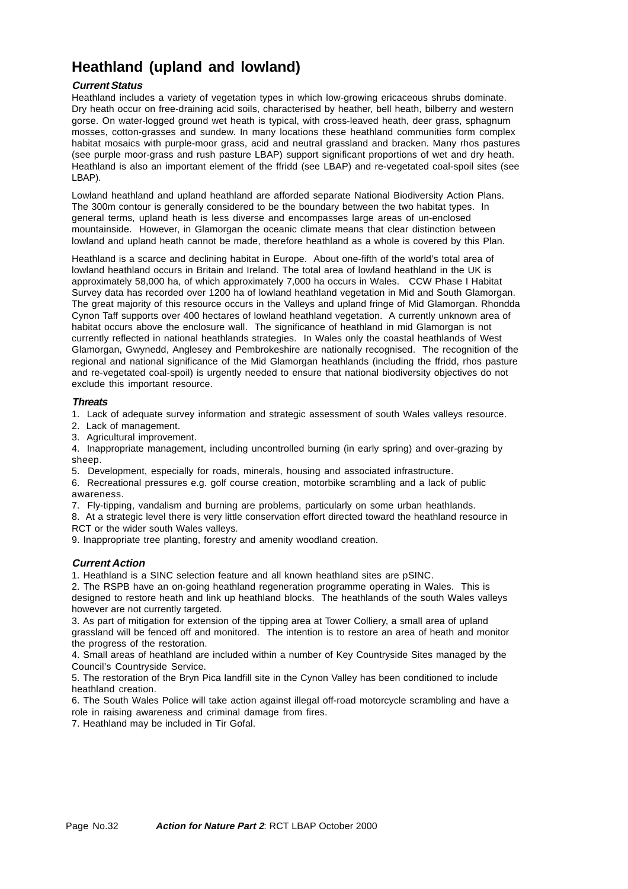# Heathland (upland and lowland)

***Current Status***

Heathland includes a variety of vegetation types in which low-growing ericaceous shrubs dominate. Dry heath occur on free-draining acid soils, characterised by heather, bell heath, bilberry and western gorse. On water-logged ground wet heath is typical, with cross-leaved heath, deer grass, sphagnum mosses, cotton-grasses and sundew. In many locations these heathland communities form complex habitat mosaics with purple-moor grass, acid and neutral grassland and bracken. Many rhos pastures (see purple moor-grass and rush pasture LBAP) support significant proportions of wet and dry heath. Heathland is also an important element of the ffridd (see LBAP) and re-vegetated coal-spoil sites (see LBAP).

Lowland heathland and upland heathland are afforded separate National Biodiversity Action Plans. The 300m contour is generally considered to be the boundary between the two habitat types. In general terms, upland heath is less diverse and encompasses large areas of un-enclosed mountainside. However, in Glamorgan the oceanic climate means that clear distinction between lowland and upland heath cannot be made, therefore heathland as a whole is covered by this Plan.

Heathland is a scarce and declining habitat in Europe. About one-fifth of the world's total area of lowland heathland occurs in Britain and Ireland. The total area of lowland heathland in the UK is approximately 58,000 ha, of which approximately 7,000 ha occurs in Wales. CCW Phase I Habitat Survey data has recorded over 1200 ha of lowland heathland vegetation in Mid and South Glamorgan. The great majority of this resource occurs in the Valleys and upland fringe of Mid Glamorgan. Rhondda Cynon Taff supports over 400 hectares of lowland heathland vegetation. A currently unknown area of habitat occurs above the enclosure wall. The significance of heathland in mid Glamorgan is not currently reflected in national heathlands strategies. In Wales only the coastal heathlands of West Glamorgan, Gwynedd, Anglesey and Pembrokeshire are nationally recognised. The recognition of the regional and national significance of the Mid Glamorgan heathlands (including the ffridd, rhos pasture and re-vegetated coal-spoil) is urgently needed to ensure that national biodiversity objectives do not exclude this important resource.

***Threats***

1. Lack of adequate survey information and strategic assessment of south Wales valleys resource.
2. Lack of management.
3. Agricultural improvement.
4. Inappropriate management, including uncontrolled burning (in early spring) and over-grazing by sheep.
5. Development, especially for roads, minerals, housing and associated infrastructure.
6. Recreational pressures e.g. golf course creation, motorbike scrambling and a lack of public awareness.
7. Fly-tipping, vandalism and burning are problems, particularly on some urban heathlands.
8. At a strategic level there is very little conservation effort directed toward the heathland resource in RCT or the wider south Wales valleys.
9. Inappropriate tree planting, forestry and amenity woodland creation.

***Current Action***

1. Heathland is a SINC selection feature and all known heathland sites are pSINC.
2. The RSPB have an on-going heathland regeneration programme operating in Wales. This is designed to restore heath and link up heathland blocks. The heathlands of the south Wales valleys however are not currently targeted.
3. As part of mitigation for extension of the tipping area at Tower Colliery, a small area of upland grassland will be fenced off and monitored. The intention is to restore an area of heath and monitor the progress of the restoration.
4. Small areas of heathland are included within a number of Key Countryside Sites managed by the Council's Countryside Service.
5. The restoration of the Bryn Pica landfill site in the Cynon Valley has been conditioned to include heathland creation.
6. The South Wales Police will take action against illegal off-road motorcycle scrambling and have a role in raising awareness and criminal damage from fires.
7. Heathland may be included in Tir Gofal.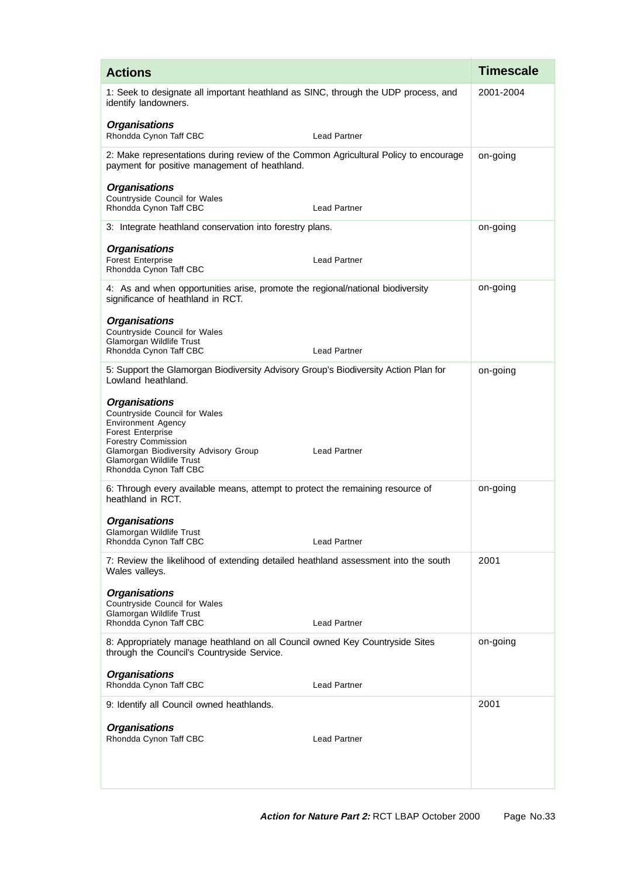| Actions | Timescale |
|---|---|
| 1: Seek to designate all important heathland as SINC, through the UDP process, and identify landowners.<br><br>***Organisations***<br>Rhondda Cynon Taff CBC — Lead Partner | 2001-2004 |
| 2: Make representations during review of the Common Agricultural Policy to encourage payment for positive management of heathland.<br><br>***Organisations***<br>Countryside Council for Wales<br>Rhondda Cynon Taff CBC — Lead Partner | on-going |
| 3: Integrate heathland conservation into forestry plans.<br><br>***Organisations***<br>Forest Enterprise — Lead Partner<br>Rhondda Cynon Taff CBC | on-going |
| 4: As and when opportunities arise, promote the regional/national biodiversity significance of heathland in RCT.<br><br>***Organisations***<br>Countryside Council for Wales<br>Glamorgan Wildlife Trust<br>Rhondda Cynon Taff CBC — Lead Partner | on-going |
| 5: Support the Glamorgan Biodiversity Advisory Group's Biodiversity Action Plan for Lowland heathland.<br><br>***Organisations***<br>Countryside Council for Wales<br>Environment Agency<br>Forest Enterprise<br>Forestry Commission<br>Glamorgan Biodiversity Advisory Group — Lead Partner<br>Glamorgan Wildlife Trust<br>Rhondda Cynon Taff CBC | on-going |
| 6: Through every available means, attempt to protect the remaining resource of heathland in RCT.<br><br>***Organisations***<br>Glamorgan Wildlife Trust<br>Rhondda Cynon Taff CBC — Lead Partner | on-going |
| 7: Review the likelihood of extending detailed heathland assessment into the south Wales valleys.<br><br>***Organisations***<br>Countryside Council for Wales<br>Glamorgan Wildlife Trust<br>Rhondda Cynon Taff CBC — Lead Partner | 2001 |
| 8: Appropriately manage heathland on all Council owned Key Countryside Sites through the Council's Countryside Service.<br><br>***Organisations***<br>Rhondda Cynon Taff CBC — Lead Partner | on-going |
| 9: Identify all Council owned heathlands.<br><br>***Organisations***<br>Rhondda Cynon Taff CBC — Lead Partner | 2001 |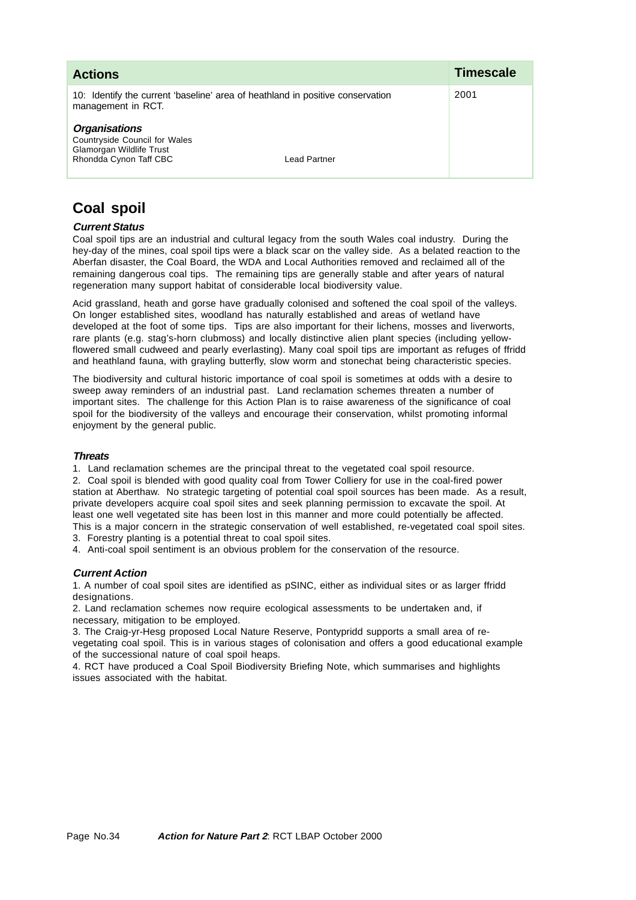| Actions | Timescale |
|---|---|
| 10: Identify the current 'baseline' area of heathland in positive conservation management in RCT.<br><br>***Organisations***<br>Countryside Council for Wales<br>Glamorgan Wildlife Trust<br>Rhondda Cynon Taff CBC — Lead Partner | 2001 |

## Coal spoil

***Current Status***

Coal spoil tips are an industrial and cultural legacy from the south Wales coal industry. During the hey-day of the mines, coal spoil tips were a black scar on the valley side. As a belated reaction to the Aberfan disaster, the Coal Board, the WDA and Local Authorities removed and reclaimed all of the remaining dangerous coal tips. The remaining tips are generally stable and after years of natural regeneration many support habitat of considerable local biodiversity value.

Acid grassland, heath and gorse have gradually colonised and softened the coal spoil of the valleys. On longer established sites, woodland has naturally established and areas of wetland have developed at the foot of some tips. Tips are also important for their lichens, mosses and liverworts, rare plants (e.g. stag's-horn clubmoss) and locally distinctive alien plant species (including yellow-flowered small cudweed and pearly everlasting). Many coal spoil tips are important as refuges of ffridd and heathland fauna, with grayling butterfly, slow worm and stonechat being characteristic species.

The biodiversity and cultural historic importance of coal spoil is sometimes at odds with a desire to sweep away reminders of an industrial past. Land reclamation schemes threaten a number of important sites. The challenge for this Action Plan is to raise awareness of the significance of coal spoil for the biodiversity of the valleys and encourage their conservation, whilst promoting informal enjoyment by the general public.

***Threats***

1. Land reclamation schemes are the principal threat to the vegetated coal spoil resource.
2. Coal spoil is blended with good quality coal from Tower Colliery for use in the coal-fired power station at Aberthaw. No strategic targeting of potential coal spoil sources has been made. As a result, private developers acquire coal spoil sites and seek planning permission to excavate the spoil. At least one well vegetated site has been lost in this manner and more could potentially be affected. This is a major concern in the strategic conservation of well established, re-vegetated coal spoil sites.
3. Forestry planting is a potential threat to coal spoil sites.
4. Anti-coal spoil sentiment is an obvious problem for the conservation of the resource.

***Current Action***

1. A number of coal spoil sites are identified as pSINC, either as individual sites or as larger ffridd designations.
2. Land reclamation schemes now require ecological assessments to be undertaken and, if necessary, mitigation to be employed.
3. The Craig-yr-Hesg proposed Local Nature Reserve, Pontypridd supports a small area of re-vegetating coal spoil. This is in various stages of colonisation and offers a good educational example of the successional nature of coal spoil heaps.
4. RCT have produced a Coal Spoil Biodiversity Briefing Note, which summarises and highlights issues associated with the habitat.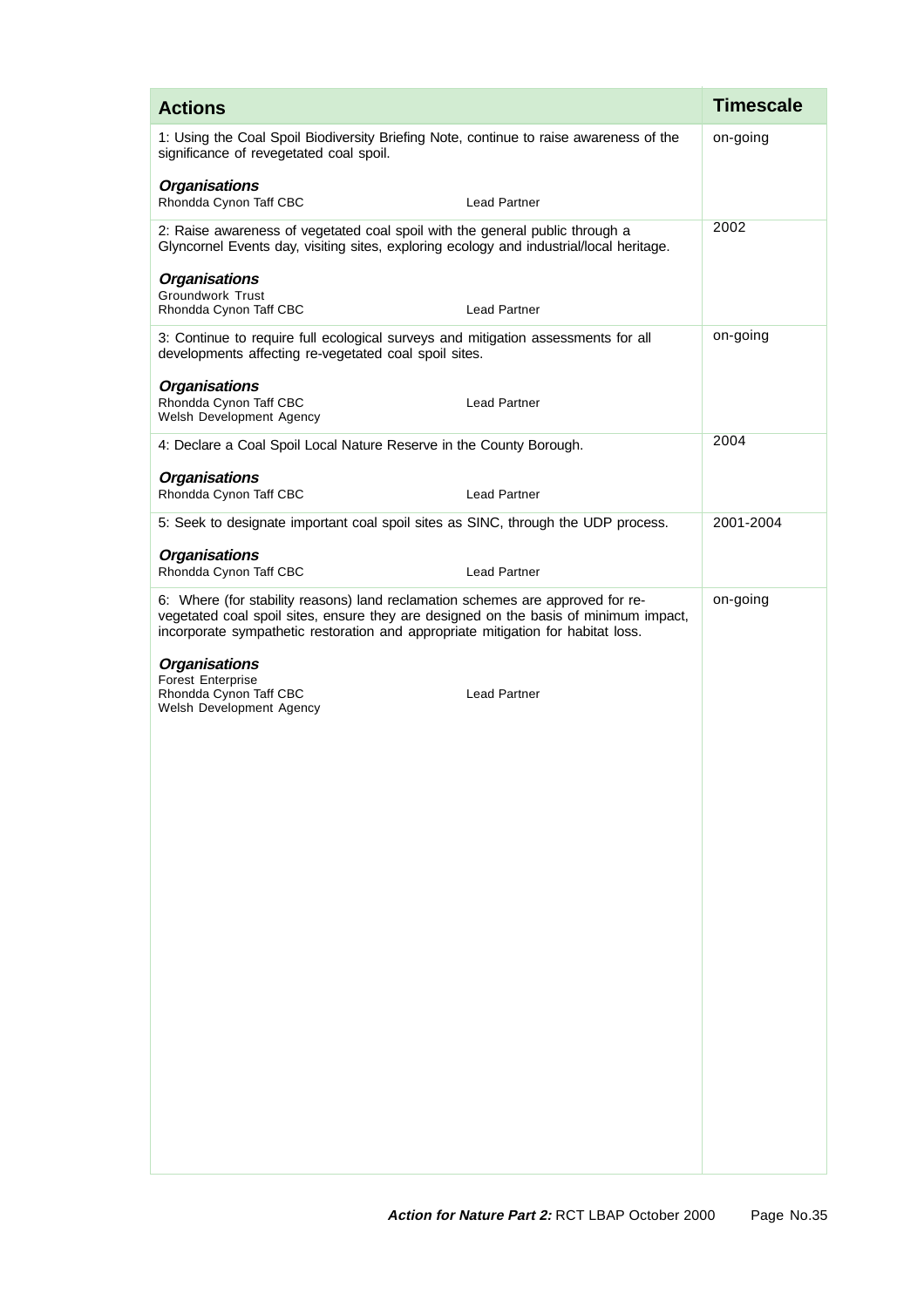| Actions | Timescale |
|---|---|
| 1: Using the Coal Spoil Biodiversity Briefing Note, continue to raise awareness of the significance of revegetated coal spoil.<br><br>***Organisations***<br>Rhondda Cynon Taff CBC — Lead Partner | on-going |
| 2: Raise awareness of vegetated coal spoil with the general public through a Glyncornel Events day, visiting sites, exploring ecology and industrial/local heritage.<br><br>***Organisations***<br>Groundwork Trust<br>Rhondda Cynon Taff CBC — Lead Partner | 2002 |
| 3: Continue to require full ecological surveys and mitigation assessments for all developments affecting re-vegetated coal spoil sites.<br><br>***Organisations***<br>Rhondda Cynon Taff CBC — Lead Partner<br>Welsh Development Agency | on-going |
| 4: Declare a Coal Spoil Local Nature Reserve in the County Borough.<br><br>***Organisations***<br>Rhondda Cynon Taff CBC — Lead Partner | 2004 |
| 5: Seek to designate important coal spoil sites as SINC, through the UDP process.<br><br>***Organisations***<br>Rhondda Cynon Taff CBC — Lead Partner | 2001-2004 |
| 6: Where (for stability reasons) land reclamation schemes are approved for re-vegetated coal spoil sites, ensure they are designed on the basis of minimum impact, incorporate sympathetic restoration and appropriate mitigation for habitat loss.<br><br>***Organisations***<br>Forest Enterprise<br>Rhondda Cynon Taff CBC — Lead Partner<br>Welsh Development Agency | on-going |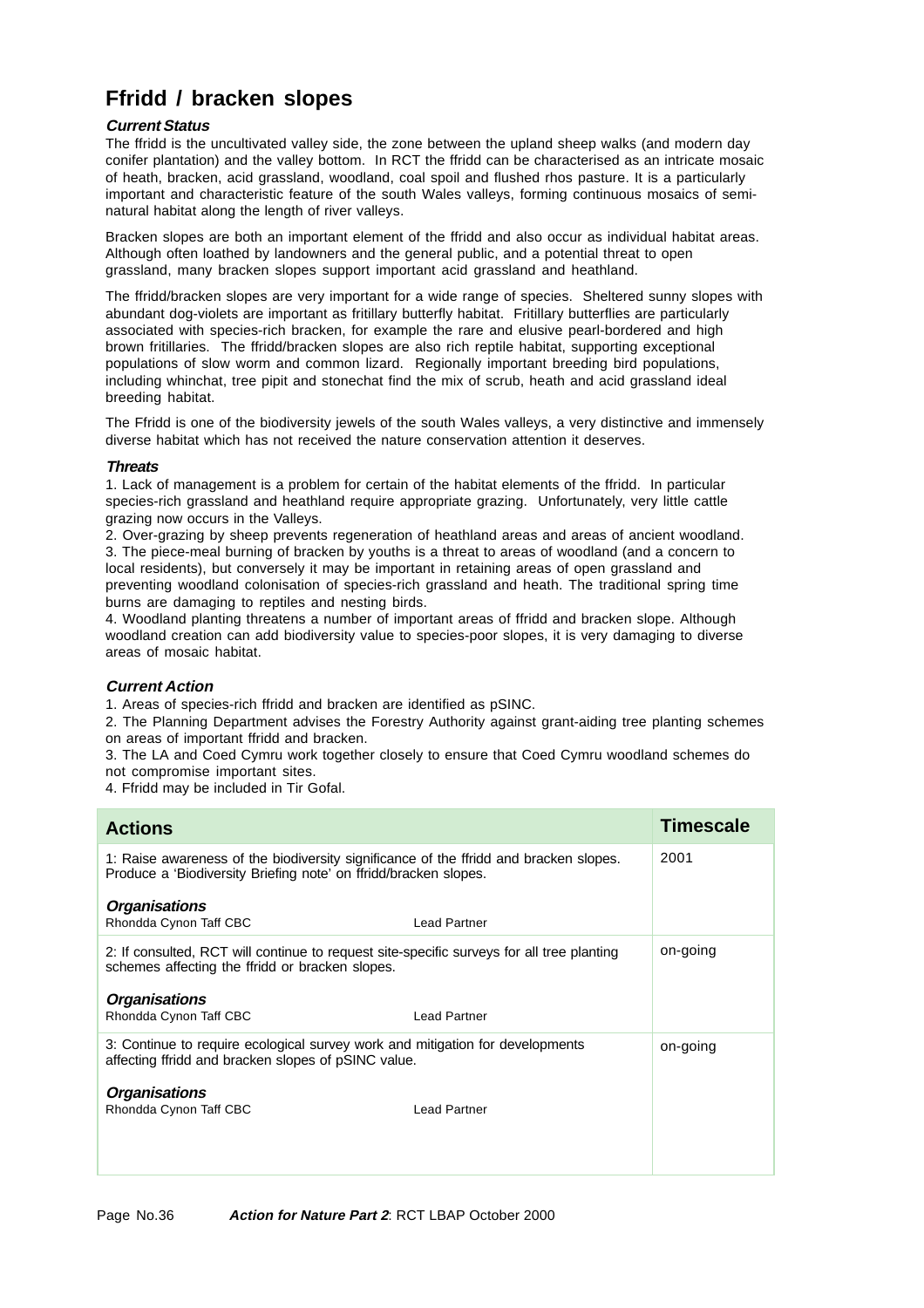# Ffridd / bracken slopes

### *Current Status*

The ffridd is the uncultivated valley side, the zone between the upland sheep walks (and modern day conifer plantation) and the valley bottom. In RCT the ffridd can be characterised as an intricate mosaic of heath, bracken, acid grassland, woodland, coal spoil and flushed rhos pasture. It is a particularly important and characteristic feature of the south Wales valleys, forming continuous mosaics of semi-natural habitat along the length of river valleys.

Bracken slopes are both an important element of the ffridd and also occur as individual habitat areas. Although often loathed by landowners and the general public, and a potential threat to open grassland, many bracken slopes support important acid grassland and heathland.

The ffridd/bracken slopes are very important for a wide range of species. Sheltered sunny slopes with abundant dog-violets are important as fritillary butterfly habitat. Fritillary butterflies are particularly associated with species-rich bracken, for example the rare and elusive pearl-bordered and high brown fritillaries. The ffridd/bracken slopes are also rich reptile habitat, supporting exceptional populations of slow worm and common lizard. Regionally important breeding bird populations, including whinchat, tree pipit and stonechat find the mix of scrub, heath and acid grassland ideal breeding habitat.

The Ffridd is one of the biodiversity jewels of the south Wales valleys, a very distinctive and immensely diverse habitat which has not received the nature conservation attention it deserves.

### *Threats*

1. Lack of management is a problem for certain of the habitat elements of the ffridd. In particular species-rich grassland and heathland require appropriate grazing. Unfortunately, very little cattle grazing now occurs in the Valleys.
2. Over-grazing by sheep prevents regeneration of heathland areas and areas of ancient woodland.
3. The piece-meal burning of bracken by youths is a threat to areas of woodland (and a concern to local residents), but conversely it may be important in retaining areas of open grassland and preventing woodland colonisation of species-rich grassland and heath. The traditional spring time burns are damaging to reptiles and nesting birds.
4. Woodland planting threatens a number of important areas of ffridd and bracken slope. Although woodland creation can add biodiversity value to species-poor slopes, it is very damaging to diverse areas of mosaic habitat.

### *Current Action*

1. Areas of species-rich ffridd and bracken are identified as pSINC.
2. The Planning Department advises the Forestry Authority against grant-aiding tree planting schemes on areas of important ffridd and bracken.
3. The LA and Coed Cymru work together closely to ensure that Coed Cymru woodland schemes do not compromise important sites.
4. Ffridd may be included in Tir Gofal.

| Actions | Timescale |
|---|---|
| 1: Raise awareness of the biodiversity significance of the ffridd and bracken slopes. Produce a 'Biodiversity Briefing note' on ffridd/bracken slopes.<br><br>***Organisations***<br>Rhondda Cynon Taff CBC — Lead Partner | 2001 |
| 2: If consulted, RCT will continue to request site-specific surveys for all tree planting schemes affecting the ffridd or bracken slopes.<br><br>***Organisations***<br>Rhondda Cynon Taff CBC — Lead Partner | on-going |
| 3: Continue to require ecological survey work and mitigation for developments affecting ffridd and bracken slopes of pSINC value.<br><br>***Organisations***<br>Rhondda Cynon Taff CBC — Lead Partner | on-going |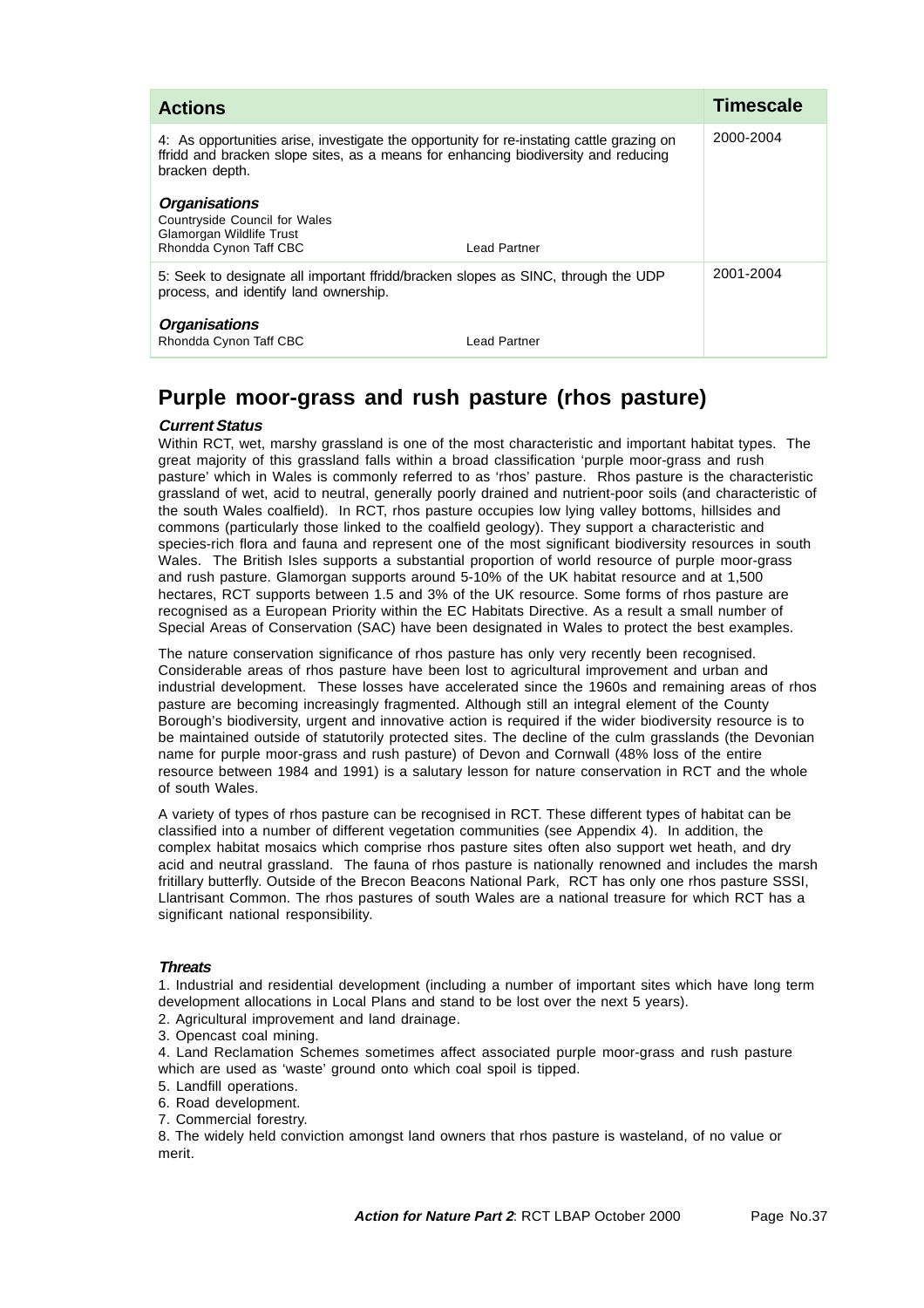| Actions | Timescale |
|---|---|
| 4: As opportunities arise, investigate the opportunity for re-instating cattle grazing on ffridd and bracken slope sites, as a means for enhancing biodiversity and reducing bracken depth.<br><br>***Organisations***<br>Countryside Council for Wales<br>Glamorgan Wildlife Trust<br>Rhondda Cynon Taff CBC — Lead Partner | 2000-2004 |
| 5: Seek to designate all important ffridd/bracken slopes as SINC, through the UDP process, and identify land ownership.<br><br>***Organisations***<br>Rhondda Cynon Taff CBC — Lead Partner | 2001-2004 |

## Purple moor-grass and rush pasture (rhos pasture)

***Current Status***

Within RCT, wet, marshy grassland is one of the most characteristic and important habitat types. The great majority of this grassland falls within a broad classification 'purple moor-grass and rush pasture' which in Wales is commonly referred to as 'rhos' pasture. Rhos pasture is the characteristic grassland of wet, acid to neutral, generally poorly drained and nutrient-poor soils (and characteristic of the south Wales coalfield). In RCT, rhos pasture occupies low lying valley bottoms, hillsides and commons (particularly those linked to the coalfield geology). They support a characteristic and species-rich flora and fauna and represent one of the most significant biodiversity resources in south Wales. The British Isles supports a substantial proportion of world resource of purple moor-grass and rush pasture. Glamorgan supports around 5-10% of the UK habitat resource and at 1,500 hectares, RCT supports between 1.5 and 3% of the UK resource. Some forms of rhos pasture are recognised as a European Priority within the EC Habitats Directive. As a result a small number of Special Areas of Conservation (SAC) have been designated in Wales to protect the best examples.

The nature conservation significance of rhos pasture has only very recently been recognised. Considerable areas of rhos pasture have been lost to agricultural improvement and urban and industrial development. These losses have accelerated since the 1960s and remaining areas of rhos pasture are becoming increasingly fragmented. Although still an integral element of the County Borough's biodiversity, urgent and innovative action is required if the wider biodiversity resource is to be maintained outside of statutorily protected sites. The decline of the culm grasslands (the Devonian name for purple moor-grass and rush pasture) of Devon and Cornwall (48% loss of the entire resource between 1984 and 1991) is a salutary lesson for nature conservation in RCT and the whole of south Wales.

A variety of types of rhos pasture can be recognised in RCT. These different types of habitat can be classified into a number of different vegetation communities (see Appendix 4). In addition, the complex habitat mosaics which comprise rhos pasture sites often also support wet heath, and dry acid and neutral grassland. The fauna of rhos pasture is nationally renowned and includes the marsh fritillary butterfly. Outside of the Brecon Beacons National Park, RCT has only one rhos pasture SSSI, Llantrisant Common. The rhos pastures of south Wales are a national treasure for which RCT has a significant national responsibility.

***Threats***

1. Industrial and residential development (including a number of important sites which have long term development allocations in Local Plans and stand to be lost over the next 5 years).
2. Agricultural improvement and land drainage.
3. Opencast coal mining.
4. Land Reclamation Schemes sometimes affect associated purple moor-grass and rush pasture which are used as 'waste' ground onto which coal spoil is tipped.
5. Landfill operations.
6. Road development.
7. Commercial forestry.
8. The widely held conviction amongst land owners that rhos pasture is wasteland, of no value or merit.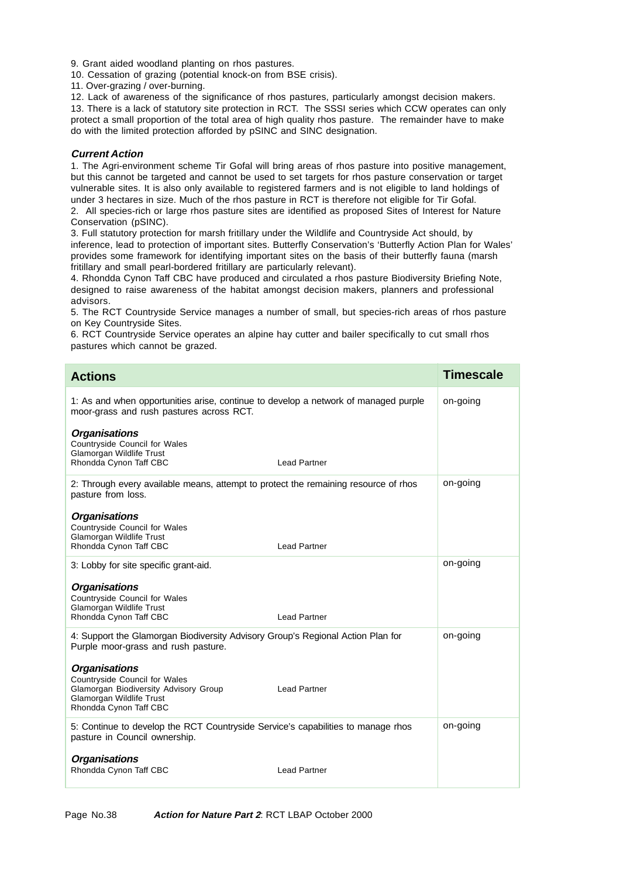9. Grant aided woodland planting on rhos pastures.
10. Cessation of grazing (potential knock-on from BSE crisis).
11. Over-grazing / over-burning.
12. Lack of awareness of the significance of rhos pastures, particularly amongst decision makers.
13. There is a lack of statutory site protection in RCT. The SSSI series which CCW operates can only protect a small proportion of the total area of high quality rhos pasture. The remainder have to make do with the limited protection afforded by pSINC and SINC designation.

***Current Action***

1. The Agri-environment scheme Tir Gofal will bring areas of rhos pasture into positive management, but this cannot be targeted and cannot be used to set targets for rhos pasture conservation or target vulnerable sites. It is also only available to registered farmers and is not eligible to land holdings of under 3 hectares in size. Much of the rhos pasture in RCT is therefore not eligible for Tir Gofal.
2. All species-rich or large rhos pasture sites are identified as proposed Sites of Interest for Nature Conservation (pSINC).
3. Full statutory protection for marsh fritillary under the Wildlife and Countryside Act should, by inference, lead to protection of important sites. Butterfly Conservation's 'Butterfly Action Plan for Wales' provides some framework for identifying important sites on the basis of their butterfly fauna (marsh fritillary and small pearl-bordered fritillary are particularly relevant).
4. Rhondda Cynon Taff CBC have produced and circulated a rhos pasture Biodiversity Briefing Note, designed to raise awareness of the habitat amongst decision makers, planners and professional advisors.
5. The RCT Countryside Service manages a number of small, but species-rich areas of rhos pasture on Key Countryside Sites.
6. RCT Countryside Service operates an alpine hay cutter and bailer specifically to cut small rhos pastures which cannot be grazed.

| Actions | Timescale |
|---|---|
| 1: As and when opportunities arise, continue to develop a network of managed purple moor-grass and rush pastures across RCT.<br><br>***Organisations***<br>Countryside Council for Wales<br>Glamorgan Wildlife Trust<br>Rhondda Cynon Taff CBC — Lead Partner | on-going |
| 2: Through every available means, attempt to protect the remaining resource of rhos pasture from loss.<br><br>***Organisations***<br>Countryside Council for Wales<br>Glamorgan Wildlife Trust<br>Rhondda Cynon Taff CBC — Lead Partner | on-going |
| 3: Lobby for site specific grant-aid.<br><br>***Organisations***<br>Countryside Council for Wales<br>Glamorgan Wildlife Trust<br>Rhondda Cynon Taff CBC — Lead Partner | on-going |
| 4: Support the Glamorgan Biodiversity Advisory Group's Regional Action Plan for Purple moor-grass and rush pasture.<br><br>***Organisations***<br>Countryside Council for Wales<br>Glamorgan Biodiversity Advisory Group — Lead Partner<br>Glamorgan Wildlife Trust<br>Rhondda Cynon Taff CBC | on-going |
| 5: Continue to develop the RCT Countryside Service's capabilities to manage rhos pasture in Council ownership.<br><br>***Organisations***<br>Rhondda Cynon Taff CBC — Lead Partner | on-going |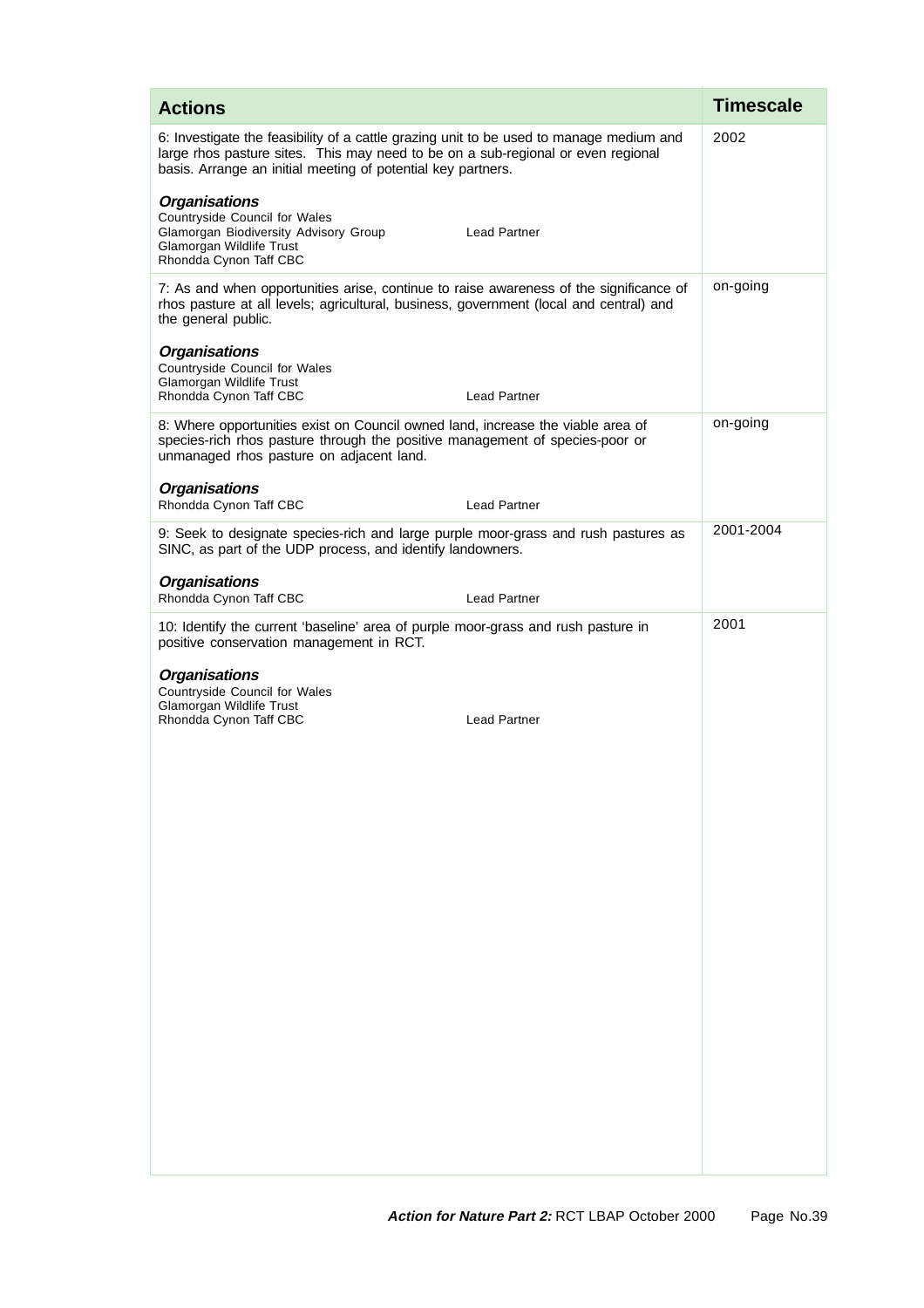| Actions | Timescale |
|---|---|
| 6: Investigate the feasibility of a cattle grazing unit to be used to manage medium and large rhos pasture sites. This may need to be on a sub-regional or even regional basis. Arrange an initial meeting of potential key partners.<br><br>***Organisations***<br>Countryside Council for Wales<br>Glamorgan Biodiversity Advisory Group — Lead Partner<br>Glamorgan Wildlife Trust<br>Rhondda Cynon Taff CBC | 2002 |
| 7: As and when opportunities arise, continue to raise awareness of the significance of rhos pasture at all levels; agricultural, business, government (local and central) and the general public.<br><br>***Organisations***<br>Countryside Council for Wales<br>Glamorgan Wildlife Trust<br>Rhondda Cynon Taff CBC — Lead Partner | on-going |
| 8: Where opportunities exist on Council owned land, increase the viable area of species-rich rhos pasture through the positive management of species-poor or unmanaged rhos pasture on adjacent land.<br><br>***Organisations***<br>Rhondda Cynon Taff CBC — Lead Partner | on-going |
| 9: Seek to designate species-rich and large purple moor-grass and rush pastures as SINC, as part of the UDP process, and identify landowners.<br><br>***Organisations***<br>Rhondda Cynon Taff CBC — Lead Partner | 2001-2004 |
| 10: Identify the current 'baseline' area of purple moor-grass and rush pasture in positive conservation management in RCT.<br><br>***Organisations***<br>Countryside Council for Wales<br>Glamorgan Wildlife Trust<br>Rhondda Cynon Taff CBC — Lead Partner | 2001 |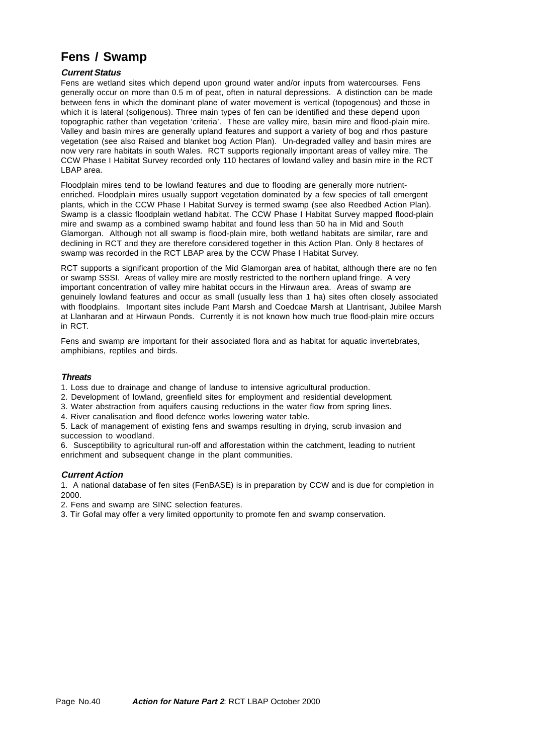# Fens / Swamp

### *Current Status*

Fens are wetland sites which depend upon ground water and/or inputs from watercourses. Fens generally occur on more than 0.5 m of peat, often in natural depressions. A distinction can be made between fens in which the dominant plane of water movement is vertical (topogenous) and those in which it is lateral (soligenous). Three main types of fen can be identified and these depend upon topographic rather than vegetation 'criteria'. These are valley mire, basin mire and flood-plain mire. Valley and basin mires are generally upland features and support a variety of bog and rhos pasture vegetation (see also Raised and blanket bog Action Plan). Un-degraded valley and basin mires are now very rare habitats in south Wales. RCT supports regionally important areas of valley mire. The CCW Phase I Habitat Survey recorded only 110 hectares of lowland valley and basin mire in the RCT LBAP area.

Floodplain mires tend to be lowland features and due to flooding are generally more nutrient-enriched. Floodplain mires usually support vegetation dominated by a few species of tall emergent plants, which in the CCW Phase I Habitat Survey is termed swamp (see also Reedbed Action Plan). Swamp is a classic floodplain wetland habitat. The CCW Phase I Habitat Survey mapped flood-plain mire and swamp as a combined swamp habitat and found less than 50 ha in Mid and South Glamorgan. Although not all swamp is flood-plain mire, both wetland habitats are similar, rare and declining in RCT and they are therefore considered together in this Action Plan. Only 8 hectares of swamp was recorded in the RCT LBAP area by the CCW Phase I Habitat Survey.

RCT supports a significant proportion of the Mid Glamorgan area of habitat, although there are no fen or swamp SSSI. Areas of valley mire are mostly restricted to the northern upland fringe. A very important concentration of valley mire habitat occurs in the Hirwaun area. Areas of swamp are genuinely lowland features and occur as small (usually less than 1 ha) sites often closely associated with floodplains. Important sites include Pant Marsh and Coedcae Marsh at Llantrisant, Jubilee Marsh at Llanharan and at Hirwaun Ponds. Currently it is not known how much true flood-plain mire occurs in RCT.

Fens and swamp are important for their associated flora and as habitat for aquatic invertebrates, amphibians, reptiles and birds.

### *Threats*

1. Loss due to drainage and change of landuse to intensive agricultural production.
2. Development of lowland, greenfield sites for employment and residential development.
3. Water abstraction from aquifers causing reductions in the water flow from spring lines.
4. River canalisation and flood defence works lowering water table.
5. Lack of management of existing fens and swamps resulting in drying, scrub invasion and succession to woodland.
6. Susceptibility to agricultural run-off and afforestation within the catchment, leading to nutrient enrichment and subsequent change in the plant communities.

### *Current Action*

1. A national database of fen sites (FenBASE) is in preparation by CCW and is due for completion in 2000.
2. Fens and swamp are SINC selection features.
3. Tir Gofal may offer a very limited opportunity to promote fen and swamp conservation.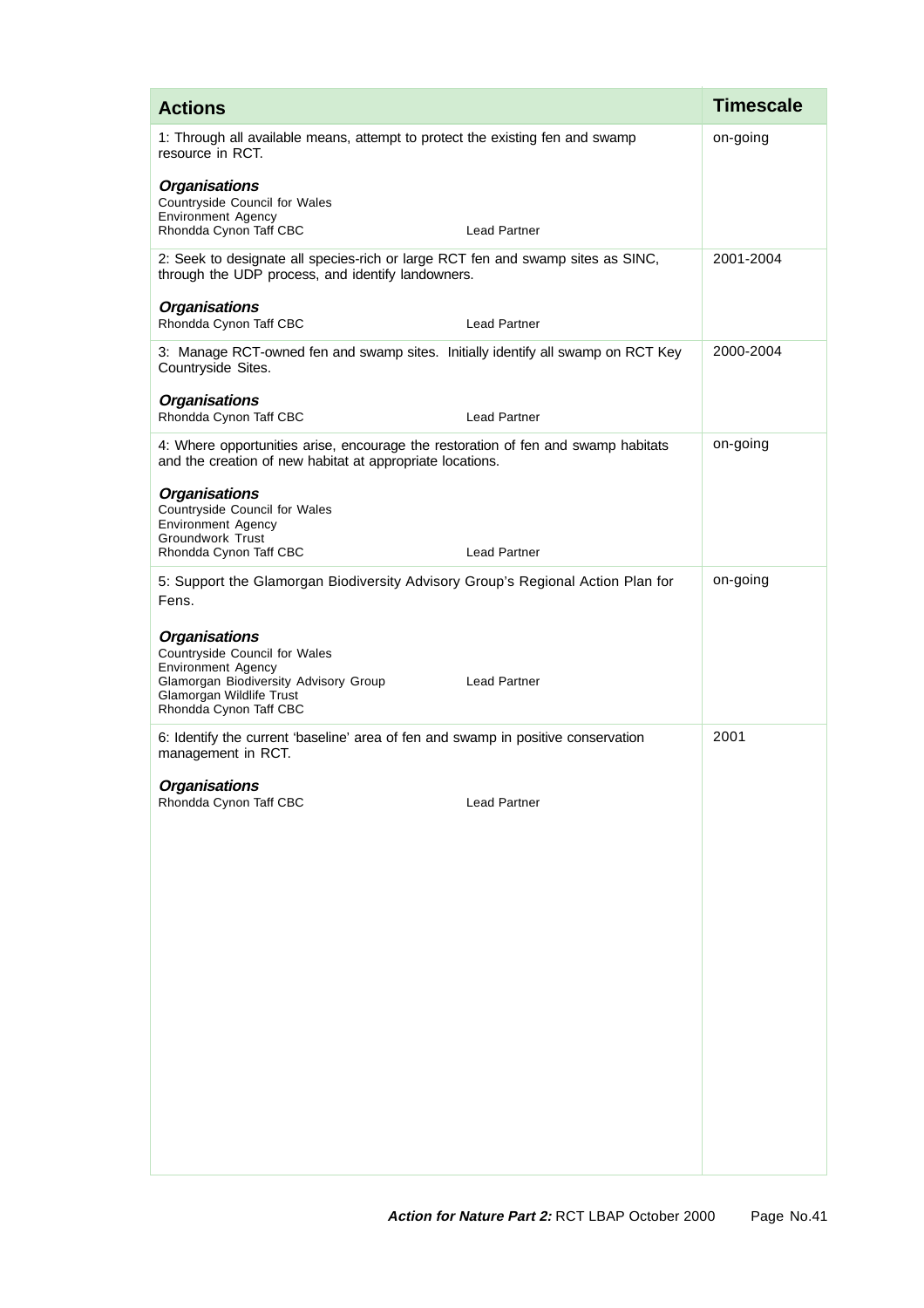| Actions | Timescale |
|---|---|
| 1: Through all available means, attempt to protect the existing fen and swamp resource in RCT.<br><br>***Organisations***<br>Countryside Council for Wales<br>Environment Agency<br>Rhondda Cynon Taff CBC — Lead Partner | on-going |
| 2: Seek to designate all species-rich or large RCT fen and swamp sites as SINC, through the UDP process, and identify landowners.<br><br>***Organisations***<br>Rhondda Cynon Taff CBC — Lead Partner | 2001-2004 |
| 3: Manage RCT-owned fen and swamp sites. Initially identify all swamp on RCT Key Countryside Sites.<br><br>***Organisations***<br>Rhondda Cynon Taff CBC — Lead Partner | 2000-2004 |
| 4: Where opportunities arise, encourage the restoration of fen and swamp habitats and the creation of new habitat at appropriate locations.<br><br>***Organisations***<br>Countryside Council for Wales<br>Environment Agency<br>Groundwork Trust<br>Rhondda Cynon Taff CBC — Lead Partner | on-going |
| 5: Support the Glamorgan Biodiversity Advisory Group's Regional Action Plan for Fens.<br><br>***Organisations***<br>Countryside Council for Wales<br>Environment Agency<br>Glamorgan Biodiversity Advisory Group — Lead Partner<br>Glamorgan Wildlife Trust<br>Rhondda Cynon Taff CBC | on-going |
| 6: Identify the current 'baseline' area of fen and swamp in positive conservation management in RCT.<br><br>***Organisations***<br>Rhondda Cynon Taff CBC — Lead Partner | 2001 |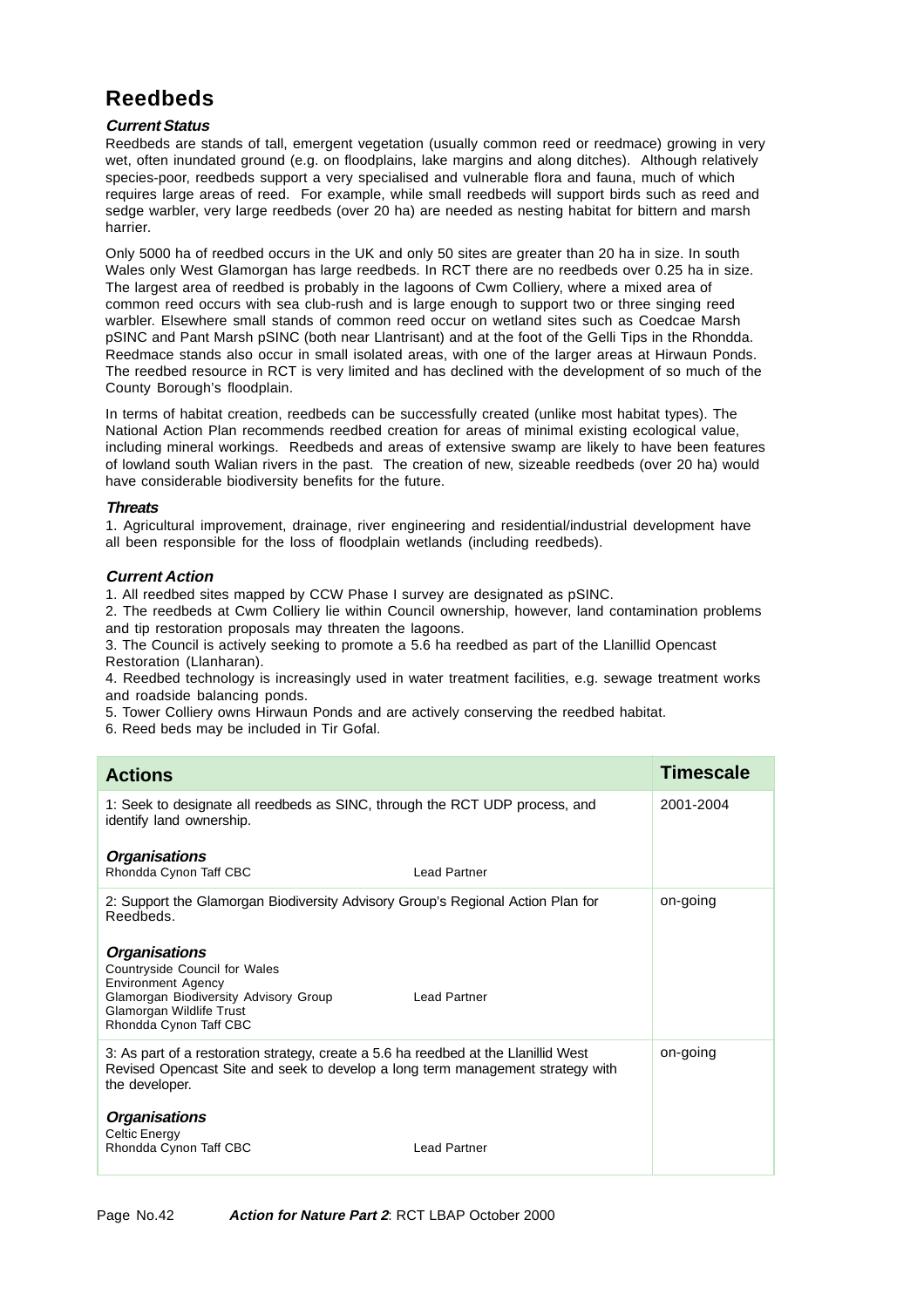# Reedbeds

### *Current Status*

Reedbeds are stands of tall, emergent vegetation (usually common reed or reedmace) growing in very wet, often inundated ground (e.g. on floodplains, lake margins and along ditches). Although relatively species-poor, reedbeds support a very specialised and vulnerable flora and fauna, much of which requires large areas of reed. For example, while small reedbeds will support birds such as reed and sedge warbler, very large reedbeds (over 20 ha) are needed as nesting habitat for bittern and marsh harrier.

Only 5000 ha of reedbed occurs in the UK and only 50 sites are greater than 20 ha in size. In south Wales only West Glamorgan has large reedbeds. In RCT there are no reedbeds over 0.25 ha in size. The largest area of reedbed is probably in the lagoons of Cwm Colliery, where a mixed area of common reed occurs with sea club-rush and is large enough to support two or three singing reed warbler. Elsewhere small stands of common reed occur on wetland sites such as Coedcae Marsh pSINC and Pant Marsh pSINC (both near Llantrisant) and at the foot of the Gelli Tips in the Rhondda. Reedmace stands also occur in small isolated areas, with one of the larger areas at Hirwaun Ponds. The reedbed resource in RCT is very limited and has declined with the development of so much of the County Borough's floodplain.

In terms of habitat creation, reedbeds can be successfully created (unlike most habitat types). The National Action Plan recommends reedbed creation for areas of minimal existing ecological value, including mineral workings. Reedbeds and areas of extensive swamp are likely to have been features of lowland south Walian rivers in the past. The creation of new, sizeable reedbeds (over 20 ha) would have considerable biodiversity benefits for the future.

### *Threats*

1. Agricultural improvement, drainage, river engineering and residential/industrial development have all been responsible for the loss of floodplain wetlands (including reedbeds).

### *Current Action*

1. All reedbed sites mapped by CCW Phase I survey are designated as pSINC.
2. The reedbeds at Cwm Colliery lie within Council ownership, however, land contamination problems and tip restoration proposals may threaten the lagoons.
3. The Council is actively seeking to promote a 5.6 ha reedbed as part of the Llanillid Opencast Restoration (Llanharan).
4. Reedbed technology is increasingly used in water treatment facilities, e.g. sewage treatment works and roadside balancing ponds.
5. Tower Colliery owns Hirwaun Ponds and are actively conserving the reedbed habitat.
6. Reed beds may be included in Tir Gofal.

| Actions | | Timescale |
|---|---|---|
| 1: Seek to designate all reedbeds as SINC, through the RCT UDP process, and identify land ownership.<br><br>***Organisations***<br>Rhondda Cynon Taff CBC | <br><br><br>Lead Partner | 2001-2004 |
| 2: Support the Glamorgan Biodiversity Advisory Group's Regional Action Plan for Reedbeds.<br><br>***Organisations***<br>Countryside Council for Wales<br>Environment Agency<br>Glamorgan Biodiversity Advisory Group<br>Glamorgan Wildlife Trust<br>Rhondda Cynon Taff CBC | <br><br><br><br><br>Lead Partner | on-going |
| 3: As part of a restoration strategy, create a 5.6 ha reedbed at the Llanillid West Revised Opencast Site and seek to develop a long term management strategy with the developer.<br><br>***Organisations***<br>Celtic Energy<br>Rhondda Cynon Taff CBC | <br><br><br><br>Lead Partner | on-going |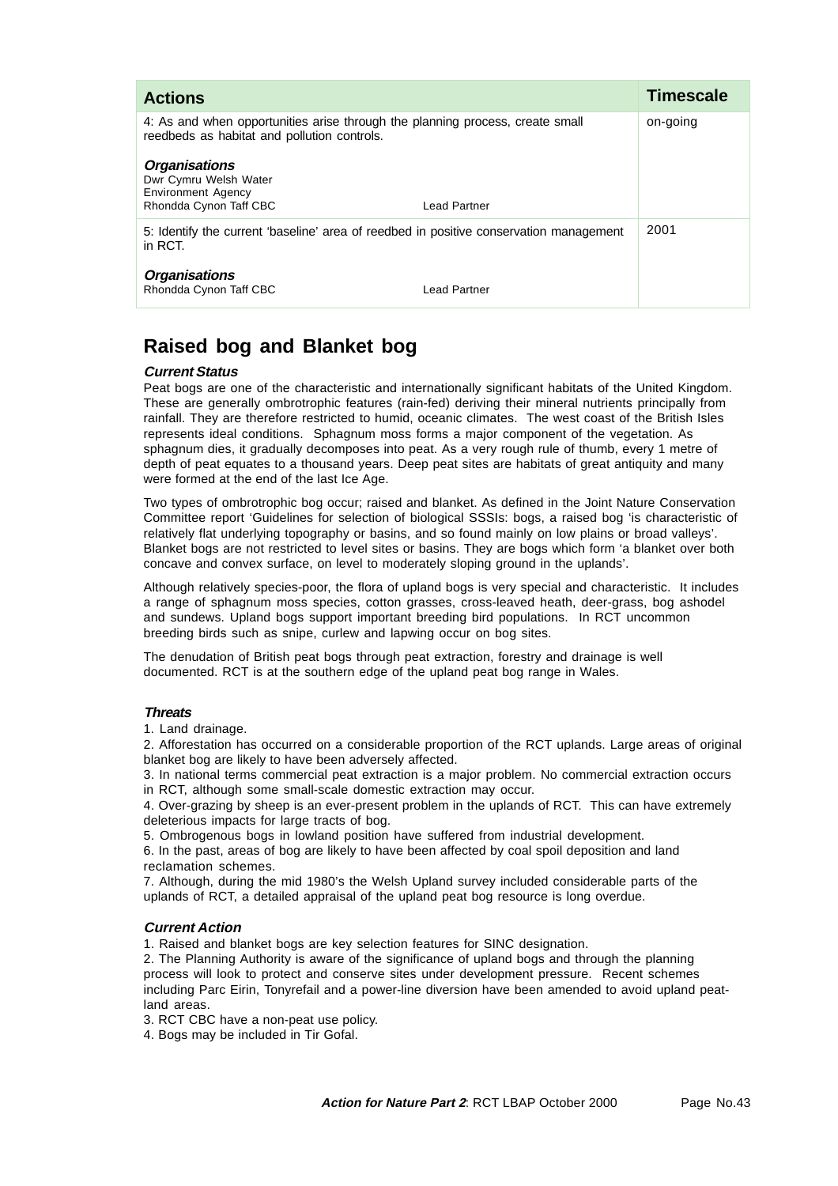| Actions | Timescale |
|---|---|
| 4: As and when opportunities arise through the planning process, create small reedbeds as habitat and pollution controls.<br><br>***Organisations***<br>Dwr Cymru Welsh Water<br>Environment Agency<br>Rhondda Cynon Taff CBC — Lead Partner | on-going |
| 5: Identify the current 'baseline' area of reedbed in positive conservation management in RCT.<br><br>***Organisations***<br>Rhondda Cynon Taff CBC — Lead Partner | 2001 |

## Raised bog and Blanket bog

***Current Status***

Peat bogs are one of the characteristic and internationally significant habitats of the United Kingdom. These are generally ombrotrophic features (rain-fed) deriving their mineral nutrients principally from rainfall. They are therefore restricted to humid, oceanic climates. The west coast of the British Isles represents ideal conditions. Sphagnum moss forms a major component of the vegetation. As sphagnum dies, it gradually decomposes into peat. As a very rough rule of thumb, every 1 metre of depth of peat equates to a thousand years. Deep peat sites are habitats of great antiquity and many were formed at the end of the last Ice Age.

Two types of ombrotrophic bog occur; raised and blanket. As defined in the Joint Nature Conservation Committee report 'Guidelines for selection of biological SSSIs: bogs, a raised bog 'is characteristic of relatively flat underlying topography or basins, and so found mainly on low plains or broad valleys'. Blanket bogs are not restricted to level sites or basins. They are bogs which form 'a blanket over both concave and convex surface, on level to moderately sloping ground in the uplands'.

Although relatively species-poor, the flora of upland bogs is very special and characteristic. It includes a range of sphagnum moss species, cotton grasses, cross-leaved heath, deer-grass, bog ashodel and sundews. Upland bogs support important breeding bird populations. In RCT uncommon breeding birds such as snipe, curlew and lapwing occur on bog sites.

The denudation of British peat bogs through peat extraction, forestry and drainage is well documented. RCT is at the southern edge of the upland peat bog range in Wales.

***Threats***

1. Land drainage.
2. Afforestation has occurred on a considerable proportion of the RCT uplands. Large areas of original blanket bog are likely to have been adversely affected.
3. In national terms commercial peat extraction is a major problem. No commercial extraction occurs in RCT, although some small-scale domestic extraction may occur.
4. Over-grazing by sheep is an ever-present problem in the uplands of RCT. This can have extremely deleterious impacts for large tracts of bog.
5. Ombrogenous bogs in lowland position have suffered from industrial development.
6. In the past, areas of bog are likely to have been affected by coal spoil deposition and land reclamation schemes.
7. Although, during the mid 1980's the Welsh Upland survey included considerable parts of the uplands of RCT, a detailed appraisal of the upland peat bog resource is long overdue.

***Current Action***

1. Raised and blanket bogs are key selection features for SINC designation.
2. The Planning Authority is aware of the significance of upland bogs and through the planning process will look to protect and conserve sites under development pressure. Recent schemes including Parc Eirin, Tonyrefail and a power-line diversion have been amended to avoid upland peat-land areas.
3. RCT CBC have a non-peat use policy.
4. Bogs may be included in Tir Gofal.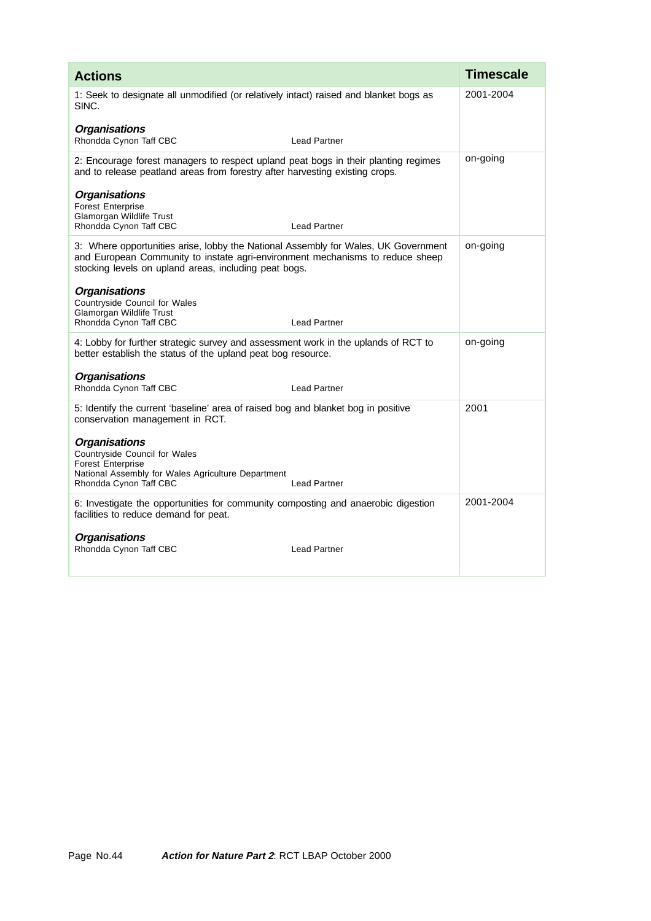| Actions | Timescale |
|---|---|
| 1: Seek to designate all unmodified (or relatively intact) raised and blanket bogs as SINC.<br><br>***Organisations***<br>Rhondda Cynon Taff CBC — Lead Partner | 2001-2004 |
| 2: Encourage forest managers to respect upland peat bogs in their planting regimes and to release peatland areas from forestry after harvesting existing crops.<br><br>***Organisations***<br>Forest Enterprise<br>Glamorgan Wildlife Trust<br>Rhondda Cynon Taff CBC — Lead Partner | on-going |
| 3: Where opportunities arise, lobby the National Assembly for Wales, UK Government and European Community to instate agri-environment mechanisms to reduce sheep stocking levels on upland areas, including peat bogs.<br><br>***Organisations***<br>Countryside Council for Wales<br>Glamorgan Wildlife Trust<br>Rhondda Cynon Taff CBC — Lead Partner | on-going |
| 4: Lobby for further strategic survey and assessment work in the uplands of RCT to better establish the status of the upland peat bog resource.<br><br>***Organisations***<br>Rhondda Cynon Taff CBC — Lead Partner | on-going |
| 5: Identify the current 'baseline' area of raised bog and blanket bog in positive conservation management in RCT.<br><br>***Organisations***<br>Countryside Council for Wales<br>Forest Enterprise<br>National Assembly for Wales Agriculture Department<br>Rhondda Cynon Taff CBC — Lead Partner | 2001 |
| 6: Investigate the opportunities for community composting and anaerobic digestion facilities to reduce demand for peat.<br><br>***Organisations***<br>Rhondda Cynon Taff CBC — Lead Partner | 2001-2004 |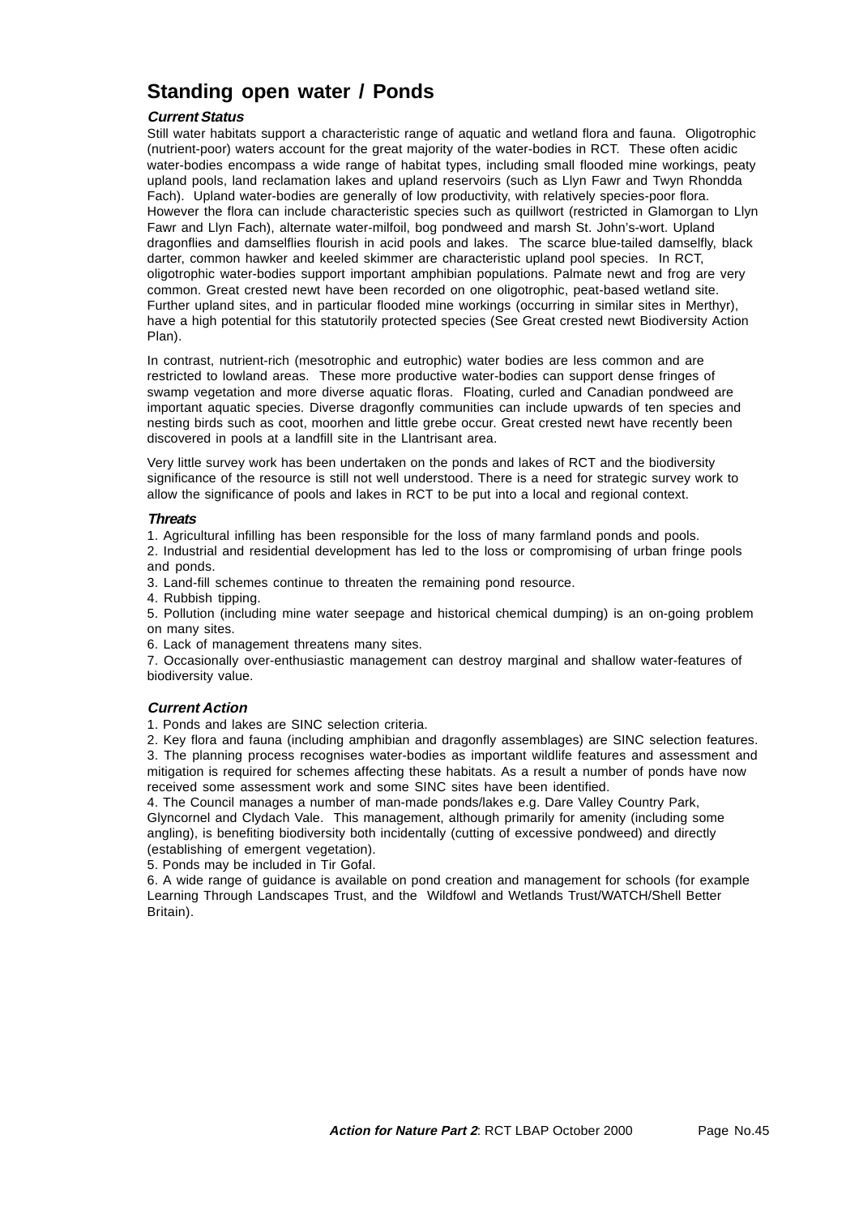# Standing open water / Ponds

### *Current Status*

Still water habitats support a characteristic range of aquatic and wetland flora and fauna. Oligotrophic (nutrient-poor) waters account for the great majority of the water-bodies in RCT. These often acidic water-bodies encompass a wide range of habitat types, including small flooded mine workings, peaty upland pools, land reclamation lakes and upland reservoirs (such as Llyn Fawr and Twyn Rhondda Fach). Upland water-bodies are generally of low productivity, with relatively species-poor flora. However the flora can include characteristic species such as quillwort (restricted in Glamorgan to Llyn Fawr and Llyn Fach), alternate water-milfoil, bog pondweed and marsh St. John's-wort. Upland dragonflies and damselflies flourish in acid pools and lakes. The scarce blue-tailed damselfly, black darter, common hawker and keeled skimmer are characteristic upland pool species. In RCT, oligotrophic water-bodies support important amphibian populations. Palmate newt and frog are very common. Great crested newt have been recorded on one oligotrophic, peat-based wetland site. Further upland sites, and in particular flooded mine workings (occurring in similar sites in Merthyr), have a high potential for this statutorily protected species (See Great crested newt Biodiversity Action Plan).

In contrast, nutrient-rich (mesotrophic and eutrophic) water bodies are less common and are restricted to lowland areas. These more productive water-bodies can support dense fringes of swamp vegetation and more diverse aquatic floras. Floating, curled and Canadian pondweed are important aquatic species. Diverse dragonfly communities can include upwards of ten species and nesting birds such as coot, moorhen and little grebe occur. Great crested newt have recently been discovered in pools at a landfill site in the Llantrisant area.

Very little survey work has been undertaken on the ponds and lakes of RCT and the biodiversity significance of the resource is still not well understood. There is a need for strategic survey work to allow the significance of pools and lakes in RCT to be put into a local and regional context.

### *Threats*

1. Agricultural infilling has been responsible for the loss of many farmland ponds and pools.
2. Industrial and residential development has led to the loss or compromising of urban fringe pools and ponds.
3. Land-fill schemes continue to threaten the remaining pond resource.
4. Rubbish tipping.
5. Pollution (including mine water seepage and historical chemical dumping) is an on-going problem on many sites.
6. Lack of management threatens many sites.
7. Occasionally over-enthusiastic management can destroy marginal and shallow water-features of biodiversity value.

### *Current Action*

1. Ponds and lakes are SINC selection criteria.
2. Key flora and fauna (including amphibian and dragonfly assemblages) are SINC selection features.
3. The planning process recognises water-bodies as important wildlife features and assessment and mitigation is required for schemes affecting these habitats. As a result a number of ponds have now received some assessment work and some SINC sites have been identified.
4. The Council manages a number of man-made ponds/lakes e.g. Dare Valley Country Park, Glyncornel and Clydach Vale. This management, although primarily for amenity (including some angling), is benefiting biodiversity both incidentally (cutting of excessive pondweed) and directly (establishing of emergent vegetation).
5. Ponds may be included in Tir Gofal.
6. A wide range of guidance is available on pond creation and management for schools (for example Learning Through Landscapes Trust, and the Wildfowl and Wetlands Trust/WATCH/Shell Better Britain).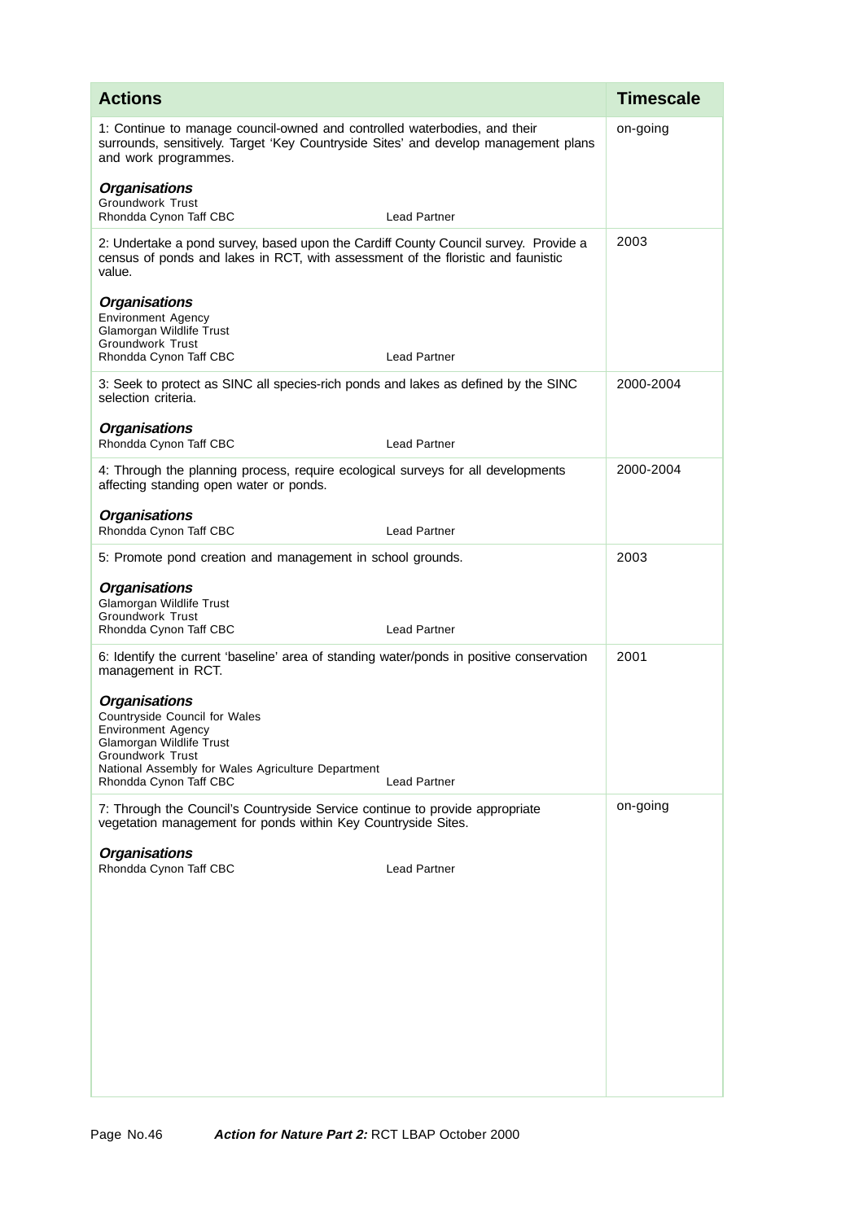| Actions | Timescale |
|---|---|
| 1: Continue to manage council-owned and controlled waterbodies, and their surrounds, sensitively. Target 'Key Countryside Sites' and develop management plans and work programmes.<br><br>***Organisations***<br>Groundwork Trust<br>Rhondda Cynon Taff CBC — Lead Partner | on-going |
| 2: Undertake a pond survey, based upon the Cardiff County Council survey. Provide a census of ponds and lakes in RCT, with assessment of the floristic and faunistic value.<br><br>***Organisations***<br>Environment Agency<br>Glamorgan Wildlife Trust<br>Groundwork Trust<br>Rhondda Cynon Taff CBC — Lead Partner | 2003 |
| 3: Seek to protect as SINC all species-rich ponds and lakes as defined by the SINC selection criteria.<br><br>***Organisations***<br>Rhondda Cynon Taff CBC — Lead Partner | 2000-2004 |
| 4: Through the planning process, require ecological surveys for all developments affecting standing open water or ponds.<br><br>***Organisations***<br>Rhondda Cynon Taff CBC — Lead Partner | 2000-2004 |
| 5: Promote pond creation and management in school grounds.<br><br>***Organisations***<br>Glamorgan Wildlife Trust<br>Groundwork Trust<br>Rhondda Cynon Taff CBC — Lead Partner | 2003 |
| 6: Identify the current 'baseline' area of standing water/ponds in positive conservation management in RCT.<br><br>***Organisations***<br>Countryside Council for Wales<br>Environment Agency<br>Glamorgan Wildlife Trust<br>Groundwork Trust<br>National Assembly for Wales Agriculture Department<br>Rhondda Cynon Taff CBC — Lead Partner | 2001 |
| 7: Through the Council's Countryside Service continue to provide appropriate vegetation management for ponds within Key Countryside Sites.<br><br>***Organisations***<br>Rhondda Cynon Taff CBC — Lead Partner | on-going |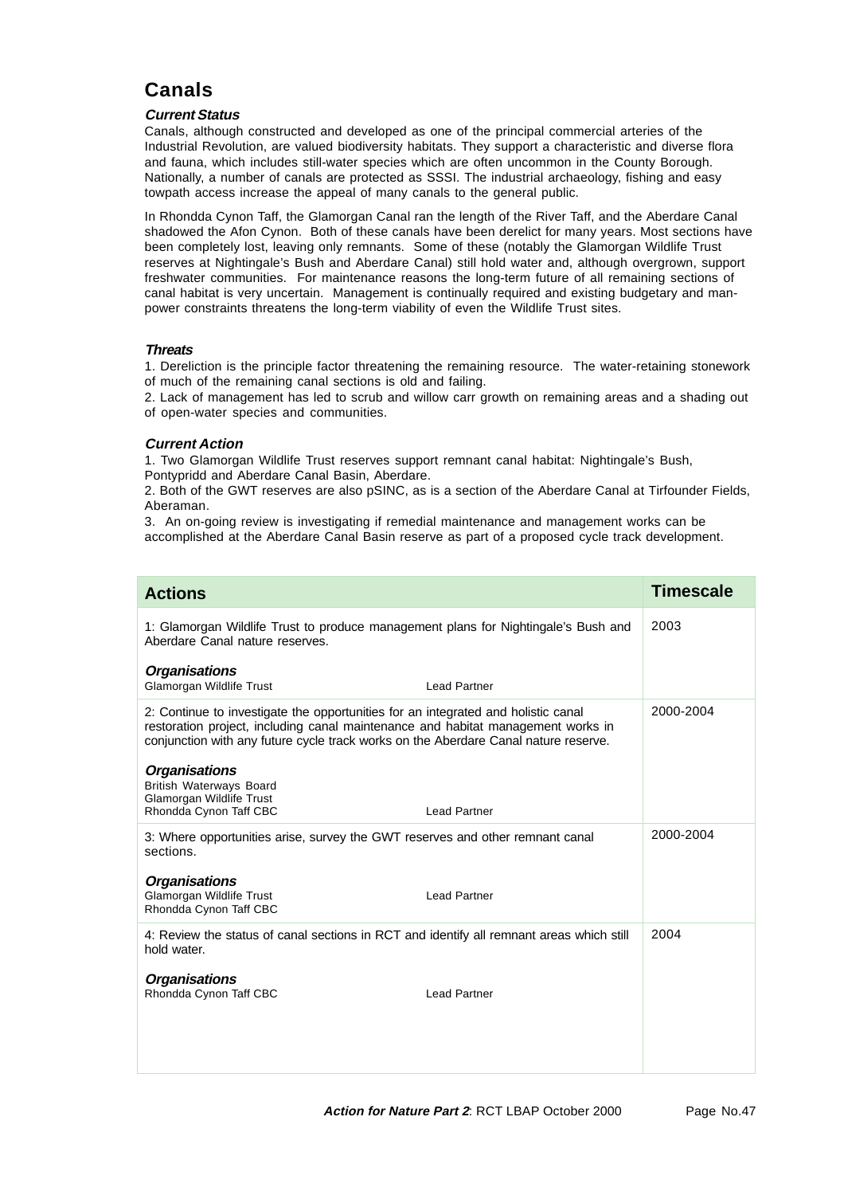## Canals

### *Current Status*

Canals, although constructed and developed as one of the principal commercial arteries of the Industrial Revolution, are valued biodiversity habitats. They support a characteristic and diverse flora and fauna, which includes still-water species which are often uncommon in the County Borough. Nationally, a number of canals are protected as SSSI. The industrial archaeology, fishing and easy towpath access increase the appeal of many canals to the general public.

In Rhondda Cynon Taff, the Glamorgan Canal ran the length of the River Taff, and the Aberdare Canal shadowed the Afon Cynon. Both of these canals have been derelict for many years. Most sections have been completely lost, leaving only remnants. Some of these (notably the Glamorgan Wildlife Trust reserves at Nightingale's Bush and Aberdare Canal) still hold water and, although overgrown, support freshwater communities. For maintenance reasons the long-term future of all remaining sections of canal habitat is very uncertain. Management is continually required and existing budgetary and man-power constraints threatens the long-term viability of even the Wildlife Trust sites.

### *Threats*

1. Dereliction is the principle factor threatening the remaining resource. The water-retaining stonework of much of the remaining canal sections is old and failing.
2. Lack of management has led to scrub and willow carr growth on remaining areas and a shading out of open-water species and communities.

### *Current Action*

1. Two Glamorgan Wildlife Trust reserves support remnant canal habitat: Nightingale's Bush, Pontypridd and Aberdare Canal Basin, Aberdare.
2. Both of the GWT reserves are also pSINC, as is a section of the Aberdare Canal at Tirfounder Fields, Aberaman.
3. An on-going review is investigating if remedial maintenance and management works can be accomplished at the Aberdare Canal Basin reserve as part of a proposed cycle track development.

| Actions | Timescale |
|---|---|
| 1: Glamorgan Wildlife Trust to produce management plans for Nightingale's Bush and Aberdare Canal nature reserves.<br><br>***Organisations***<br>Glamorgan Wildlife Trust — Lead Partner | 2003 |
| 2: Continue to investigate the opportunities for an integrated and holistic canal restoration project, including canal maintenance and habitat management works in conjunction with any future cycle track works on the Aberdare Canal nature reserve.<br><br>***Organisations***<br>British Waterways Board<br>Glamorgan Wildlife Trust<br>Rhondda Cynon Taff CBC — Lead Partner | 2000-2004 |
| 3: Where opportunities arise, survey the GWT reserves and other remnant canal sections.<br><br>***Organisations***<br>Glamorgan Wildlife Trust — Lead Partner<br>Rhondda Cynon Taff CBC | 2000-2004 |
| 4: Review the status of canal sections in RCT and identify all remnant areas which still hold water.<br><br>***Organisations***<br>Rhondda Cynon Taff CBC — Lead Partner | 2004 |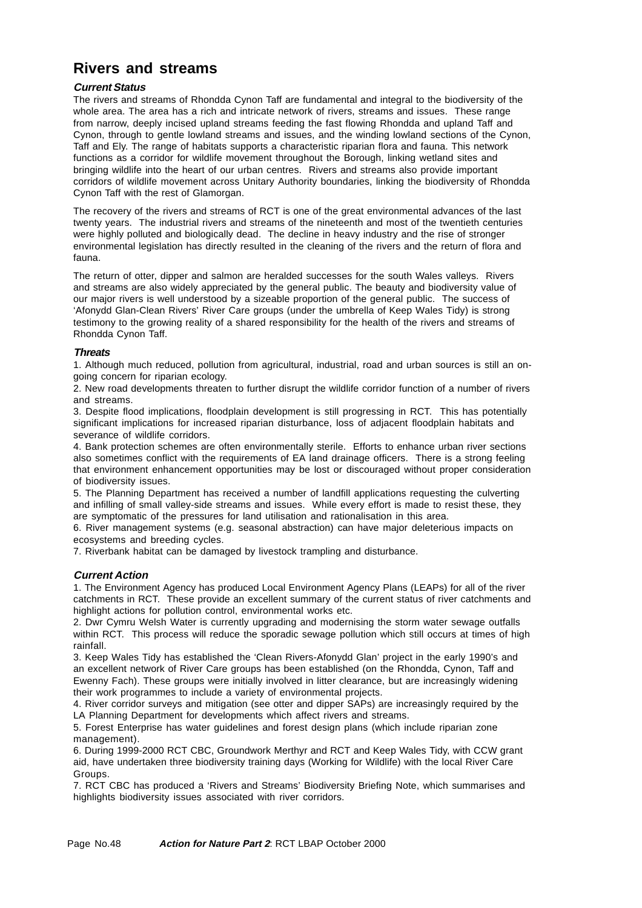# Rivers and streams

### *Current Status*

The rivers and streams of Rhondda Cynon Taff are fundamental and integral to the biodiversity of the whole area. The area has a rich and intricate network of rivers, streams and issues. These range from narrow, deeply incised upland streams feeding the fast flowing Rhondda and upland Taff and Cynon, through to gentle lowland streams and issues, and the winding lowland sections of the Cynon, Taff and Ely. The range of habitats supports a characteristic riparian flora and fauna. This network functions as a corridor for wildlife movement throughout the Borough, linking wetland sites and bringing wildlife into the heart of our urban centres. Rivers and streams also provide important corridors of wildlife movement across Unitary Authority boundaries, linking the biodiversity of Rhondda Cynon Taff with the rest of Glamorgan.

The recovery of the rivers and streams of RCT is one of the great environmental advances of the last twenty years. The industrial rivers and streams of the nineteenth and most of the twentieth centuries were highly polluted and biologically dead. The decline in heavy industry and the rise of stronger environmental legislation has directly resulted in the cleaning of the rivers and the return of flora and fauna.

The return of otter, dipper and salmon are heralded successes for the south Wales valleys. Rivers and streams are also widely appreciated by the general public. The beauty and biodiversity value of our major rivers is well understood by a sizeable proportion of the general public. The success of 'Afonydd Glan-Clean Rivers' River Care groups (under the umbrella of Keep Wales Tidy) is strong testimony to the growing reality of a shared responsibility for the health of the rivers and streams of Rhondda Cynon Taff.

### *Threats*

1. Although much reduced, pollution from agricultural, industrial, road and urban sources is still an on-going concern for riparian ecology.
2. New road developments threaten to further disrupt the wildlife corridor function of a number of rivers and streams.
3. Despite flood implications, floodplain development is still progressing in RCT. This has potentially significant implications for increased riparian disturbance, loss of adjacent floodplain habitats and severance of wildlife corridors.
4. Bank protection schemes are often environmentally sterile. Efforts to enhance urban river sections also sometimes conflict with the requirements of EA land drainage officers. There is a strong feeling that environment enhancement opportunities may be lost or discouraged without proper consideration of biodiversity issues.
5. The Planning Department has received a number of landfill applications requesting the culverting and infilling of small valley-side streams and issues. While every effort is made to resist these, they are symptomatic of the pressures for land utilisation and rationalisation in this area.
6. River management systems (e.g. seasonal abstraction) can have major deleterious impacts on ecosystems and breeding cycles.
7. Riverbank habitat can be damaged by livestock trampling and disturbance.

### *Current Action*

1. The Environment Agency has produced Local Environment Agency Plans (LEAPs) for all of the river catchments in RCT. These provide an excellent summary of the current status of river catchments and highlight actions for pollution control, environmental works etc.
2. Dwr Cymru Welsh Water is currently upgrading and modernising the storm water sewage outfalls within RCT. This process will reduce the sporadic sewage pollution which still occurs at times of high rainfall.
3. Keep Wales Tidy has established the 'Clean Rivers-Afonydd Glan' project in the early 1990's and an excellent network of River Care groups has been established (on the Rhondda, Cynon, Taff and Ewenny Fach). These groups were initially involved in litter clearance, but are increasingly widening their work programmes to include a variety of environmental projects.
4. River corridor surveys and mitigation (see otter and dipper SAPs) are increasingly required by the LA Planning Department for developments which affect rivers and streams.
5. Forest Enterprise has water guidelines and forest design plans (which include riparian zone management).
6. During 1999-2000 RCT CBC, Groundwork Merthyr and RCT and Keep Wales Tidy, with CCW grant aid, have undertaken three biodiversity training days (Working for Wildlife) with the local River Care Groups.
7. RCT CBC has produced a 'Rivers and Streams' Biodiversity Briefing Note, which summarises and highlights biodiversity issues associated with river corridors.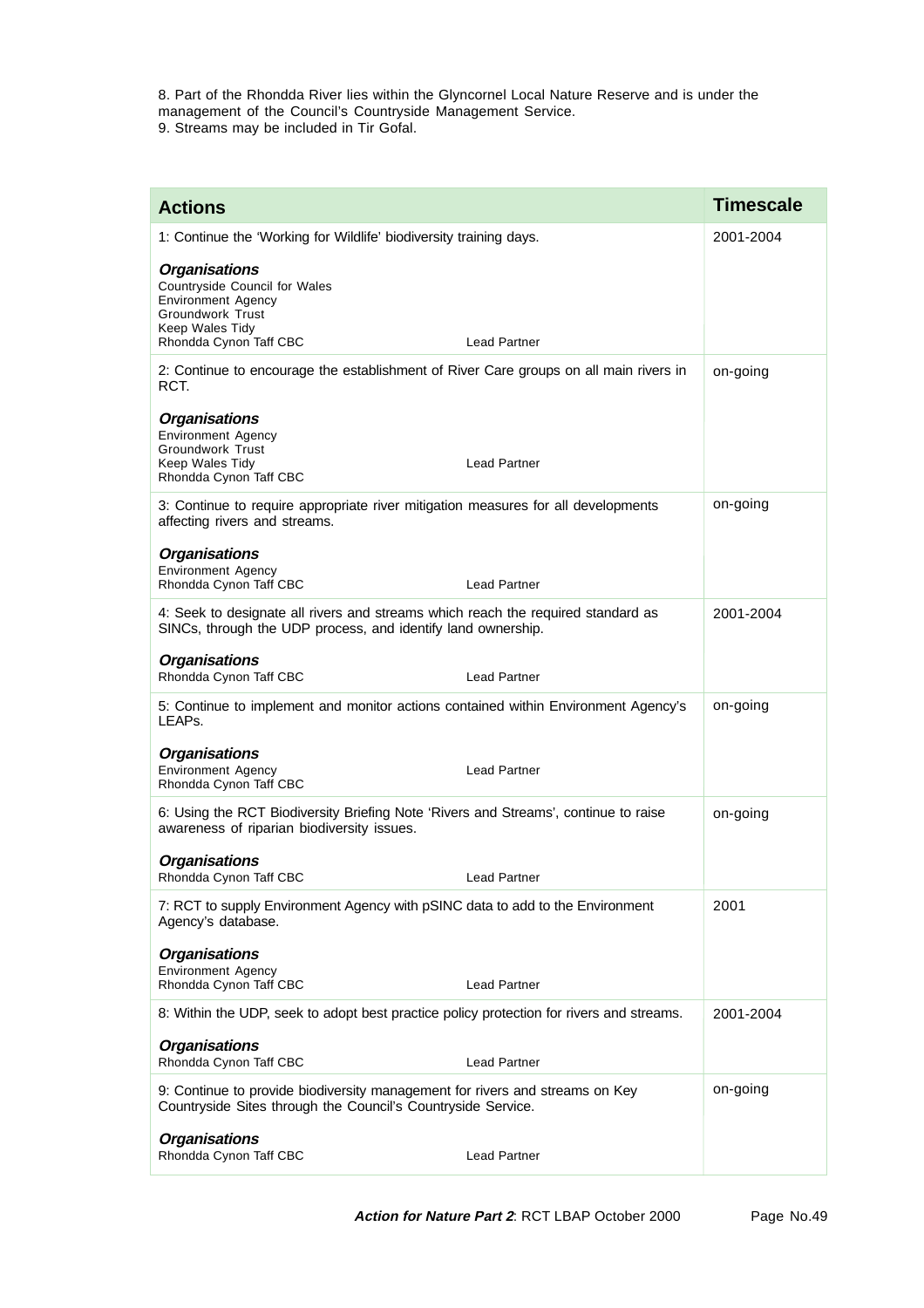8. Part of the Rhondda River lies within the Glyncornel Local Nature Reserve and is under the management of the Council's Countryside Management Service.
9. Streams may be included in Tir Gofal.

| Actions | Timescale |
|---|---|
| 1: Continue the 'Working for Wildlife' biodiversity training days.<br><br>***Organisations***<br>Countryside Council for Wales<br>Environment Agency<br>Groundwork Trust<br>Keep Wales Tidy<br>Rhondda Cynon Taff CBC — Lead Partner | 2001-2004 |
| 2: Continue to encourage the establishment of River Care groups on all main rivers in RCT.<br><br>***Organisations***<br>Environment Agency<br>Groundwork Trust<br>Keep Wales Tidy — Lead Partner<br>Rhondda Cynon Taff CBC | on-going |
| 3: Continue to require appropriate river mitigation measures for all developments affecting rivers and streams.<br><br>***Organisations***<br>Environment Agency<br>Rhondda Cynon Taff CBC — Lead Partner | on-going |
| 4: Seek to designate all rivers and streams which reach the required standard as SINCs, through the UDP process, and identify land ownership.<br><br>***Organisations***<br>Rhondda Cynon Taff CBC — Lead Partner | 2001-2004 |
| 5: Continue to implement and monitor actions contained within Environment Agency's LEAPs.<br><br>***Organisations***<br>Environment Agency — Lead Partner<br>Rhondda Cynon Taff CBC | on-going |
| 6: Using the RCT Biodiversity Briefing Note 'Rivers and Streams', continue to raise awareness of riparian biodiversity issues.<br><br>***Organisations***<br>Rhondda Cynon Taff CBC — Lead Partner | on-going |
| 7: RCT to supply Environment Agency with pSINC data to add to the Environment Agency's database.<br><br>***Organisations***<br>Environment Agency<br>Rhondda Cynon Taff CBC — Lead Partner | 2001 |
| 8: Within the UDP, seek to adopt best practice policy protection for rivers and streams.<br><br>***Organisations***<br>Rhondda Cynon Taff CBC — Lead Partner | 2001-2004 |
| 9: Continue to provide biodiversity management for rivers and streams on Key Countryside Sites through the Council's Countryside Service.<br><br>***Organisations***<br>Rhondda Cynon Taff CBC — Lead Partner | on-going |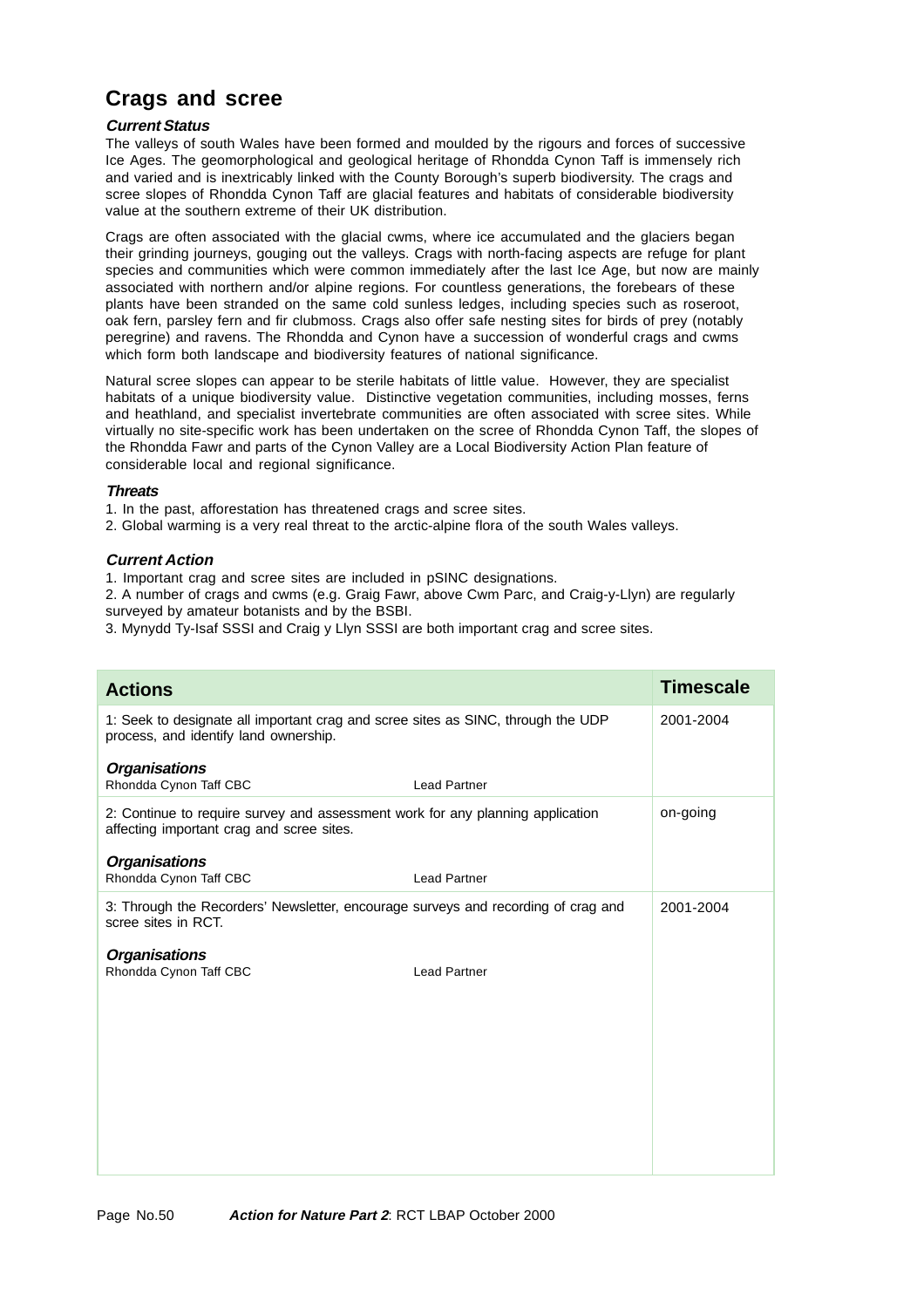## Crags and scree

### *Current Status*

The valleys of south Wales have been formed and moulded by the rigours and forces of successive Ice Ages. The geomorphological and geological heritage of Rhondda Cynon Taff is immensely rich and varied and is inextricably linked with the County Borough's superb biodiversity. The crags and scree slopes of Rhondda Cynon Taff are glacial features and habitats of considerable biodiversity value at the southern extreme of their UK distribution.

Crags are often associated with the glacial cwms, where ice accumulated and the glaciers began their grinding journeys, gouging out the valleys. Crags with north-facing aspects are refuge for plant species and communities which were common immediately after the last Ice Age, but now are mainly associated with northern and/or alpine regions. For countless generations, the forebears of these plants have been stranded on the same cold sunless ledges, including species such as roseroot, oak fern, parsley fern and fir clubmoss. Crags also offer safe nesting sites for birds of prey (notably peregrine) and ravens. The Rhondda and Cynon have a succession of wonderful crags and cwms which form both landscape and biodiversity features of national significance.

Natural scree slopes can appear to be sterile habitats of little value. However, they are specialist habitats of a unique biodiversity value. Distinctive vegetation communities, including mosses, ferns and heathland, and specialist invertebrate communities are often associated with scree sites. While virtually no site-specific work has been undertaken on the scree of Rhondda Cynon Taff, the slopes of the Rhondda Fawr and parts of the Cynon Valley are a Local Biodiversity Action Plan feature of considerable local and regional significance.

### *Threats*

1. In the past, afforestation has threatened crags and scree sites.
2. Global warming is a very real threat to the arctic-alpine flora of the south Wales valleys.

### *Current Action*

1. Important crag and scree sites are included in pSINC designations.
2. A number of crags and cwms (e.g. Graig Fawr, above Cwm Parc, and Craig-y-Llyn) are regularly surveyed by amateur botanists and by the BSBI.
3. Mynydd Ty-Isaf SSSI and Craig y Llyn SSSI are both important crag and scree sites.

| Actions | Timescale |
|---|---|
| 1: Seek to designate all important crag and scree sites as SINC, through the UDP process, and identify land ownership.<br><br>***Organisations***<br>Rhondda Cynon Taff CBC — Lead Partner | 2001-2004 |
| 2: Continue to require survey and assessment work for any planning application affecting important crag and scree sites.<br><br>***Organisations***<br>Rhondda Cynon Taff CBC — Lead Partner | on-going |
| 3: Through the Recorders' Newsletter, encourage surveys and recording of crag and scree sites in RCT.<br><br>***Organisations***<br>Rhondda Cynon Taff CBC — Lead Partner | 2001-2004 |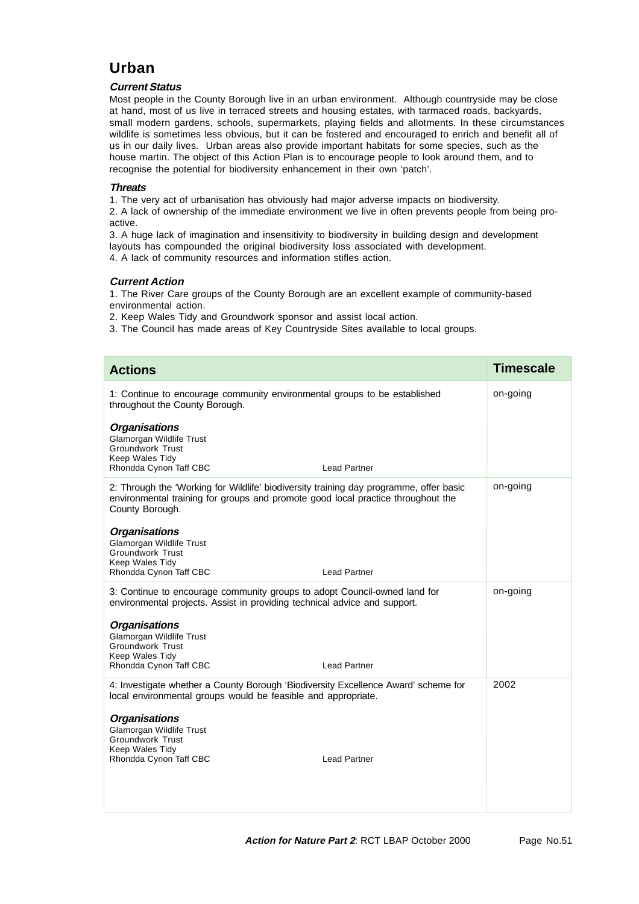## Urban

### *Current Status*

Most people in the County Borough live in an urban environment. Although countryside may be close at hand, most of us live in terraced streets and housing estates, with tarmaced roads, backyards, small modern gardens, schools, supermarkets, playing fields and allotments. In these circumstances wildlife is sometimes less obvious, but it can be fostered and encouraged to enrich and benefit all of us in our daily lives. Urban areas also provide important habitats for some species, such as the house martin. The object of this Action Plan is to encourage people to look around them, and to recognise the potential for biodiversity enhancement in their own 'patch'.

### *Threats*

1. The very act of urbanisation has obviously had major adverse impacts on biodiversity.
2. A lack of ownership of the immediate environment we live in often prevents people from being pro-active.
3. A huge lack of imagination and insensitivity to biodiversity in building design and development layouts has compounded the original biodiversity loss associated with development.
4. A lack of community resources and information stifles action.

### *Current Action*

1. The River Care groups of the County Borough are an excellent example of community-based environmental action.
2. Keep Wales Tidy and Groundwork sponsor and assist local action.
3. The Council has made areas of Key Countryside Sites available to local groups.

| Actions | Timescale |
|---|---|
| 1: Continue to encourage community environmental groups to be established throughout the County Borough.<br><br>***Organisations***<br>Glamorgan Wildlife Trust<br>Groundwork Trust<br>Keep Wales Tidy<br>Rhondda Cynon Taff CBC — Lead Partner | on-going |
| 2: Through the 'Working for Wildlife' biodiversity training day programme, offer basic environmental training for groups and promote good local practice throughout the County Borough.<br><br>***Organisations***<br>Glamorgan Wildlife Trust<br>Groundwork Trust<br>Keep Wales Tidy<br>Rhondda Cynon Taff CBC — Lead Partner | on-going |
| 3: Continue to encourage community groups to adopt Council-owned land for environmental projects. Assist in providing technical advice and support.<br><br>***Organisations***<br>Glamorgan Wildlife Trust<br>Groundwork Trust<br>Keep Wales Tidy<br>Rhondda Cynon Taff CBC — Lead Partner | on-going |
| 4: Investigate whether a County Borough 'Biodiversity Excellence Award' scheme for local environmental groups would be feasible and appropriate.<br><br>***Organisations***<br>Glamorgan Wildlife Trust<br>Groundwork Trust<br>Keep Wales Tidy<br>Rhondda Cynon Taff CBC — Lead Partner | 2002 |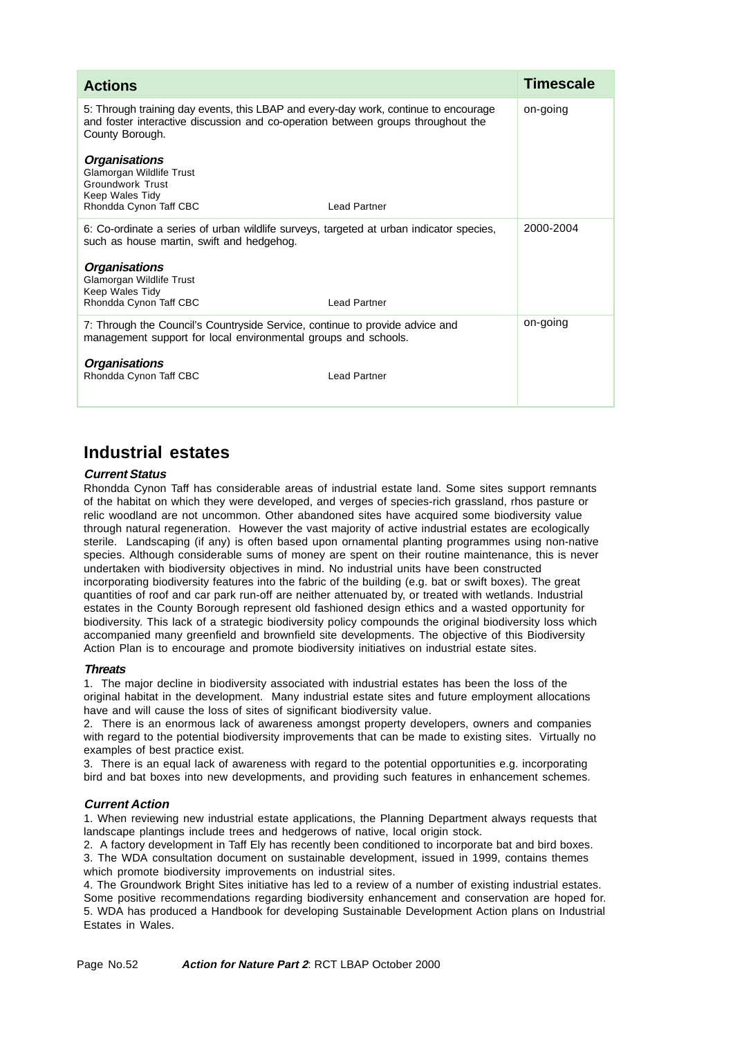| Actions | Timescale |
|---|---|
| 5: Through training day events, this LBAP and every-day work, continue to encourage and foster interactive discussion and co-operation between groups throughout the County Borough.<br><br>***Organisations***<br>Glamorgan Wildlife Trust<br>Groundwork Trust<br>Keep Wales Tidy<br>Rhondda Cynon Taff CBC — Lead Partner | on-going |
| 6: Co-ordinate a series of urban wildlife surveys, targeted at urban indicator species, such as house martin, swift and hedgehog.<br><br>***Organisations***<br>Glamorgan Wildlife Trust<br>Keep Wales Tidy<br>Rhondda Cynon Taff CBC — Lead Partner | 2000-2004 |
| 7: Through the Council's Countryside Service, continue to provide advice and management support for local environmental groups and schools.<br><br>***Organisations***<br>Rhondda Cynon Taff CBC — Lead Partner | on-going |

## Industrial estates

***Current Status***

Rhondda Cynon Taff has considerable areas of industrial estate land. Some sites support remnants of the habitat on which they were developed, and verges of species-rich grassland, rhos pasture or relic woodland are not uncommon. Other abandoned sites have acquired some biodiversity value through natural regeneration. However the vast majority of active industrial estates are ecologically sterile. Landscaping (if any) is often based upon ornamental planting programmes using non-native species. Although considerable sums of money are spent on their routine maintenance, this is never undertaken with biodiversity objectives in mind. No industrial units have been constructed incorporating biodiversity features into the fabric of the building (e.g. bat or swift boxes). The great quantities of roof and car park run-off are neither attenuated by, or treated with wetlands. Industrial estates in the County Borough represent old fashioned design ethics and a wasted opportunity for biodiversity. This lack of a strategic biodiversity policy compounds the original biodiversity loss which accompanied many greenfield and brownfield site developments. The objective of this Biodiversity Action Plan is to encourage and promote biodiversity initiatives on industrial estate sites.

***Threats***

1. The major decline in biodiversity associated with industrial estates has been the loss of the original habitat in the development. Many industrial estate sites and future employment allocations have and will cause the loss of sites of significant biodiversity value.
2. There is an enormous lack of awareness amongst property developers, owners and companies with regard to the potential biodiversity improvements that can be made to existing sites. Virtually no examples of best practice exist.
3. There is an equal lack of awareness with regard to the potential opportunities e.g. incorporating bird and bat boxes into new developments, and providing such features in enhancement schemes.

***Current Action***

1. When reviewing new industrial estate applications, the Planning Department always requests that landscape plantings include trees and hedgerows of native, local origin stock.
2. A factory development in Taff Ely has recently been conditioned to incorporate bat and bird boxes.
3. The WDA consultation document on sustainable development, issued in 1999, contains themes which promote biodiversity improvements on industrial sites.
4. The Groundwork Bright Sites initiative has led to a review of a number of existing industrial estates. Some positive recommendations regarding biodiversity enhancement and conservation are hoped for.
5. WDA has produced a Handbook for developing Sustainable Development Action plans on Industrial Estates in Wales.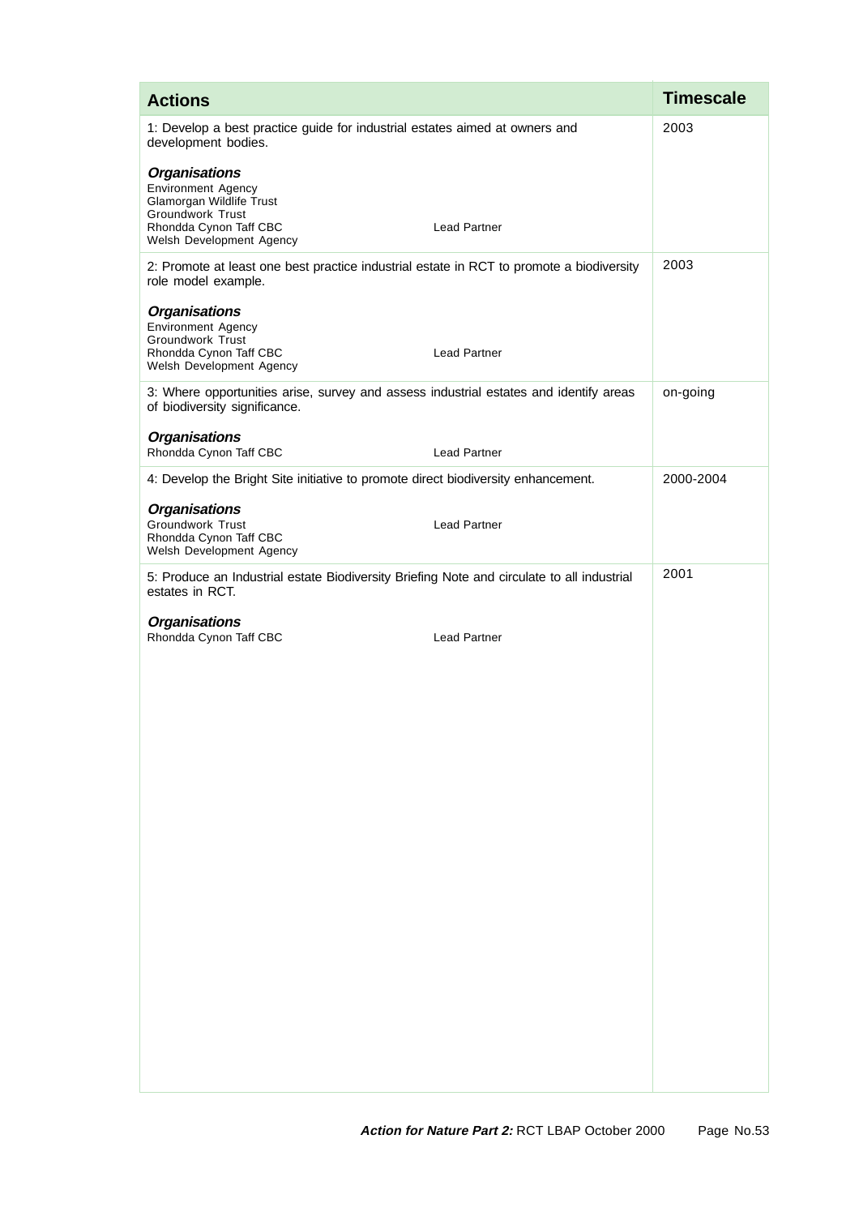| Actions | Timescale |
|---|---|
| 1: Develop a best practice guide for industrial estates aimed at owners and development bodies.<br><br>***Organisations***<br>Environment Agency<br>Glamorgan Wildlife Trust<br>Groundwork Trust<br>Rhondda Cynon Taff CBC — Lead Partner<br>Welsh Development Agency | 2003 |
| 2: Promote at least one best practice industrial estate in RCT to promote a biodiversity role model example.<br><br>***Organisations***<br>Environment Agency<br>Groundwork Trust<br>Rhondda Cynon Taff CBC — Lead Partner<br>Welsh Development Agency | 2003 |
| 3: Where opportunities arise, survey and assess industrial estates and identify areas of biodiversity significance.<br><br>***Organisations***<br>Rhondda Cynon Taff CBC — Lead Partner | on-going |
| 4: Develop the Bright Site initiative to promote direct biodiversity enhancement.<br><br>***Organisations***<br>Groundwork Trust — Lead Partner<br>Rhondda Cynon Taff CBC<br>Welsh Development Agency | 2000-2004 |
| 5: Produce an Industrial estate Biodiversity Briefing Note and circulate to all industrial estates in RCT.<br><br>***Organisations***<br>Rhondda Cynon Taff CBC — Lead Partner | 2001 |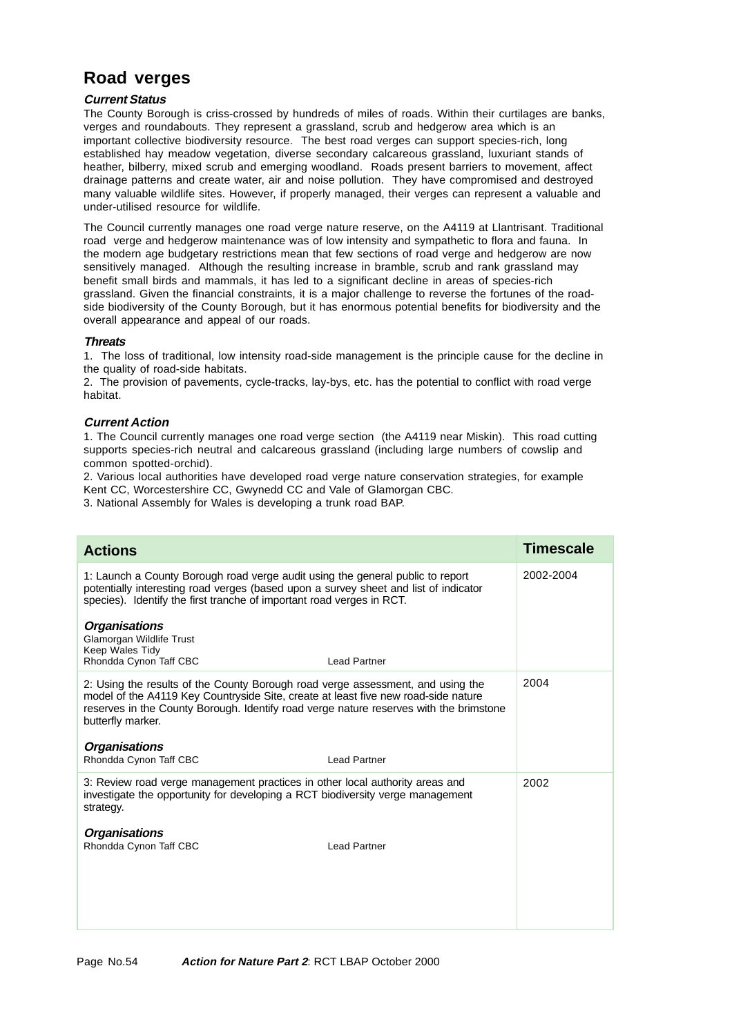# Road verges

### *Current Status*

The County Borough is criss-crossed by hundreds of miles of roads. Within their curtilages are banks, verges and roundabouts. They represent a grassland, scrub and hedgerow area which is an important collective biodiversity resource. The best road verges can support species-rich, long established hay meadow vegetation, diverse secondary calcareous grassland, luxuriant stands of heather, bilberry, mixed scrub and emerging woodland. Roads present barriers to movement, affect drainage patterns and create water, air and noise pollution. They have compromised and destroyed many valuable wildlife sites. However, if properly managed, their verges can represent a valuable and under-utilised resource for wildlife.

The Council currently manages one road verge nature reserve, on the A4119 at Llantrisant. Traditional road verge and hedgerow maintenance was of low intensity and sympathetic to flora and fauna. In the modern age budgetary restrictions mean that few sections of road verge and hedgerow are now sensitively managed. Although the resulting increase in bramble, scrub and rank grassland may benefit small birds and mammals, it has led to a significant decline in areas of species-rich grassland. Given the financial constraints, it is a major challenge to reverse the fortunes of the road-side biodiversity of the County Borough, but it has enormous potential benefits for biodiversity and the overall appearance and appeal of our roads.

### *Threats*

1. The loss of traditional, low intensity road-side management is the principle cause for the decline in the quality of road-side habitats.
2. The provision of pavements, cycle-tracks, lay-bys, etc. has the potential to conflict with road verge habitat.

### *Current Action*

1. The Council currently manages one road verge section (the A4119 near Miskin). This road cutting supports species-rich neutral and calcareous grassland (including large numbers of cowslip and common spotted-orchid).
2. Various local authorities have developed road verge nature conservation strategies, for example Kent CC, Worcestershire CC, Gwynedd CC and Vale of Glamorgan CBC.
3. National Assembly for Wales is developing a trunk road BAP.

| Actions | Timescale |
|---|---|
| 1: Launch a County Borough road verge audit using the general public to report potentially interesting road verges (based upon a survey sheet and list of indicator species). Identify the first tranche of important road verges in RCT.<br><br>***Organisations***<br>Glamorgan Wildlife Trust<br>Keep Wales Tidy<br>Rhondda Cynon Taff CBC — Lead Partner | 2002-2004 |
| 2: Using the results of the County Borough road verge assessment, and using the model of the A4119 Key Countryside Site, create at least five new road-side nature reserves in the County Borough. Identify road verge nature reserves with the brimstone butterfly marker.<br><br>***Organisations***<br>Rhondda Cynon Taff CBC — Lead Partner | 2004 |
| 3: Review road verge management practices in other local authority areas and investigate the opportunity for developing a RCT biodiversity verge management strategy.<br><br>***Organisations***<br>Rhondda Cynon Taff CBC — Lead Partner | 2002 |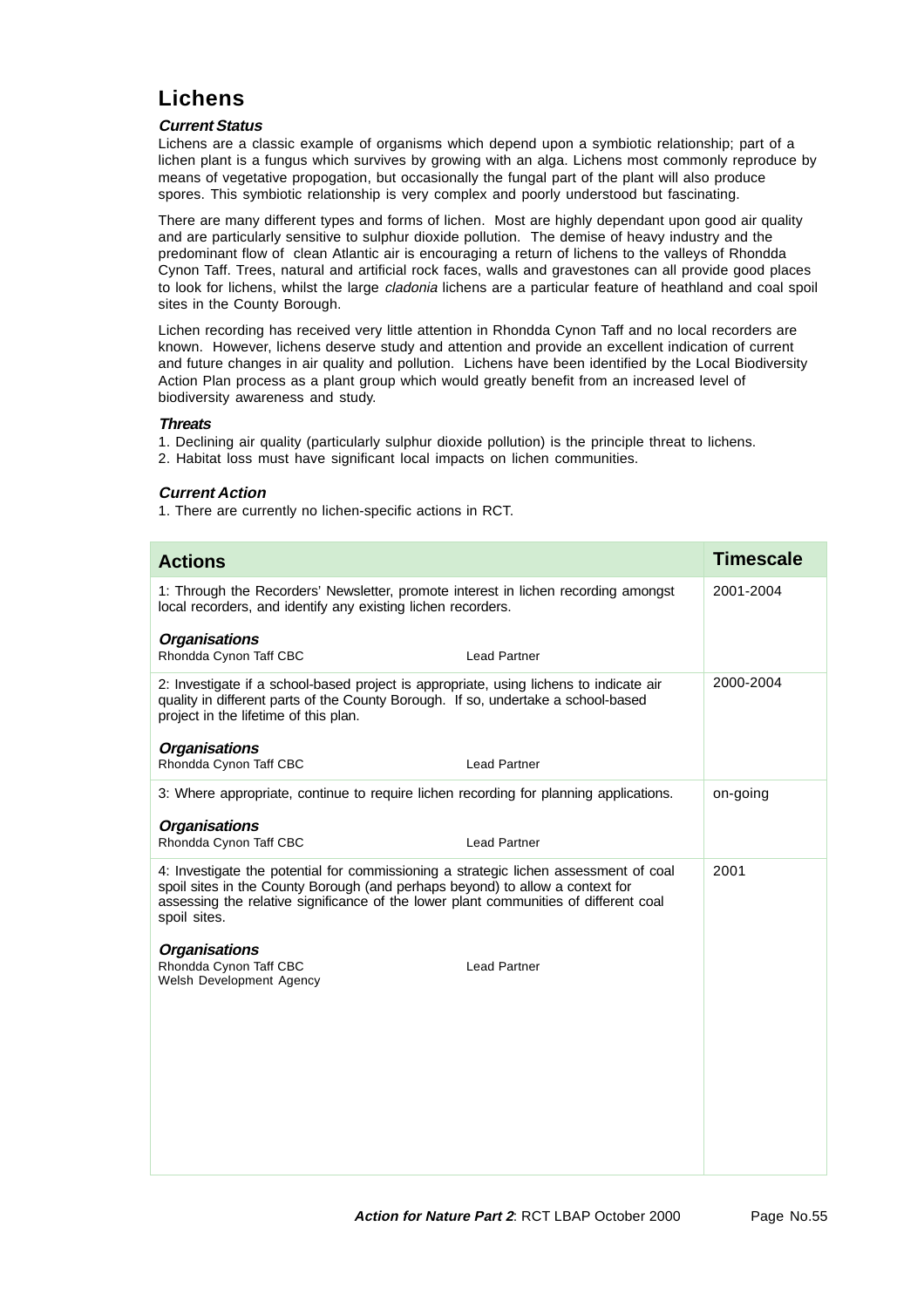## Lichens

### *Current Status*

Lichens are a classic example of organisms which depend upon a symbiotic relationship; part of a lichen plant is a fungus which survives by growing with an alga. Lichens most commonly reproduce by means of vegetative propogation, but occasionally the fungal part of the plant will also produce spores. This symbiotic relationship is very complex and poorly understood but fascinating.

There are many different types and forms of lichen. Most are highly dependant upon good air quality and are particularly sensitive to sulphur dioxide pollution. The demise of heavy industry and the predominant flow of clean Atlantic air is encouraging a return of lichens to the valleys of Rhondda Cynon Taff. Trees, natural and artificial rock faces, walls and gravestones can all provide good places to look for lichens, whilst the large *cladonia* lichens are a particular feature of heathland and coal spoil sites in the County Borough.

Lichen recording has received very little attention in Rhondda Cynon Taff and no local recorders are known. However, lichens deserve study and attention and provide an excellent indication of current and future changes in air quality and pollution. Lichens have been identified by the Local Biodiversity Action Plan process as a plant group which would greatly benefit from an increased level of biodiversity awareness and study.

### *Threats*

1. Declining air quality (particularly sulphur dioxide pollution) is the principle threat to lichens.
2. Habitat loss must have significant local impacts on lichen communities.

### *Current Action*

1. There are currently no lichen-specific actions in RCT.

| Actions | Timescale |
|---|---|
| 1: Through the Recorders' Newsletter, promote interest in lichen recording amongst local recorders, and identify any existing lichen recorders.<br><br>***Organisations***<br>Rhondda Cynon Taff CBC — Lead Partner | 2001-2004 |
| 2: Investigate if a school-based project is appropriate, using lichens to indicate air quality in different parts of the County Borough. If so, undertake a school-based project in the lifetime of this plan.<br><br>***Organisations***<br>Rhondda Cynon Taff CBC — Lead Partner | 2000-2004 |
| 3: Where appropriate, continue to require lichen recording for planning applications.<br><br>***Organisations***<br>Rhondda Cynon Taff CBC — Lead Partner | on-going |
| 4: Investigate the potential for commissioning a strategic lichen assessment of coal spoil sites in the County Borough (and perhaps beyond) to allow a context for assessing the relative significance of the lower plant communities of different coal spoil sites.<br><br>***Organisations***<br>Rhondda Cynon Taff CBC — Lead Partner<br>Welsh Development Agency | 2001 |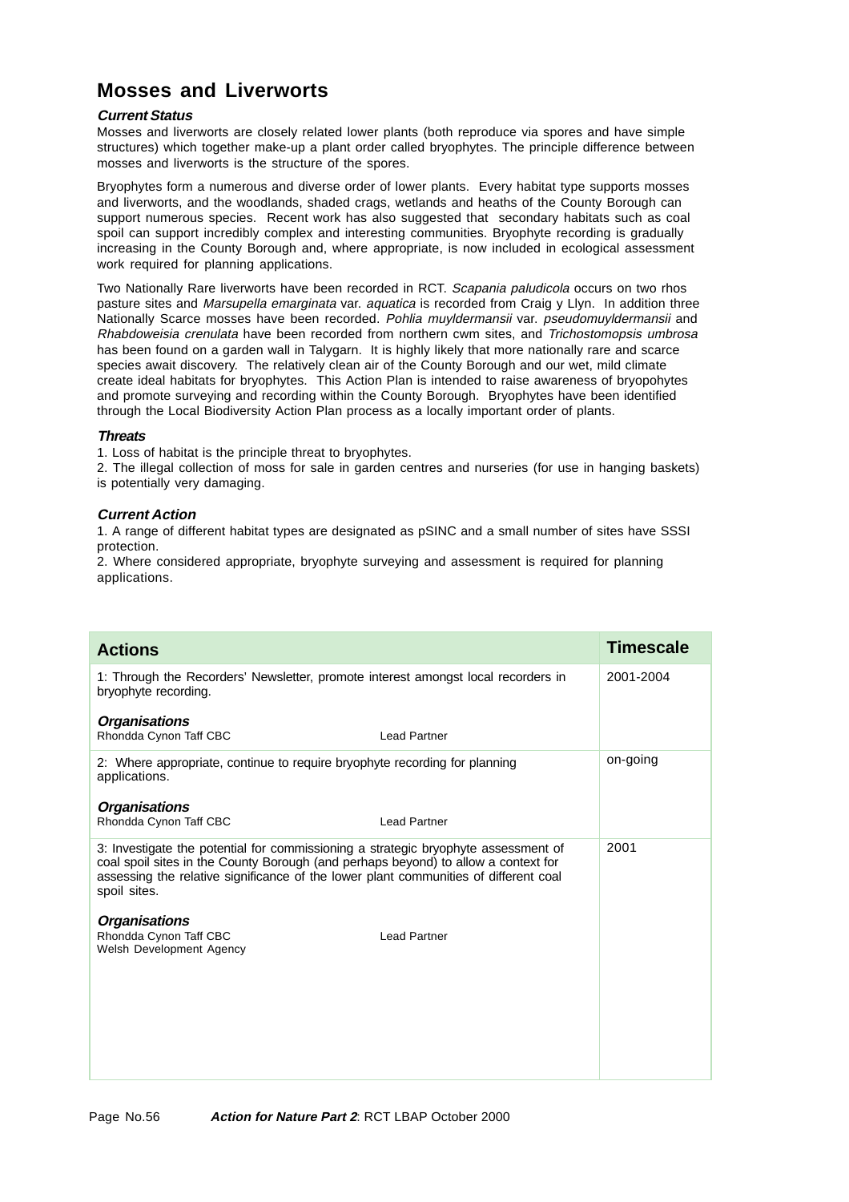# Mosses and Liverworts

### *Current Status*

Mosses and liverworts are closely related lower plants (both reproduce via spores and have simple structures) which together make-up a plant order called bryophytes. The principle difference between mosses and liverworts is the structure of the spores.

Bryophytes form a numerous and diverse order of lower plants. Every habitat type supports mosses and liverworts, and the woodlands, shaded crags, wetlands and heaths of the County Borough can support numerous species. Recent work has also suggested that secondary habitats such as coal spoil can support incredibly complex and interesting communities. Bryophyte recording is gradually increasing in the County Borough and, where appropriate, is now included in ecological assessment work required for planning applications.

Two Nationally Rare liverworts have been recorded in RCT. *Scapania paludicola* occurs on two rhos pasture sites and *Marsupella emarginata* var. *aquatica* is recorded from Craig y Llyn. In addition three Nationally Scarce mosses have been recorded. *Pohlia muyldermansii* var. *pseudomuyldermansii* and *Rhabdoweisia crenulata* have been recorded from northern cwm sites, and *Trichostomopsis umbrosa* has been found on a garden wall in Talygarn. It is highly likely that more nationally rare and scarce species await discovery. The relatively clean air of the County Borough and our wet, mild climate create ideal habitats for bryophytes. This Action Plan is intended to raise awareness of bryopohytes and promote surveying and recording within the County Borough. Bryophytes have been identified through the Local Biodiversity Action Plan process as a locally important order of plants.

### *Threats*

1. Loss of habitat is the principle threat to bryophytes.
2. The illegal collection of moss for sale in garden centres and nurseries (for use in hanging baskets) is potentially very damaging.

### *Current Action*

1. A range of different habitat types are designated as pSINC and a small number of sites have SSSI protection.
2. Where considered appropriate, bryophyte surveying and assessment is required for planning applications.

| Actions | Timescale |
|---|---|
| 1: Through the Recorders' Newsletter, promote interest amongst local recorders in bryophyte recording.<br><br>***Organisations***<br>Rhondda Cynon Taff CBC — Lead Partner | 2001-2004 |
| 2: Where appropriate, continue to require bryophyte recording for planning applications.<br><br>***Organisations***<br>Rhondda Cynon Taff CBC — Lead Partner | on-going |
| 3: Investigate the potential for commissioning a strategic bryophyte assessment of coal spoil sites in the County Borough (and perhaps beyond) to allow a context for assessing the relative significance of the lower plant communities of different coal spoil sites.<br><br>***Organisations***<br>Rhondda Cynon Taff CBC — Lead Partner<br>Welsh Development Agency | 2001 |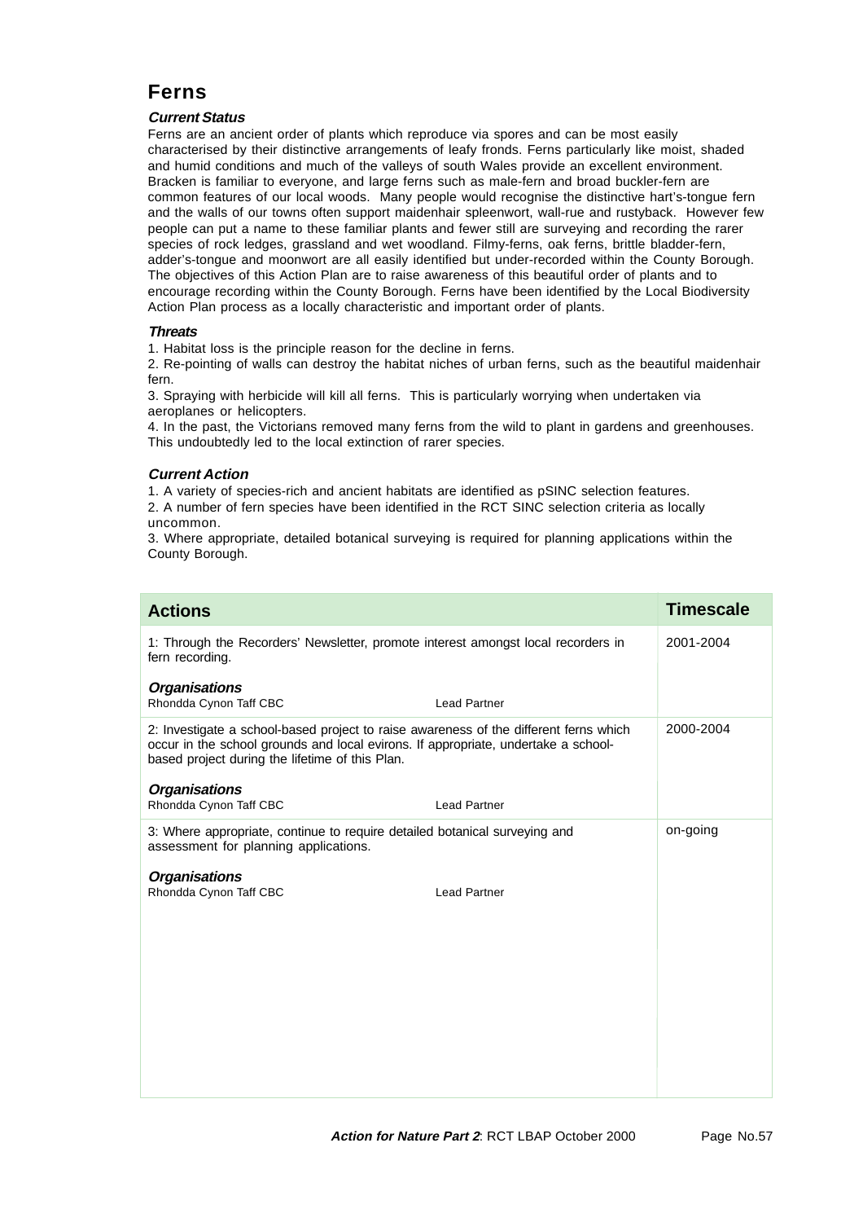# Ferns

### *Current Status*

Ferns are an ancient order of plants which reproduce via spores and can be most easily characterised by their distinctive arrangements of leafy fronds. Ferns particularly like moist, shaded and humid conditions and much of the valleys of south Wales provide an excellent environment. Bracken is familiar to everyone, and large ferns such as male-fern and broad buckler-fern are common features of our local woods. Many people would recognise the distinctive hart's-tongue fern and the walls of our towns often support maidenhair spleenwort, wall-rue and rustyback. However few people can put a name to these familiar plants and fewer still are surveying and recording the rarer species of rock ledges, grassland and wet woodland. Filmy-ferns, oak ferns, brittle bladder-fern, adder's-tongue and moonwort are all easily identified but under-recorded within the County Borough. The objectives of this Action Plan are to raise awareness of this beautiful order of plants and to encourage recording within the County Borough. Ferns have been identified by the Local Biodiversity Action Plan process as a locally characteristic and important order of plants.

### *Threats*

1. Habitat loss is the principle reason for the decline in ferns.
2. Re-pointing of walls can destroy the habitat niches of urban ferns, such as the beautiful maidenhair fern.
3. Spraying with herbicide will kill all ferns. This is particularly worrying when undertaken via aeroplanes or helicopters.
4. In the past, the Victorians removed many ferns from the wild to plant in gardens and greenhouses. This undoubtedly led to the local extinction of rarer species.

### *Current Action*

1. A variety of species-rich and ancient habitats are identified as pSINC selection features.
2. A number of fern species have been identified in the RCT SINC selection criteria as locally uncommon.
3. Where appropriate, detailed botanical surveying is required for planning applications within the County Borough.

| Actions | Timescale |
|---|---|
| 1: Through the Recorders' Newsletter, promote interest amongst local recorders in fern recording.<br><br>***Organisations***<br>Rhondda Cynon Taff CBC — Lead Partner | 2001-2004 |
| 2: Investigate a school-based project to raise awareness of the different ferns which occur in the school grounds and local evirons. If appropriate, undertake a school-based project during the lifetime of this Plan.<br><br>***Organisations***<br>Rhondda Cynon Taff CBC — Lead Partner | 2000-2004 |
| 3: Where appropriate, continue to require detailed botanical surveying and assessment for planning applications.<br><br>***Organisations***<br>Rhondda Cynon Taff CBC — Lead Partner | on-going |

***Action for Nature Part 2***: RCT LBAP October 2000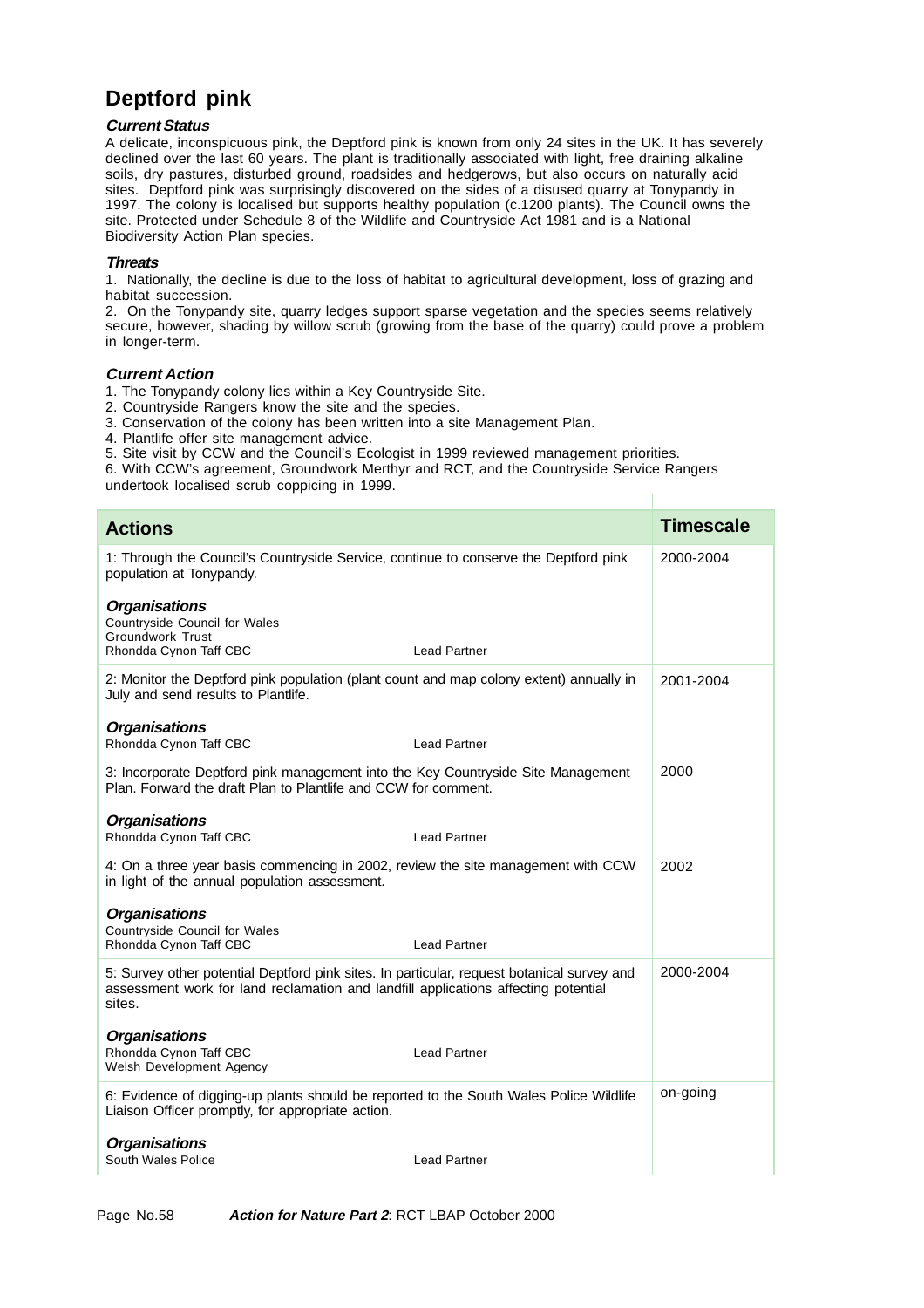# Deptford pink

### *Current Status*

A delicate, inconspicuous pink, the Deptford pink is known from only 24 sites in the UK. It has severely declined over the last 60 years. The plant is traditionally associated with light, free draining alkaline soils, dry pastures, disturbed ground, roadsides and hedgerows, but also occurs on naturally acid sites. Deptford pink was surprisingly discovered on the sides of a disused quarry at Tonypandy in 1997. The colony is localised but supports healthy population (c.1200 plants). The Council owns the site. Protected under Schedule 8 of the Wildlife and Countryside Act 1981 and is a National Biodiversity Action Plan species.

### *Threats*

1. Nationally, the decline is due to the loss of habitat to agricultural development, loss of grazing and habitat succession.
2. On the Tonypandy site, quarry ledges support sparse vegetation and the species seems relatively secure, however, shading by willow scrub (growing from the base of the quarry) could prove a problem in longer-term.

### *Current Action*

1. The Tonypandy colony lies within a Key Countryside Site.
2. Countryside Rangers know the site and the species.
3. Conservation of the colony has been written into a site Management Plan.
4. Plantlife offer site management advice.
5. Site visit by CCW and the Council's Ecologist in 1999 reviewed management priorities.
6. With CCW's agreement, Groundwork Merthyr and RCT, and the Countryside Service Rangers undertook localised scrub coppicing in 1999.

| Actions | Timescale |
|---|---|
| 1: Through the Council's Countryside Service, continue to conserve the Deptford pink population at Tonypandy.<br><br>***Organisations***<br>Countryside Council for Wales<br>Groundwork Trust<br>Rhondda Cynon Taff CBC — Lead Partner | 2000-2004 |
| 2: Monitor the Deptford pink population (plant count and map colony extent) annually in July and send results to Plantlife.<br><br>***Organisations***<br>Rhondda Cynon Taff CBC — Lead Partner | 2001-2004 |
| 3: Incorporate Deptford pink management into the Key Countryside Site Management Plan. Forward the draft Plan to Plantlife and CCW for comment.<br><br>***Organisations***<br>Rhondda Cynon Taff CBC — Lead Partner | 2000 |
| 4: On a three year basis commencing in 2002, review the site management with CCW in light of the annual population assessment.<br><br>***Organisations***<br>Countryside Council for Wales<br>Rhondda Cynon Taff CBC — Lead Partner | 2002 |
| 5: Survey other potential Deptford pink sites. In particular, request botanical survey and assessment work for land reclamation and landfill applications affecting potential sites.<br><br>***Organisations***<br>Rhondda Cynon Taff CBC — Lead Partner<br>Welsh Development Agency | 2000-2004 |
| 6: Evidence of digging-up plants should be reported to the South Wales Police Wildlife Liaison Officer promptly, for appropriate action.<br><br>***Organisations***<br>South Wales Police — Lead Partner | on-going |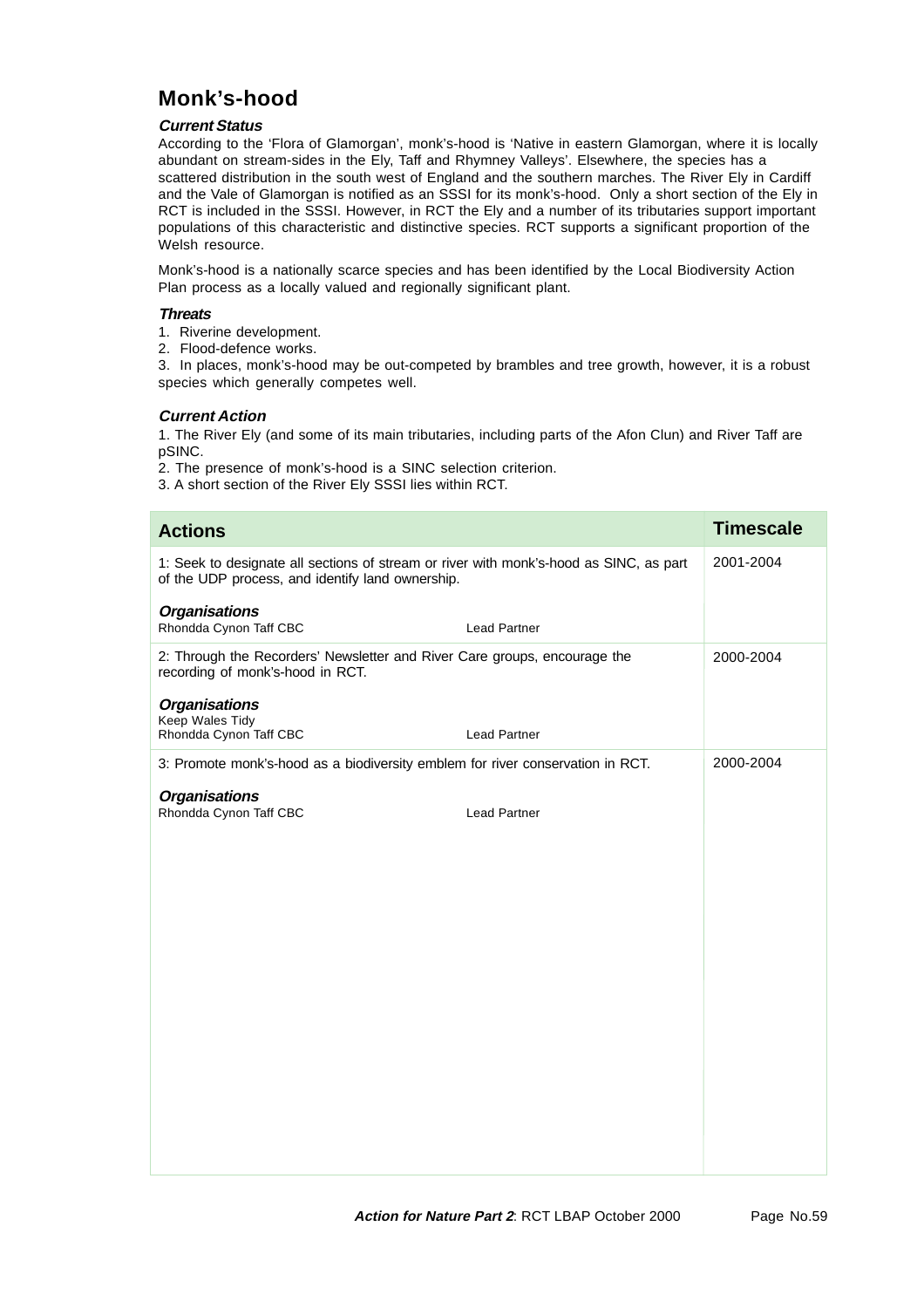# Monk's-hood

### *Current Status*

According to the 'Flora of Glamorgan', monk's-hood is 'Native in eastern Glamorgan, where it is locally abundant on stream-sides in the Ely, Taff and Rhymney Valleys'. Elsewhere, the species has a scattered distribution in the south west of England and the southern marches. The River Ely in Cardiff and the Vale of Glamorgan is notified as an SSSI for its monk's-hood. Only a short section of the Ely in RCT is included in the SSSI. However, in RCT the Ely and a number of its tributaries support important populations of this characteristic and distinctive species. RCT supports a significant proportion of the Welsh resource.

Monk's-hood is a nationally scarce species and has been identified by the Local Biodiversity Action Plan process as a locally valued and regionally significant plant.

### *Threats*

1. Riverine development.
2. Flood-defence works.
3. In places, monk's-hood may be out-competed by brambles and tree growth, however, it is a robust species which generally competes well.

### *Current Action*

1. The River Ely (and some of its main tributaries, including parts of the Afon Clun) and River Taff are pSINC.
2. The presence of monk's-hood is a SINC selection criterion.
3. A short section of the River Ely SSSI lies within RCT.

| Actions | Timescale |
|---|---|
| 1: Seek to designate all sections of stream or river with monk's-hood as SINC, as part of the UDP process, and identify land ownership.<br><br>***Organisations***<br>Rhondda Cynon Taff CBC — Lead Partner | 2001-2004 |
| 2: Through the Recorders' Newsletter and River Care groups, encourage the recording of monk's-hood in RCT.<br><br>***Organisations***<br>Keep Wales Tidy<br>Rhondda Cynon Taff CBC — Lead Partner | 2000-2004 |
| 3: Promote monk's-hood as a biodiversity emblem for river conservation in RCT.<br><br>***Organisations***<br>Rhondda Cynon Taff CBC — Lead Partner | 2000-2004 |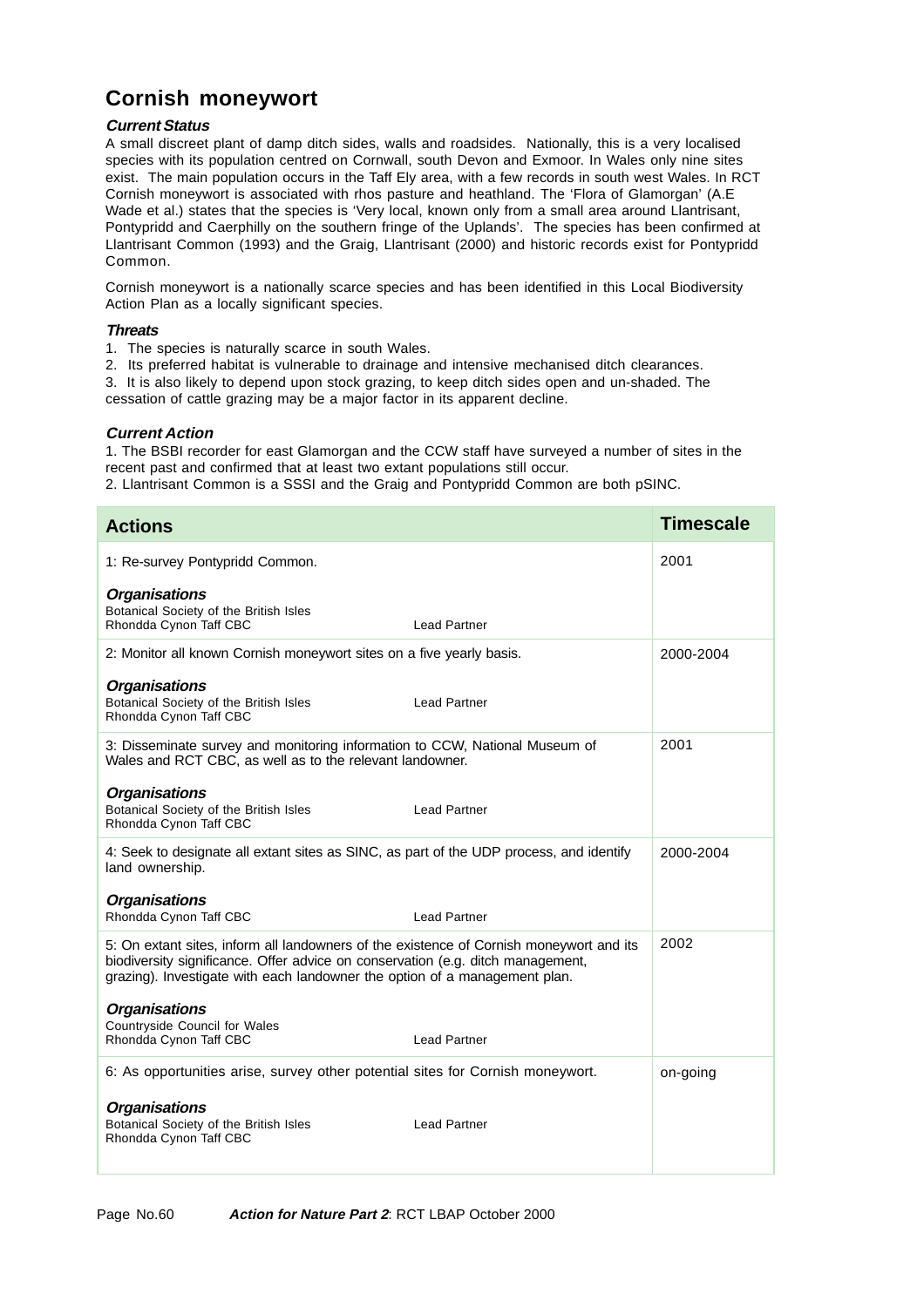# Cornish moneywort

### *Current Status*

A small discreet plant of damp ditch sides, walls and roadsides. Nationally, this is a very localised species with its population centred on Cornwall, south Devon and Exmoor. In Wales only nine sites exist. The main population occurs in the Taff Ely area, with a few records in south west Wales. In RCT Cornish moneywort is associated with rhos pasture and heathland. The 'Flora of Glamorgan' (A.E Wade et al.) states that the species is 'Very local, known only from a small area around Llantrisant, Pontypridd and Caerphilly on the southern fringe of the Uplands'. The species has been confirmed at Llantrisant Common (1993) and the Graig, Llantrisant (2000) and historic records exist for Pontypridd Common.

Cornish moneywort is a nationally scarce species and has been identified in this Local Biodiversity Action Plan as a locally significant species.

### *Threats*

1. The species is naturally scarce in south Wales.
2. Its preferred habitat is vulnerable to drainage and intensive mechanised ditch clearances.
3. It is also likely to depend upon stock grazing, to keep ditch sides open and un-shaded. The cessation of cattle grazing may be a major factor in its apparent decline.

### *Current Action*

1. The BSBI recorder for east Glamorgan and the CCW staff have surveyed a number of sites in the recent past and confirmed that at least two extant populations still occur.
2. Llantrisant Common is a SSSI and the Graig and Pontypridd Common are both pSINC.

| Actions | Timescale |
|---|---|
| 1: Re-survey Pontypridd Common.<br><br>***Organisations***<br>Botanical Society of the British Isles<br>Rhondda Cynon Taff CBC — Lead Partner | 2001 |
| 2: Monitor all known Cornish moneywort sites on a five yearly basis.<br><br>***Organisations***<br>Botanical Society of the British Isles — Lead Partner<br>Rhondda Cynon Taff CBC | 2000-2004 |
| 3: Disseminate survey and monitoring information to CCW, National Museum of Wales and RCT CBC, as well as to the relevant landowner.<br><br>***Organisations***<br>Botanical Society of the British Isles — Lead Partner<br>Rhondda Cynon Taff CBC | 2001 |
| 4: Seek to designate all extant sites as SINC, as part of the UDP process, and identify land ownership.<br><br>***Organisations***<br>Rhondda Cynon Taff CBC — Lead Partner | 2000-2004 |
| 5: On extant sites, inform all landowners of the existence of Cornish moneywort and its biodiversity significance. Offer advice on conservation (e.g. ditch management, grazing). Investigate with each landowner the option of a management plan.<br><br>***Organisations***<br>Countryside Council for Wales<br>Rhondda Cynon Taff CBC — Lead Partner | 2002 |
| 6: As opportunities arise, survey other potential sites for Cornish moneywort.<br><br>***Organisations***<br>Botanical Society of the British Isles — Lead Partner<br>Rhondda Cynon Taff CBC | on-going |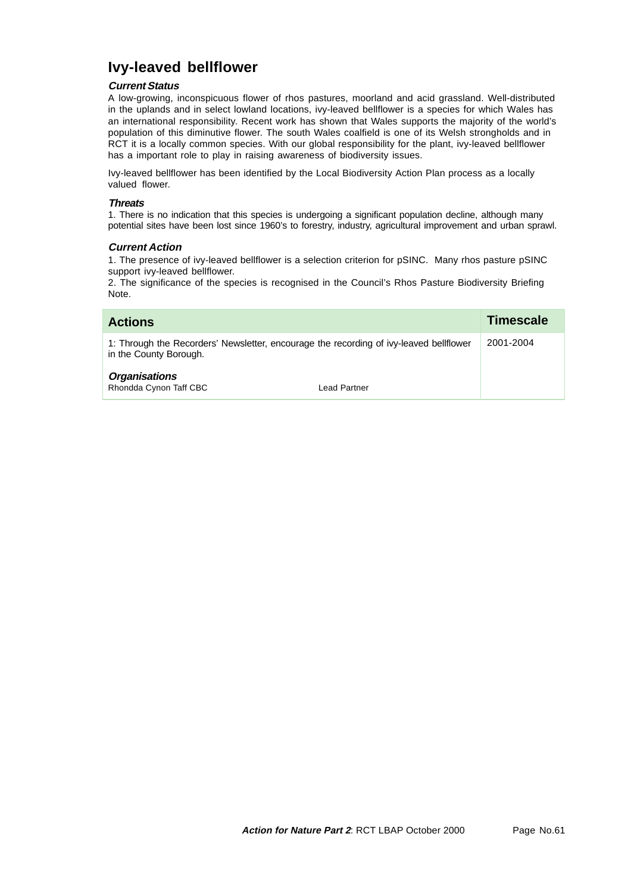# Ivy-leaved bellflower

### *Current Status*

A low-growing, inconspicuous flower of rhos pastures, moorland and acid grassland. Well-distributed in the uplands and in select lowland locations, ivy-leaved bellflower is a species for which Wales has an international responsibility. Recent work has shown that Wales supports the majority of the world's population of this diminutive flower. The south Wales coalfield is one of its Welsh strongholds and in RCT it is a locally common species. With our global responsibility for the plant, ivy-leaved bellflower has a important role to play in raising awareness of biodiversity issues.

Ivy-leaved bellflower has been identified by the Local Biodiversity Action Plan process as a locally valued flower.

### *Threats*

1. There is no indication that this species is undergoing a significant population decline, although many potential sites have been lost since 1960's to forestry, industry, agricultural improvement and urban sprawl.

### *Current Action*

1. The presence of ivy-leaved bellflower is a selection criterion for pSINC. Many rhos pasture pSINC support ivy-leaved bellflower.
2. The significance of the species is recognised in the Council's Rhos Pasture Biodiversity Briefing Note.

| Actions | Timescale |
|---|---|
| 1: Through the Recorders' Newsletter, encourage the recording of ivy-leaved bellflower in the County Borough.<br><br>***Organisations***<br>Rhondda Cynon Taff CBC — Lead Partner | 2001-2004 |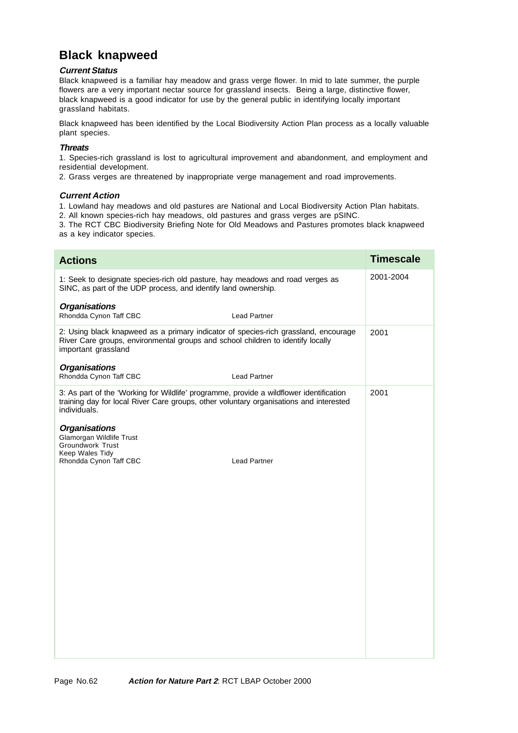# Black knapweed

### *Current Status*

Black knapweed is a familiar hay meadow and grass verge flower. In mid to late summer, the purple flowers are a very important nectar source for grassland insects. Being a large, distinctive flower, black knapweed is a good indicator for use by the general public in identifying locally important grassland habitats.

Black knapweed has been identified by the Local Biodiversity Action Plan process as a locally valuable plant species.

### *Threats*

1. Species-rich grassland is lost to agricultural improvement and abandonment, and employment and residential development.
2. Grass verges are threatened by inappropriate verge management and road improvements.

### *Current Action*

1. Lowland hay meadows and old pastures are National and Local Biodiversity Action Plan habitats.
2. All known species-rich hay meadows, old pastures and grass verges are pSINC.
3. The RCT CBC Biodiversity Briefing Note for Old Meadows and Pastures promotes black knapweed as a key indicator species.

| Actions | Timescale |
|---|---|
| 1: Seek to designate species-rich old pasture, hay meadows and road verges as SINC, as part of the UDP process, and identify land ownership.<br><br>***Organisations***<br>Rhondda Cynon Taff CBC — Lead Partner | 2001-2004 |
| 2: Using black knapweed as a primary indicator of species-rich grassland, encourage River Care groups, environmental groups and school children to identify locally important grassland<br><br>***Organisations***<br>Rhondda Cynon Taff CBC — Lead Partner | 2001 |
| 3: As part of the 'Working for Wildlife' programme, provide a wildflower identification training day for local River Care groups, other voluntary organisations and interested individuals.<br><br>***Organisations***<br>Glamorgan Wildlife Trust<br>Groundwork Trust<br>Keep Wales Tidy<br>Rhondda Cynon Taff CBC — Lead Partner | 2001 |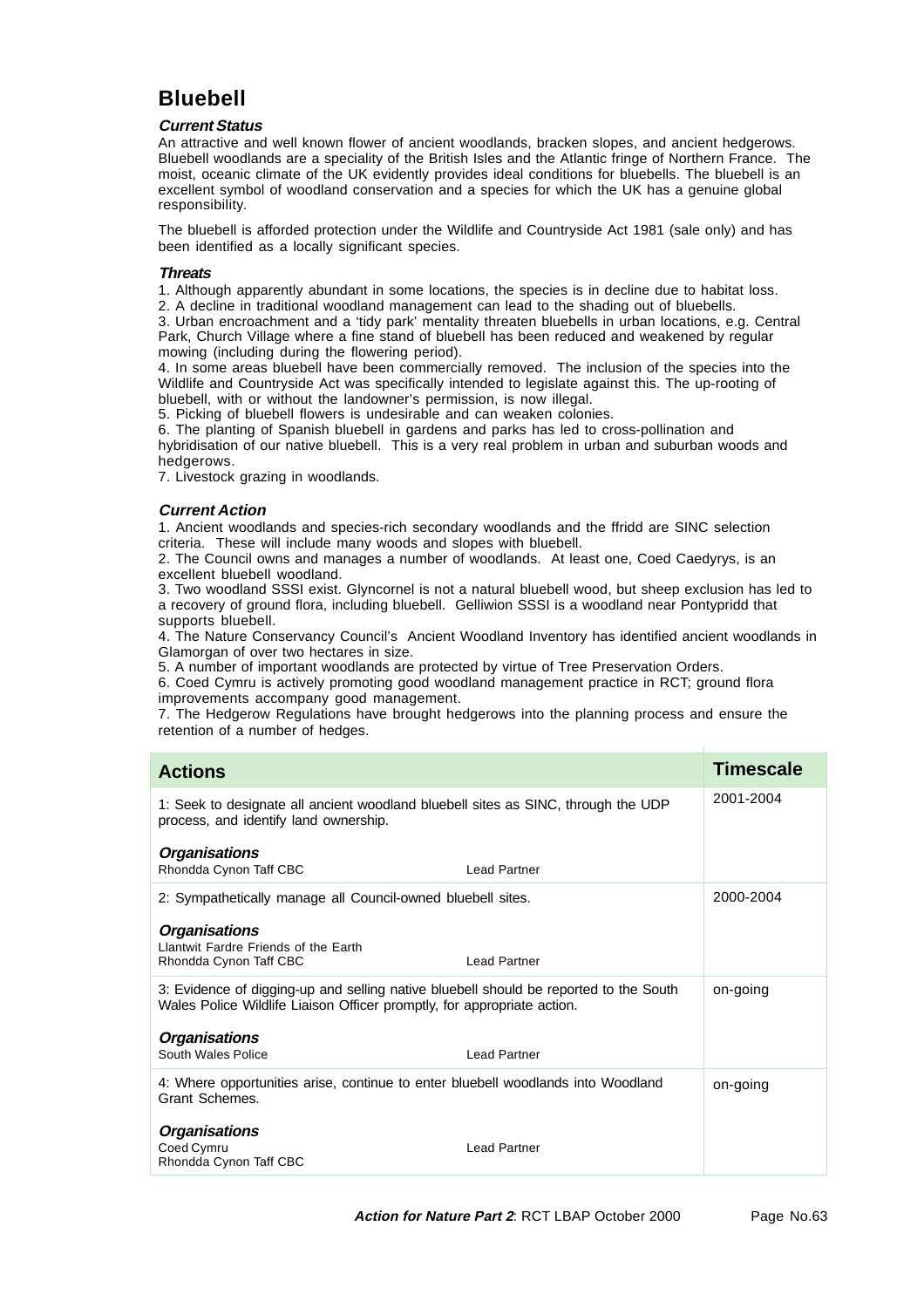# Bluebell

### *Current Status*

An attractive and well known flower of ancient woodlands, bracken slopes, and ancient hedgerows. Bluebell woodlands are a speciality of the British Isles and the Atlantic fringe of Northern France. The moist, oceanic climate of the UK evidently provides ideal conditions for bluebells. The bluebell is an excellent symbol of woodland conservation and a species for which the UK has a genuine global responsibility.

The bluebell is afforded protection under the Wildlife and Countryside Act 1981 (sale only) and has been identified as a locally significant species.

### *Threats*

1. Although apparently abundant in some locations, the species is in decline due to habitat loss.
2. A decline in traditional woodland management can lead to the shading out of bluebells.
3. Urban encroachment and a 'tidy park' mentality threaten bluebells in urban locations, e.g. Central Park, Church Village where a fine stand of bluebell has been reduced and weakened by regular mowing (including during the flowering period).
4. In some areas bluebell have been commercially removed. The inclusion of the species into the Wildlife and Countryside Act was specifically intended to legislate against this. The up-rooting of bluebell, with or without the landowner's permission, is now illegal.
5. Picking of bluebell flowers is undesirable and can weaken colonies.
6. The planting of Spanish bluebell in gardens and parks has led to cross-pollination and hybridisation of our native bluebell. This is a very real problem in urban and suburban woods and hedgerows.
7. Livestock grazing in woodlands.

### *Current Action*

1. Ancient woodlands and species-rich secondary woodlands and the ffridd are SINC selection criteria. These will include many woods and slopes with bluebell.
2. The Council owns and manages a number of woodlands. At least one, Coed Caedyrys, is an excellent bluebell woodland.
3. Two woodland SSSI exist. Glyncornel is not a natural bluebell wood, but sheep exclusion has led to a recovery of ground flora, including bluebell. Gelliwion SSSI is a woodland near Pontypridd that supports bluebell.
4. The Nature Conservancy Council's Ancient Woodland Inventory has identified ancient woodlands in Glamorgan of over two hectares in size.
5. A number of important woodlands are protected by virtue of Tree Preservation Orders.
6. Coed Cymru is actively promoting good woodland management practice in RCT; ground flora improvements accompany good management.
7. The Hedgerow Regulations have brought hedgerows into the planning process and ensure the retention of a number of hedges.

| Actions | Timescale |
|---|---|
| 1: Seek to designate all ancient woodland bluebell sites as SINC, through the UDP process, and identify land ownership.<br><br>***Organisations***<br>Rhondda Cynon Taff CBC — Lead Partner | 2001-2004 |
| 2: Sympathetically manage all Council-owned bluebell sites.<br><br>***Organisations***<br>Llantwit Fardre Friends of the Earth<br>Rhondda Cynon Taff CBC — Lead Partner | 2000-2004 |
| 3: Evidence of digging-up and selling native bluebell should be reported to the South Wales Police Wildlife Liaison Officer promptly, for appropriate action.<br><br>***Organisations***<br>South Wales Police — Lead Partner | on-going |
| 4: Where opportunities arise, continue to enter bluebell woodlands into Woodland Grant Schemes.<br><br>***Organisations***<br>Coed Cymru — Lead Partner<br>Rhondda Cynon Taff CBC | on-going |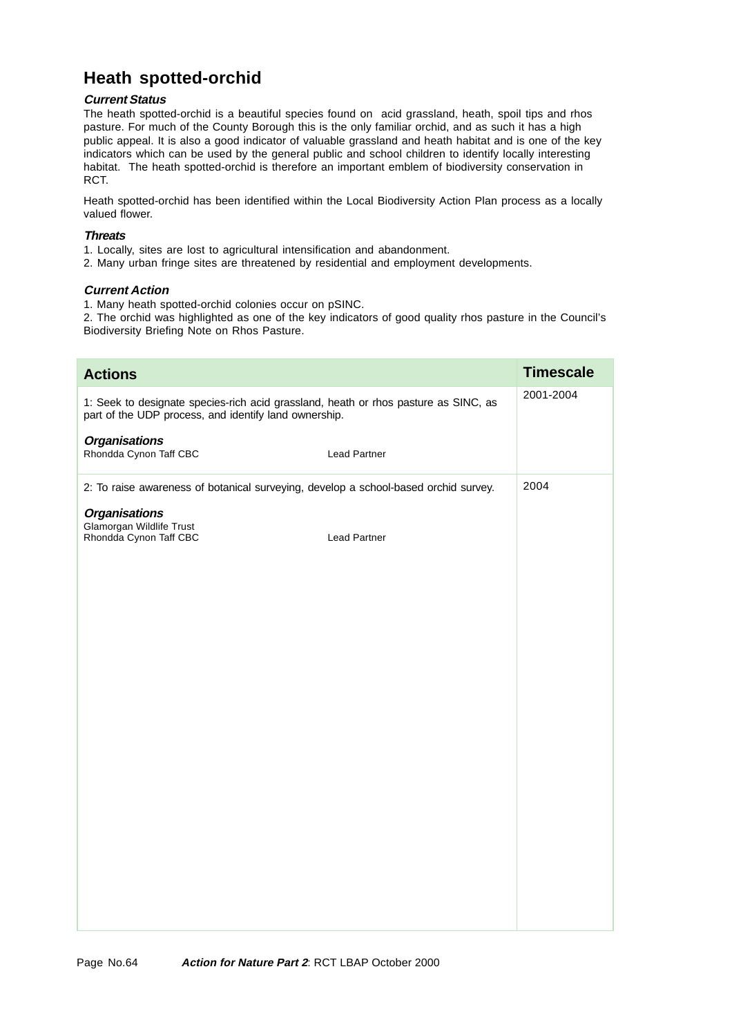# Heath spotted-orchid

### *Current Status*

The heath spotted-orchid is a beautiful species found on acid grassland, heath, spoil tips and rhos pasture. For much of the County Borough this is the only familiar orchid, and as such it has a high public appeal. It is also a good indicator of valuable grassland and heath habitat and is one of the key indicators which can be used by the general public and school children to identify locally interesting habitat. The heath spotted-orchid is therefore an important emblem of biodiversity conservation in RCT.

Heath spotted-orchid has been identified within the Local Biodiversity Action Plan process as a locally valued flower.

### *Threats*

1. Locally, sites are lost to agricultural intensification and abandonment.
2. Many urban fringe sites are threatened by residential and employment developments.

### *Current Action*

1. Many heath spotted-orchid colonies occur on pSINC.
2. The orchid was highlighted as one of the key indicators of good quality rhos pasture in the Council's Biodiversity Briefing Note on Rhos Pasture.

| Actions | Timescale |
|---|---|
| 1: Seek to designate species-rich acid grassland, heath or rhos pasture as SINC, as part of the UDP process, and identify land ownership.<br><br>***Organisations***<br>Rhondda Cynon Taff CBC — Lead Partner | 2001-2004 |
| 2: To raise awareness of botanical surveying, develop a school-based orchid survey.<br><br>***Organisations***<br>Glamorgan Wildlife Trust<br>Rhondda Cynon Taff CBC — Lead Partner | 2004 |

***Action for Nature Part 2***: RCT LBAP October 2000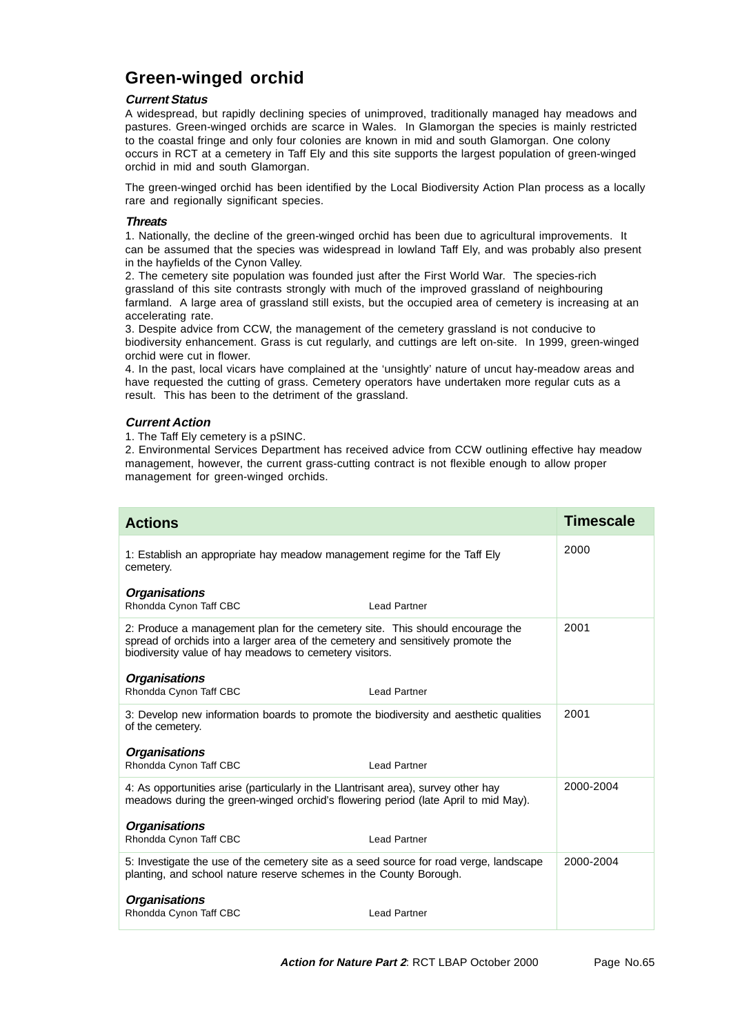## Green-winged orchid

***Current Status***

A widespread, but rapidly declining species of unimproved, traditionally managed hay meadows and pastures. Green-winged orchids are scarce in Wales. In Glamorgan the species is mainly restricted to the coastal fringe and only four colonies are known in mid and south Glamorgan. One colony occurs in RCT at a cemetery in Taff Ely and this site supports the largest population of green-winged orchid in mid and south Glamorgan.

The green-winged orchid has been identified by the Local Biodiversity Action Plan process as a locally rare and regionally significant species.

***Threats***

1. Nationally, the decline of the green-winged orchid has been due to agricultural improvements. It can be assumed that the species was widespread in lowland Taff Ely, and was probably also present in the hayfields of the Cynon Valley.
2. The cemetery site population was founded just after the First World War. The species-rich grassland of this site contrasts strongly with much of the improved grassland of neighbouring farmland. A large area of grassland still exists, but the occupied area of cemetery is increasing at an accelerating rate.
3. Despite advice from CCW, the management of the cemetery grassland is not conducive to biodiversity enhancement. Grass is cut regularly, and cuttings are left on-site. In 1999, green-winged orchid were cut in flower.
4. In the past, local vicars have complained at the 'unsightly' nature of uncut hay-meadow areas and have requested the cutting of grass. Cemetery operators have undertaken more regular cuts as a result. This has been to the detriment of the grassland.

***Current Action***

1. The Taff Ely cemetery is a pSINC.
2. Environmental Services Department has received advice from CCW outlining effective hay meadow management, however, the current grass-cutting contract is not flexible enough to allow proper management for green-winged orchids.

| **Actions** | **Timescale** |
|---|---|
| 1: Establish an appropriate hay meadow management regime for the Taff Ely cemetery.<br><br>***Organisations***<br>Rhondda Cynon Taff CBC — Lead Partner | 2000 |
| 2: Produce a management plan for the cemetery site. This should encourage the spread of orchids into a larger area of the cemetery and sensitively promote the biodiversity value of hay meadows to cemetery visitors.<br><br>***Organisations***<br>Rhondda Cynon Taff CBC — Lead Partner | 2001 |
| 3: Develop new information boards to promote the biodiversity and aesthetic qualities of the cemetery.<br><br>***Organisations***<br>Rhondda Cynon Taff CBC — Lead Partner | 2001 |
| 4: As opportunities arise (particularly in the Llantrisant area), survey other hay meadows during the green-winged orchid's flowering period (late April to mid May).<br><br>***Organisations***<br>Rhondda Cynon Taff CBC — Lead Partner | 2000-2004 |
| 5: Investigate the use of the cemetery site as a seed source for road verge, landscape planting, and school nature reserve schemes in the County Borough.<br><br>***Organisations***<br>Rhondda Cynon Taff CBC — Lead Partner | 2000-2004 |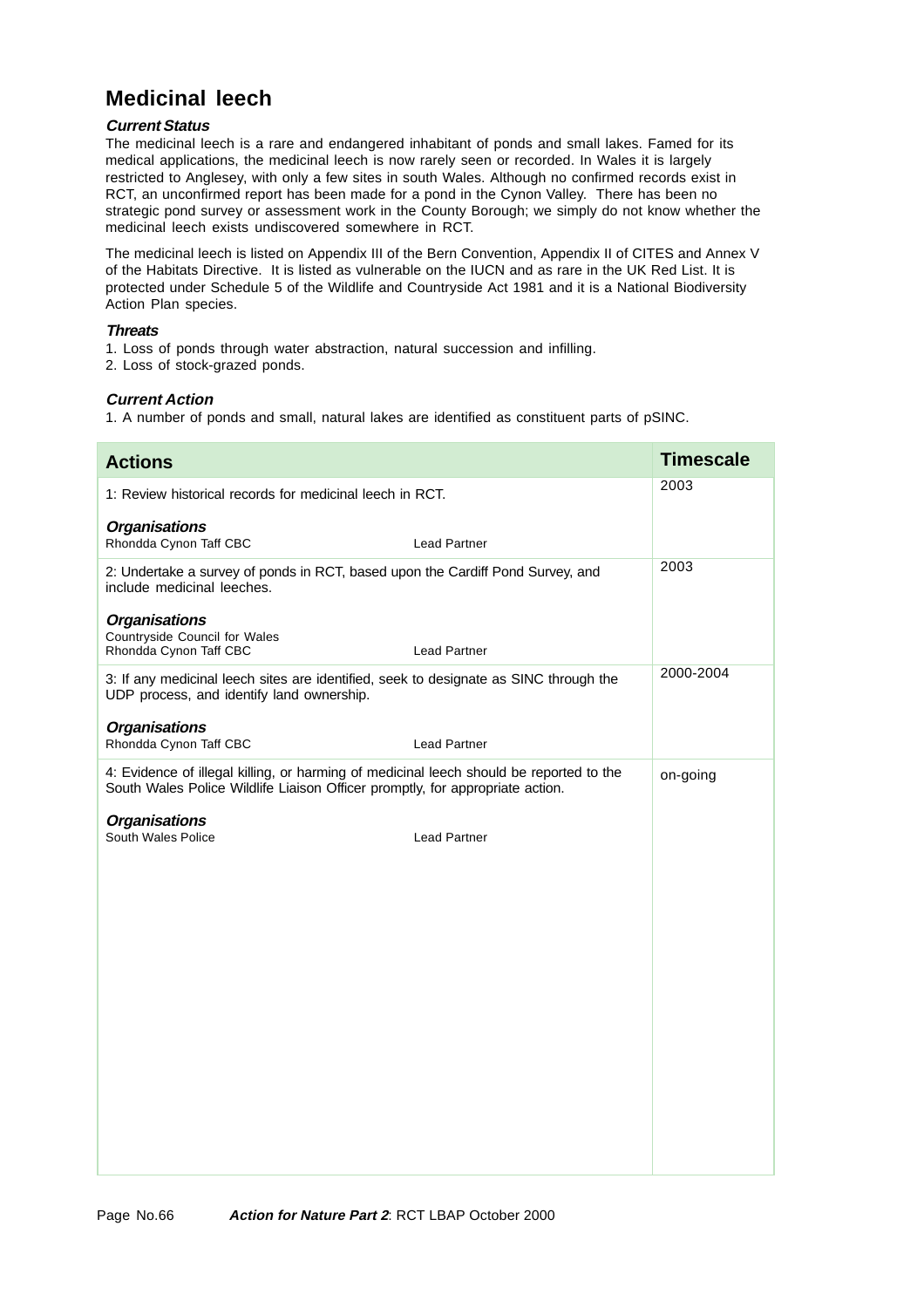# Medicinal leech

***Current Status***

The medicinal leech is a rare and endangered inhabitant of ponds and small lakes. Famed for its medical applications, the medicinal leech is now rarely seen or recorded. In Wales it is largely restricted to Anglesey, with only a few sites in south Wales. Although no confirmed records exist in RCT, an unconfirmed report has been made for a pond in the Cynon Valley. There has been no strategic pond survey or assessment work in the County Borough; we simply do not know whether the medicinal leech exists undiscovered somewhere in RCT.

The medicinal leech is listed on Appendix III of the Bern Convention, Appendix II of CITES and Annex V of the Habitats Directive. It is listed as vulnerable on the IUCN and as rare in the UK Red List. It is protected under Schedule 5 of the Wildlife and Countryside Act 1981 and it is a National Biodiversity Action Plan species.

***Threats***

1. Loss of ponds through water abstraction, natural succession and infilling.
2. Loss of stock-grazed ponds.

***Current Action***

1. A number of ponds and small, natural lakes are identified as constituent parts of pSINC.

| Actions | Timescale |
|---|---|
| 1: Review historical records for medicinal leech in RCT.<br><br>***Organisations***<br>Rhondda Cynon Taff CBC — Lead Partner | 2003 |
| 2: Undertake a survey of ponds in RCT, based upon the Cardiff Pond Survey, and include medicinal leeches.<br><br>***Organisations***<br>Countryside Council for Wales<br>Rhondda Cynon Taff CBC — Lead Partner | 2003 |
| 3: If any medicinal leech sites are identified, seek to designate as SINC through the UDP process, and identify land ownership.<br><br>***Organisations***<br>Rhondda Cynon Taff CBC — Lead Partner | 2000-2004 |
| 4: Evidence of illegal killing, or harming of medicinal leech should be reported to the South Wales Police Wildlife Liaison Officer promptly, for appropriate action.<br><br>***Organisations***<br>South Wales Police — Lead Partner | on-going |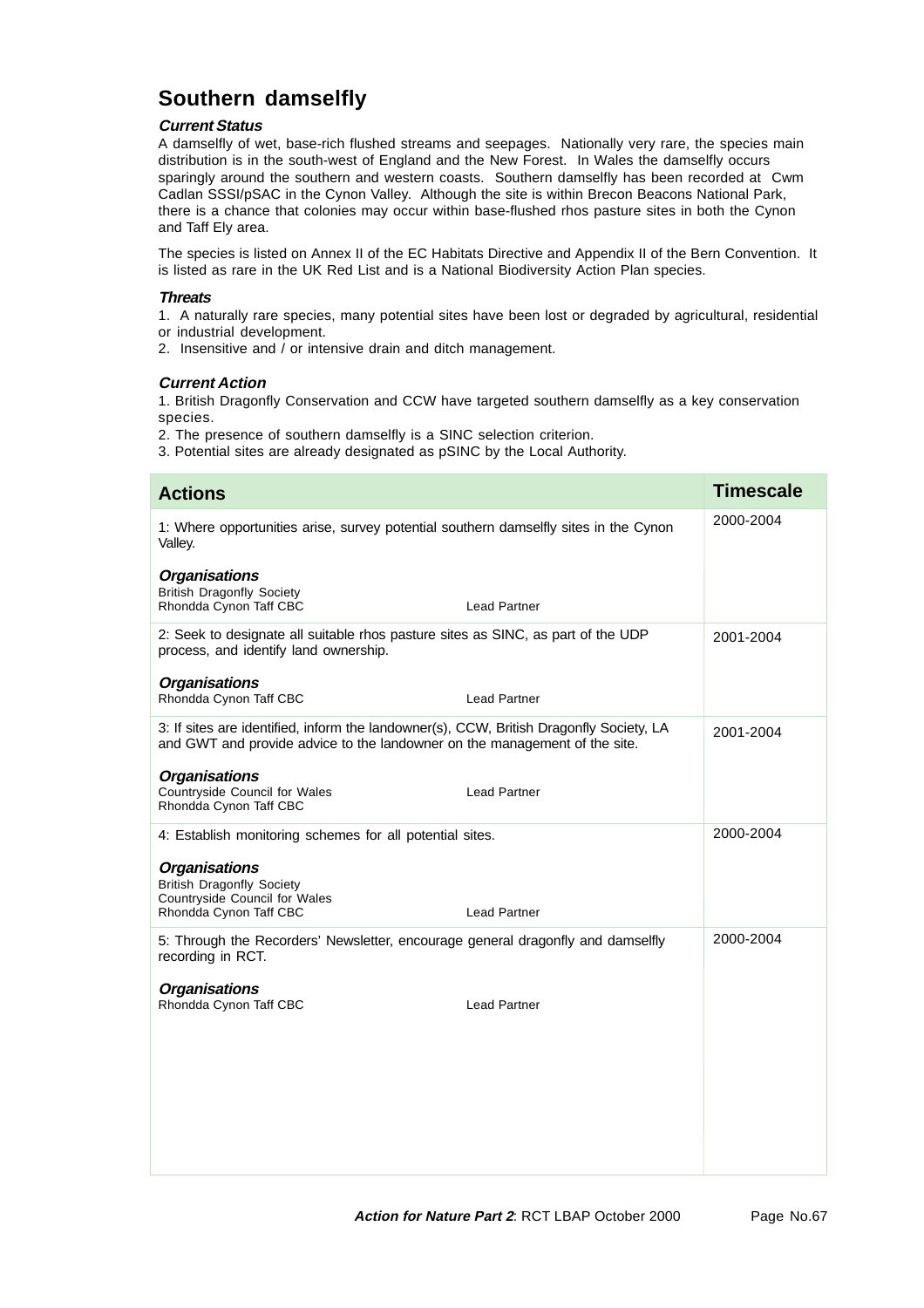# Southern damselfly

### *Current Status*

A damselfly of wet, base-rich flushed streams and seepages. Nationally very rare, the species main distribution is in the south-west of England and the New Forest. In Wales the damselfly occurs sparingly around the southern and western coasts. Southern damselfly has been recorded at Cwm Cadlan SSSI/pSAC in the Cynon Valley. Although the site is within Brecon Beacons National Park, there is a chance that colonies may occur within base-flushed rhos pasture sites in both the Cynon and Taff Ely area.

The species is listed on Annex II of the EC Habitats Directive and Appendix II of the Bern Convention. It is listed as rare in the UK Red List and is a National Biodiversity Action Plan species.

### *Threats*

1. A naturally rare species, many potential sites have been lost or degraded by agricultural, residential or industrial development.
2. Insensitive and / or intensive drain and ditch management.

### *Current Action*

1. British Dragonfly Conservation and CCW have targeted southern damselfly as a key conservation species.
2. The presence of southern damselfly is a SINC selection criterion.
3. Potential sites are already designated as pSINC by the Local Authority.

| Actions | Timescale |
|---|---|
| 1: Where opportunities arise, survey potential southern damselfly sites in the Cynon Valley.<br><br>***Organisations***<br>British Dragonfly Society<br>Rhondda Cynon Taff CBC — Lead Partner | 2000-2004 |
| 2: Seek to designate all suitable rhos pasture sites as SINC, as part of the UDP process, and identify land ownership.<br><br>***Organisations***<br>Rhondda Cynon Taff CBC — Lead Partner | 2001-2004 |
| 3: If sites are identified, inform the landowner(s), CCW, British Dragonfly Society, LA and GWT and provide advice to the landowner on the management of the site.<br><br>***Organisations***<br>Countryside Council for Wales — Lead Partner<br>Rhondda Cynon Taff CBC | 2001-2004 |
| 4: Establish monitoring schemes for all potential sites.<br><br>***Organisations***<br>British Dragonfly Society<br>Countryside Council for Wales<br>Rhondda Cynon Taff CBC — Lead Partner | 2000-2004 |
| 5: Through the Recorders' Newsletter, encourage general dragonfly and damselfly recording in RCT.<br><br>***Organisations***<br>Rhondda Cynon Taff CBC — Lead Partner | 2000-2004 |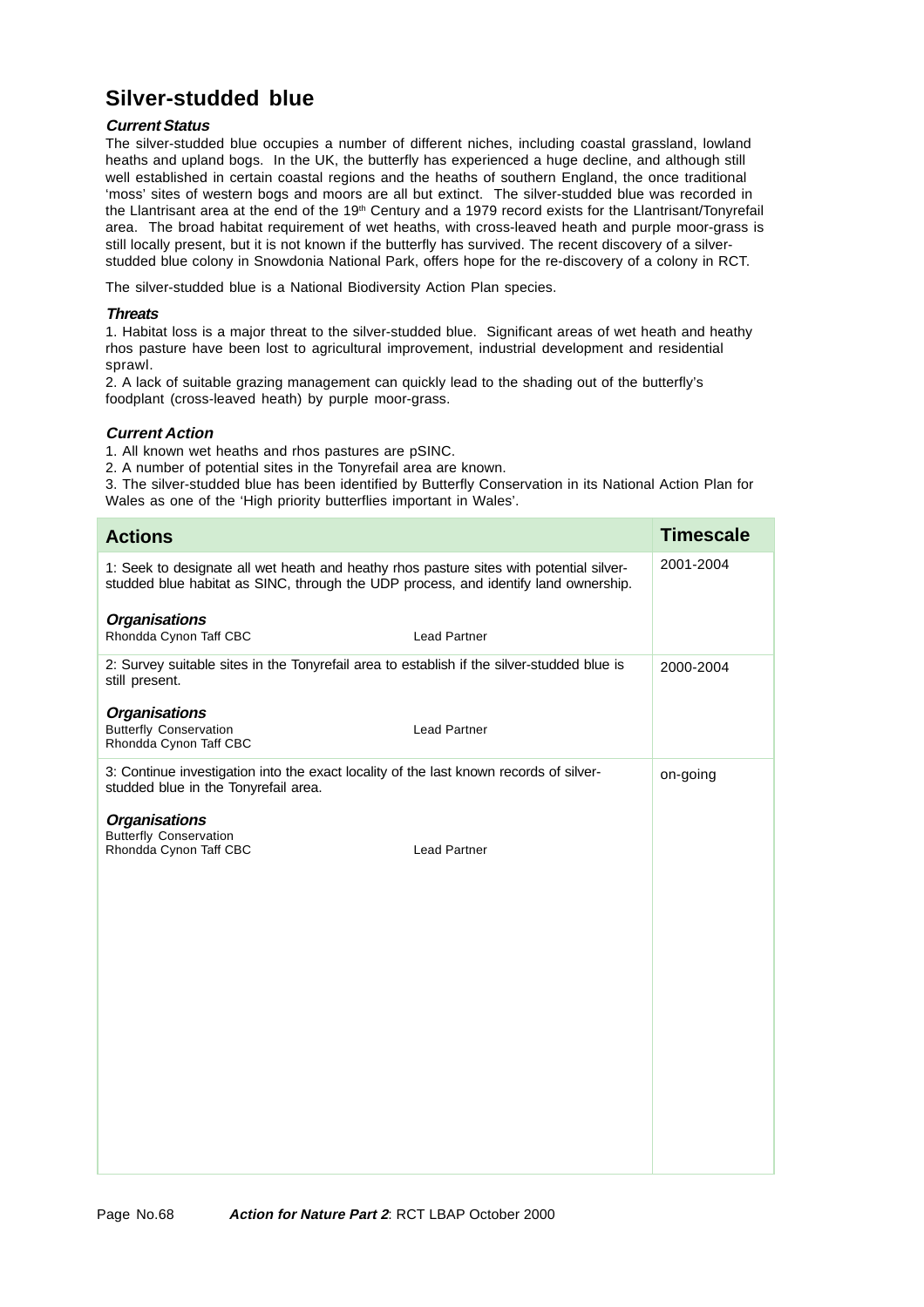# Silver-studded blue

### *Current Status*

The silver-studded blue occupies a number of different niches, including coastal grassland, lowland heaths and upland bogs. In the UK, the butterfly has experienced a huge decline, and although still well established in certain coastal regions and the heaths of southern England, the once traditional 'moss' sites of western bogs and moors are all but extinct. The silver-studded blue was recorded in the Llantrisant area at the end of the 19th Century and a 1979 record exists for the Llantrisant/Tonyrefail area. The broad habitat requirement of wet heaths, with cross-leaved heath and purple moor-grass is still locally present, but it is not known if the butterfly has survived. The recent discovery of a silver-studded blue colony in Snowdonia National Park, offers hope for the re-discovery of a colony in RCT.

The silver-studded blue is a National Biodiversity Action Plan species.

### *Threats*

1. Habitat loss is a major threat to the silver-studded blue. Significant areas of wet heath and heathy rhos pasture have been lost to agricultural improvement, industrial development and residential sprawl.
2. A lack of suitable grazing management can quickly lead to the shading out of the butterfly's foodplant (cross-leaved heath) by purple moor-grass.

### *Current Action*

1. All known wet heaths and rhos pastures are pSINC.
2. A number of potential sites in the Tonyrefail area are known.
3. The silver-studded blue has been identified by Butterfly Conservation in its National Action Plan for Wales as one of the 'High priority butterflies important in Wales'.

| Actions | Timescale |
|---|---|
| 1: Seek to designate all wet heath and heathy rhos pasture sites with potential silver-studded blue habitat as SINC, through the UDP process, and identify land ownership.<br><br>***Organisations***<br>Rhondda Cynon Taff CBC — Lead Partner | 2001-2004 |
| 2: Survey suitable sites in the Tonyrefail area to establish if the silver-studded blue is still present.<br><br>***Organisations***<br>Butterfly Conservation — Lead Partner<br>Rhondda Cynon Taff CBC | 2000-2004 |
| 3: Continue investigation into the exact locality of the last known records of silver-studded blue in the Tonyrefail area.<br><br>***Organisations***<br>Butterfly Conservation<br>Rhondda Cynon Taff CBC — Lead Partner | on-going |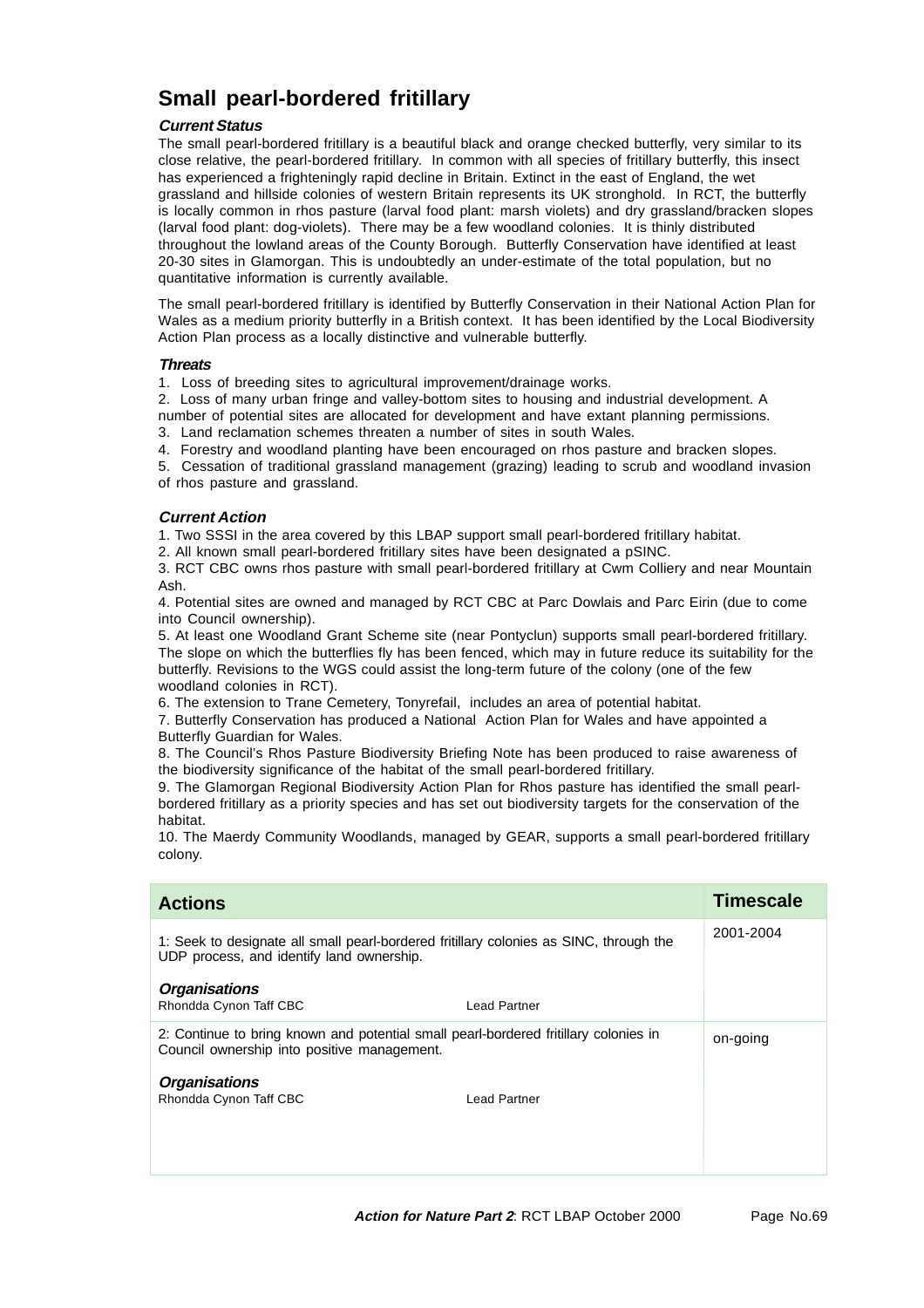# Small pearl-bordered fritillary

### *Current Status*

The small pearl-bordered fritillary is a beautiful black and orange checked butterfly, very similar to its close relative, the pearl-bordered fritillary. In common with all species of fritillary butterfly, this insect has experienced a frighteningly rapid decline in Britain. Extinct in the east of England, the wet grassland and hillside colonies of western Britain represents its UK stronghold. In RCT, the butterfly is locally common in rhos pasture (larval food plant: marsh violets) and dry grassland/bracken slopes (larval food plant: dog-violets). There may be a few woodland colonies. It is thinly distributed throughout the lowland areas of the County Borough. Butterfly Conservation have identified at least 20-30 sites in Glamorgan. This is undoubtedly an under-estimate of the total population, but no quantitative information is currently available.

The small pearl-bordered fritillary is identified by Butterfly Conservation in their National Action Plan for Wales as a medium priority butterfly in a British context. It has been identified by the Local Biodiversity Action Plan process as a locally distinctive and vulnerable butterfly.

### *Threats*

1. Loss of breeding sites to agricultural improvement/drainage works.
2. Loss of many urban fringe and valley-bottom sites to housing and industrial development. A number of potential sites are allocated for development and have extant planning permissions.
3. Land reclamation schemes threaten a number of sites in south Wales.
4. Forestry and woodland planting have been encouraged on rhos pasture and bracken slopes.
5. Cessation of traditional grassland management (grazing) leading to scrub and woodland invasion of rhos pasture and grassland.

### *Current Action*

1. Two SSSI in the area covered by this LBAP support small pearl-bordered fritillary habitat.
2. All known small pearl-bordered fritillary sites have been designated a pSINC.
3. RCT CBC owns rhos pasture with small pearl-bordered fritillary at Cwm Colliery and near Mountain Ash.
4. Potential sites are owned and managed by RCT CBC at Parc Dowlais and Parc Eirin (due to come into Council ownership).
5. At least one Woodland Grant Scheme site (near Pontyclun) supports small pearl-bordered fritillary. The slope on which the butterflies fly has been fenced, which may in future reduce its suitability for the butterfly. Revisions to the WGS could assist the long-term future of the colony (one of the few woodland colonies in RCT).
6. The extension to Trane Cemetery, Tonyrefail, includes an area of potential habitat.
7. Butterfly Conservation has produced a National Action Plan for Wales and have appointed a Butterfly Guardian for Wales.
8. The Council's Rhos Pasture Biodiversity Briefing Note has been produced to raise awareness of the biodiversity significance of the habitat of the small pearl-bordered fritillary.
9. The Glamorgan Regional Biodiversity Action Plan for Rhos pasture has identified the small pearl-bordered fritillary as a priority species and has set out biodiversity targets for the conservation of the habitat.
10. The Maerdy Community Woodlands, managed by GEAR, supports a small pearl-bordered fritillary colony.

| Actions | Timescale |
|---|---|
| 1: Seek to designate all small pearl-bordered fritillary colonies as SINC, through the UDP process, and identify land ownership.<br><br>***Organisations***<br>Rhondda Cynon Taff CBC — Lead Partner | 2001-2004 |
| 2: Continue to bring known and potential small pearl-bordered fritillary colonies in Council ownership into positive management.<br><br>***Organisations***<br>Rhondda Cynon Taff CBC — Lead Partner | on-going |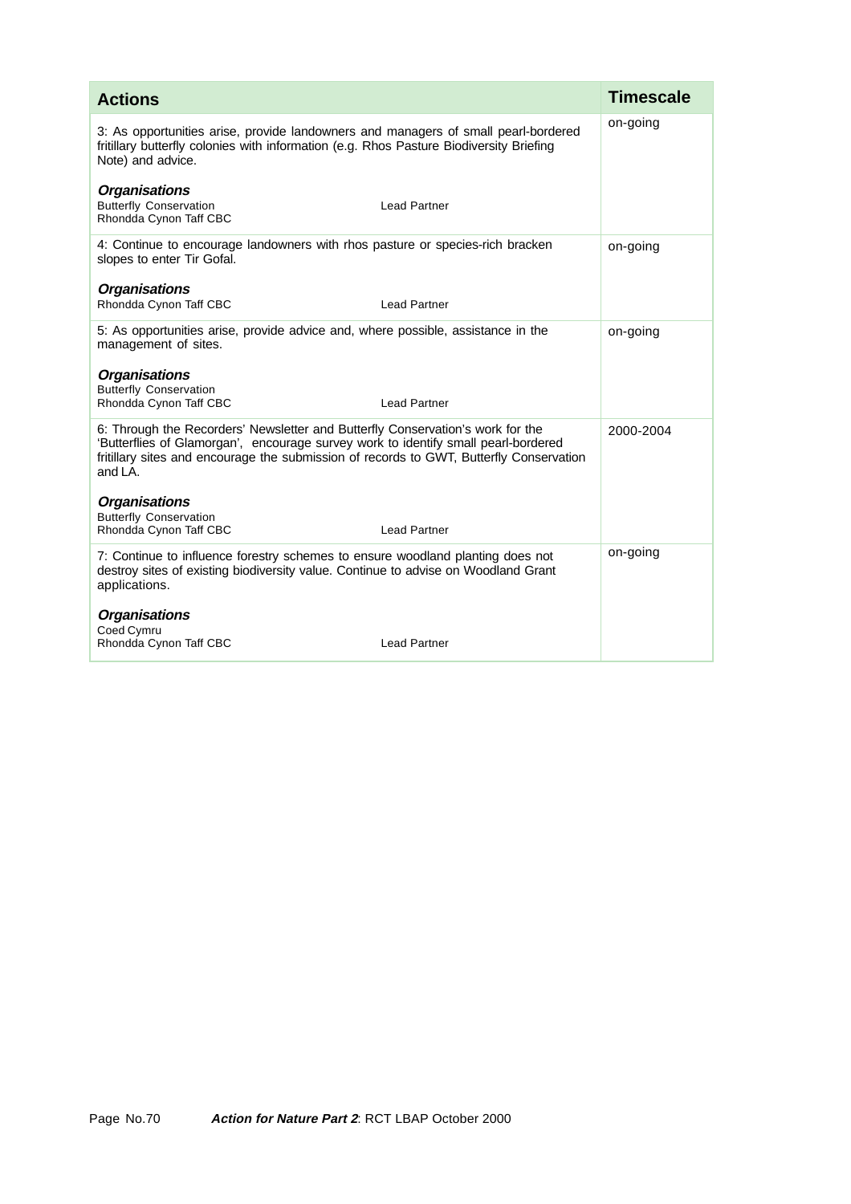| Actions | Timescale |
|---|---|
| 3: As opportunities arise, provide landowners and managers of small pearl-bordered fritillary butterfly colonies with information (e.g. Rhos Pasture Biodiversity Briefing Note) and advice.<br><br>***Organisations***<br>Butterfly Conservation<br>Rhondda Cynon Taff CBC — Lead Partner | on-going |
| 4: Continue to encourage landowners with rhos pasture or species-rich bracken slopes to enter Tir Gofal.<br><br>***Organisations***<br>Rhondda Cynon Taff CBC — Lead Partner | on-going |
| 5: As opportunities arise, provide advice and, where possible, assistance in the management of sites.<br><br>***Organisations***<br>Butterfly Conservation<br>Rhondda Cynon Taff CBC — Lead Partner | on-going |
| 6: Through the Recorders' Newsletter and Butterfly Conservation's work for the 'Butterflies of Glamorgan', encourage survey work to identify small pearl-bordered fritillary sites and encourage the submission of records to GWT, Butterfly Conservation and LA.<br><br>***Organisations***<br>Butterfly Conservation<br>Rhondda Cynon Taff CBC — Lead Partner | 2000-2004 |
| 7: Continue to influence forestry schemes to ensure woodland planting does not destroy sites of existing biodiversity value. Continue to advise on Woodland Grant applications.<br><br>***Organisations***<br>Coed Cymru<br>Rhondda Cynon Taff CBC — Lead Partner | on-going |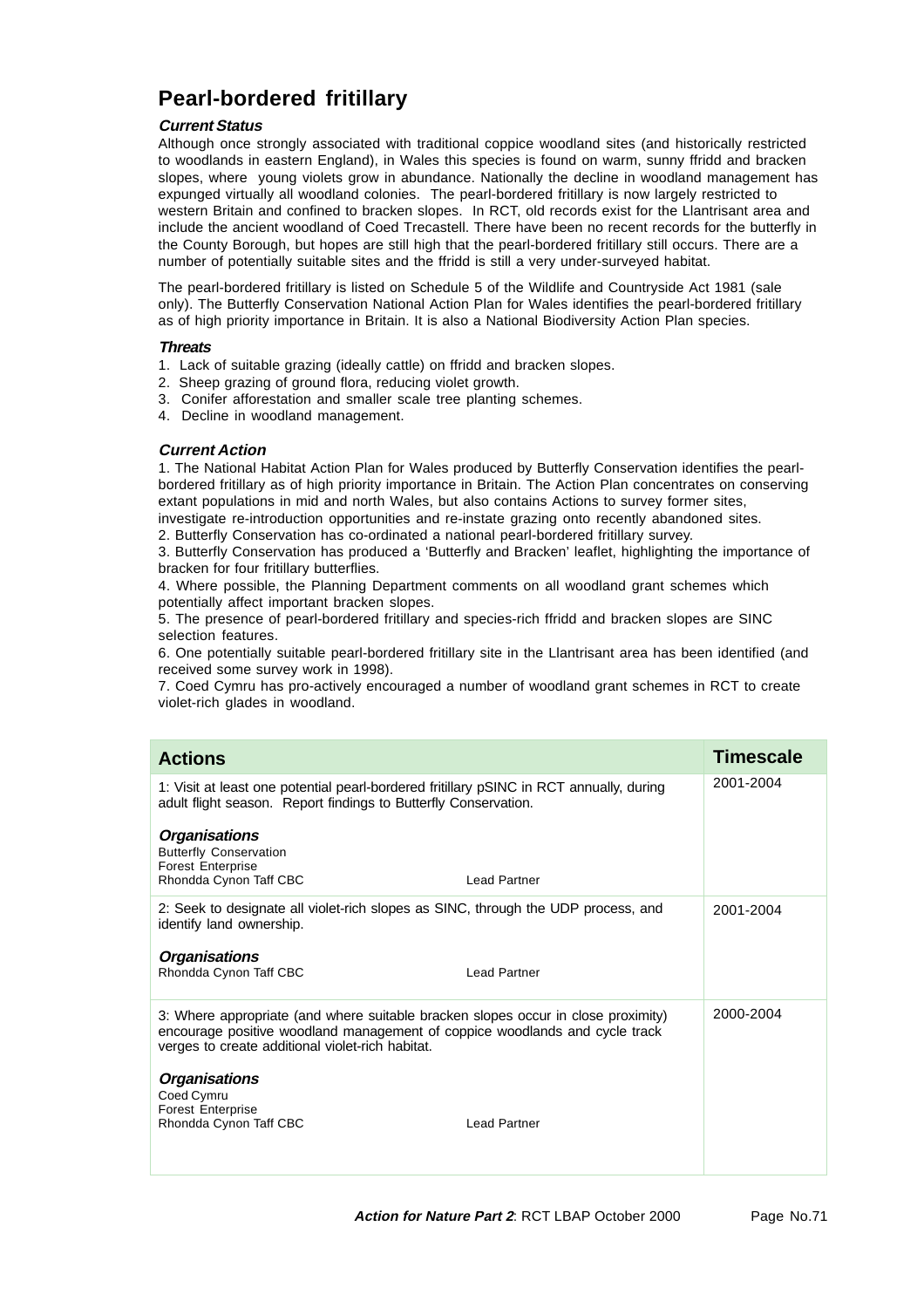# Pearl-bordered fritillary

### *Current Status*

Although once strongly associated with traditional coppice woodland sites (and historically restricted to woodlands in eastern England), in Wales this species is found on warm, sunny ffridd and bracken slopes, where young violets grow in abundance. Nationally the decline in woodland management has expunged virtually all woodland colonies. The pearl-bordered fritillary is now largely restricted to western Britain and confined to bracken slopes. In RCT, old records exist for the Llantrisant area and include the ancient woodland of Coed Trecastell. There have been no recent records for the butterfly in the County Borough, but hopes are still high that the pearl-bordered fritillary still occurs. There are a number of potentially suitable sites and the ffridd is still a very under-surveyed habitat.

The pearl-bordered fritillary is listed on Schedule 5 of the Wildlife and Countryside Act 1981 (sale only). The Butterfly Conservation National Action Plan for Wales identifies the pearl-bordered fritillary as of high priority importance in Britain. It is also a National Biodiversity Action Plan species.

### *Threats*

1. Lack of suitable grazing (ideally cattle) on ffridd and bracken slopes.
2. Sheep grazing of ground flora, reducing violet growth.
3. Conifer afforestation and smaller scale tree planting schemes.
4. Decline in woodland management.

### *Current Action*

1. The National Habitat Action Plan for Wales produced by Butterfly Conservation identifies the pearl-bordered fritillary as of high priority importance in Britain. The Action Plan concentrates on conserving extant populations in mid and north Wales, but also contains Actions to survey former sites, investigate re-introduction opportunities and re-instate grazing onto recently abandoned sites.
2. Butterfly Conservation has co-ordinated a national pearl-bordered fritillary survey.
3. Butterfly Conservation has produced a 'Butterfly and Bracken' leaflet, highlighting the importance of bracken for four fritillary butterflies.
4. Where possible, the Planning Department comments on all woodland grant schemes which potentially affect important bracken slopes.
5. The presence of pearl-bordered fritillary and species-rich ffridd and bracken slopes are SINC selection features.
6. One potentially suitable pearl-bordered fritillary site in the Llantrisant area has been identified (and received some survey work in 1998).
7. Coed Cymru has pro-actively encouraged a number of woodland grant schemes in RCT to create violet-rich glades in woodland.

| Actions | Timescale |
|---|---|
| 1: Visit at least one potential pearl-bordered fritillary pSINC in RCT annually, during adult flight season. Report findings to Butterfly Conservation.<br><br>***Organisations***<br>Butterfly Conservation<br>Forest Enterprise<br>Rhondda Cynon Taff CBC — Lead Partner | 2001-2004 |
| 2: Seek to designate all violet-rich slopes as SINC, through the UDP process, and identify land ownership.<br><br>***Organisations***<br>Rhondda Cynon Taff CBC — Lead Partner | 2001-2004 |
| 3: Where appropriate (and where suitable bracken slopes occur in close proximity) encourage positive woodland management of coppice woodlands and cycle track verges to create additional violet-rich habitat.<br><br>***Organisations***<br>Coed Cymru<br>Forest Enterprise<br>Rhondda Cynon Taff CBC — Lead Partner | 2000-2004 |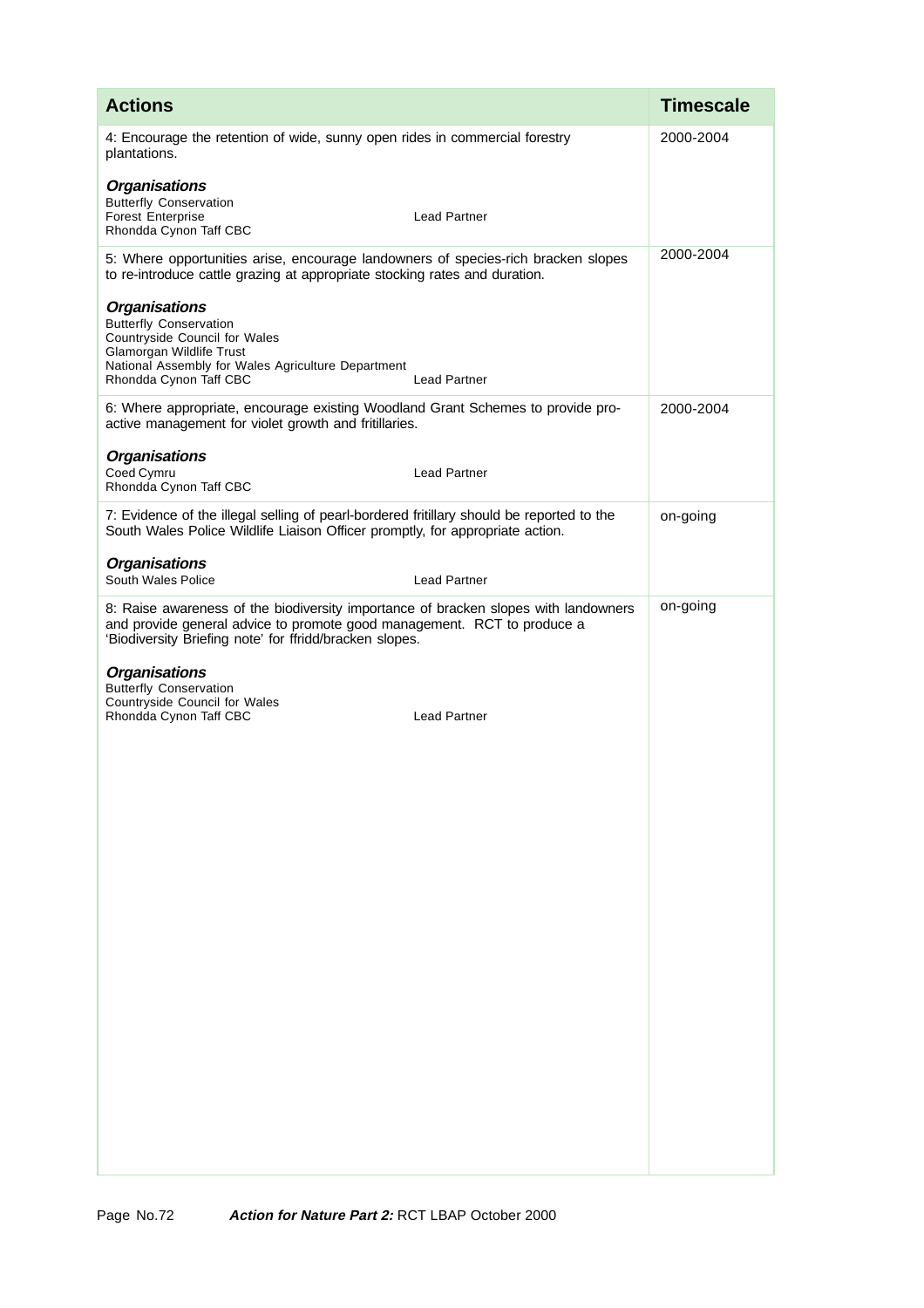| Actions | Timescale |
|---|---|
| 4: Encourage the retention of wide, sunny open rides in commercial forestry plantations.<br><br>***Organisations***<br>Butterfly Conservation<br>Forest Enterprise — Lead Partner<br>Rhondda Cynon Taff CBC | 2000-2004 |
| 5: Where opportunities arise, encourage landowners of species-rich bracken slopes to re-introduce cattle grazing at appropriate stocking rates and duration.<br><br>***Organisations***<br>Butterfly Conservation<br>Countryside Council for Wales<br>Glamorgan Wildlife Trust<br>National Assembly for Wales Agriculture Department<br>Rhondda Cynon Taff CBC — Lead Partner | 2000-2004 |
| 6: Where appropriate, encourage existing Woodland Grant Schemes to provide pro-active management for violet growth and fritillaries.<br><br>***Organisations***<br>Coed Cymru — Lead Partner<br>Rhondda Cynon Taff CBC | 2000-2004 |
| 7: Evidence of the illegal selling of pearl-bordered fritillary should be reported to the South Wales Police Wildlife Liaison Officer promptly, for appropriate action.<br><br>***Organisations***<br>South Wales Police — Lead Partner | on-going |
| 8: Raise awareness of the biodiversity importance of bracken slopes with landowners and provide general advice to promote good management. RCT to produce a 'Biodiversity Briefing note' for ffridd/bracken slopes.<br><br>***Organisations***<br>Butterfly Conservation<br>Countryside Council for Wales<br>Rhondda Cynon Taff CBC — Lead Partner | on-going |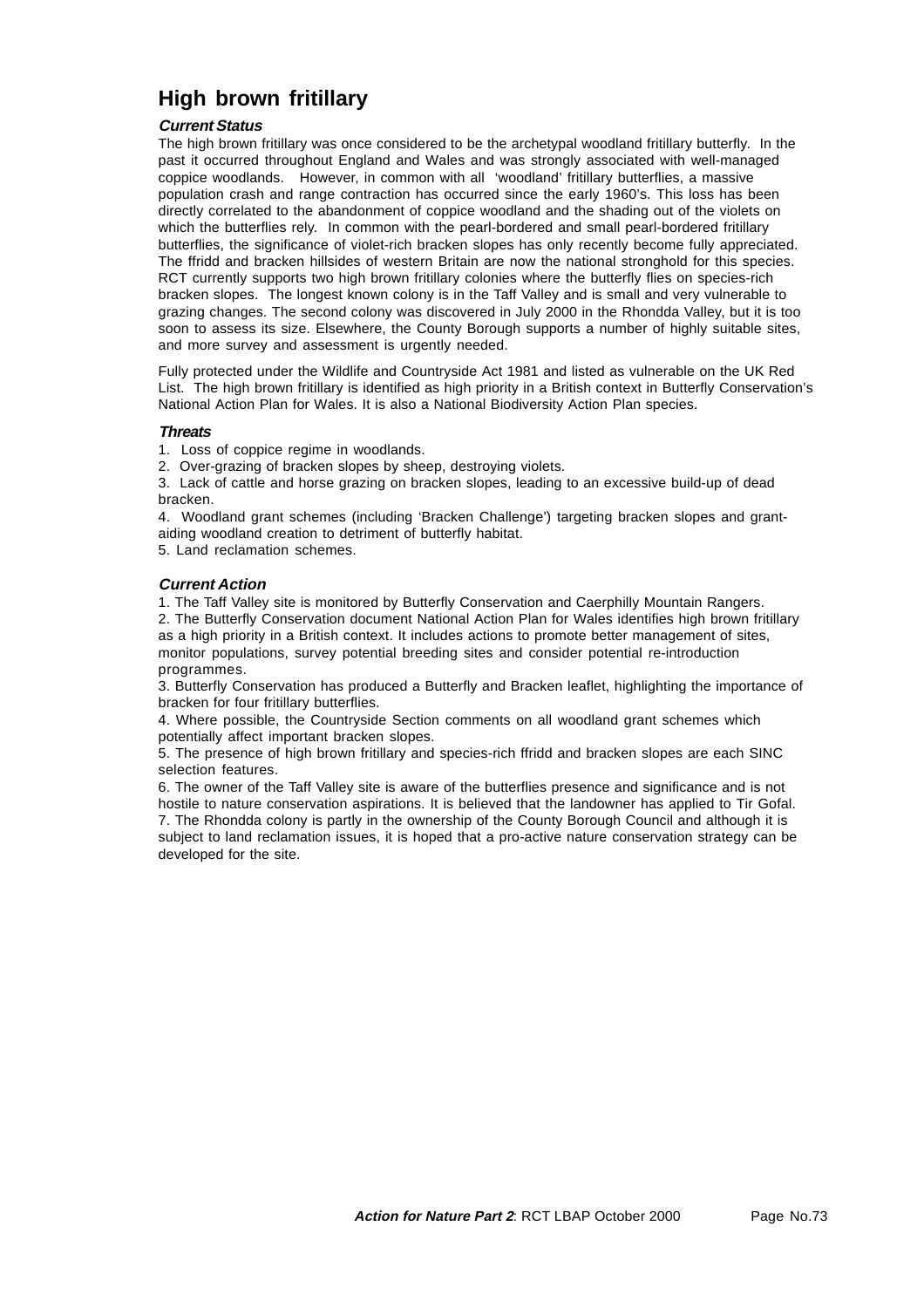# High brown fritillary

### *Current Status*

The high brown fritillary was once considered to be the archetypal woodland fritillary butterfly. In the past it occurred throughout England and Wales and was strongly associated with well-managed coppice woodlands. However, in common with all 'woodland' fritillary butterflies, a massive population crash and range contraction has occurred since the early 1960's. This loss has been directly correlated to the abandonment of coppice woodland and the shading out of the violets on which the butterflies rely. In common with the pearl-bordered and small pearl-bordered fritillary butterflies, the significance of violet-rich bracken slopes has only recently become fully appreciated. The ffridd and bracken hillsides of western Britain are now the national stronghold for this species. RCT currently supports two high brown fritillary colonies where the butterfly flies on species-rich bracken slopes. The longest known colony is in the Taff Valley and is small and very vulnerable to grazing changes. The second colony was discovered in July 2000 in the Rhondda Valley, but it is too soon to assess its size. Elsewhere, the County Borough supports a number of highly suitable sites, and more survey and assessment is urgently needed.

Fully protected under the Wildlife and Countryside Act 1981 and listed as vulnerable on the UK Red List. The high brown fritillary is identified as high priority in a British context in Butterfly Conservation's National Action Plan for Wales. It is also a National Biodiversity Action Plan species.

### *Threats*

1. Loss of coppice regime in woodlands.
2. Over-grazing of bracken slopes by sheep, destroying violets.
3. Lack of cattle and horse grazing on bracken slopes, leading to an excessive build-up of dead bracken.
4. Woodland grant schemes (including 'Bracken Challenge') targeting bracken slopes and grant-aiding woodland creation to detriment of butterfly habitat.
5. Land reclamation schemes.

### *Current Action*

1. The Taff Valley site is monitored by Butterfly Conservation and Caerphilly Mountain Rangers.
2. The Butterfly Conservation document National Action Plan for Wales identifies high brown fritillary as a high priority in a British context. It includes actions to promote better management of sites, monitor populations, survey potential breeding sites and consider potential re-introduction programmes.
3. Butterfly Conservation has produced a Butterfly and Bracken leaflet, highlighting the importance of bracken for four fritillary butterflies.
4. Where possible, the Countryside Section comments on all woodland grant schemes which potentially affect important bracken slopes.
5. The presence of high brown fritillary and species-rich ffridd and bracken slopes are each SINC selection features.
6. The owner of the Taff Valley site is aware of the butterflies presence and significance and is not hostile to nature conservation aspirations. It is believed that the landowner has applied to Tir Gofal.
7. The Rhondda colony is partly in the ownership of the County Borough Council and although it is subject to land reclamation issues, it is hoped that a pro-active nature conservation strategy can be developed for the site.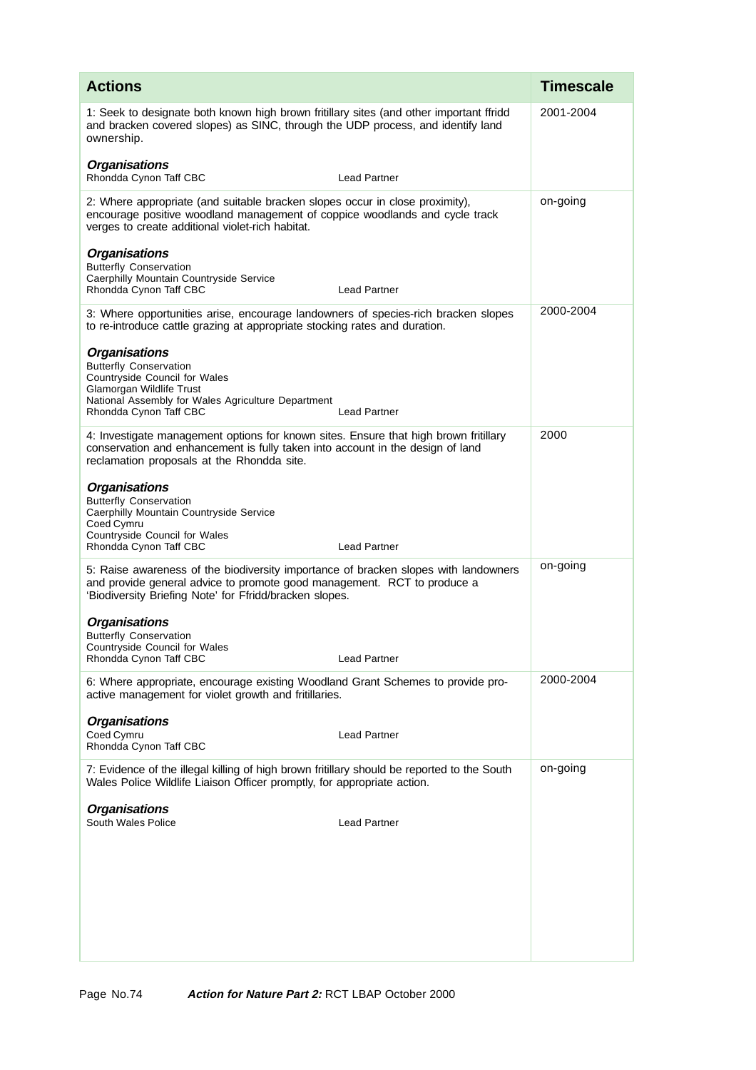| Actions | Timescale |
|---|---|
| 1: Seek to designate both known high brown fritillary sites (and other important ffridd and bracken covered slopes) as SINC, through the UDP process, and identify land ownership.<br><br>***Organisations***<br>Rhondda Cynon Taff CBC — Lead Partner | 2001-2004 |
| 2: Where appropriate (and suitable bracken slopes occur in close proximity), encourage positive woodland management of coppice woodlands and cycle track verges to create additional violet-rich habitat.<br><br>***Organisations***<br>Butterfly Conservation<br>Caerphilly Mountain Countryside Service<br>Rhondda Cynon Taff CBC — Lead Partner | on-going |
| 3: Where opportunities arise, encourage landowners of species-rich bracken slopes to re-introduce cattle grazing at appropriate stocking rates and duration.<br><br>***Organisations***<br>Butterfly Conservation<br>Countryside Council for Wales<br>Glamorgan Wildlife Trust<br>National Assembly for Wales Agriculture Department<br>Rhondda Cynon Taff CBC — Lead Partner | 2000-2004 |
| 4: Investigate management options for known sites. Ensure that high brown fritillary conservation and enhancement is fully taken into account in the design of land reclamation proposals at the Rhondda site.<br><br>***Organisations***<br>Butterfly Conservation<br>Caerphilly Mountain Countryside Service<br>Coed Cymru<br>Countryside Council for Wales<br>Rhondda Cynon Taff CBC — Lead Partner | 2000 |
| 5: Raise awareness of the biodiversity importance of bracken slopes with landowners and provide general advice to promote good management. RCT to produce a 'Biodiversity Briefing Note' for Ffridd/bracken slopes.<br><br>***Organisations***<br>Butterfly Conservation<br>Countryside Council for Wales<br>Rhondda Cynon Taff CBC — Lead Partner | on-going |
| 6: Where appropriate, encourage existing Woodland Grant Schemes to provide pro-active management for violet growth and fritillaries.<br><br>***Organisations***<br>Coed Cymru — Lead Partner<br>Rhondda Cynon Taff CBC | 2000-2004 |
| 7: Evidence of the illegal killing of high brown fritillary should be reported to the South Wales Police Wildlife Liaison Officer promptly, for appropriate action.<br><br>***Organisations***<br>South Wales Police — Lead Partner | on-going |

***Action for Nature Part 2:*** RCT LBAP October 2000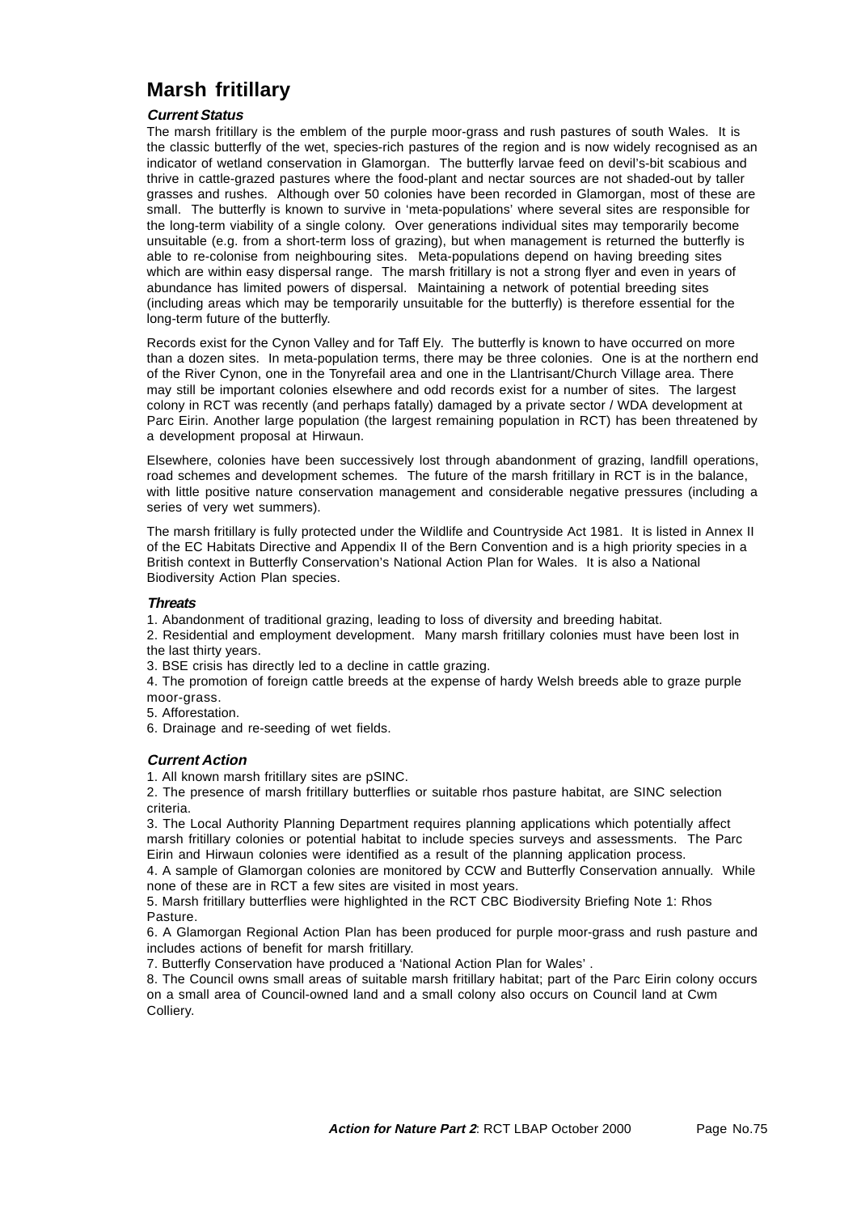# Marsh fritillary

### *Current Status*

The marsh fritillary is the emblem of the purple moor-grass and rush pastures of south Wales. It is the classic butterfly of the wet, species-rich pastures of the region and is now widely recognised as an indicator of wetland conservation in Glamorgan. The butterfly larvae feed on devil's-bit scabious and thrive in cattle-grazed pastures where the food-plant and nectar sources are not shaded-out by taller grasses and rushes. Although over 50 colonies have been recorded in Glamorgan, most of these are small. The butterfly is known to survive in 'meta-populations' where several sites are responsible for the long-term viability of a single colony. Over generations individual sites may temporarily become unsuitable (e.g. from a short-term loss of grazing), but when management is returned the butterfly is able to re-colonise from neighbouring sites. Meta-populations depend on having breeding sites which are within easy dispersal range. The marsh fritillary is not a strong flyer and even in years of abundance has limited powers of dispersal. Maintaining a network of potential breeding sites (including areas which may be temporarily unsuitable for the butterfly) is therefore essential for the long-term future of the butterfly.

Records exist for the Cynon Valley and for Taff Ely. The butterfly is known to have occurred on more than a dozen sites. In meta-population terms, there may be three colonies. One is at the northern end of the River Cynon, one in the Tonyrefail area and one in the Llantrisant/Church Village area. There may still be important colonies elsewhere and odd records exist for a number of sites. The largest colony in RCT was recently (and perhaps fatally) damaged by a private sector / WDA development at Parc Eirin. Another large population (the largest remaining population in RCT) has been threatened by a development proposal at Hirwaun.

Elsewhere, colonies have been successively lost through abandonment of grazing, landfill operations, road schemes and development schemes. The future of the marsh fritillary in RCT is in the balance, with little positive nature conservation management and considerable negative pressures (including a series of very wet summers).

The marsh fritillary is fully protected under the Wildlife and Countryside Act 1981. It is listed in Annex II of the EC Habitats Directive and Appendix II of the Bern Convention and is a high priority species in a British context in Butterfly Conservation's National Action Plan for Wales. It is also a National Biodiversity Action Plan species.

### *Threats*

1. Abandonment of traditional grazing, leading to loss of diversity and breeding habitat.
2. Residential and employment development. Many marsh fritillary colonies must have been lost in the last thirty years.
3. BSE crisis has directly led to a decline in cattle grazing.
4. The promotion of foreign cattle breeds at the expense of hardy Welsh breeds able to graze purple moor-grass.
5. Afforestation.
6. Drainage and re-seeding of wet fields.

### *Current Action*

1. All known marsh fritillary sites are pSINC.
2. The presence of marsh fritillary butterflies or suitable rhos pasture habitat, are SINC selection criteria.
3. The Local Authority Planning Department requires planning applications which potentially affect marsh fritillary colonies or potential habitat to include species surveys and assessments. The Parc Eirin and Hirwaun colonies were identified as a result of the planning application process.
4. A sample of Glamorgan colonies are monitored by CCW and Butterfly Conservation annually. While none of these are in RCT a few sites are visited in most years.
5. Marsh fritillary butterflies were highlighted in the RCT CBC Biodiversity Briefing Note 1: Rhos Pasture.
6. A Glamorgan Regional Action Plan has been produced for purple moor-grass and rush pasture and includes actions of benefit for marsh fritillary.
7. Butterfly Conservation have produced a 'National Action Plan for Wales' .
8. The Council owns small areas of suitable marsh fritillary habitat; part of the Parc Eirin colony occurs on a small area of Council-owned land and a small colony also occurs on Council land at Cwm Colliery.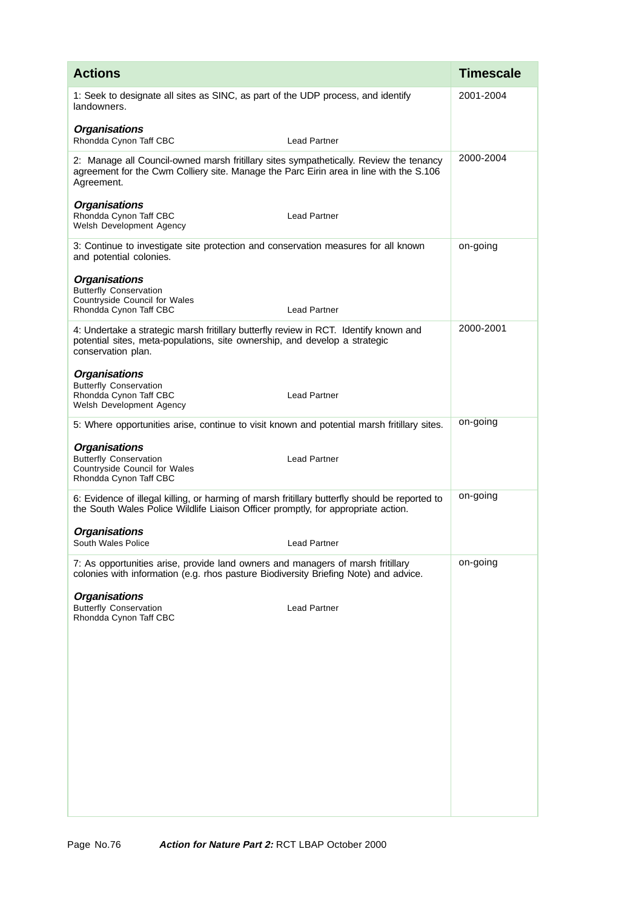| Actions | Timescale |
|---|---|
| 1: Seek to designate all sites as SINC, as part of the UDP process, and identify landowners.<br><br>***Organisations***<br>Rhondda Cynon Taff CBC — Lead Partner | 2001-2004 |
| 2: Manage all Council-owned marsh fritillary sites sympathetically. Review the tenancy agreement for the Cwm Colliery site. Manage the Parc Eirin area in line with the S.106 Agreement.<br><br>***Organisations***<br>Rhondda Cynon Taff CBC — Lead Partner<br>Welsh Development Agency | 2000-2004 |
| 3: Continue to investigate site protection and conservation measures for all known and potential colonies.<br><br>***Organisations***<br>Butterfly Conservation<br>Countryside Council for Wales<br>Rhondda Cynon Taff CBC — Lead Partner | on-going |
| 4: Undertake a strategic marsh fritillary butterfly review in RCT. Identify known and potential sites, meta-populations, site ownership, and develop a strategic conservation plan.<br><br>***Organisations***<br>Butterfly Conservation<br>Rhondda Cynon Taff CBC — Lead Partner<br>Welsh Development Agency | 2000-2001 |
| 5: Where opportunities arise, continue to visit known and potential marsh fritillary sites.<br><br>***Organisations***<br>Butterfly Conservation — Lead Partner<br>Countryside Council for Wales<br>Rhondda Cynon Taff CBC | on-going |
| 6: Evidence of illegal killing, or harming of marsh fritillary butterfly should be reported to the South Wales Police Wildlife Liaison Officer promptly, for appropriate action.<br><br>***Organisations***<br>South Wales Police — Lead Partner | on-going |
| 7: As opportunities arise, provide land owners and managers of marsh fritillary colonies with information (e.g. rhos pasture Biodiversity Briefing Note) and advice.<br><br>***Organisations***<br>Butterfly Conservation — Lead Partner<br>Rhondda Cynon Taff CBC | on-going |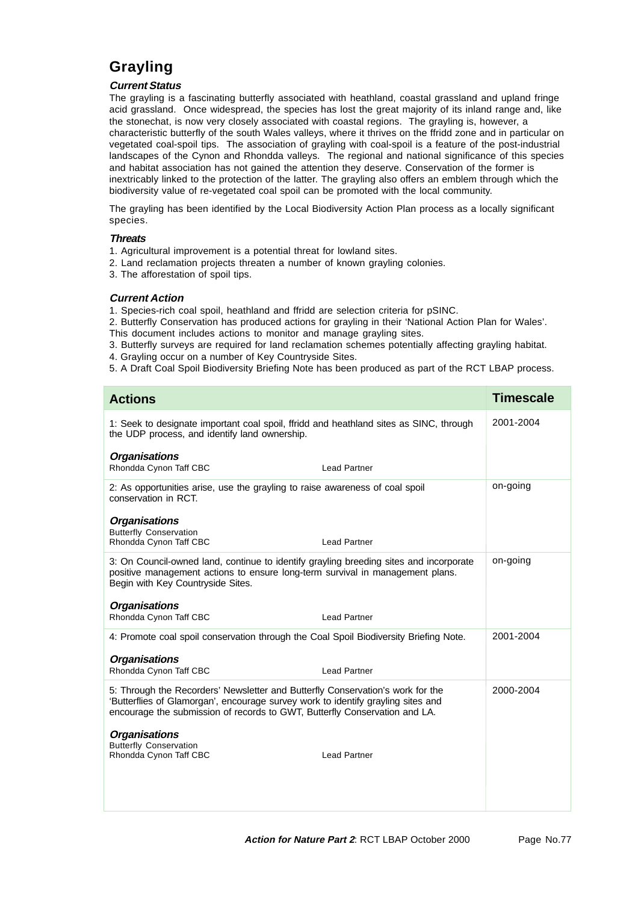# Grayling

### *Current Status*

The grayling is a fascinating butterfly associated with heathland, coastal grassland and upland fringe acid grassland. Once widespread, the species has lost the great majority of its inland range and, like the stonechat, is now very closely associated with coastal regions. The grayling is, however, a characteristic butterfly of the south Wales valleys, where it thrives on the ffridd zone and in particular on vegetated coal-spoil tips. The association of grayling with coal-spoil is a feature of the post-industrial landscapes of the Cynon and Rhondda valleys. The regional and national significance of this species and habitat association has not gained the attention they deserve. Conservation of the former is inextricably linked to the protection of the latter. The grayling also offers an emblem through which the biodiversity value of re-vegetated coal spoil can be promoted with the local community.

The grayling has been identified by the Local Biodiversity Action Plan process as a locally significant species.

### *Threats*

1. Agricultural improvement is a potential threat for lowland sites.
2. Land reclamation projects threaten a number of known grayling colonies.
3. The afforestation of spoil tips.

### *Current Action*

1. Species-rich coal spoil, heathland and ffridd are selection criteria for pSINC.
2. Butterfly Conservation has produced actions for grayling in their 'National Action Plan for Wales'. This document includes actions to monitor and manage grayling sites.
3. Butterfly surveys are required for land reclamation schemes potentially affecting grayling habitat.
4. Grayling occur on a number of Key Countryside Sites.
5. A Draft Coal Spoil Biodiversity Briefing Note has been produced as part of the RCT LBAP process.

| Actions | Timescale |
|---|---|
| 1: Seek to designate important coal spoil, ffridd and heathland sites as SINC, through the UDP process, and identify land ownership.<br><br>***Organisations***<br>Rhondda Cynon Taff CBC — Lead Partner | 2001-2004 |
| 2: As opportunities arise, use the grayling to raise awareness of coal spoil conservation in RCT.<br><br>***Organisations***<br>Butterfly Conservation<br>Rhondda Cynon Taff CBC — Lead Partner | on-going |
| 3: On Council-owned land, continue to identify grayling breeding sites and incorporate positive management actions to ensure long-term survival in management plans. Begin with Key Countryside Sites.<br><br>***Organisations***<br>Rhondda Cynon Taff CBC — Lead Partner | on-going |
| 4: Promote coal spoil conservation through the Coal Spoil Biodiversity Briefing Note.<br><br>***Organisations***<br>Rhondda Cynon Taff CBC — Lead Partner | 2001-2004 |
| 5: Through the Recorders' Newsletter and Butterfly Conservation's work for the 'Butterflies of Glamorgan', encourage survey work to identify grayling sites and encourage the submission of records to GWT, Butterfly Conservation and LA.<br><br>***Organisations***<br>Butterfly Conservation<br>Rhondda Cynon Taff CBC — Lead Partner | 2000-2004 |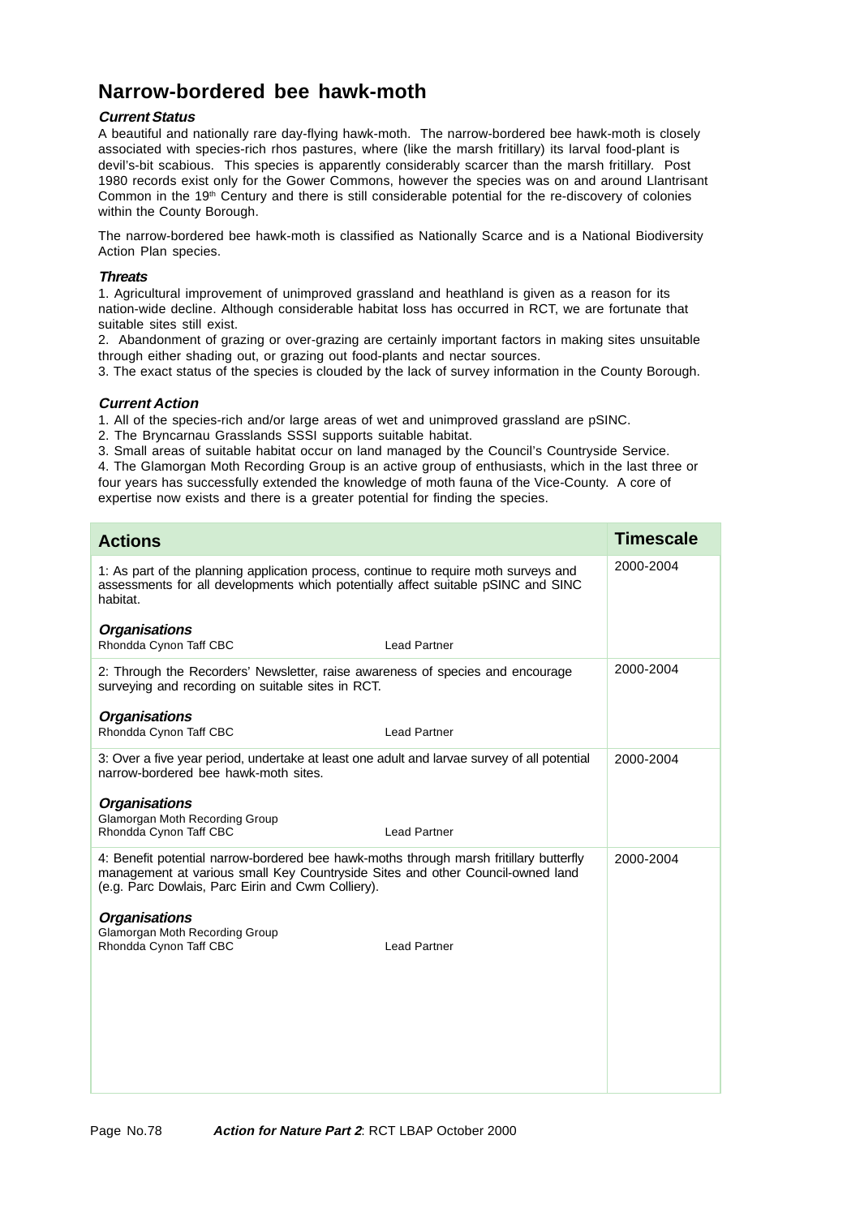# Narrow-bordered bee hawk-moth

### *Current Status*

A beautiful and nationally rare day-flying hawk-moth. The narrow-bordered bee hawk-moth is closely associated with species-rich rhos pastures, where (like the marsh fritillary) its larval food-plant is devil's-bit scabious. This species is apparently considerably scarcer than the marsh fritillary. Post 1980 records exist only for the Gower Commons, however the species was on and around Llantrisant Common in the 19th Century and there is still considerable potential for the re-discovery of colonies within the County Borough.

The narrow-bordered bee hawk-moth is classified as Nationally Scarce and is a National Biodiversity Action Plan species.

### *Threats*

1. Agricultural improvement of unimproved grassland and heathland is given as a reason for its nation-wide decline. Although considerable habitat loss has occurred in RCT, we are fortunate that suitable sites still exist.
2. Abandonment of grazing or over-grazing are certainly important factors in making sites unsuitable through either shading out, or grazing out food-plants and nectar sources.
3. The exact status of the species is clouded by the lack of survey information in the County Borough.

### *Current Action*

1. All of the species-rich and/or large areas of wet and unimproved grassland are pSINC.
2. The Bryncarnau Grasslands SSSI supports suitable habitat.
3. Small areas of suitable habitat occur on land managed by the Council's Countryside Service.
4. The Glamorgan Moth Recording Group is an active group of enthusiasts, which in the last three or four years has successfully extended the knowledge of moth fauna of the Vice-County. A core of expertise now exists and there is a greater potential for finding the species.

| Actions | Timescale |
|---|---|
| 1: As part of the planning application process, continue to require moth surveys and assessments for all developments which potentially affect suitable pSINC and SINC habitat.<br><br>***Organisations***<br>Rhondda Cynon Taff CBC — Lead Partner | 2000-2004 |
| 2: Through the Recorders' Newsletter, raise awareness of species and encourage surveying and recording on suitable sites in RCT.<br><br>***Organisations***<br>Rhondda Cynon Taff CBC — Lead Partner | 2000-2004 |
| 3: Over a five year period, undertake at least one adult and larvae survey of all potential narrow-bordered bee hawk-moth sites.<br><br>***Organisations***<br>Glamorgan Moth Recording Group<br>Rhondda Cynon Taff CBC — Lead Partner | 2000-2004 |
| 4: Benefit potential narrow-bordered bee hawk-moths through marsh fritillary butterfly management at various small Key Countryside Sites and other Council-owned land (e.g. Parc Dowlais, Parc Eirin and Cwm Colliery).<br><br>***Organisations***<br>Glamorgan Moth Recording Group<br>Rhondda Cynon Taff CBC — Lead Partner | 2000-2004 |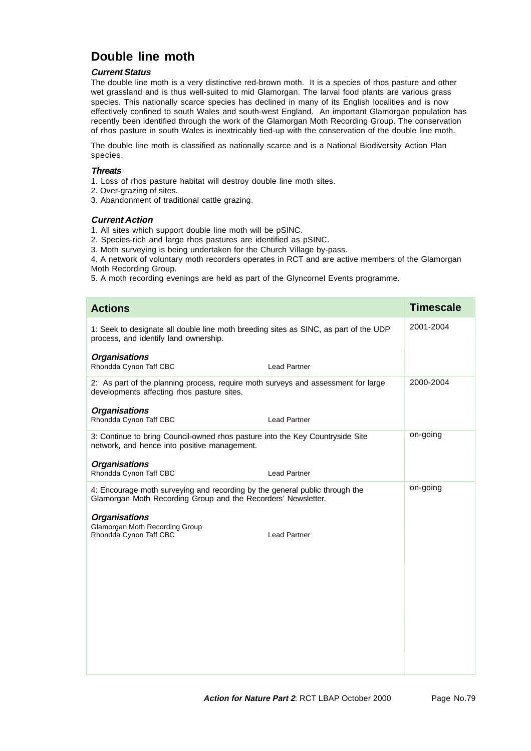# Double line moth

### *Current Status*

The double line moth is a very distinctive red-brown moth. It is a species of rhos pasture and other wet grassland and is thus well-suited to mid Glamorgan. The larval food plants are various grass species. This nationally scarce species has declined in many of its English localities and is now effectively confined to south Wales and south-west England. An important Glamorgan population has recently been identified through the work of the Glamorgan Moth Recording Group. The conservation of rhos pasture in south Wales is inextricably tied-up with the conservation of the double line moth.

The double line moth is classified as nationally scarce and is a National Biodiversity Action Plan species.

### *Threats*

1. Loss of rhos pasture habitat will destroy double line moth sites.
2. Over-grazing of sites.
3. Abandonment of traditional cattle grazing.

### *Current Action*

1. All sites which support double line moth will be pSINC.
2. Species-rich and large rhos pastures are identified as pSINC.
3. Moth surveying is being undertaken for the Church Village by-pass.
4. A network of voluntary moth recorders operates in RCT and are active members of the Glamorgan Moth Recording Group.
5. A moth recording evenings are held as part of the Glyncornel Events programme.

| Actions | Timescale |
|---|---|
| 1: Seek to designate all double line moth breeding sites as SINC, as part of the UDP process, and identify land ownership.<br><br>***Organisations***<br>Rhondda Cynon Taff CBC — Lead Partner | 2001-2004 |
| 2: As part of the planning process, require moth surveys and assessment for large developments affecting rhos pasture sites.<br><br>***Organisations***<br>Rhondda Cynon Taff CBC — Lead Partner | 2000-2004 |
| 3: Continue to bring Council-owned rhos pasture into the Key Countryside Site network, and hence into positive management.<br><br>***Organisations***<br>Rhondda Cynon Taff CBC — Lead Partner | on-going |
| 4: Encourage moth surveying and recording by the general public through the Glamorgan Moth Recording Group and the Recorders' Newsletter.<br><br>***Organisations***<br>Glamorgan Moth Recording Group<br>Rhondda Cynon Taff CBC — Lead Partner | on-going |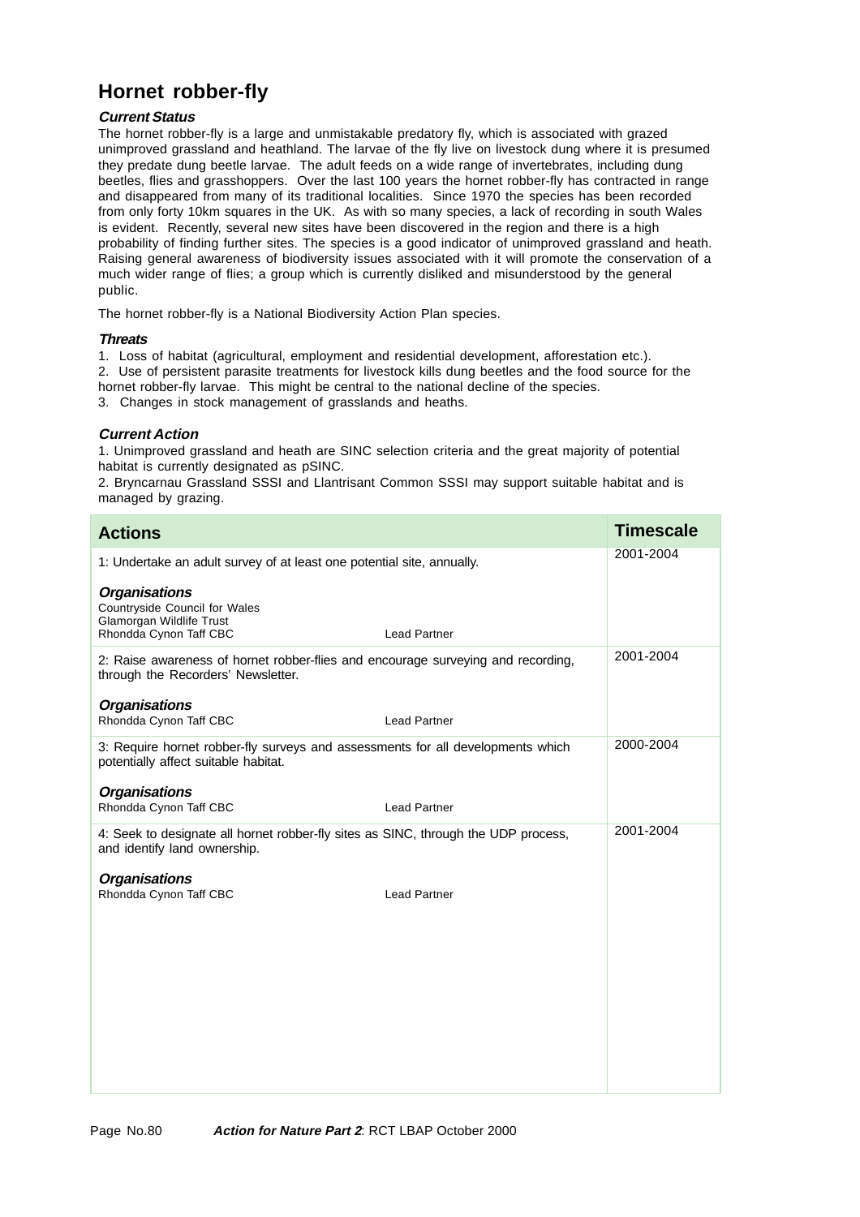# Hornet robber-fly

### *Current Status*

The hornet robber-fly is a large and unmistakable predatory fly, which is associated with grazed unimproved grassland and heathland. The larvae of the fly live on livestock dung where it is presumed they predate dung beetle larvae. The adult feeds on a wide range of invertebrates, including dung beetles, flies and grasshoppers. Over the last 100 years the hornet robber-fly has contracted in range and disappeared from many of its traditional localities. Since 1970 the species has been recorded from only forty 10km squares in the UK. As with so many species, a lack of recording in south Wales is evident. Recently, several new sites have been discovered in the region and there is a high probability of finding further sites. The species is a good indicator of unimproved grassland and heath. Raising general awareness of biodiversity issues associated with it will promote the conservation of a much wider range of flies; a group which is currently disliked and misunderstood by the general public.

The hornet robber-fly is a National Biodiversity Action Plan species.

### *Threats*

1. Loss of habitat (agricultural, employment and residential development, afforestation etc.).
2. Use of persistent parasite treatments for livestock kills dung beetles and the food source for the hornet robber-fly larvae. This might be central to the national decline of the species.
3. Changes in stock management of grasslands and heaths.

### *Current Action*

1. Unimproved grassland and heath are SINC selection criteria and the great majority of potential habitat is currently designated as pSINC.
2. Bryncarnau Grassland SSSI and Llantrisant Common SSSI may support suitable habitat and is managed by grazing.

| Actions | Timescale |
|---|---|
| 1: Undertake an adult survey of at least one potential site, annually.<br><br>***Organisations***<br>Countryside Council for Wales<br>Glamorgan Wildlife Trust<br>Rhondda Cynon Taff CBC — Lead Partner | 2001-2004 |
| 2: Raise awareness of hornet robber-flies and encourage surveying and recording, through the Recorders' Newsletter.<br><br>***Organisations***<br>Rhondda Cynon Taff CBC — Lead Partner | 2001-2004 |
| 3: Require hornet robber-fly surveys and assessments for all developments which potentially affect suitable habitat.<br><br>***Organisations***<br>Rhondda Cynon Taff CBC — Lead Partner | 2000-2004 |
| 4: Seek to designate all hornet robber-fly sites as SINC, through the UDP process, and identify land ownership.<br><br>***Organisations***<br>Rhondda Cynon Taff CBC — Lead Partner | 2001-2004 |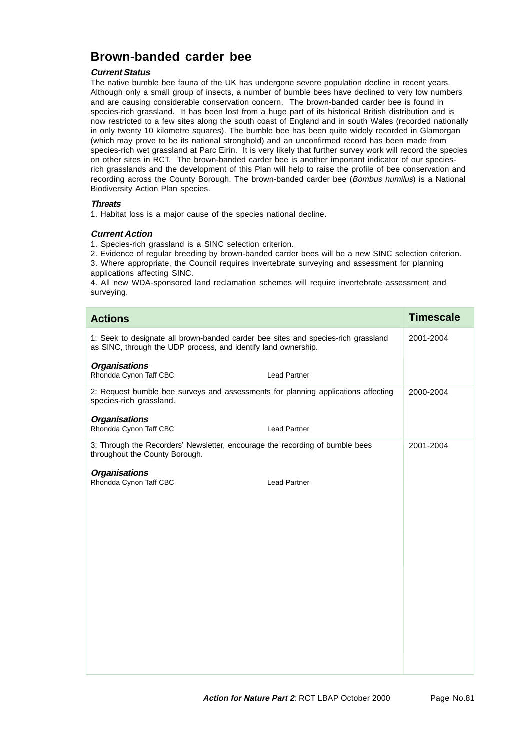# Brown-banded carder bee

### *Current Status*

The native bumble bee fauna of the UK has undergone severe population decline in recent years. Although only a small group of insects, a number of bumble bees have declined to very low numbers and are causing considerable conservation concern. The brown-banded carder bee is found in species-rich grassland. It has been lost from a huge part of its historical British distribution and is now restricted to a few sites along the south coast of England and in south Wales (recorded nationally in only twenty 10 kilometre squares). The bumble bee has been quite widely recorded in Glamorgan (which may prove to be its national stronghold) and an unconfirmed record has been made from species-rich wet grassland at Parc Eirin. It is very likely that further survey work will record the species on other sites in RCT. The brown-banded carder bee is another important indicator of our species-rich grasslands and the development of this Plan will help to raise the profile of bee conservation and recording across the County Borough. The brown-banded carder bee (*Bombus humilus*) is a National Biodiversity Action Plan species.

### *Threats*

1. Habitat loss is a major cause of the species national decline.

### *Current Action*

1. Species-rich grassland is a SINC selection criterion.
2. Evidence of regular breeding by brown-banded carder bees will be a new SINC selection criterion.
3. Where appropriate, the Council requires invertebrate surveying and assessment for planning applications affecting SINC.
4. All new WDA-sponsored land reclamation schemes will require invertebrate assessment and surveying.

| Actions | Timescale |
|---|---|
| 1: Seek to designate all brown-banded carder bee sites and species-rich grassland as SINC, through the UDP process, and identify land ownership.<br><br>***Organisations***<br>Rhondda Cynon Taff CBC — Lead Partner | 2001-2004 |
| 2: Request bumble bee surveys and assessments for planning applications affecting species-rich grassland.<br><br>***Organisations***<br>Rhondda Cynon Taff CBC — Lead Partner | 2000-2004 |
| 3: Through the Recorders' Newsletter, encourage the recording of bumble bees throughout the County Borough.<br><br>***Organisations***<br>Rhondda Cynon Taff CBC — Lead Partner | 2001-2004 |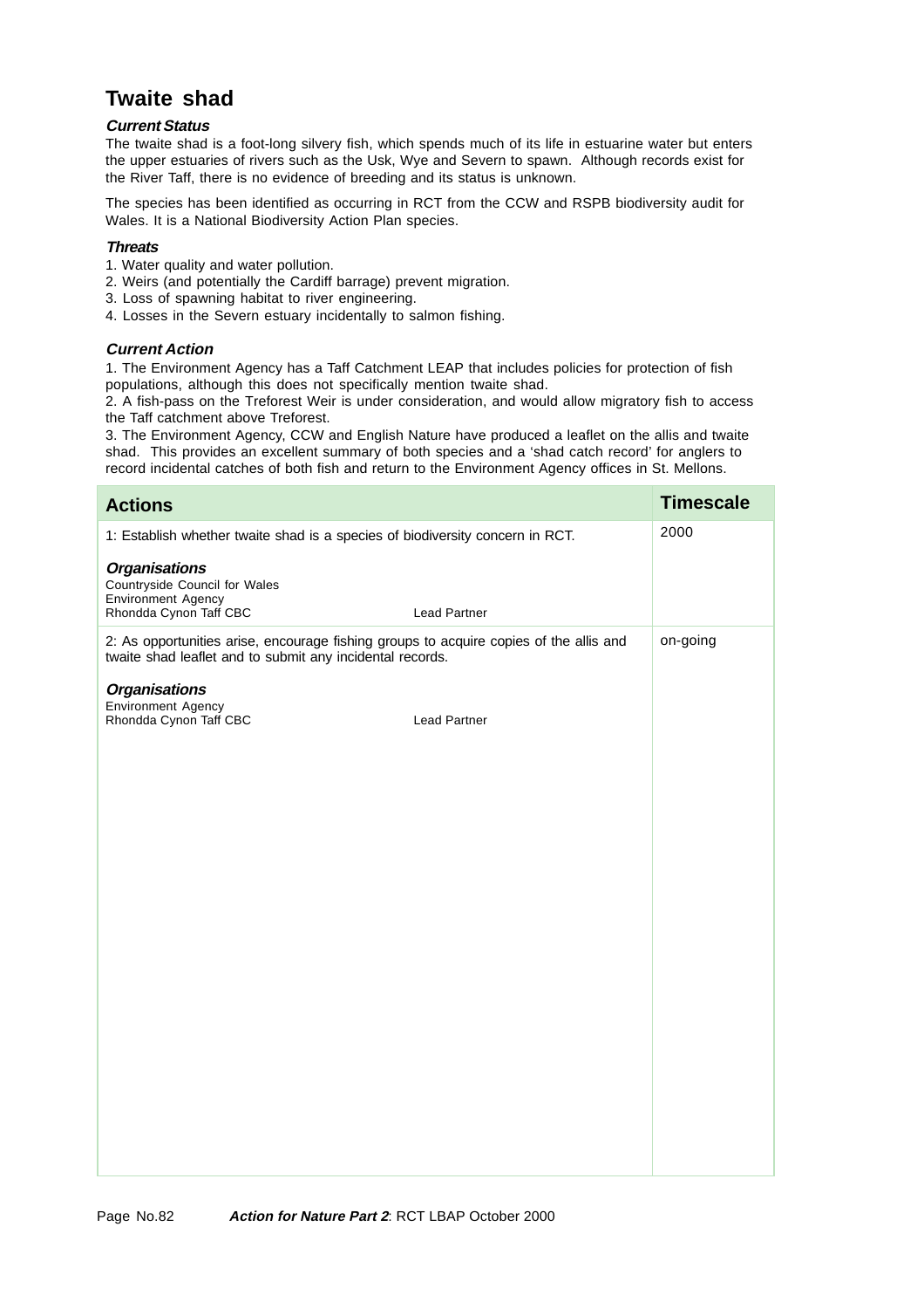# Twaite shad

***Current Status***

The twaite shad is a foot-long silvery fish, which spends much of its life in estuarine water but enters the upper estuaries of rivers such as the Usk, Wye and Severn to spawn. Although records exist for the River Taff, there is no evidence of breeding and its status is unknown.

The species has been identified as occurring in RCT from the CCW and RSPB biodiversity audit for Wales. It is a National Biodiversity Action Plan species.

***Threats***

1. Water quality and water pollution.
2. Weirs (and potentially the Cardiff barrage) prevent migration.
3. Loss of spawning habitat to river engineering.
4. Losses in the Severn estuary incidentally to salmon fishing.

***Current Action***

1. The Environment Agency has a Taff Catchment LEAP that includes policies for protection of fish populations, although this does not specifically mention twaite shad.
2. A fish-pass on the Treforest Weir is under consideration, and would allow migratory fish to access the Taff catchment above Treforest.
3. The Environment Agency, CCW and English Nature have produced a leaflet on the allis and twaite shad. This provides an excellent summary of both species and a 'shad catch record' for anglers to record incidental catches of both fish and return to the Environment Agency offices in St. Mellons.

| Actions | Timescale |
|---|---|
| 1: Establish whether twaite shad is a species of biodiversity concern in RCT.<br><br>***Organisations***<br>Countryside Council for Wales<br>Environment Agency<br>Rhondda Cynon Taff CBC — Lead Partner | 2000 |
| 2: As opportunities arise, encourage fishing groups to acquire copies of the allis and twaite shad leaflet and to submit any incidental records.<br><br>***Organisations***<br>Environment Agency<br>Rhondda Cynon Taff CBC — Lead Partner | on-going |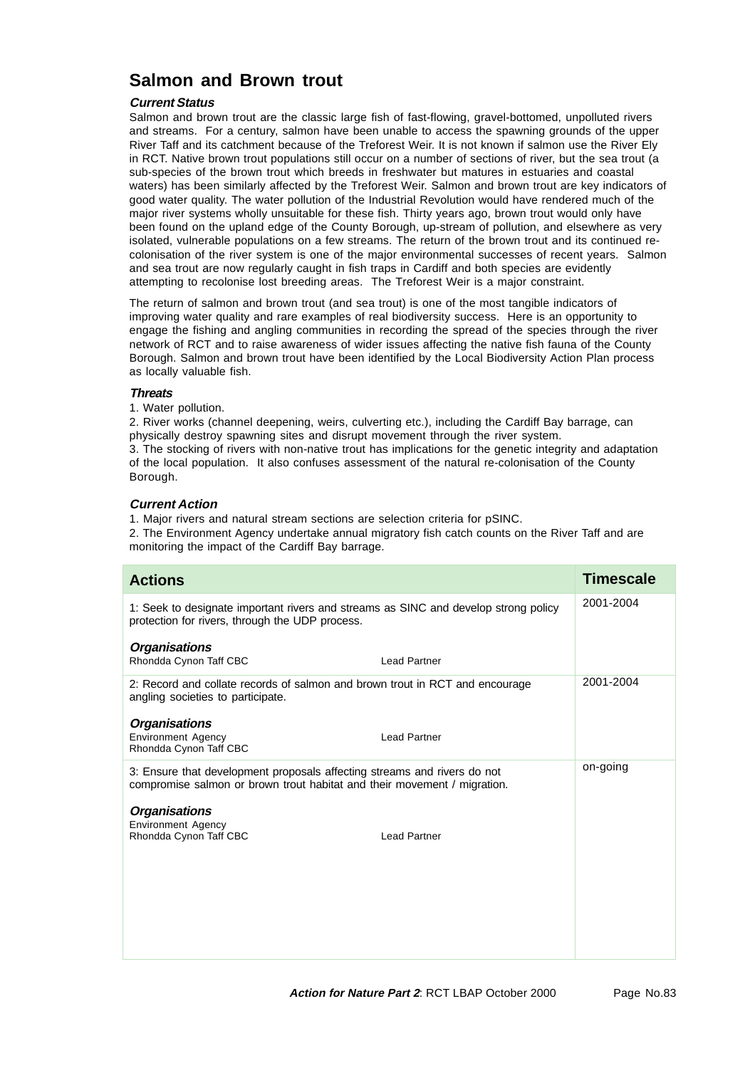# Salmon and Brown trout

### *Current Status*

Salmon and brown trout are the classic large fish of fast-flowing, gravel-bottomed, unpolluted rivers and streams. For a century, salmon have been unable to access the spawning grounds of the upper River Taff and its catchment because of the Treforest Weir. It is not known if salmon use the River Ely in RCT. Native brown trout populations still occur on a number of sections of river, but the sea trout (a sub-species of the brown trout which breeds in freshwater but matures in estuaries and coastal waters) has been similarly affected by the Treforest Weir. Salmon and brown trout are key indicators of good water quality. The water pollution of the Industrial Revolution would have rendered much of the major river systems wholly unsuitable for these fish. Thirty years ago, brown trout would only have been found on the upland edge of the County Borough, up-stream of pollution, and elsewhere as very isolated, vulnerable populations on a few streams. The return of the brown trout and its continued re-colonisation of the river system is one of the major environmental successes of recent years. Salmon and sea trout are now regularly caught in fish traps in Cardiff and both species are evidently attempting to recolonise lost breeding areas. The Treforest Weir is a major constraint.

The return of salmon and brown trout (and sea trout) is one of the most tangible indicators of improving water quality and rare examples of real biodiversity success. Here is an opportunity to engage the fishing and angling communities in recording the spread of the species through the river network of RCT and to raise awareness of wider issues affecting the native fish fauna of the County Borough. Salmon and brown trout have been identified by the Local Biodiversity Action Plan process as locally valuable fish.

### *Threats*

1. Water pollution.
2. River works (channel deepening, weirs, culverting etc.), including the Cardiff Bay barrage, can physically destroy spawning sites and disrupt movement through the river system.
3. The stocking of rivers with non-native trout has implications for the genetic integrity and adaptation of the local population. It also confuses assessment of the natural re-colonisation of the County Borough.

### *Current Action*

1. Major rivers and natural stream sections are selection criteria for pSINC.
2. The Environment Agency undertake annual migratory fish catch counts on the River Taff and are monitoring the impact of the Cardiff Bay barrage.

| Actions | Timescale |
|---|---|
| 1: Seek to designate important rivers and streams as SINC and develop strong policy protection for rivers, through the UDP process.<br><br>***Organisations***<br>Rhondda Cynon Taff CBC — Lead Partner | 2001-2004 |
| 2: Record and collate records of salmon and brown trout in RCT and encourage angling societies to participate.<br><br>***Organisations***<br>Environment Agency — Lead Partner<br>Rhondda Cynon Taff CBC | 2001-2004 |
| 3: Ensure that development proposals affecting streams and rivers do not compromise salmon or brown trout habitat and their movement / migration.<br><br>***Organisations***<br>Environment Agency<br>Rhondda Cynon Taff CBC — Lead Partner | on-going |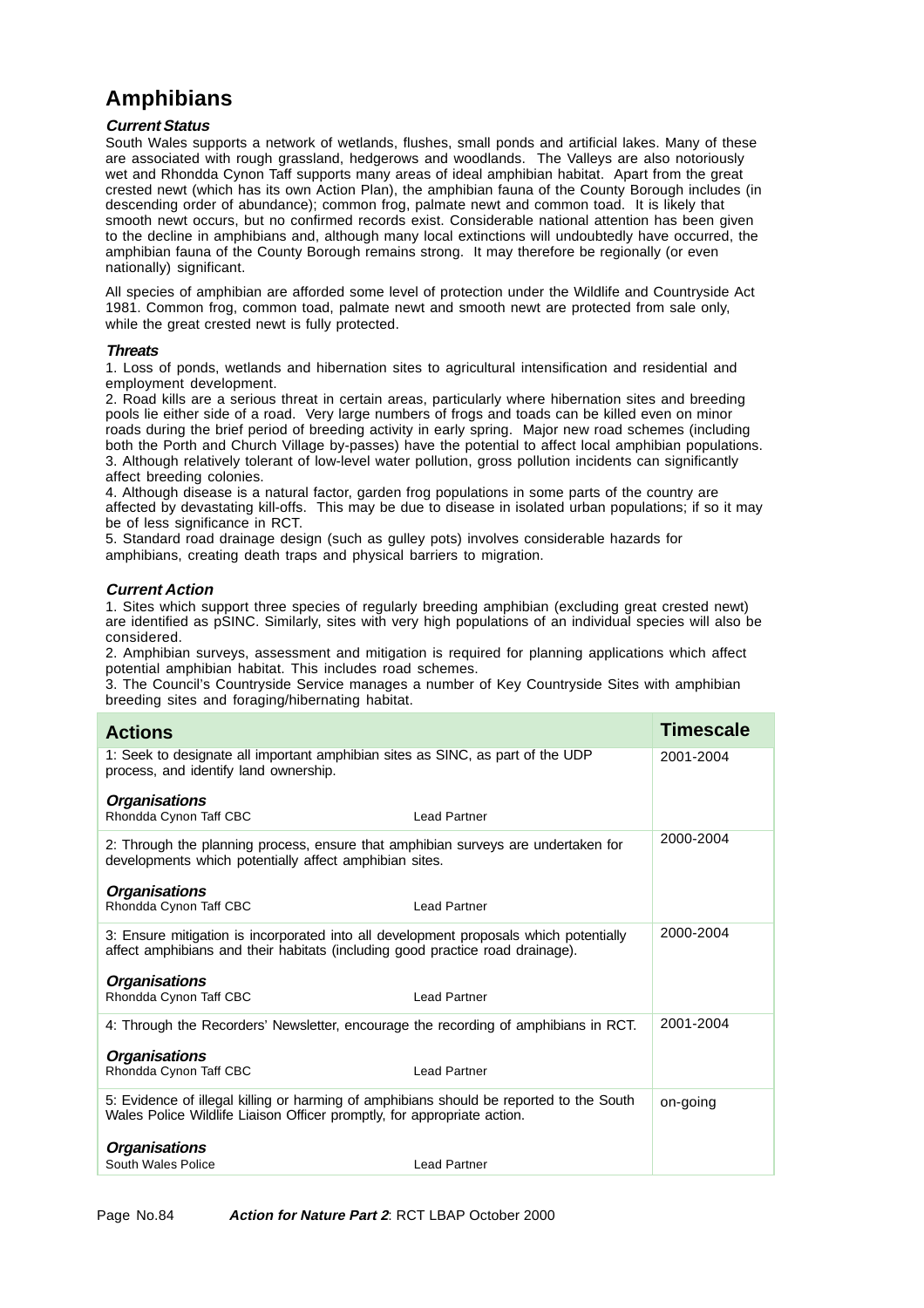# Amphibians

### *Current Status*

South Wales supports a network of wetlands, flushes, small ponds and artificial lakes. Many of these are associated with rough grassland, hedgerows and woodlands. The Valleys are also notoriously wet and Rhondda Cynon Taff supports many areas of ideal amphibian habitat. Apart from the great crested newt (which has its own Action Plan), the amphibian fauna of the County Borough includes (in descending order of abundance); common frog, palmate newt and common toad. It is likely that smooth newt occurs, but no confirmed records exist. Considerable national attention has been given to the decline in amphibians and, although many local extinctions will undoubtedly have occurred, the amphibian fauna of the County Borough remains strong. It may therefore be regionally (or even nationally) significant.

All species of amphibian are afforded some level of protection under the Wildlife and Countryside Act 1981. Common frog, common toad, palmate newt and smooth newt are protected from sale only, while the great crested newt is fully protected.

### *Threats*

1. Loss of ponds, wetlands and hibernation sites to agricultural intensification and residential and employment development.
2. Road kills are a serious threat in certain areas, particularly where hibernation sites and breeding pools lie either side of a road. Very large numbers of frogs and toads can be killed even on minor roads during the brief period of breeding activity in early spring. Major new road schemes (including both the Porth and Church Village by-passes) have the potential to affect local amphibian populations.
3. Although relatively tolerant of low-level water pollution, gross pollution incidents can significantly affect breeding colonies.
4. Although disease is a natural factor, garden frog populations in some parts of the country are affected by devastating kill-offs. This may be due to disease in isolated urban populations; if so it may be of less significance in RCT.
5. Standard road drainage design (such as gulley pots) involves considerable hazards for amphibians, creating death traps and physical barriers to migration.

### *Current Action*

1. Sites which support three species of regularly breeding amphibian (excluding great crested newt) are identified as pSINC. Similarly, sites with very high populations of an individual species will also be considered.
2. Amphibian surveys, assessment and mitigation is required for planning applications which affect potential amphibian habitat. This includes road schemes.
3. The Council's Countryside Service manages a number of Key Countryside Sites with amphibian breeding sites and foraging/hibernating habitat.

| Actions | | Timescale |
|---|---|---|
| 1: Seek to designate all important amphibian sites as SINC, as part of the UDP process, and identify land ownership.<br><br>***Organisations***<br>Rhondda Cynon Taff CBC | Lead Partner | 2001-2004 |
| 2: Through the planning process, ensure that amphibian surveys are undertaken for developments which potentially affect amphibian sites.<br><br>***Organisations***<br>Rhondda Cynon Taff CBC | Lead Partner | 2000-2004 |
| 3: Ensure mitigation is incorporated into all development proposals which potentially affect amphibians and their habitats (including good practice road drainage).<br><br>***Organisations***<br>Rhondda Cynon Taff CBC | Lead Partner | 2000-2004 |
| 4: Through the Recorders' Newsletter, encourage the recording of amphibians in RCT.<br><br>***Organisations***<br>Rhondda Cynon Taff CBC | Lead Partner | 2001-2004 |
| 5: Evidence of illegal killing or harming of amphibians should be reported to the South Wales Police Wildlife Liaison Officer promptly, for appropriate action.<br><br>***Organisations***<br>South Wales Police | Lead Partner | on-going |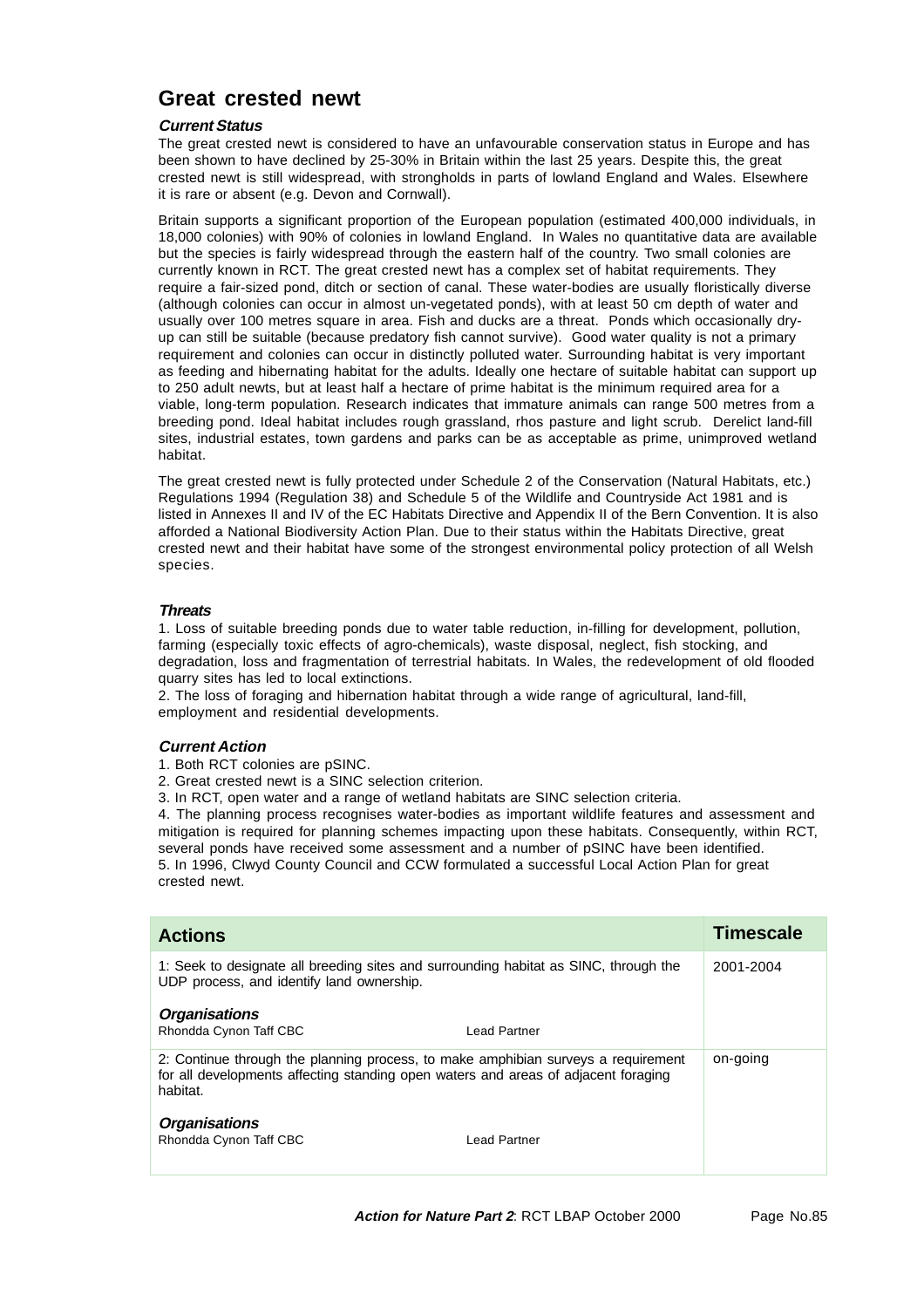# Great crested newt

### *Current Status*

The great crested newt is considered to have an unfavourable conservation status in Europe and has been shown to have declined by 25-30% in Britain within the last 25 years. Despite this, the great crested newt is still widespread, with strongholds in parts of lowland England and Wales. Elsewhere it is rare or absent (e.g. Devon and Cornwall).

Britain supports a significant proportion of the European population (estimated 400,000 individuals, in 18,000 colonies) with 90% of colonies in lowland England. In Wales no quantitative data are available but the species is fairly widespread through the eastern half of the country. Two small colonies are currently known in RCT. The great crested newt has a complex set of habitat requirements. They require a fair-sized pond, ditch or section of canal. These water-bodies are usually floristically diverse (although colonies can occur in almost un-vegetated ponds), with at least 50 cm depth of water and usually over 100 metres square in area. Fish and ducks are a threat. Ponds which occasionally dry-up can still be suitable (because predatory fish cannot survive). Good water quality is not a primary requirement and colonies can occur in distinctly polluted water. Surrounding habitat is very important as feeding and hibernating habitat for the adults. Ideally one hectare of suitable habitat can support up to 250 adult newts, but at least half a hectare of prime habitat is the minimum required area for a viable, long-term population. Research indicates that immature animals can range 500 metres from a breeding pond. Ideal habitat includes rough grassland, rhos pasture and light scrub. Derelict land-fill sites, industrial estates, town gardens and parks can be as acceptable as prime, unimproved wetland habitat.

The great crested newt is fully protected under Schedule 2 of the Conservation (Natural Habitats, etc.) Regulations 1994 (Regulation 38) and Schedule 5 of the Wildlife and Countryside Act 1981 and is listed in Annexes II and IV of the EC Habitats Directive and Appendix II of the Bern Convention. It is also afforded a National Biodiversity Action Plan. Due to their status within the Habitats Directive, great crested newt and their habitat have some of the strongest environmental policy protection of all Welsh species.

### *Threats*

1. Loss of suitable breeding ponds due to water table reduction, in-filling for development, pollution, farming (especially toxic effects of agro-chemicals), waste disposal, neglect, fish stocking, and degradation, loss and fragmentation of terrestrial habitats. In Wales, the redevelopment of old flooded quarry sites has led to local extinctions.
2. The loss of foraging and hibernation habitat through a wide range of agricultural, land-fill, employment and residential developments.

### *Current Action*

1. Both RCT colonies are pSINC.
2. Great crested newt is a SINC selection criterion.
3. In RCT, open water and a range of wetland habitats are SINC selection criteria.
4. The planning process recognises water-bodies as important wildlife features and assessment and mitigation is required for planning schemes impacting upon these habitats. Consequently, within RCT, several ponds have received some assessment and a number of pSINC have been identified.
5. In 1996, Clwyd County Council and CCW formulated a successful Local Action Plan for great crested newt.

| Actions | Timescale |
|---|---|
| 1: Seek to designate all breeding sites and surrounding habitat as SINC, through the UDP process, and identify land ownership.<br><br>***Organisations***<br>Rhondda Cynon Taff CBC — Lead Partner | 2001-2004 |
| 2: Continue through the planning process, to make amphibian surveys a requirement for all developments affecting standing open waters and areas of adjacent foraging habitat.<br><br>***Organisations***<br>Rhondda Cynon Taff CBC — Lead Partner | on-going |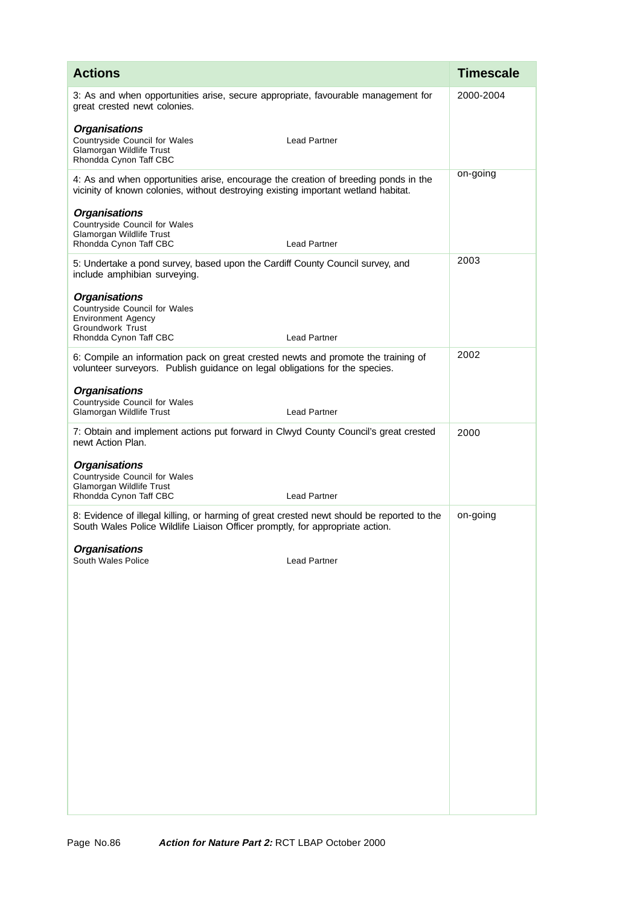| Actions | Timescale |
|---|---|
| 3: As and when opportunities arise, secure appropriate, favourable management for great crested newt colonies.<br><br>***Organisations***<br>Countryside Council for Wales — Lead Partner<br>Glamorgan Wildlife Trust<br>Rhondda Cynon Taff CBC | 2000-2004 |
| 4: As and when opportunities arise, encourage the creation of breeding ponds in the vicinity of known colonies, without destroying existing important wetland habitat.<br><br>***Organisations***<br>Countryside Council for Wales<br>Glamorgan Wildlife Trust<br>Rhondda Cynon Taff CBC — Lead Partner | on-going |
| 5: Undertake a pond survey, based upon the Cardiff County Council survey, and include amphibian surveying.<br><br>***Organisations***<br>Countryside Council for Wales<br>Environment Agency<br>Groundwork Trust<br>Rhondda Cynon Taff CBC — Lead Partner | 2003 |
| 6: Compile an information pack on great crested newts and promote the training of volunteer surveyors. Publish guidance on legal obligations for the species.<br><br>***Organisations***<br>Countryside Council for Wales<br>Glamorgan Wildlife Trust — Lead Partner | 2002 |
| 7: Obtain and implement actions put forward in Clwyd County Council's great crested newt Action Plan.<br><br>***Organisations***<br>Countryside Council for Wales<br>Glamorgan Wildlife Trust<br>Rhondda Cynon Taff CBC — Lead Partner | 2000 |
| 8: Evidence of illegal killing, or harming of great crested newt should be reported to the South Wales Police Wildlife Liaison Officer promptly, for appropriate action.<br><br>***Organisations***<br>South Wales Police — Lead Partner | on-going |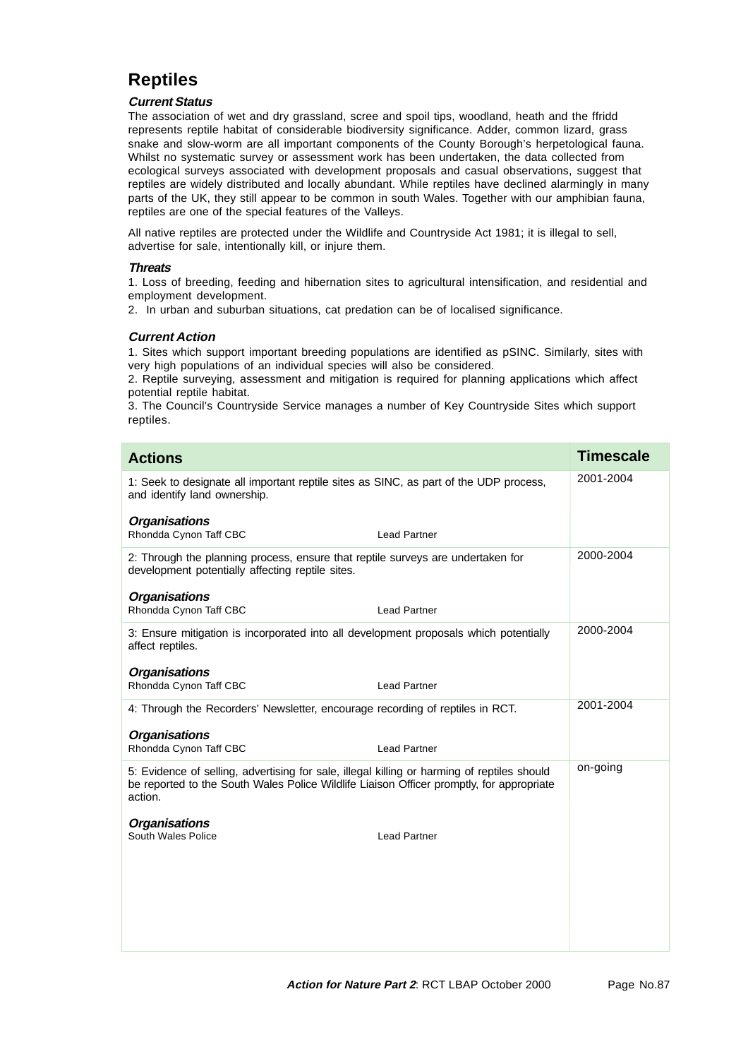## Reptiles

### *Current Status*

The association of wet and dry grassland, scree and spoil tips, woodland, heath and the ffridd represents reptile habitat of considerable biodiversity significance. Adder, common lizard, grass snake and slow-worm are all important components of the County Borough's herpetological fauna. Whilst no systematic survey or assessment work has been undertaken, the data collected from ecological surveys associated with development proposals and casual observations, suggest that reptiles are widely distributed and locally abundant. While reptiles have declined alarmingly in many parts of the UK, they still appear to be common in south Wales. Together with our amphibian fauna, reptiles are one of the special features of the Valleys.

All native reptiles are protected under the Wildlife and Countryside Act 1981; it is illegal to sell, advertise for sale, intentionally kill, or injure them.

### *Threats*

1. Loss of breeding, feeding and hibernation sites to agricultural intensification, and residential and employment development.
2. In urban and suburban situations, cat predation can be of localised significance.

### *Current Action*

1. Sites which support important breeding populations are identified as pSINC. Similarly, sites with very high populations of an individual species will also be considered.
2. Reptile surveying, assessment and mitigation is required for planning applications which affect potential reptile habitat.
3. The Council's Countryside Service manages a number of Key Countryside Sites which support reptiles.

| Actions | Timescale |
|---|---|
| 1: Seek to designate all important reptile sites as SINC, as part of the UDP process, and identify land ownership.<br><br>***Organisations***<br>Rhondda Cynon Taff CBC — Lead Partner | 2001-2004 |
| 2: Through the planning process, ensure that reptile surveys are undertaken for development potentially affecting reptile sites.<br><br>***Organisations***<br>Rhondda Cynon Taff CBC — Lead Partner | 2000-2004 |
| 3: Ensure mitigation is incorporated into all development proposals which potentially affect reptiles.<br><br>***Organisations***<br>Rhondda Cynon Taff CBC — Lead Partner | 2000-2004 |
| 4: Through the Recorders' Newsletter, encourage recording of reptiles in RCT.<br><br>***Organisations***<br>Rhondda Cynon Taff CBC — Lead Partner | 2001-2004 |
| 5: Evidence of selling, advertising for sale, illegal killing or harming of reptiles should be reported to the South Wales Police Wildlife Liaison Officer promptly, for appropriate action.<br><br>***Organisations***<br>South Wales Police — Lead Partner | on-going |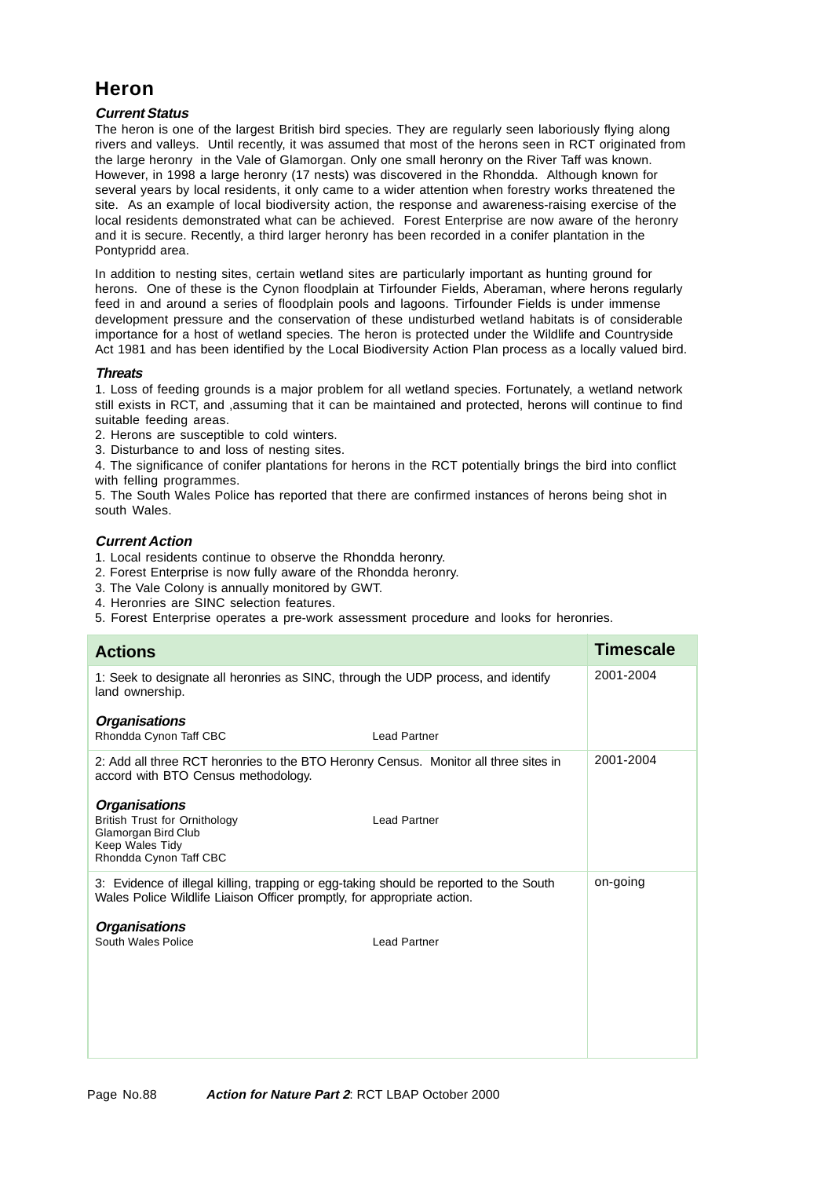# Heron

### *Current Status*

The heron is one of the largest British bird species. They are regularly seen laboriously flying along rivers and valleys. Until recently, it was assumed that most of the herons seen in RCT originated from the large heronry in the Vale of Glamorgan. Only one small heronry on the River Taff was known. However, in 1998 a large heronry (17 nests) was discovered in the Rhondda. Although known for several years by local residents, it only came to a wider attention when forestry works threatened the site. As an example of local biodiversity action, the response and awareness-raising exercise of the local residents demonstrated what can be achieved. Forest Enterprise are now aware of the heronry and it is secure. Recently, a third larger heronry has been recorded in a conifer plantation in the Pontypridd area.

In addition to nesting sites, certain wetland sites are particularly important as hunting ground for herons. One of these is the Cynon floodplain at Tirfounder Fields, Aberaman, where herons regularly feed in and around a series of floodplain pools and lagoons. Tirfounder Fields is under immense development pressure and the conservation of these undisturbed wetland habitats is of considerable importance for a host of wetland species. The heron is protected under the Wildlife and Countryside Act 1981 and has been identified by the Local Biodiversity Action Plan process as a locally valued bird.

### *Threats*

1. Loss of feeding grounds is a major problem for all wetland species. Fortunately, a wetland network still exists in RCT, and ,assuming that it can be maintained and protected, herons will continue to find suitable feeding areas.
2. Herons are susceptible to cold winters.
3. Disturbance to and loss of nesting sites.
4. The significance of conifer plantations for herons in the RCT potentially brings the bird into conflict with felling programmes.
5. The South Wales Police has reported that there are confirmed instances of herons being shot in south Wales.

### *Current Action*

1. Local residents continue to observe the Rhondda heronry.
2. Forest Enterprise is now fully aware of the Rhondda heronry.
3. The Vale Colony is annually monitored by GWT.
4. Heronries are SINC selection features.
5. Forest Enterprise operates a pre-work assessment procedure and looks for heronries.

| Actions | Timescale |
|---|---|
| 1: Seek to designate all heronries as SINC, through the UDP process, and identify land ownership.<br><br>***Organisations***<br>Rhondda Cynon Taff CBC — Lead Partner | 2001-2004 |
| 2: Add all three RCT heronries to the BTO Heronry Census. Monitor all three sites in accord with BTO Census methodology.<br><br>***Organisations***<br>British Trust for Ornithology — Lead Partner<br>Glamorgan Bird Club<br>Keep Wales Tidy<br>Rhondda Cynon Taff CBC | 2001-2004 |
| 3: Evidence of illegal killing, trapping or egg-taking should be reported to the South Wales Police Wildlife Liaison Officer promptly, for appropriate action.<br><br>***Organisations***<br>South Wales Police — Lead Partner | on-going |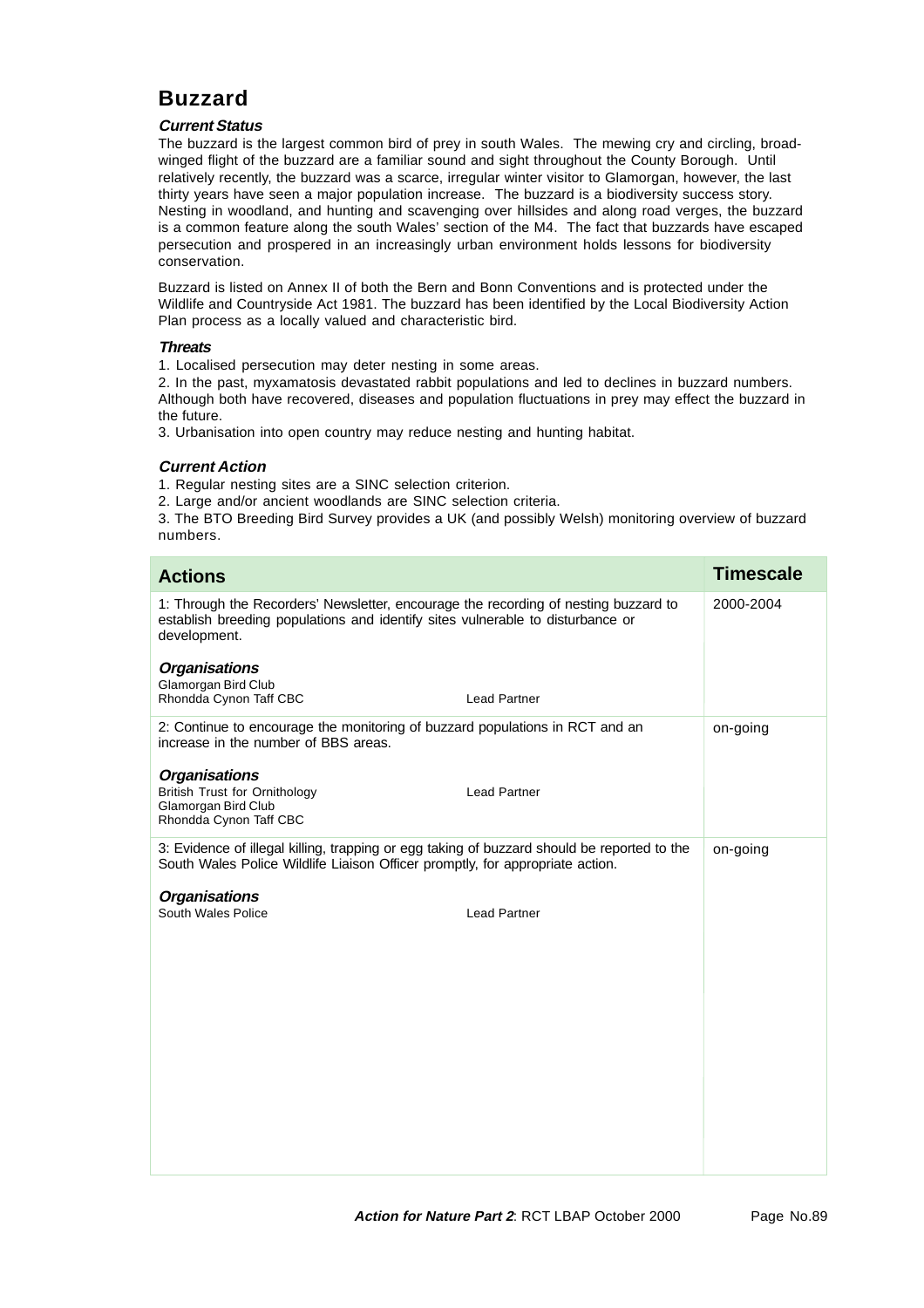# Buzzard

### *Current Status*

The buzzard is the largest common bird of prey in south Wales. The mewing cry and circling, broad-winged flight of the buzzard are a familiar sound and sight throughout the County Borough. Until relatively recently, the buzzard was a scarce, irregular winter visitor to Glamorgan, however, the last thirty years have seen a major population increase. The buzzard is a biodiversity success story. Nesting in woodland, and hunting and scavenging over hillsides and along road verges, the buzzard is a common feature along the south Wales' section of the M4. The fact that buzzards have escaped persecution and prospered in an increasingly urban environment holds lessons for biodiversity conservation.

Buzzard is listed on Annex II of both the Bern and Bonn Conventions and is protected under the Wildlife and Countryside Act 1981. The buzzard has been identified by the Local Biodiversity Action Plan process as a locally valued and characteristic bird.

### *Threats*

1. Localised persecution may deter nesting in some areas.
2. In the past, myxamatosis devastated rabbit populations and led to declines in buzzard numbers. Although both have recovered, diseases and population fluctuations in prey may effect the buzzard in the future.
3. Urbanisation into open country may reduce nesting and hunting habitat.

### *Current Action*

1. Regular nesting sites are a SINC selection criterion.
2. Large and/or ancient woodlands are SINC selection criteria.
3. The BTO Breeding Bird Survey provides a UK (and possibly Welsh) monitoring overview of buzzard numbers.

| Actions | Timescale |
|---|---|
| 1: Through the Recorders' Newsletter, encourage the recording of nesting buzzard to establish breeding populations and identify sites vulnerable to disturbance or development.<br><br>***Organisations***<br>Glamorgan Bird Club<br>Rhondda Cynon Taff CBC — Lead Partner | 2000-2004 |
| 2: Continue to encourage the monitoring of buzzard populations in RCT and an increase in the number of BBS areas.<br><br>***Organisations***<br>British Trust for Ornithology — Lead Partner<br>Glamorgan Bird Club<br>Rhondda Cynon Taff CBC | on-going |
| 3: Evidence of illegal killing, trapping or egg taking of buzzard should be reported to the South Wales Police Wildlife Liaison Officer promptly, for appropriate action.<br><br>***Organisations***<br>South Wales Police — Lead Partner | on-going |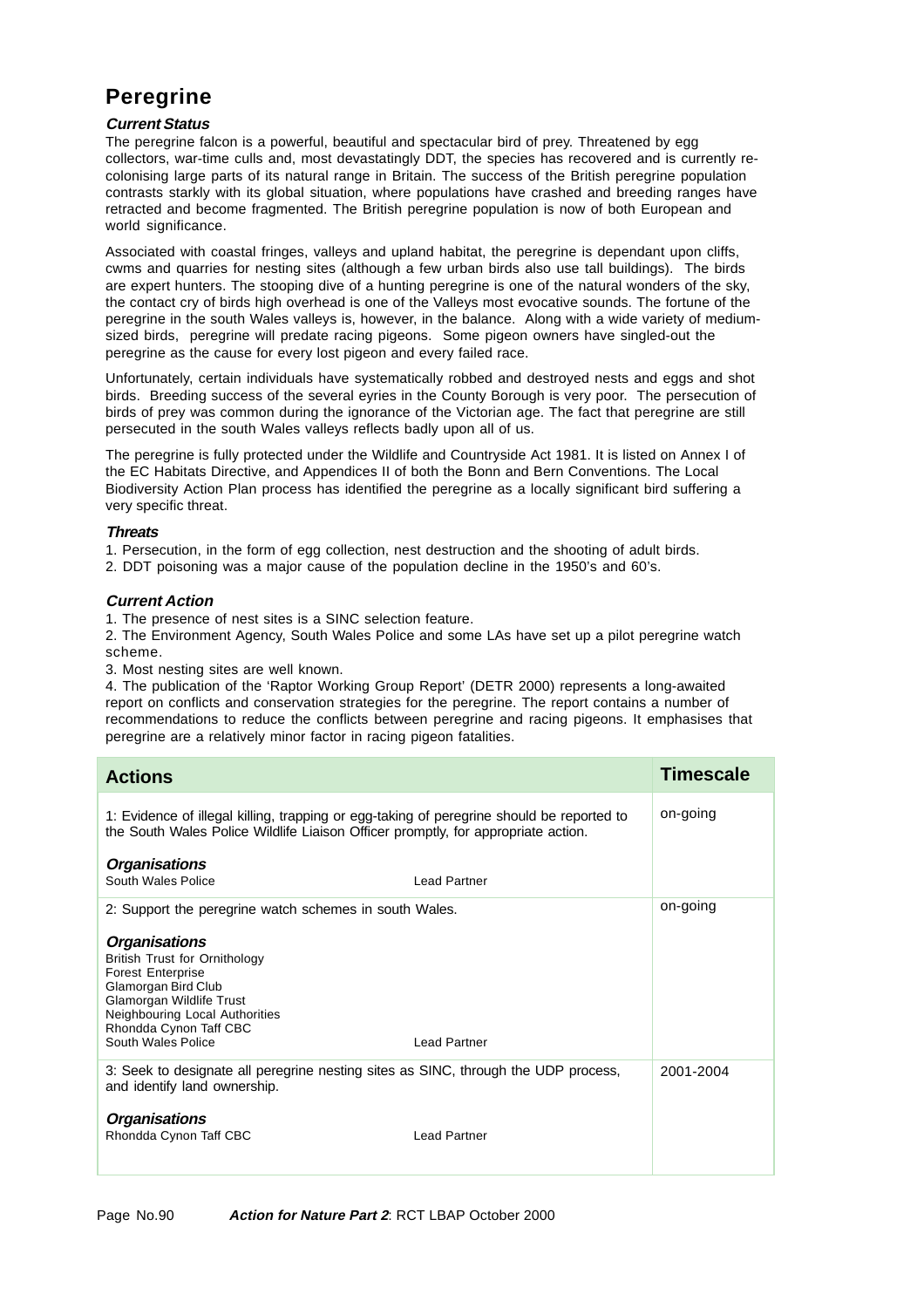# Peregrine

### *Current Status*

The peregrine falcon is a powerful, beautiful and spectacular bird of prey. Threatened by egg collectors, war-time culls and, most devastatingly DDT, the species has recovered and is currently re-colonising large parts of its natural range in Britain. The success of the British peregrine population contrasts starkly with its global situation, where populations have crashed and breeding ranges have retracted and become fragmented. The British peregrine population is now of both European and world significance.

Associated with coastal fringes, valleys and upland habitat, the peregrine is dependant upon cliffs, cwms and quarries for nesting sites (although a few urban birds also use tall buildings). The birds are expert hunters. The stooping dive of a hunting peregrine is one of the natural wonders of the sky, the contact cry of birds high overhead is one of the Valleys most evocative sounds. The fortune of the peregrine in the south Wales valleys is, however, in the balance. Along with a wide variety of medium-sized birds, peregrine will predate racing pigeons. Some pigeon owners have singled-out the peregrine as the cause for every lost pigeon and every failed race.

Unfortunately, certain individuals have systematically robbed and destroyed nests and eggs and shot birds. Breeding success of the several eyries in the County Borough is very poor. The persecution of birds of prey was common during the ignorance of the Victorian age. The fact that peregrine are still persecuted in the south Wales valleys reflects badly upon all of us.

The peregrine is fully protected under the Wildlife and Countryside Act 1981. It is listed on Annex I of the EC Habitats Directive, and Appendices II of both the Bonn and Bern Conventions. The Local Biodiversity Action Plan process has identified the peregrine as a locally significant bird suffering a very specific threat.

### *Threats*

1. Persecution, in the form of egg collection, nest destruction and the shooting of adult birds.
2. DDT poisoning was a major cause of the population decline in the 1950's and 60's.

### *Current Action*

1. The presence of nest sites is a SINC selection feature.
2. The Environment Agency, South Wales Police and some LAs have set up a pilot peregrine watch scheme.
3. Most nesting sites are well known.
4. The publication of the 'Raptor Working Group Report' (DETR 2000) represents a long-awaited report on conflicts and conservation strategies for the peregrine. The report contains a number of recommendations to reduce the conflicts between peregrine and racing pigeons. It emphasises that peregrine are a relatively minor factor in racing pigeon fatalities.

| Actions | Timescale |
|---|---|
| 1: Evidence of illegal killing, trapping or egg-taking of peregrine should be reported to the South Wales Police Wildlife Liaison Officer promptly, for appropriate action.<br><br>***Organisations***<br>South Wales Police — Lead Partner | on-going |
| 2: Support the peregrine watch schemes in south Wales.<br><br>***Organisations***<br>British Trust for Ornithology<br>Forest Enterprise<br>Glamorgan Bird Club<br>Glamorgan Wildlife Trust<br>Neighbouring Local Authorities<br>Rhondda Cynon Taff CBC<br>South Wales Police — Lead Partner | on-going |
| 3: Seek to designate all peregrine nesting sites as SINC, through the UDP process, and identify land ownership.<br><br>***Organisations***<br>Rhondda Cynon Taff CBC — Lead Partner | 2001-2004 |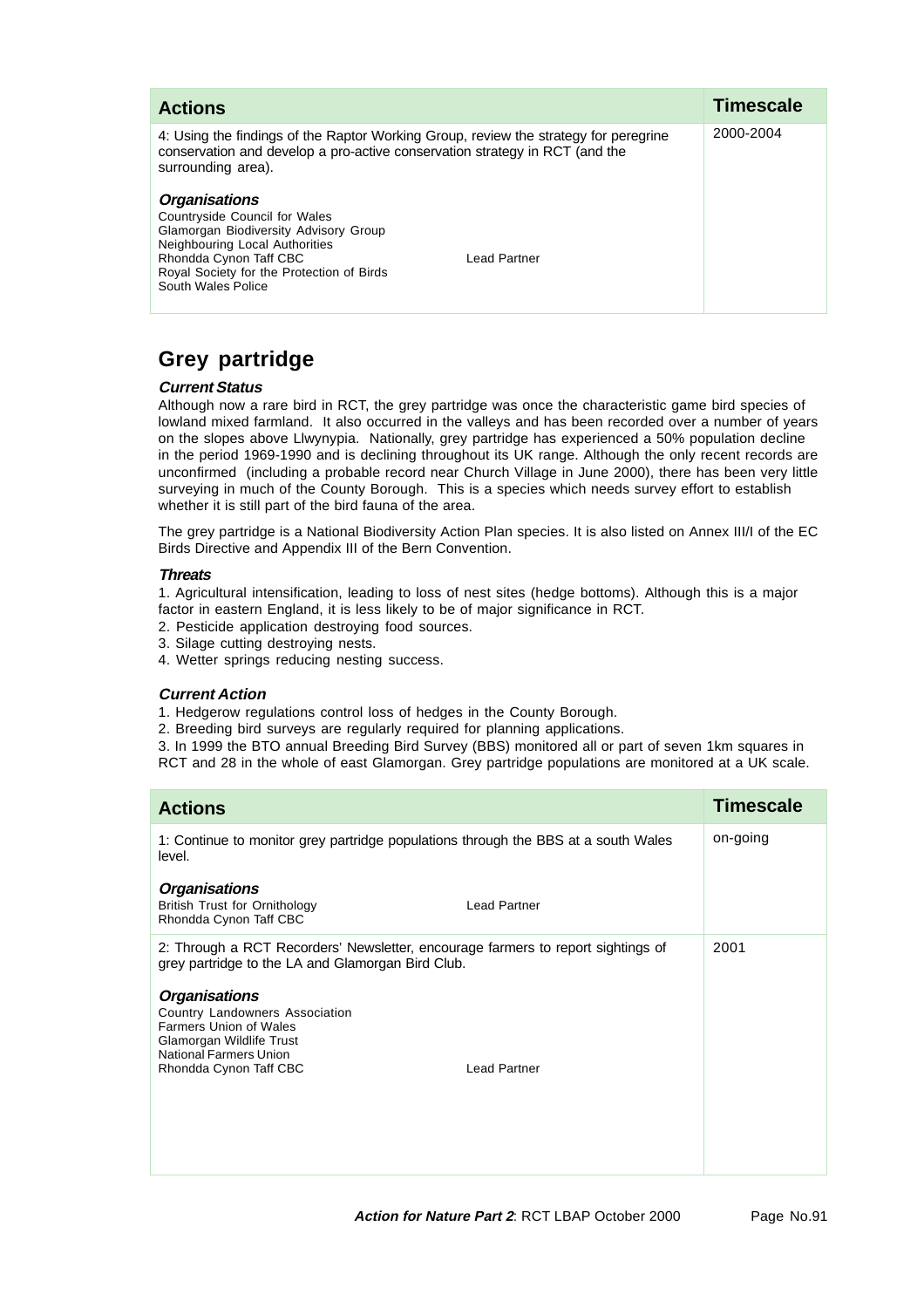| Actions | Timescale |
|---|---|
| 4: Using the findings of the Raptor Working Group, review the strategy for peregrine conservation and develop a pro-active conservation strategy in RCT (and the surrounding area).<br><br>***Organisations***<br>Countryside Council for Wales<br>Glamorgan Biodiversity Advisory Group<br>Neighbouring Local Authorities<br>Rhondda Cynon Taff CBC — Lead Partner<br>Royal Society for the Protection of Birds<br>South Wales Police | 2000-2004 |

## Grey partridge

***Current Status***

Although now a rare bird in RCT, the grey partridge was once the characteristic game bird species of lowland mixed farmland. It also occurred in the valleys and has been recorded over a number of years on the slopes above Llwynypia. Nationally, grey partridge has experienced a 50% population decline in the period 1969-1990 and is declining throughout its UK range. Although the only recent records are unconfirmed (including a probable record near Church Village in June 2000), there has been very little surveying in much of the County Borough. This is a species which needs survey effort to establish whether it is still part of the bird fauna of the area.

The grey partridge is a National Biodiversity Action Plan species. It is also listed on Annex III/I of the EC Birds Directive and Appendix III of the Bern Convention.

***Threats***

1. Agricultural intensification, leading to loss of nest sites (hedge bottoms). Although this is a major factor in eastern England, it is less likely to be of major significance in RCT.
2. Pesticide application destroying food sources.
3. Silage cutting destroying nests.
4. Wetter springs reducing nesting success.

***Current Action***

1. Hedgerow regulations control loss of hedges in the County Borough.
2. Breeding bird surveys are regularly required for planning applications.
3. In 1999 the BTO annual Breeding Bird Survey (BBS) monitored all or part of seven 1km squares in RCT and 28 in the whole of east Glamorgan. Grey partridge populations are monitored at a UK scale.

| Actions | Timescale |
|---|---|
| 1: Continue to monitor grey partridge populations through the BBS at a south Wales level.<br><br>***Organisations***<br>British Trust for Ornithology — Lead Partner<br>Rhondda Cynon Taff CBC | on-going |
| 2: Through a RCT Recorders' Newsletter, encourage farmers to report sightings of grey partridge to the LA and Glamorgan Bird Club.<br><br>***Organisations***<br>Country Landowners Association<br>Farmers Union of Wales<br>Glamorgan Wildlife Trust<br>National Farmers Union<br>Rhondda Cynon Taff CBC — Lead Partner | 2001 |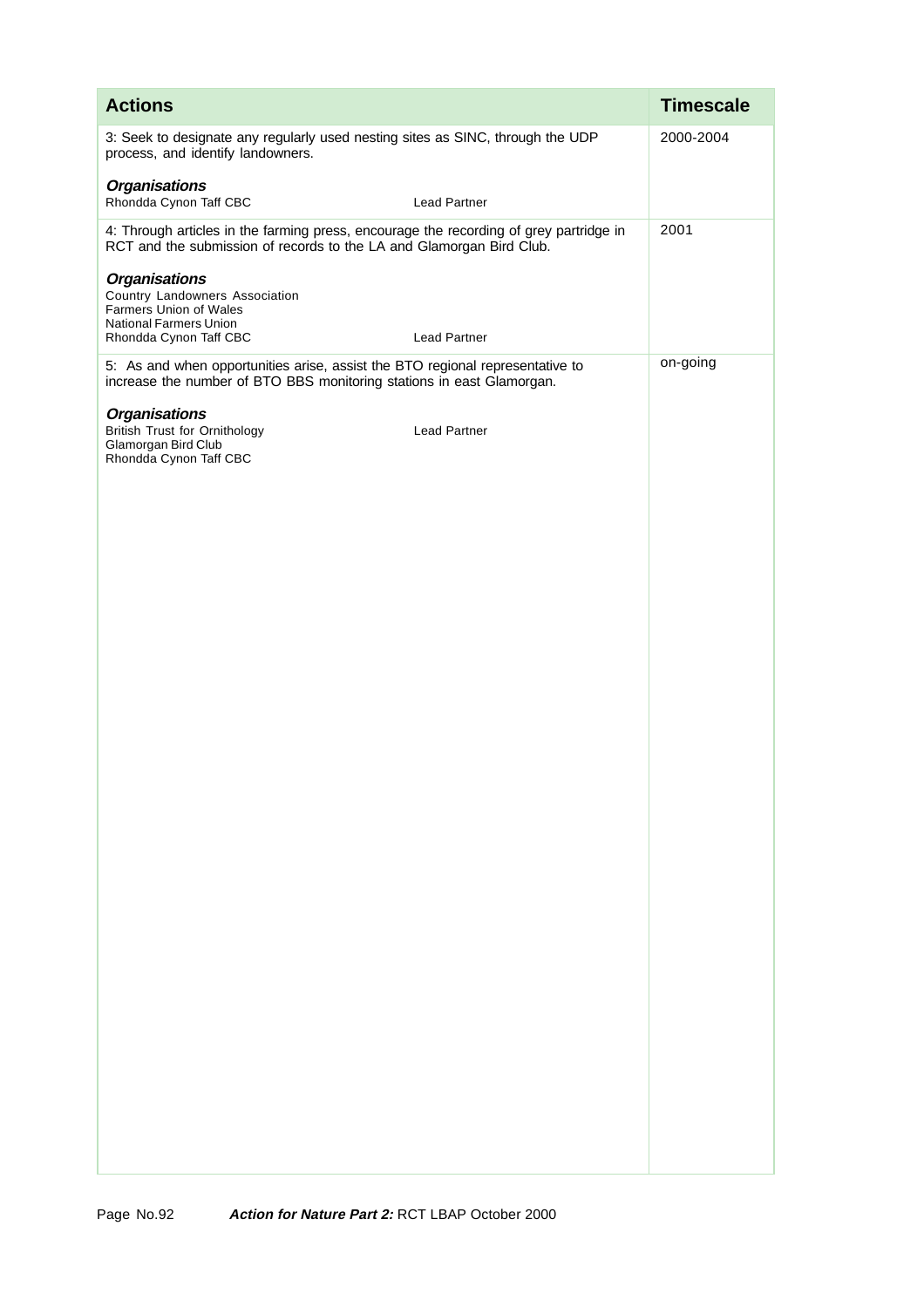| Actions | Timescale |
|---|---|
| 3: Seek to designate any regularly used nesting sites as SINC, through the UDP process, and identify landowners.<br><br>***Organisations***<br>Rhondda Cynon Taff CBC — Lead Partner | 2000-2004 |
| 4: Through articles in the farming press, encourage the recording of grey partridge in RCT and the submission of records to the LA and Glamorgan Bird Club.<br><br>***Organisations***<br>Country Landowners Association<br>Farmers Union of Wales<br>National Farmers Union<br>Rhondda Cynon Taff CBC — Lead Partner | 2001 |
| 5: As and when opportunities arise, assist the BTO regional representative to increase the number of BTO BBS monitoring stations in east Glamorgan.<br><br>***Organisations***<br>British Trust for Ornithology — Lead Partner<br>Glamorgan Bird Club<br>Rhondda Cynon Taff CBC | on-going |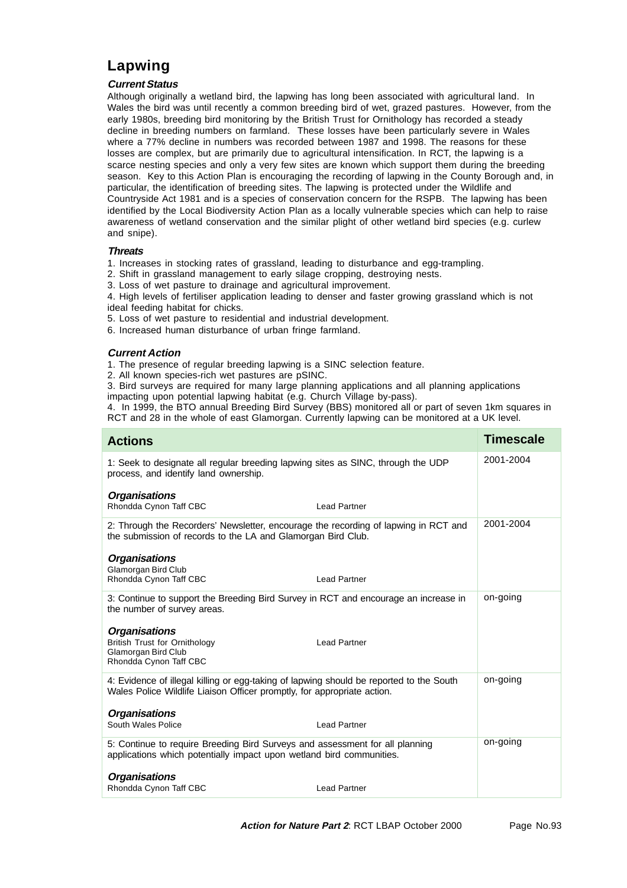# Lapwing

### *Current Status*

Although originally a wetland bird, the lapwing has long been associated with agricultural land. In Wales the bird was until recently a common breeding bird of wet, grazed pastures. However, from the early 1980s, breeding bird monitoring by the British Trust for Ornithology has recorded a steady decline in breeding numbers on farmland. These losses have been particularly severe in Wales where a 77% decline in numbers was recorded between 1987 and 1998. The reasons for these losses are complex, but are primarily due to agricultural intensification. In RCT, the lapwing is a scarce nesting species and only a very few sites are known which support them during the breeding season. Key to this Action Plan is encouraging the recording of lapwing in the County Borough and, in particular, the identification of breeding sites. The lapwing is protected under the Wildlife and Countryside Act 1981 and is a species of conservation concern for the RSPB. The lapwing has been identified by the Local Biodiversity Action Plan as a locally vulnerable species which can help to raise awareness of wetland conservation and the similar plight of other wetland bird species (e.g. curlew and snipe).

### *Threats*

1. Increases in stocking rates of grassland, leading to disturbance and egg-trampling.
2. Shift in grassland management to early silage cropping, destroying nests.
3. Loss of wet pasture to drainage and agricultural improvement.
4. High levels of fertiliser application leading to denser and faster growing grassland which is not ideal feeding habitat for chicks.
5. Loss of wet pasture to residential and industrial development.
6. Increased human disturbance of urban fringe farmland.

### *Current Action*

1. The presence of regular breeding lapwing is a SINC selection feature.
2. All known species-rich wet pastures are pSINC.
3. Bird surveys are required for many large planning applications and all planning applications impacting upon potential lapwing habitat (e.g. Church Village by-pass).
4. In 1999, the BTO annual Breeding Bird Survey (BBS) monitored all or part of seven 1km squares in RCT and 28 in the whole of east Glamorgan. Currently lapwing can be monitored at a UK level.

| Actions | Timescale |
|---|---|
| 1: Seek to designate all regular breeding lapwing sites as SINC, through the UDP process, and identify land ownership.<br><br>***Organisations***<br>Rhondda Cynon Taff CBC — Lead Partner | 2001-2004 |
| 2: Through the Recorders' Newsletter, encourage the recording of lapwing in RCT and the submission of records to the LA and Glamorgan Bird Club.<br><br>***Organisations***<br>Glamorgan Bird Club<br>Rhondda Cynon Taff CBC — Lead Partner | 2001-2004 |
| 3: Continue to support the Breeding Bird Survey in RCT and encourage an increase in the number of survey areas.<br><br>***Organisations***<br>British Trust for Ornithology — Lead Partner<br>Glamorgan Bird Club<br>Rhondda Cynon Taff CBC | on-going |
| 4: Evidence of illegal killing or egg-taking of lapwing should be reported to the South Wales Police Wildlife Liaison Officer promptly, for appropriate action.<br><br>***Organisations***<br>South Wales Police — Lead Partner | on-going |
| 5: Continue to require Breeding Bird Surveys and assessment for all planning applications which potentially impact upon wetland bird communities.<br><br>***Organisations***<br>Rhondda Cynon Taff CBC — Lead Partner | on-going |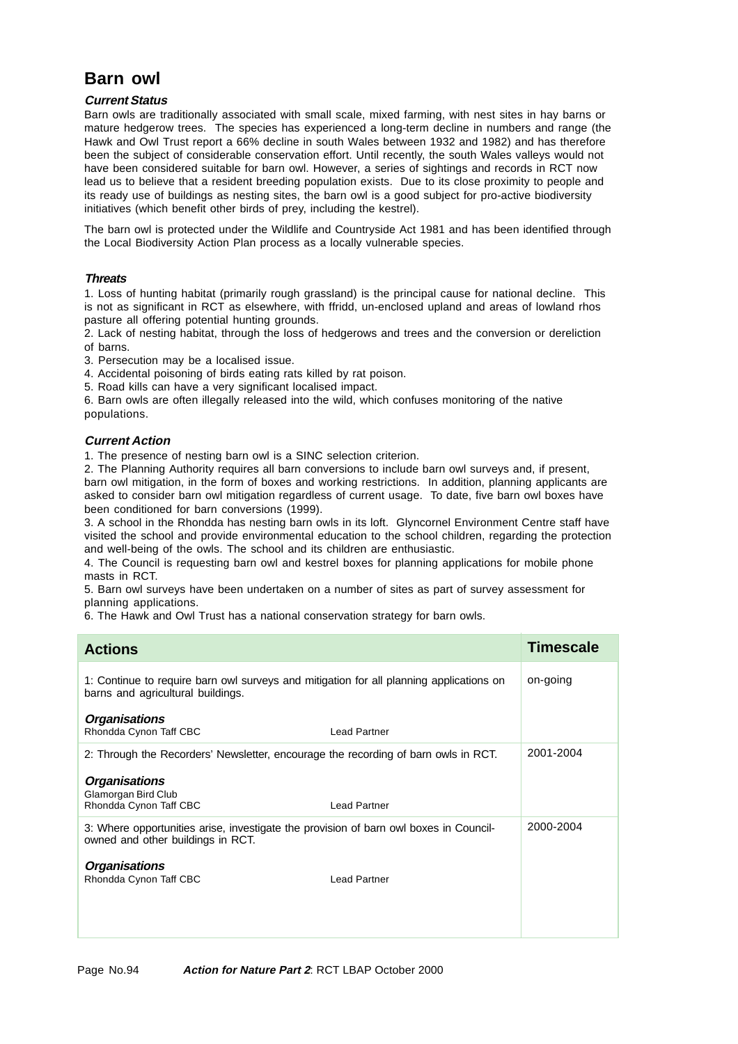# Barn owl

### *Current Status*

Barn owls are traditionally associated with small scale, mixed farming, with nest sites in hay barns or mature hedgerow trees. The species has experienced a long-term decline in numbers and range (the Hawk and Owl Trust report a 66% decline in south Wales between 1932 and 1982) and has therefore been the subject of considerable conservation effort. Until recently, the south Wales valleys would not have been considered suitable for barn owl. However, a series of sightings and records in RCT now lead us to believe that a resident breeding population exists. Due to its close proximity to people and its ready use of buildings as nesting sites, the barn owl is a good subject for pro-active biodiversity initiatives (which benefit other birds of prey, including the kestrel).

The barn owl is protected under the Wildlife and Countryside Act 1981 and has been identified through the Local Biodiversity Action Plan process as a locally vulnerable species.

### *Threats*

1. Loss of hunting habitat (primarily rough grassland) is the principal cause for national decline. This is not as significant in RCT as elsewhere, with ffridd, un-enclosed upland and areas of lowland rhos pasture all offering potential hunting grounds.
2. Lack of nesting habitat, through the loss of hedgerows and trees and the conversion or dereliction of barns.
3. Persecution may be a localised issue.
4. Accidental poisoning of birds eating rats killed by rat poison.
5. Road kills can have a very significant localised impact.
6. Barn owls are often illegally released into the wild, which confuses monitoring of the native populations.

### *Current Action*

1. The presence of nesting barn owl is a SINC selection criterion.
2. The Planning Authority requires all barn conversions to include barn owl surveys and, if present, barn owl mitigation, in the form of boxes and working restrictions. In addition, planning applicants are asked to consider barn owl mitigation regardless of current usage. To date, five barn owl boxes have been conditioned for barn conversions (1999).
3. A school in the Rhondda has nesting barn owls in its loft. Glyncornel Environment Centre staff have visited the school and provide environmental education to the school children, regarding the protection and well-being of the owls. The school and its children are enthusiastic.
4. The Council is requesting barn owl and kestrel boxes for planning applications for mobile phone masts in RCT.
5. Barn owl surveys have been undertaken on a number of sites as part of survey assessment for planning applications.
6. The Hawk and Owl Trust has a national conservation strategy for barn owls.

| Actions | Timescale |
|---|---|
| 1: Continue to require barn owl surveys and mitigation for all planning applications on barns and agricultural buildings.<br><br>***Organisations***<br>Rhondda Cynon Taff CBC — Lead Partner | on-going |
| 2: Through the Recorders' Newsletter, encourage the recording of barn owls in RCT.<br><br>***Organisations***<br>Glamorgan Bird Club<br>Rhondda Cynon Taff CBC — Lead Partner | 2001-2004 |
| 3: Where opportunities arise, investigate the provision of barn owl boxes in Council-owned and other buildings in RCT.<br><br>***Organisations***<br>Rhondda Cynon Taff CBC — Lead Partner | 2000-2004 |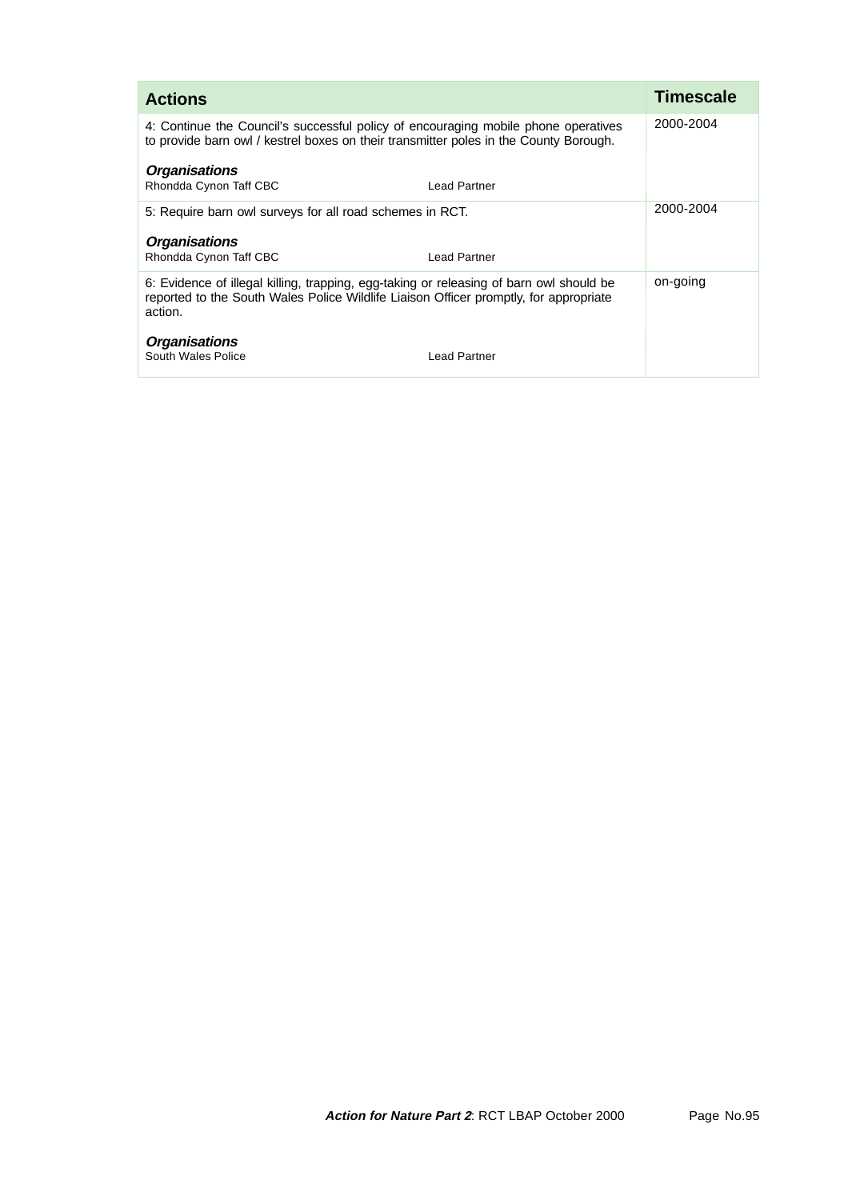| Actions | Timescale |
| --- | --- |
| 4: Continue the Council's successful policy of encouraging mobile phone operatives to provide barn owl / kestrel boxes on their transmitter poles in the County Borough.<br><br>***Organisations***<br>Rhondda Cynon Taff CBC — Lead Partner | 2000-2004 |
| 5: Require barn owl surveys for all road schemes in RCT.<br><br>***Organisations***<br>Rhondda Cynon Taff CBC — Lead Partner | 2000-2004 |
| 6: Evidence of illegal killing, trapping, egg-taking or releasing of barn owl should be reported to the South Wales Police Wildlife Liaison Officer promptly, for appropriate action.<br><br>***Organisations***<br>South Wales Police — Lead Partner | on-going |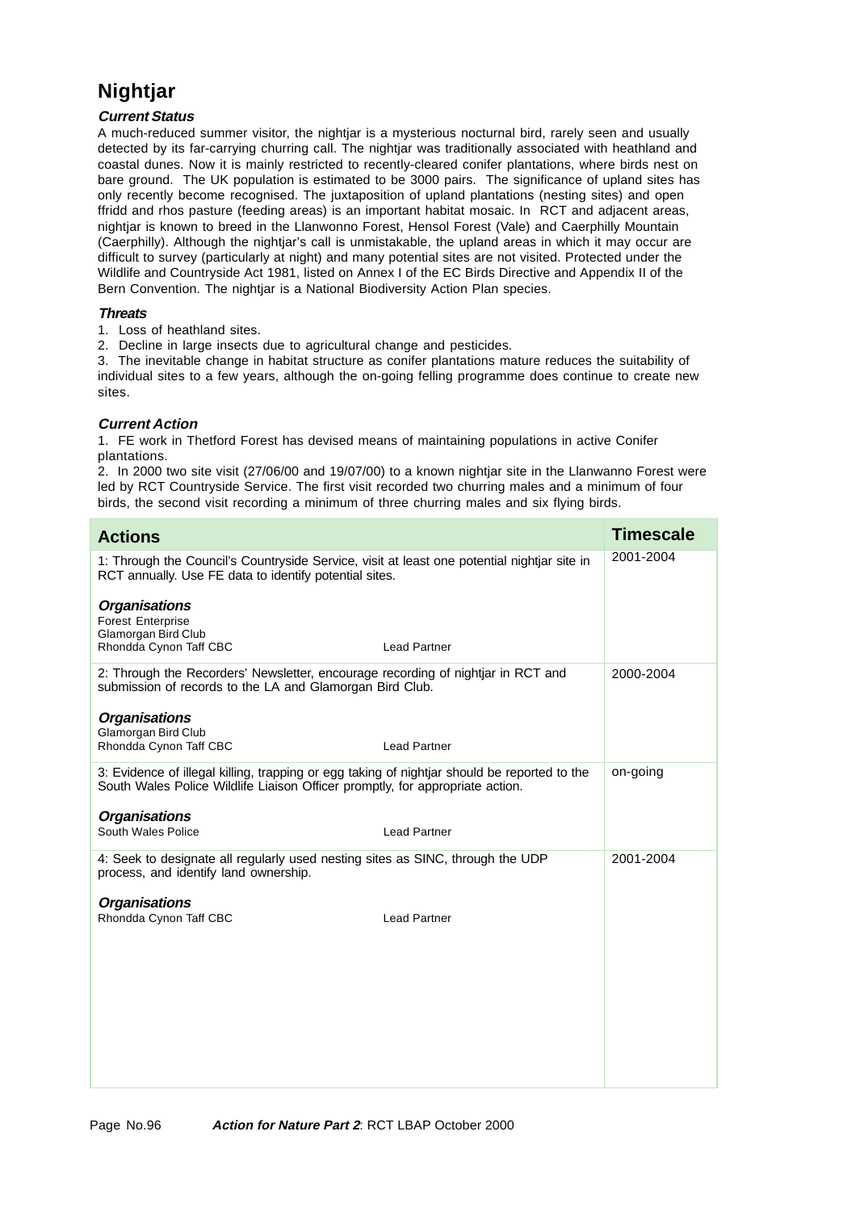# Nightjar

### *Current Status*

A much-reduced summer visitor, the nightjar is a mysterious nocturnal bird, rarely seen and usually detected by its far-carrying churring call. The nightjar was traditionally associated with heathland and coastal dunes. Now it is mainly restricted to recently-cleared conifer plantations, where birds nest on bare ground. The UK population is estimated to be 3000 pairs. The significance of upland sites has only recently become recognised. The juxtaposition of upland plantations (nesting sites) and open ffridd and rhos pasture (feeding areas) is an important habitat mosaic. In RCT and adjacent areas, nightjar is known to breed in the Llanwonno Forest, Hensol Forest (Vale) and Caerphilly Mountain (Caerphilly). Although the nightjar's call is unmistakable, the upland areas in which it may occur are difficult to survey (particularly at night) and many potential sites are not visited. Protected under the Wildlife and Countryside Act 1981, listed on Annex I of the EC Birds Directive and Appendix II of the Bern Convention. The nightjar is a National Biodiversity Action Plan species.

### *Threats*

1. Loss of heathland sites.
2. Decline in large insects due to agricultural change and pesticides.
3. The inevitable change in habitat structure as conifer plantations mature reduces the suitability of individual sites to a few years, although the on-going felling programme does continue to create new sites.

### *Current Action*

1. FE work in Thetford Forest has devised means of maintaining populations in active Conifer plantations.
2. In 2000 two site visit (27/06/00 and 19/07/00) to a known nightjar site in the Llanwanno Forest were led by RCT Countryside Service. The first visit recorded two churring males and a minimum of four birds, the second visit recording a minimum of three churring males and six flying birds.

| Actions | Timescale |
|---|---|
| 1: Through the Council's Countryside Service, visit at least one potential nightjar site in RCT annually. Use FE data to identify potential sites.<br><br>***Organisations***<br>Forest Enterprise<br>Glamorgan Bird Club<br>Rhondda Cynon Taff CBC — Lead Partner | 2001-2004 |
| 2: Through the Recorders' Newsletter, encourage recording of nightjar in RCT and submission of records to the LA and Glamorgan Bird Club.<br><br>***Organisations***<br>Glamorgan Bird Club<br>Rhondda Cynon Taff CBC — Lead Partner | 2000-2004 |
| 3: Evidence of illegal killing, trapping or egg taking of nightjar should be reported to the South Wales Police Wildlife Liaison Officer promptly, for appropriate action.<br><br>***Organisations***<br>South Wales Police — Lead Partner | on-going |
| 4: Seek to designate all regularly used nesting sites as SINC, through the UDP process, and identify land ownership.<br><br>***Organisations***<br>Rhondda Cynon Taff CBC — Lead Partner | 2001-2004 |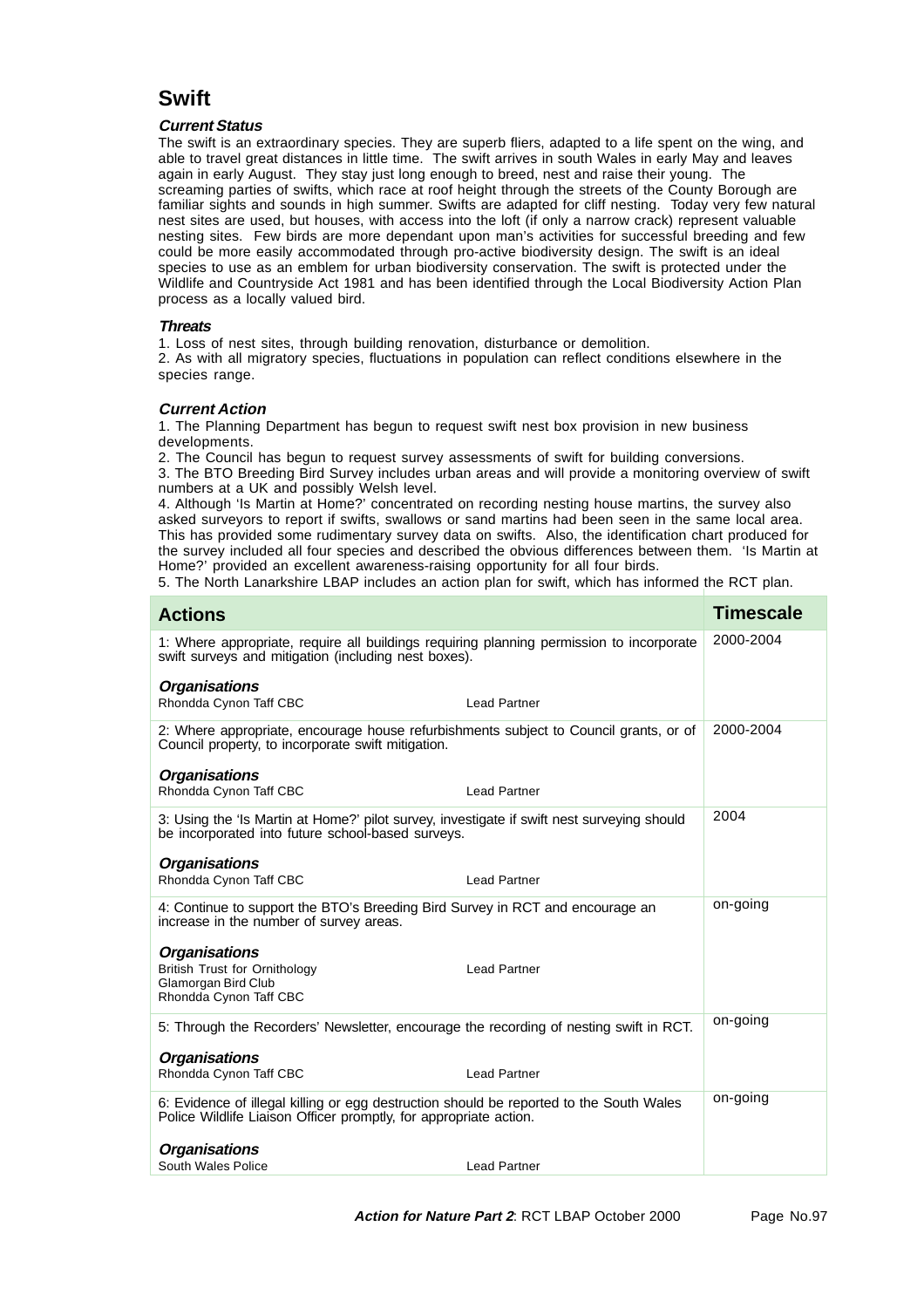# Swift

### *Current Status*

The swift is an extraordinary species. They are superb fliers, adapted to a life spent on the wing, and able to travel great distances in little time. The swift arrives in south Wales in early May and leaves again in early August. They stay just long enough to breed, nest and raise their young. The screaming parties of swifts, which race at roof height through the streets of the County Borough are familiar sights and sounds in high summer. Swifts are adapted for cliff nesting. Today very few natural nest sites are used, but houses, with access into the loft (if only a narrow crack) represent valuable nesting sites. Few birds are more dependant upon man's activities for successful breeding and few could be more easily accommodated through pro-active biodiversity design. The swift is an ideal species to use as an emblem for urban biodiversity conservation. The swift is protected under the Wildlife and Countryside Act 1981 and has been identified through the Local Biodiversity Action Plan process as a locally valued bird.

### *Threats*

1. Loss of nest sites, through building renovation, disturbance or demolition.
2. As with all migratory species, fluctuations in population can reflect conditions elsewhere in the species range.

### *Current Action*

1. The Planning Department has begun to request swift nest box provision in new business developments.
2. The Council has begun to request survey assessments of swift for building conversions.
3. The BTO Breeding Bird Survey includes urban areas and will provide a monitoring overview of swift numbers at a UK and possibly Welsh level.
4. Although 'Is Martin at Home?' concentrated on recording nesting house martins, the survey also asked surveyors to report if swifts, swallows or sand martins had been seen in the same local area. This has provided some rudimentary survey data on swifts. Also, the identification chart produced for the survey included all four species and described the obvious differences between them. 'Is Martin at Home?' provided an excellent awareness-raising opportunity for all four birds.
5. The North Lanarkshire LBAP includes an action plan for swift, which has informed the RCT plan.

| Actions | Timescale |
|---|---|
| 1: Where appropriate, require all buildings requiring planning permission to incorporate swift surveys and mitigation (including nest boxes).<br><br>***Organisations***<br>Rhondda Cynon Taff CBC — Lead Partner | 2000-2004 |
| 2: Where appropriate, encourage house refurbishments subject to Council grants, or of Council property, to incorporate swift mitigation.<br><br>***Organisations***<br>Rhondda Cynon Taff CBC — Lead Partner | 2000-2004 |
| 3: Using the 'Is Martin at Home?' pilot survey, investigate if swift nest surveying should be incorporated into future school-based surveys.<br><br>***Organisations***<br>Rhondda Cynon Taff CBC — Lead Partner | 2004 |
| 4: Continue to support the BTO's Breeding Bird Survey in RCT and encourage an increase in the number of survey areas.<br><br>***Organisations***<br>British Trust for Ornithology — Lead Partner<br>Glamorgan Bird Club<br>Rhondda Cynon Taff CBC | on-going |
| 5: Through the Recorders' Newsletter, encourage the recording of nesting swift in RCT.<br><br>***Organisations***<br>Rhondda Cynon Taff CBC — Lead Partner | on-going |
| 6: Evidence of illegal killing or egg destruction should be reported to the South Wales Police Wildlife Liaison Officer promptly, for appropriate action.<br><br>***Organisations***<br>South Wales Police — Lead Partner | on-going |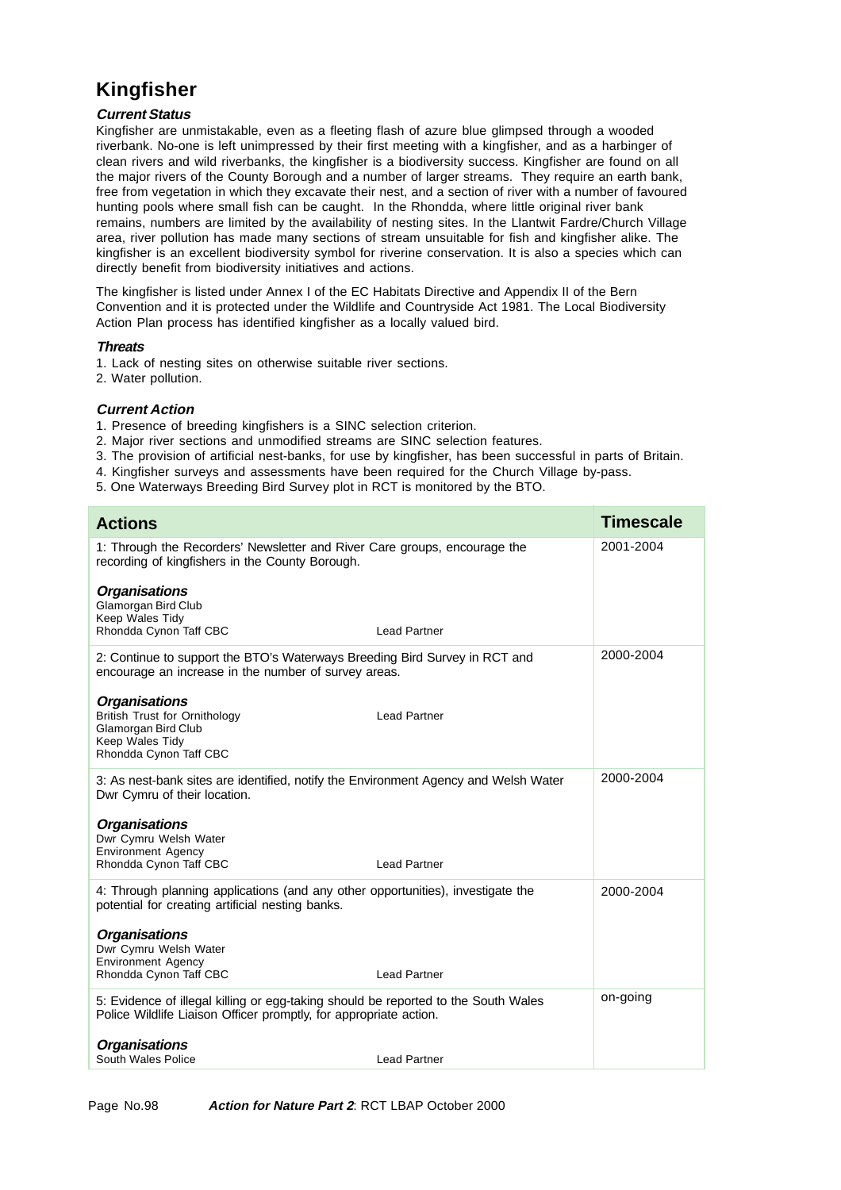# Kingfisher

### *Current Status*

Kingfisher are unmistakable, even as a fleeting flash of azure blue glimpsed through a wooded riverbank. No-one is left unimpressed by their first meeting with a kingfisher, and as a harbinger of clean rivers and wild riverbanks, the kingfisher is a biodiversity success. Kingfisher are found on all the major rivers of the County Borough and a number of larger streams. They require an earth bank, free from vegetation in which they excavate their nest, and a section of river with a number of favoured hunting pools where small fish can be caught. In the Rhondda, where little original river bank remains, numbers are limited by the availability of nesting sites. In the Llantwit Fardre/Church Village area, river pollution has made many sections of stream unsuitable for fish and kingfisher alike. The kingfisher is an excellent biodiversity symbol for riverine conservation. It is also a species which can directly benefit from biodiversity initiatives and actions.

The kingfisher is listed under Annex I of the EC Habitats Directive and Appendix II of the Bern Convention and it is protected under the Wildlife and Countryside Act 1981. The Local Biodiversity Action Plan process has identified kingfisher as a locally valued bird.

### *Threats*

1. Lack of nesting sites on otherwise suitable river sections.
2. Water pollution.

### *Current Action*

1. Presence of breeding kingfishers is a SINC selection criterion.
2. Major river sections and unmodified streams are SINC selection features.
3. The provision of artificial nest-banks, for use by kingfisher, has been successful in parts of Britain.
4. Kingfisher surveys and assessments have been required for the Church Village by-pass.
5. One Waterways Breeding Bird Survey plot in RCT is monitored by the BTO.

| Actions | Timescale |
|---|---|
| 1: Through the Recorders' Newsletter and River Care groups, encourage the recording of kingfishers in the County Borough.<br><br>***Organisations***<br>Glamorgan Bird Club<br>Keep Wales Tidy<br>Rhondda Cynon Taff CBC — Lead Partner | 2001-2004 |
| 2: Continue to support the BTO's Waterways Breeding Bird Survey in RCT and encourage an increase in the number of survey areas.<br><br>***Organisations***<br>British Trust for Ornithology — Lead Partner<br>Glamorgan Bird Club<br>Keep Wales Tidy<br>Rhondda Cynon Taff CBC | 2000-2004 |
| 3: As nest-bank sites are identified, notify the Environment Agency and Welsh Water Dwr Cymru of their location.<br><br>***Organisations***<br>Dwr Cymru Welsh Water<br>Environment Agency<br>Rhondda Cynon Taff CBC — Lead Partner | 2000-2004 |
| 4: Through planning applications (and any other opportunities), investigate the potential for creating artificial nesting banks.<br><br>***Organisations***<br>Dwr Cymru Welsh Water<br>Environment Agency<br>Rhondda Cynon Taff CBC — Lead Partner | 2000-2004 |
| 5: Evidence of illegal killing or egg-taking should be reported to the South Wales Police Wildlife Liaison Officer promptly, for appropriate action.<br><br>***Organisations***<br>South Wales Police — Lead Partner | on-going |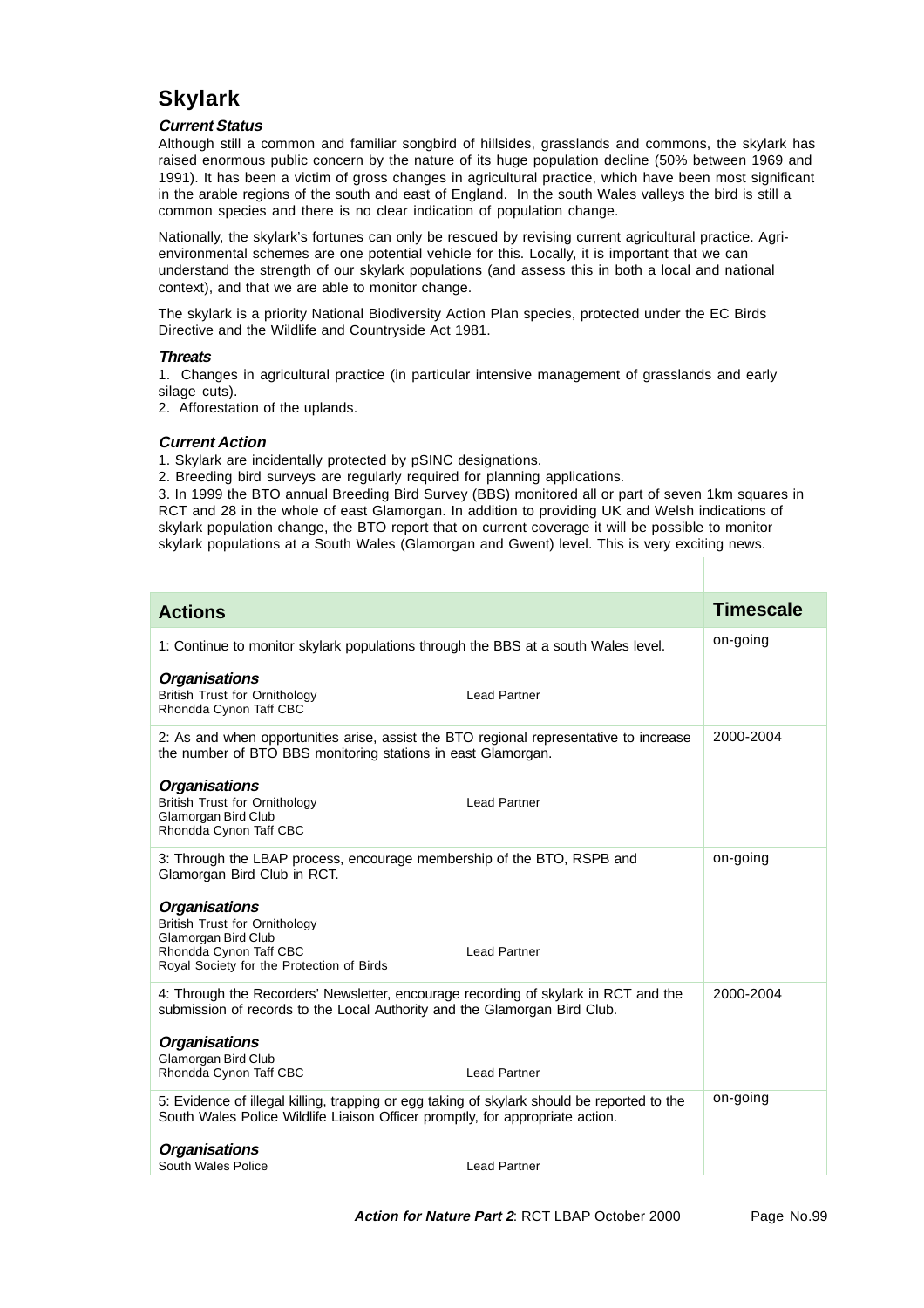# Skylark

### *Current Status*

Although still a common and familiar songbird of hillsides, grasslands and commons, the skylark has raised enormous public concern by the nature of its huge population decline (50% between 1969 and 1991). It has been a victim of gross changes in agricultural practice, which have been most significant in the arable regions of the south and east of England. In the south Wales valleys the bird is still a common species and there is no clear indication of population change.

Nationally, the skylark's fortunes can only be rescued by revising current agricultural practice. Agri-environmental schemes are one potential vehicle for this. Locally, it is important that we can understand the strength of our skylark populations (and assess this in both a local and national context), and that we are able to monitor change.

The skylark is a priority National Biodiversity Action Plan species, protected under the EC Birds Directive and the Wildlife and Countryside Act 1981.

### *Threats*

1. Changes in agricultural practice (in particular intensive management of grasslands and early silage cuts).
2. Afforestation of the uplands.

### *Current Action*

1. Skylark are incidentally protected by pSINC designations.
2. Breeding bird surveys are regularly required for planning applications.
3. In 1999 the BTO annual Breeding Bird Survey (BBS) monitored all or part of seven 1km squares in RCT and 28 in the whole of east Glamorgan. In addition to providing UK and Welsh indications of skylark population change, the BTO report that on current coverage it will be possible to monitor skylark populations at a South Wales (Glamorgan and Gwent) level. This is very exciting news.

| Actions | Timescale |
|---|---|
| 1: Continue to monitor skylark populations through the BBS at a south Wales level.<br><br>***Organisations***<br>British Trust for Ornithology — Lead Partner<br>Rhondda Cynon Taff CBC | on-going |
| 2: As and when opportunities arise, assist the BTO regional representative to increase the number of BTO BBS monitoring stations in east Glamorgan.<br><br>***Organisations***<br>British Trust for Ornithology — Lead Partner<br>Glamorgan Bird Club<br>Rhondda Cynon Taff CBC | 2000-2004 |
| 3: Through the LBAP process, encourage membership of the BTO, RSPB and Glamorgan Bird Club in RCT.<br><br>***Organisations***<br>British Trust for Ornithology<br>Glamorgan Bird Club<br>Rhondda Cynon Taff CBC — Lead Partner<br>Royal Society for the Protection of Birds | on-going |
| 4: Through the Recorders' Newsletter, encourage recording of skylark in RCT and the submission of records to the Local Authority and the Glamorgan Bird Club.<br><br>***Organisations***<br>Glamorgan Bird Club<br>Rhondda Cynon Taff CBC — Lead Partner | 2000-2004 |
| 5: Evidence of illegal killing, trapping or egg taking of skylark should be reported to the South Wales Police Wildlife Liaison Officer promptly, for appropriate action.<br><br>***Organisations***<br>South Wales Police — Lead Partner | on-going |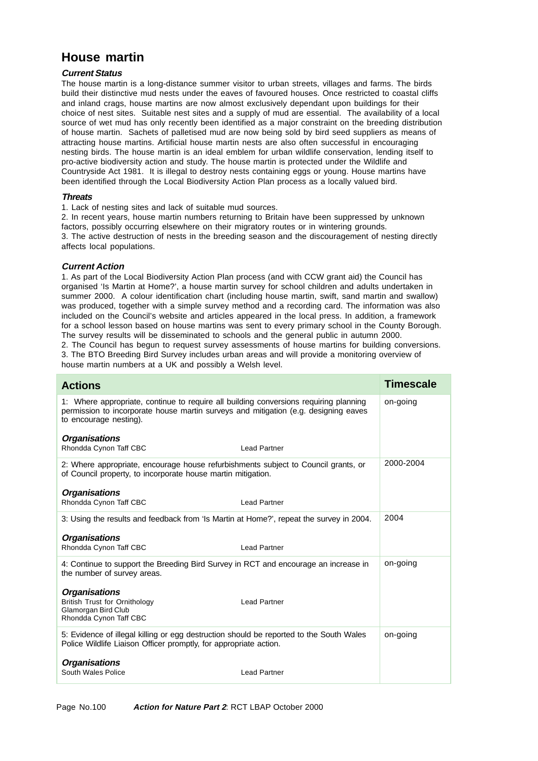# House martin

### *Current Status*

The house martin is a long-distance summer visitor to urban streets, villages and farms. The birds build their distinctive mud nests under the eaves of favoured houses. Once restricted to coastal cliffs and inland crags, house martins are now almost exclusively dependant upon buildings for their choice of nest sites. Suitable nest sites and a supply of mud are essential. The availability of a local source of wet mud has only recently been identified as a major constraint on the breeding distribution of house martin. Sachets of palletised mud are now being sold by bird seed suppliers as means of attracting house martins. Artificial house martin nests are also often successful in encouraging nesting birds. The house martin is an ideal emblem for urban wildlife conservation, lending itself to pro-active biodiversity action and study. The house martin is protected under the Wildlife and Countryside Act 1981. It is illegal to destroy nests containing eggs or young. House martins have been identified through the Local Biodiversity Action Plan process as a locally valued bird.

### *Threats*

1. Lack of nesting sites and lack of suitable mud sources.
2. In recent years, house martin numbers returning to Britain have been suppressed by unknown factors, possibly occurring elsewhere on their migratory routes or in wintering grounds.
3. The active destruction of nests in the breeding season and the discouragement of nesting directly affects local populations.

### *Current Action*

1. As part of the Local Biodiversity Action Plan process (and with CCW grant aid) the Council has organised 'Is Martin at Home?', a house martin survey for school children and adults undertaken in summer 2000. A colour identification chart (including house martin, swift, sand martin and swallow) was produced, together with a simple survey method and a recording card. The information was also included on the Council's website and articles appeared in the local press. In addition, a framework for a school lesson based on house martins was sent to every primary school in the County Borough. The survey results will be disseminated to schools and the general public in autumn 2000.
2. The Council has begun to request survey assessments of house martins for building conversions.
3. The BTO Breeding Bird Survey includes urban areas and will provide a monitoring overview of house martin numbers at a UK and possibly a Welsh level.

| Actions | Timescale |
|---|---|
| 1: Where appropriate, continue to require all building conversions requiring planning permission to incorporate house martin surveys and mitigation (e.g. designing eaves to encourage nesting).<br><br>***Organisations***<br>Rhondda Cynon Taff CBC — Lead Partner | on-going |
| 2: Where appropriate, encourage house refurbishments subject to Council grants, or of Council property, to incorporate house martin mitigation.<br><br>***Organisations***<br>Rhondda Cynon Taff CBC — Lead Partner | 2000-2004 |
| 3: Using the results and feedback from 'Is Martin at Home?', repeat the survey in 2004.<br><br>***Organisations***<br>Rhondda Cynon Taff CBC — Lead Partner | 2004 |
| 4: Continue to support the Breeding Bird Survey in RCT and encourage an increase in the number of survey areas.<br><br>***Organisations***<br>British Trust for Ornithology — Lead Partner<br>Glamorgan Bird Club<br>Rhondda Cynon Taff CBC | on-going |
| 5: Evidence of illegal killing or egg destruction should be reported to the South Wales Police Wildlife Liaison Officer promptly, for appropriate action.<br><br>***Organisations***<br>South Wales Police — Lead Partner | on-going |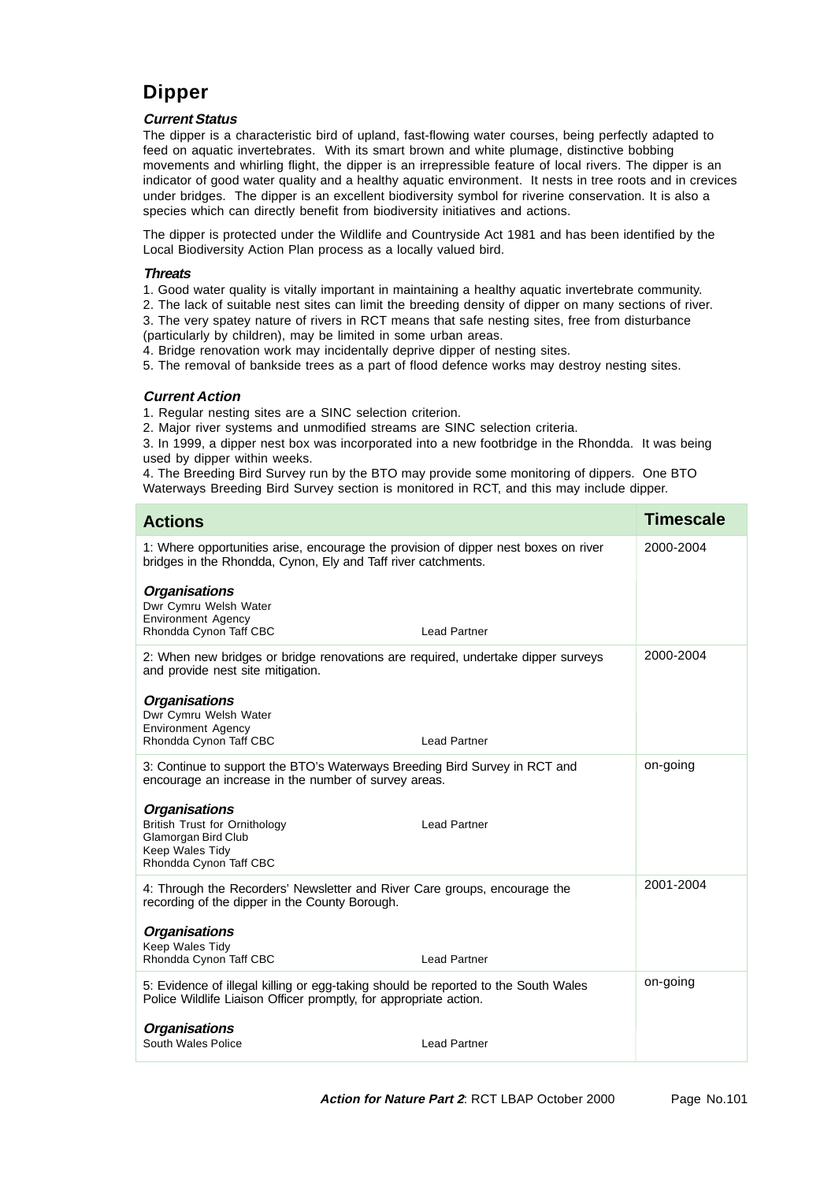## Dipper

### *Current Status*

The dipper is a characteristic bird of upland, fast-flowing water courses, being perfectly adapted to feed on aquatic invertebrates. With its smart brown and white plumage, distinctive bobbing movements and whirling flight, the dipper is an irrepressible feature of local rivers. The dipper is an indicator of good water quality and a healthy aquatic environment. It nests in tree roots and in crevices under bridges. The dipper is an excellent biodiversity symbol for riverine conservation. It is also a species which can directly benefit from biodiversity initiatives and actions.

The dipper is protected under the Wildlife and Countryside Act 1981 and has been identified by the Local Biodiversity Action Plan process as a locally valued bird.

### *Threats*

1. Good water quality is vitally important in maintaining a healthy aquatic invertebrate community.
2. The lack of suitable nest sites can limit the breeding density of dipper on many sections of river.
3. The very spatey nature of rivers in RCT means that safe nesting sites, free from disturbance (particularly by children), may be limited in some urban areas.
4. Bridge renovation work may incidentally deprive dipper of nesting sites.
5. The removal of bankside trees as a part of flood defence works may destroy nesting sites.

### *Current Action*

1. Regular nesting sites are a SINC selection criterion.
2. Major river systems and unmodified streams are SINC selection criteria.
3. In 1999, a dipper nest box was incorporated into a new footbridge in the Rhondda. It was being used by dipper within weeks.
4. The Breeding Bird Survey run by the BTO may provide some monitoring of dippers. One BTO Waterways Breeding Bird Survey section is monitored in RCT, and this may include dipper.

| Actions | Timescale |
|---|---|
| 1: Where opportunities arise, encourage the provision of dipper nest boxes on river bridges in the Rhondda, Cynon, Ely and Taff river catchments.<br><br>***Organisations***<br>Dwr Cymru Welsh Water<br>Environment Agency<br>Rhondda Cynon Taff CBC — Lead Partner | 2000-2004 |
| 2: When new bridges or bridge renovations are required, undertake dipper surveys and provide nest site mitigation.<br><br>***Organisations***<br>Dwr Cymru Welsh Water<br>Environment Agency<br>Rhondda Cynon Taff CBC — Lead Partner | 2000-2004 |
| 3: Continue to support the BTO's Waterways Breeding Bird Survey in RCT and encourage an increase in the number of survey areas.<br><br>***Organisations***<br>British Trust for Ornithology — Lead Partner<br>Glamorgan Bird Club<br>Keep Wales Tidy<br>Rhondda Cynon Taff CBC | on-going |
| 4: Through the Recorders' Newsletter and River Care groups, encourage the recording of the dipper in the County Borough.<br><br>***Organisations***<br>Keep Wales Tidy<br>Rhondda Cynon Taff CBC — Lead Partner | 2001-2004 |
| 5: Evidence of illegal killing or egg-taking should be reported to the South Wales Police Wildlife Liaison Officer promptly, for appropriate action.<br><br>***Organisations***<br>South Wales Police — Lead Partner | on-going |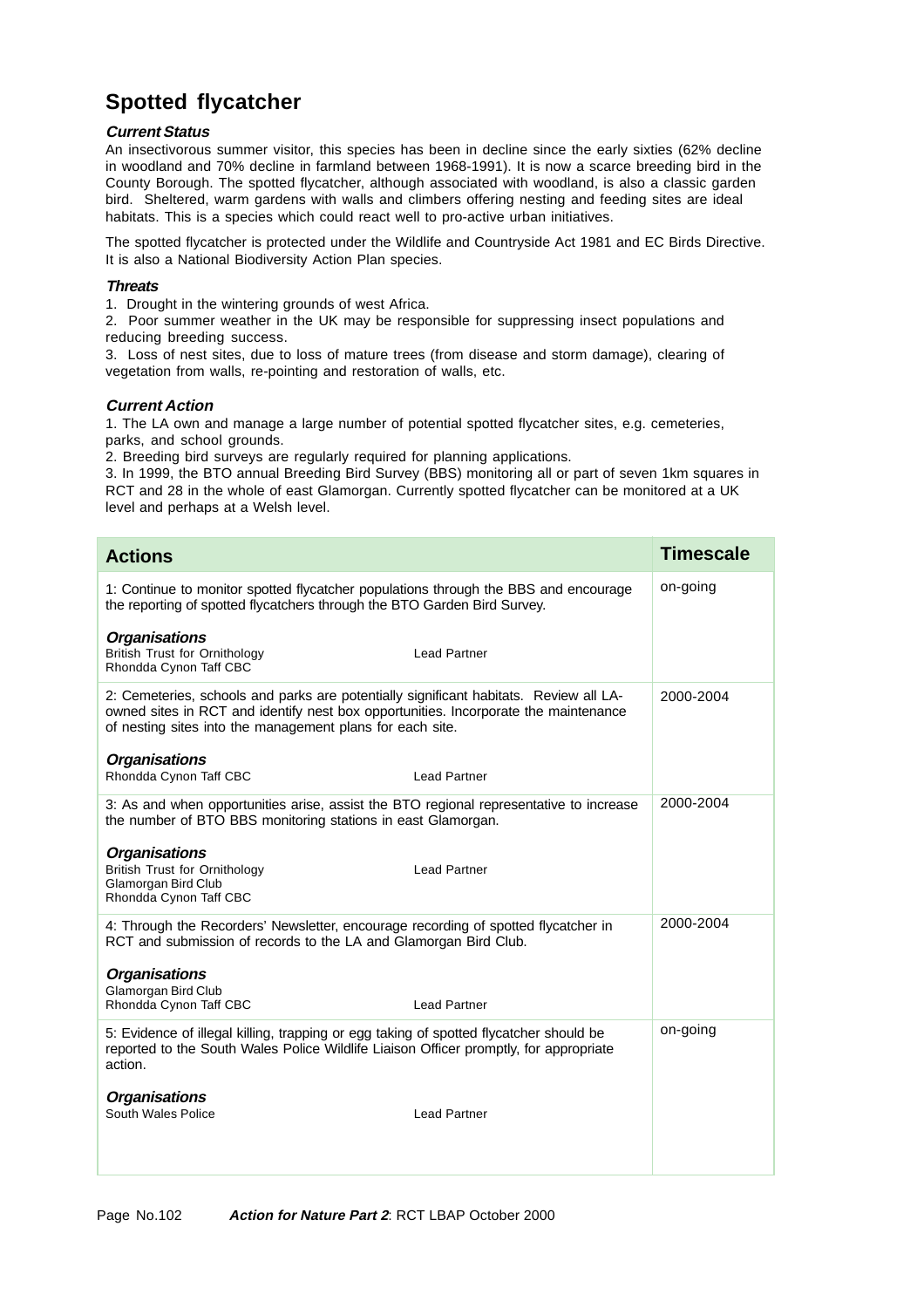# Spotted flycatcher

### *Current Status*

An insectivorous summer visitor, this species has been in decline since the early sixties (62% decline in woodland and 70% decline in farmland between 1968-1991). It is now a scarce breeding bird in the County Borough. The spotted flycatcher, although associated with woodland, is also a classic garden bird. Sheltered, warm gardens with walls and climbers offering nesting and feeding sites are ideal habitats. This is a species which could react well to pro-active urban initiatives.

The spotted flycatcher is protected under the Wildlife and Countryside Act 1981 and EC Birds Directive. It is also a National Biodiversity Action Plan species.

### *Threats*

1. Drought in the wintering grounds of west Africa.
2. Poor summer weather in the UK may be responsible for suppressing insect populations and reducing breeding success.
3. Loss of nest sites, due to loss of mature trees (from disease and storm damage), clearing of vegetation from walls, re-pointing and restoration of walls, etc.

### *Current Action*

1. The LA own and manage a large number of potential spotted flycatcher sites, e.g. cemeteries, parks, and school grounds.
2. Breeding bird surveys are regularly required for planning applications.
3. In 1999, the BTO annual Breeding Bird Survey (BBS) monitoring all or part of seven 1km squares in RCT and 28 in the whole of east Glamorgan. Currently spotted flycatcher can be monitored at a UK level and perhaps at a Welsh level.

| Actions | Timescale |
|---|---|
| 1: Continue to monitor spotted flycatcher populations through the BBS and encourage the reporting of spotted flycatchers through the BTO Garden Bird Survey.<br><br>***Organisations***<br>British Trust for Ornithology — Lead Partner<br>Rhondda Cynon Taff CBC | on-going |
| 2: Cemeteries, schools and parks are potentially significant habitats. Review all LA-owned sites in RCT and identify nest box opportunities. Incorporate the maintenance of nesting sites into the management plans for each site.<br><br>***Organisations***<br>Rhondda Cynon Taff CBC — Lead Partner | 2000-2004 |
| 3: As and when opportunities arise, assist the BTO regional representative to increase the number of BTO BBS monitoring stations in east Glamorgan.<br><br>***Organisations***<br>British Trust for Ornithology — Lead Partner<br>Glamorgan Bird Club<br>Rhondda Cynon Taff CBC | 2000-2004 |
| 4: Through the Recorders' Newsletter, encourage recording of spotted flycatcher in RCT and submission of records to the LA and Glamorgan Bird Club.<br><br>***Organisations***<br>Glamorgan Bird Club<br>Rhondda Cynon Taff CBC — Lead Partner | 2000-2004 |
| 5: Evidence of illegal killing, trapping or egg taking of spotted flycatcher should be reported to the South Wales Police Wildlife Liaison Officer promptly, for appropriate action.<br><br>***Organisations***<br>South Wales Police — Lead Partner | on-going |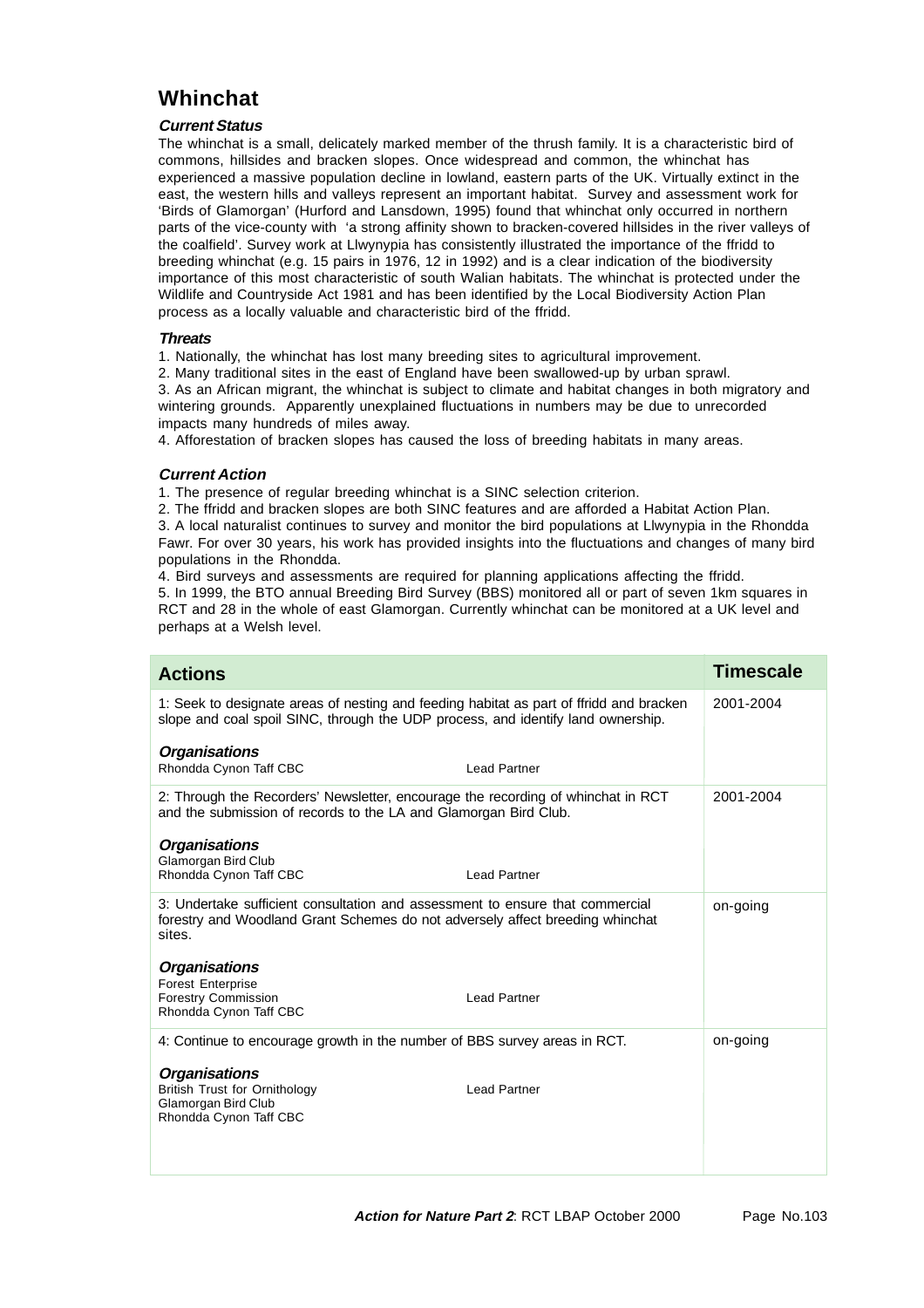# Whinchat

### *Current Status*

The whinchat is a small, delicately marked member of the thrush family. It is a characteristic bird of commons, hillsides and bracken slopes. Once widespread and common, the whinchat has experienced a massive population decline in lowland, eastern parts of the UK. Virtually extinct in the east, the western hills and valleys represent an important habitat. Survey and assessment work for 'Birds of Glamorgan' (Hurford and Lansdown, 1995) found that whinchat only occurred in northern parts of the vice-county with 'a strong affinity shown to bracken-covered hillsides in the river valleys of the coalfield'. Survey work at Llwynypia has consistently illustrated the importance of the ffridd to breeding whinchat (e.g. 15 pairs in 1976, 12 in 1992) and is a clear indication of the biodiversity importance of this most characteristic of south Walian habitats. The whinchat is protected under the Wildlife and Countryside Act 1981 and has been identified by the Local Biodiversity Action Plan process as a locally valuable and characteristic bird of the ffridd.

### *Threats*

1. Nationally, the whinchat has lost many breeding sites to agricultural improvement.
2. Many traditional sites in the east of England have been swallowed-up by urban sprawl.
3. As an African migrant, the whinchat is subject to climate and habitat changes in both migratory and wintering grounds. Apparently unexplained fluctuations in numbers may be due to unrecorded impacts many hundreds of miles away.
4. Afforestation of bracken slopes has caused the loss of breeding habitats in many areas.

### *Current Action*

1. The presence of regular breeding whinchat is a SINC selection criterion.
2. The ffridd and bracken slopes are both SINC features and are afforded a Habitat Action Plan.
3. A local naturalist continues to survey and monitor the bird populations at Llwynypia in the Rhondda Fawr. For over 30 years, his work has provided insights into the fluctuations and changes of many bird populations in the Rhondda.
4. Bird surveys and assessments are required for planning applications affecting the ffridd.
5. In 1999, the BTO annual Breeding Bird Survey (BBS) monitored all or part of seven 1km squares in RCT and 28 in the whole of east Glamorgan. Currently whinchat can be monitored at a UK level and perhaps at a Welsh level.

| Actions | Timescale |
|---|---|
| 1: Seek to designate areas of nesting and feeding habitat as part of ffridd and bracken slope and coal spoil SINC, through the UDP process, and identify land ownership.<br><br>***Organisations***<br>Rhondda Cynon Taff CBC — Lead Partner | 2001-2004 |
| 2: Through the Recorders' Newsletter, encourage the recording of whinchat in RCT and the submission of records to the LA and Glamorgan Bird Club.<br><br>***Organisations***<br>Glamorgan Bird Club<br>Rhondda Cynon Taff CBC — Lead Partner | 2001-2004 |
| 3: Undertake sufficient consultation and assessment to ensure that commercial forestry and Woodland Grant Schemes do not adversely affect breeding whinchat sites.<br><br>***Organisations***<br>Forest Enterprise<br>Forestry Commission — Lead Partner<br>Rhondda Cynon Taff CBC | on-going |
| 4: Continue to encourage growth in the number of BBS survey areas in RCT.<br><br>***Organisations***<br>British Trust for Ornithology — Lead Partner<br>Glamorgan Bird Club<br>Rhondda Cynon Taff CBC | on-going |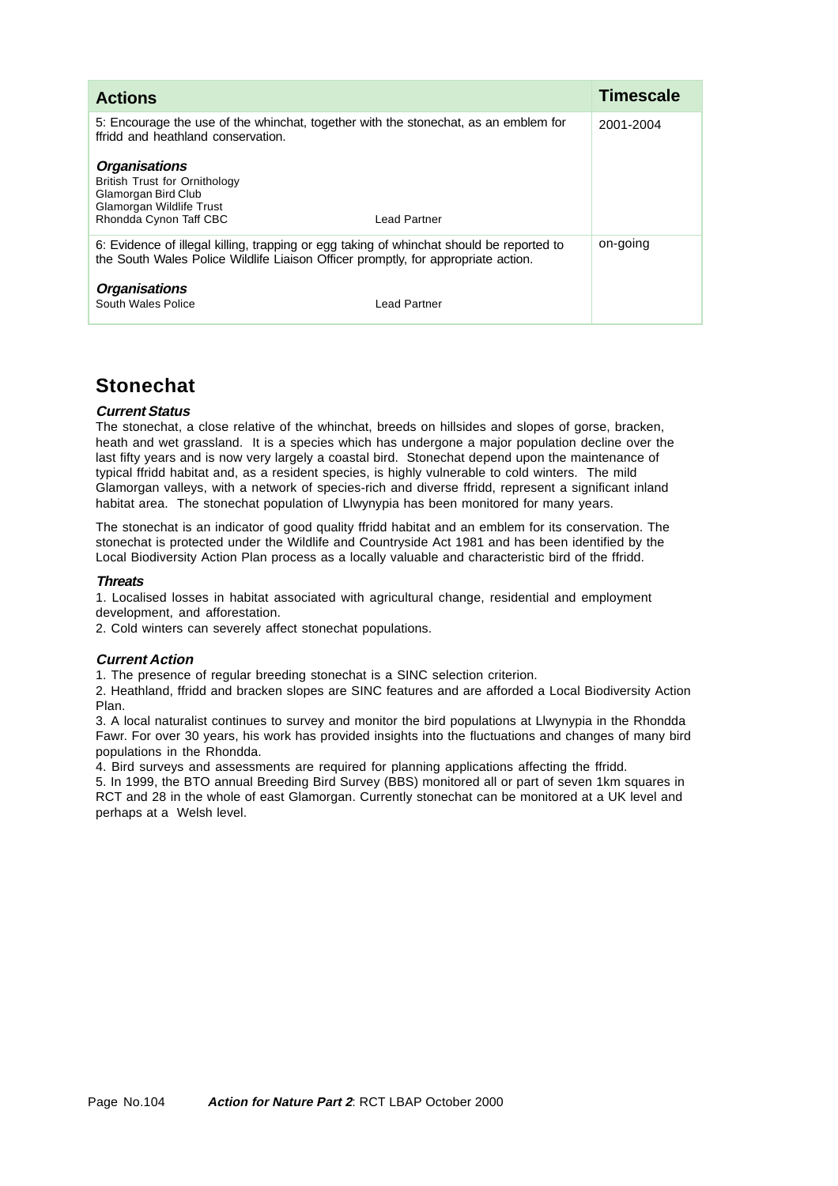| Actions | Timescale |
|---|---|
| 5: Encourage the use of the whinchat, together with the stonechat, as an emblem for ffridd and heathland conservation.<br><br>***Organisations***<br>British Trust for Ornithology<br>Glamorgan Bird Club<br>Glamorgan Wildlife Trust<br>Rhondda Cynon Taff CBC — Lead Partner | 2001-2004 |
| 6: Evidence of illegal killing, trapping or egg taking of whinchat should be reported to the South Wales Police Wildlife Liaison Officer promptly, for appropriate action.<br><br>***Organisations***<br>South Wales Police — Lead Partner | on-going |

## Stonechat

***Current Status***

The stonechat, a close relative of the whinchat, breeds on hillsides and slopes of gorse, bracken, heath and wet grassland. It is a species which has undergone a major population decline over the last fifty years and is now very largely a coastal bird. Stonechat depend upon the maintenance of typical ffridd habitat and, as a resident species, is highly vulnerable to cold winters. The mild Glamorgan valleys, with a network of species-rich and diverse ffridd, represent a significant inland habitat area. The stonechat population of Llwynypia has been monitored for many years.

The stonechat is an indicator of good quality ffridd habitat and an emblem for its conservation. The stonechat is protected under the Wildlife and Countryside Act 1981 and has been identified by the Local Biodiversity Action Plan process as a locally valuable and characteristic bird of the ffridd.

***Threats***

1. Localised losses in habitat associated with agricultural change, residential and employment development, and afforestation.
2. Cold winters can severely affect stonechat populations.

***Current Action***

1. The presence of regular breeding stonechat is a SINC selection criterion.
2. Heathland, ffridd and bracken slopes are SINC features and are afforded a Local Biodiversity Action Plan.
3. A local naturalist continues to survey and monitor the bird populations at Llwynypia in the Rhondda Fawr. For over 30 years, his work has provided insights into the fluctuations and changes of many bird populations in the Rhondda.
4. Bird surveys and assessments are required for planning applications affecting the ffridd.
5. In 1999, the BTO annual Breeding Bird Survey (BBS) monitored all or part of seven 1km squares in RCT and 28 in the whole of east Glamorgan. Currently stonechat can be monitored at a UK level and perhaps at a Welsh level.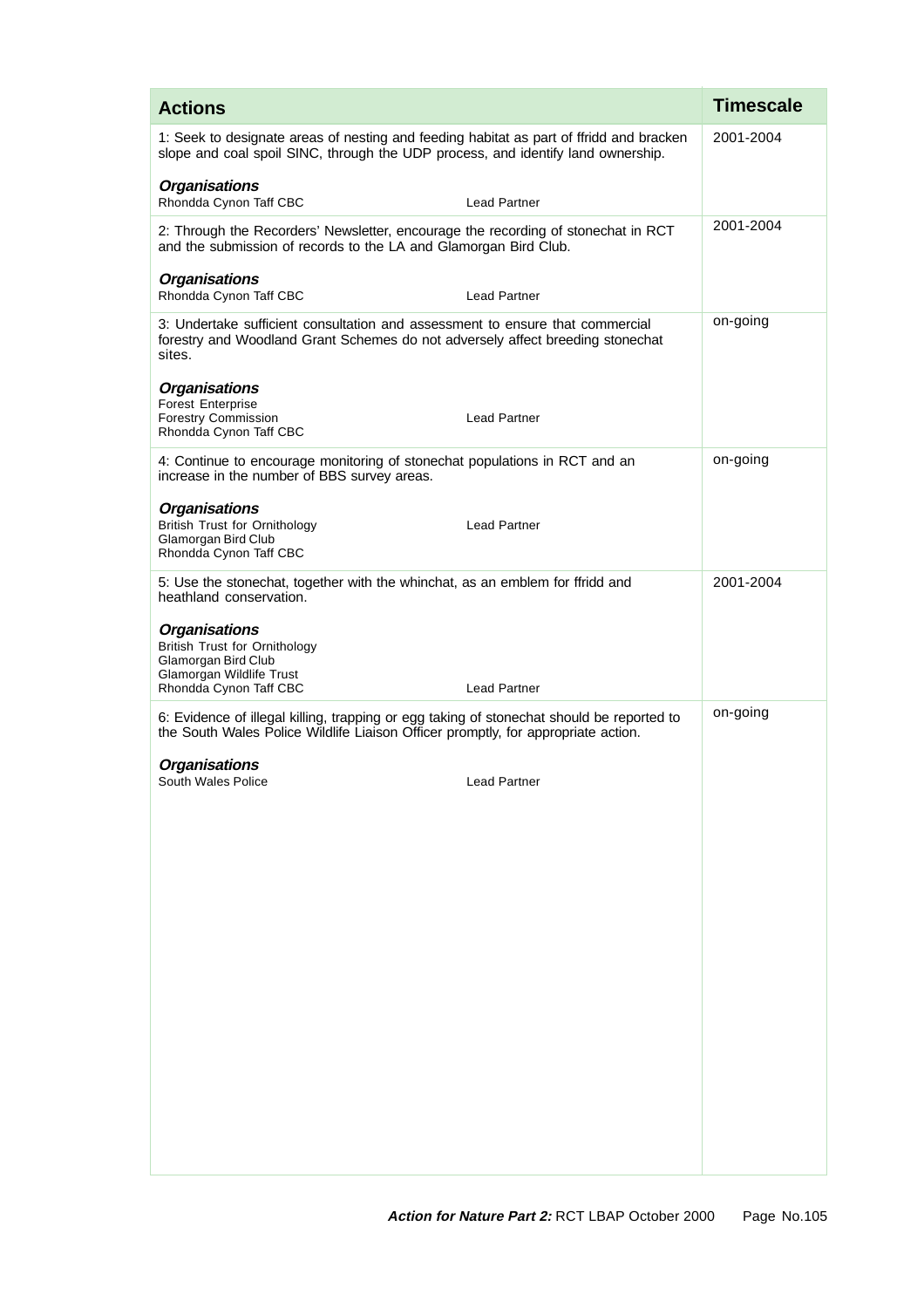| Actions | Timescale |
|---|---|
| 1: Seek to designate areas of nesting and feeding habitat as part of ffridd and bracken slope and coal spoil SINC, through the UDP process, and identify land ownership.<br><br>***Organisations***<br>Rhondda Cynon Taff CBC — Lead Partner | 2001-2004 |
| 2: Through the Recorders' Newsletter, encourage the recording of stonechat in RCT and the submission of records to the LA and Glamorgan Bird Club.<br><br>***Organisations***<br>Rhondda Cynon Taff CBC — Lead Partner | 2001-2004 |
| 3: Undertake sufficient consultation and assessment to ensure that commercial forestry and Woodland Grant Schemes do not adversely affect breeding stonechat sites.<br><br>***Organisations***<br>Forest Enterprise<br>Forestry Commission — Lead Partner<br>Rhondda Cynon Taff CBC | on-going |
| 4: Continue to encourage monitoring of stonechat populations in RCT and an increase in the number of BBS survey areas.<br><br>***Organisations***<br>British Trust for Ornithology — Lead Partner<br>Glamorgan Bird Club<br>Rhondda Cynon Taff CBC | on-going |
| 5: Use the stonechat, together with the whinchat, as an emblem for ffridd and heathland conservation.<br><br>***Organisations***<br>British Trust for Ornithology<br>Glamorgan Bird Club<br>Glamorgan Wildlife Trust<br>Rhondda Cynon Taff CBC — Lead Partner | 2001-2004 |
| 6: Evidence of illegal killing, trapping or egg taking of stonechat should be reported to the South Wales Police Wildlife Liaison Officer promptly, for appropriate action.<br><br>***Organisations***<br>South Wales Police — Lead Partner | on-going |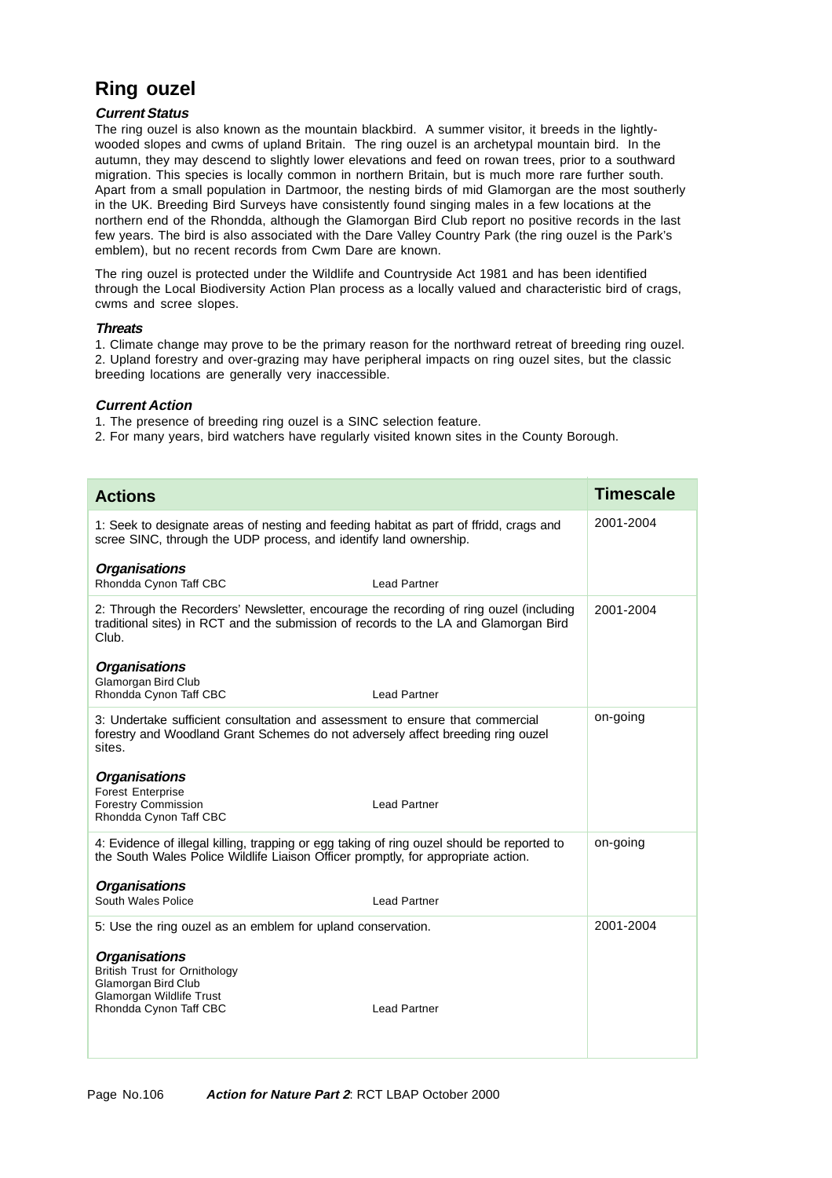# Ring ouzel

### *Current Status*

The ring ouzel is also known as the mountain blackbird. A summer visitor, it breeds in the lightly-wooded slopes and cwms of upland Britain. The ring ouzel is an archetypal mountain bird. In the autumn, they may descend to slightly lower elevations and feed on rowan trees, prior to a southward migration. This species is locally common in northern Britain, but is much more rare further south. Apart from a small population in Dartmoor, the nesting birds of mid Glamorgan are the most southerly in the UK. Breeding Bird Surveys have consistently found singing males in a few locations at the northern end of the Rhondda, although the Glamorgan Bird Club report no positive records in the last few years. The bird is also associated with the Dare Valley Country Park (the ring ouzel is the Park's emblem), but no recent records from Cwm Dare are known.

The ring ouzel is protected under the Wildlife and Countryside Act 1981 and has been identified through the Local Biodiversity Action Plan process as a locally valued and characteristic bird of crags, cwms and scree slopes.

### *Threats*

1. Climate change may prove to be the primary reason for the northward retreat of breeding ring ouzel.
2. Upland forestry and over-grazing may have peripheral impacts on ring ouzel sites, but the classic breeding locations are generally very inaccessible.

### *Current Action*

1. The presence of breeding ring ouzel is a SINC selection feature.
2. For many years, bird watchers have regularly visited known sites in the County Borough.

| Actions | Timescale |
|---|---|
| 1: Seek to designate areas of nesting and feeding habitat as part of ffridd, crags and scree SINC, through the UDP process, and identify land ownership.<br><br>***Organisations***<br>Rhondda Cynon Taff CBC — Lead Partner | 2001-2004 |
| 2: Through the Recorders' Newsletter, encourage the recording of ring ouzel (including traditional sites) in RCT and the submission of records to the LA and Glamorgan Bird Club.<br><br>***Organisations***<br>Glamorgan Bird Club<br>Rhondda Cynon Taff CBC — Lead Partner | 2001-2004 |
| 3: Undertake sufficient consultation and assessment to ensure that commercial forestry and Woodland Grant Schemes do not adversely affect breeding ring ouzel sites.<br><br>***Organisations***<br>Forest Enterprise<br>Forestry Commission — Lead Partner<br>Rhondda Cynon Taff CBC | on-going |
| 4: Evidence of illegal killing, trapping or egg taking of ring ouzel should be reported to the South Wales Police Wildlife Liaison Officer promptly, for appropriate action.<br><br>***Organisations***<br>South Wales Police — Lead Partner | on-going |
| 5: Use the ring ouzel as an emblem for upland conservation.<br><br>***Organisations***<br>British Trust for Ornithology<br>Glamorgan Bird Club<br>Glamorgan Wildlife Trust<br>Rhondda Cynon Taff CBC — Lead Partner | 2001-2004 |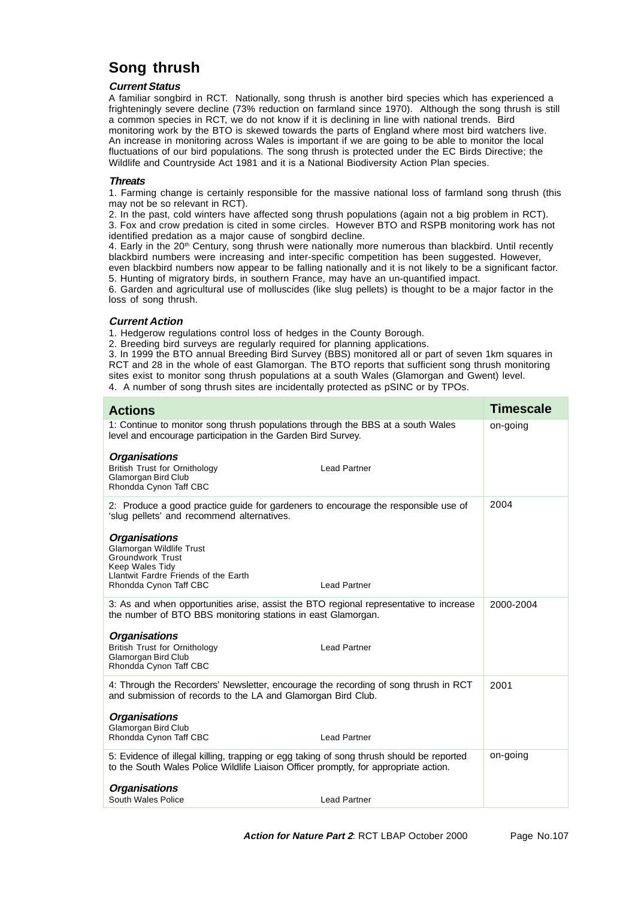# Song thrush

### *Current Status*

A familiar songbird in RCT. Nationally, song thrush is another bird species which has experienced a frighteningly severe decline (73% reduction on farmland since 1970). Although the song thrush is still a common species in RCT, we do not know if it is declining in line with national trends. Bird monitoring work by the BTO is skewed towards the parts of England where most bird watchers live. An increase in monitoring across Wales is important if we are going to be able to monitor the local fluctuations of our bird populations. The song thrush is protected under the EC Birds Directive; the Wildlife and Countryside Act 1981 and it is a National Biodiversity Action Plan species.

### *Threats*

1. Farming change is certainly responsible for the massive national loss of farmland song thrush (this may not be so relevant in RCT).
2. In the past, cold winters have affected song thrush populations (again not a big problem in RCT).
3. Fox and crow predation is cited in some circles. However BTO and RSPB monitoring work has not identified predation as a major cause of songbird decline.
4. Early in the 20th Century, song thrush were nationally more numerous than blackbird. Until recently blackbird numbers were increasing and inter-specific competition has been suggested. However, even blackbird numbers now appear to be falling nationally and it is not likely to be a significant factor.
5. Hunting of migratory birds, in southern France, may have an un-quantified impact.
6. Garden and agricultural use of molluscides (like slug pellets) is thought to be a major factor in the loss of song thrush.

### *Current Action*

1. Hedgerow regulations control loss of hedges in the County Borough.
2. Breeding bird surveys are regularly required for planning applications.
3. In 1999 the BTO annual Breeding Bird Survey (BBS) monitored all or part of seven 1km squares in RCT and 28 in the whole of east Glamorgan. The BTO reports that sufficient song thrush monitoring sites exist to monitor song thrush populations at a south Wales (Glamorgan and Gwent) level.
4. A number of song thrush sites are incidentally protected as pSINC or by TPOs.

| Actions | Timescale |
|---|---|
| 1: Continue to monitor song thrush populations through the BBS at a south Wales level and encourage participation in the Garden Bird Survey.<br><br>***Organisations***<br>British Trust for Ornithology — Lead Partner<br>Glamorgan Bird Club<br>Rhondda Cynon Taff CBC | on-going |
| 2: Produce a good practice guide for gardeners to encourage the responsible use of 'slug pellets' and recommend alternatives.<br><br>***Organisations***<br>Glamorgan Wildlife Trust<br>Groundwork Trust<br>Keep Wales Tidy<br>Llantwit Fardre Friends of the Earth<br>Rhondda Cynon Taff CBC — Lead Partner | 2004 |
| 3: As and when opportunities arise, assist the BTO regional representative to increase the number of BTO BBS monitoring stations in east Glamorgan.<br><br>***Organisations***<br>British Trust for Ornithology — Lead Partner<br>Glamorgan Bird Club<br>Rhondda Cynon Taff CBC | 2000-2004 |
| 4: Through the Recorders' Newsletter, encourage the recording of song thrush in RCT and submission of records to the LA and Glamorgan Bird Club.<br><br>***Organisations***<br>Glamorgan Bird Club<br>Rhondda Cynon Taff CBC — Lead Partner | 2001 |
| 5: Evidence of illegal killing, trapping or egg taking of song thrush should be reported to the South Wales Police Wildlife Liaison Officer promptly, for appropriate action.<br><br>***Organisations***<br>South Wales Police — Lead Partner | on-going |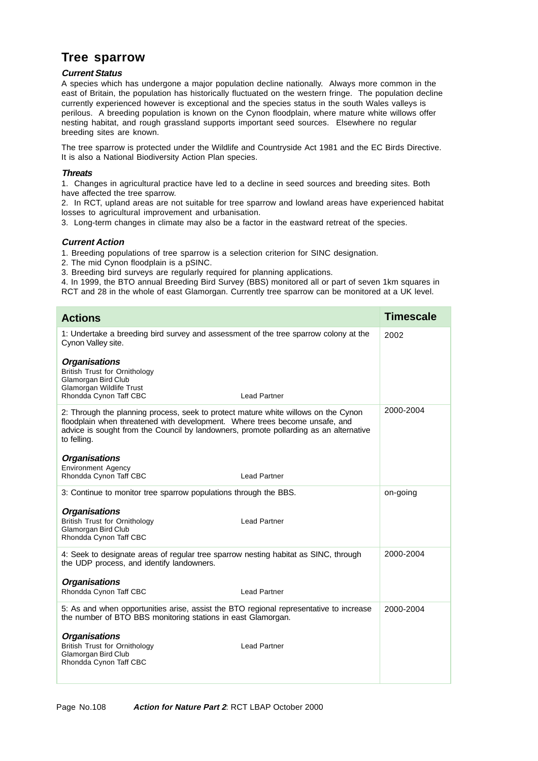# Tree sparrow

### *Current Status*

A species which has undergone a major population decline nationally. Always more common in the east of Britain, the population has historically fluctuated on the western fringe. The population decline currently experienced however is exceptional and the species status in the south Wales valleys is perilous. A breeding population is known on the Cynon floodplain, where mature white willows offer nesting habitat, and rough grassland supports important seed sources. Elsewhere no regular breeding sites are known.

The tree sparrow is protected under the Wildlife and Countryside Act 1981 and the EC Birds Directive. It is also a National Biodiversity Action Plan species.

### *Threats*

1. Changes in agricultural practice have led to a decline in seed sources and breeding sites. Both have affected the tree sparrow.
2. In RCT, upland areas are not suitable for tree sparrow and lowland areas have experienced habitat losses to agricultural improvement and urbanisation.
3. Long-term changes in climate may also be a factor in the eastward retreat of the species.

### *Current Action*

1. Breeding populations of tree sparrow is a selection criterion for SINC designation.
2. The mid Cynon floodplain is a pSINC.
3. Breeding bird surveys are regularly required for planning applications.
4. In 1999, the BTO annual Breeding Bird Survey (BBS) monitored all or part of seven 1km squares in RCT and 28 in the whole of east Glamorgan. Currently tree sparrow can be monitored at a UK level.

| Actions | Timescale |
|---|---|
| 1: Undertake a breeding bird survey and assessment of the tree sparrow colony at the Cynon Valley site.<br><br>***Organisations***<br>British Trust for Ornithology<br>Glamorgan Bird Club<br>Glamorgan Wildlife Trust<br>Rhondda Cynon Taff CBC — Lead Partner | 2002 |
| 2: Through the planning process, seek to protect mature white willows on the Cynon floodplain when threatened with development. Where trees become unsafe, and advice is sought from the Council by landowners, promote pollarding as an alternative to felling.<br><br>***Organisations***<br>Environment Agency<br>Rhondda Cynon Taff CBC — Lead Partner | 2000-2004 |
| 3: Continue to monitor tree sparrow populations through the BBS.<br><br>***Organisations***<br>British Trust for Ornithology — Lead Partner<br>Glamorgan Bird Club<br>Rhondda Cynon Taff CBC | on-going |
| 4: Seek to designate areas of regular tree sparrow nesting habitat as SINC, through the UDP process, and identify landowners.<br><br>***Organisations***<br>Rhondda Cynon Taff CBC — Lead Partner | 2000-2004 |
| 5: As and when opportunities arise, assist the BTO regional representative to increase the number of BTO BBS monitoring stations in east Glamorgan.<br><br>***Organisations***<br>British Trust for Ornithology — Lead Partner<br>Glamorgan Bird Club<br>Rhondda Cynon Taff CBC | 2000-2004 |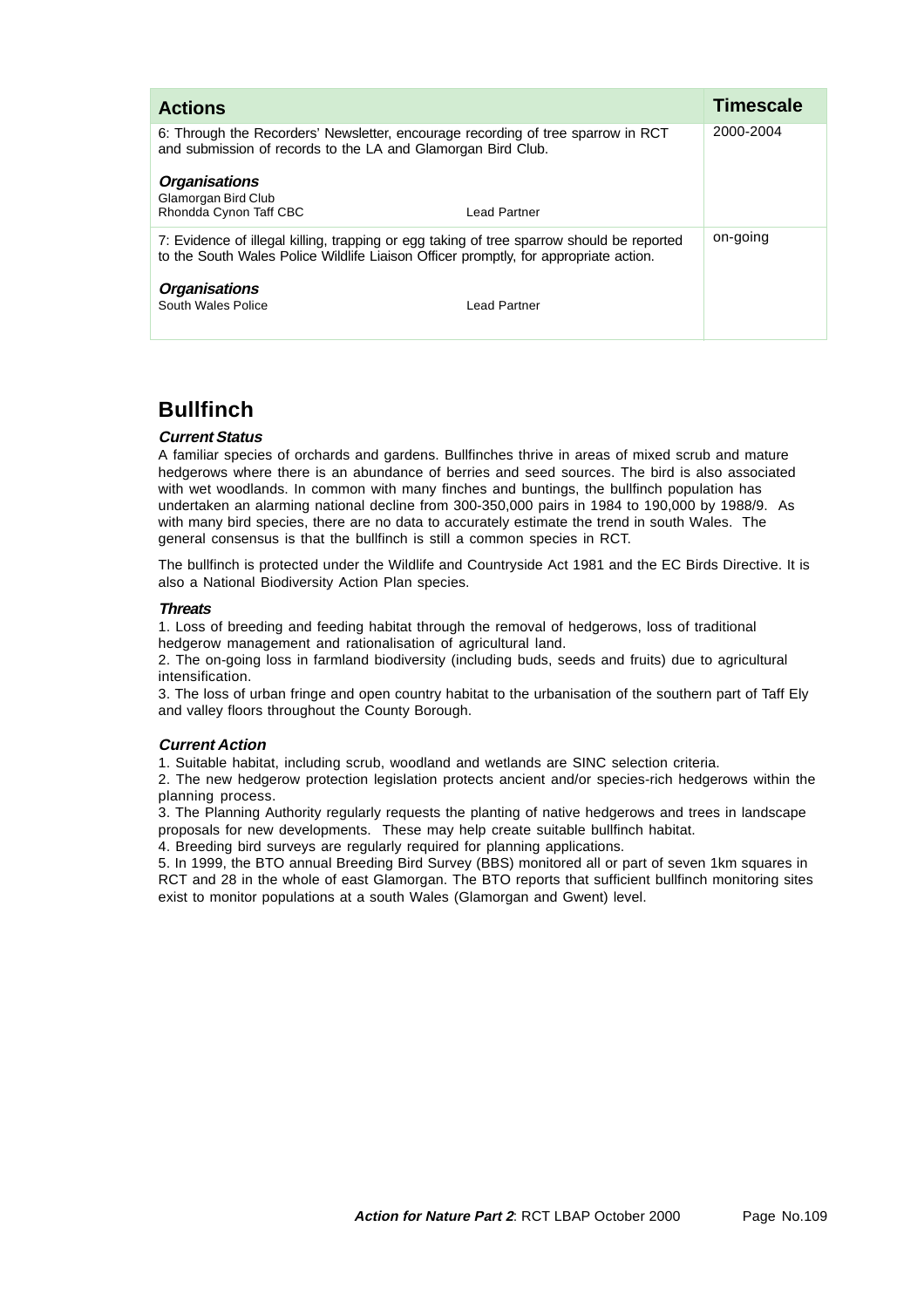| Actions | Timescale |
|---|---|
| 6: Through the Recorders' Newsletter, encourage recording of tree sparrow in RCT and submission of records to the LA and Glamorgan Bird Club.<br><br>***Organisations***<br>Glamorgan Bird Club<br>Rhondda Cynon Taff CBC — Lead Partner | 2000-2004 |
| 7: Evidence of illegal killing, trapping or egg taking of tree sparrow should be reported to the South Wales Police Wildlife Liaison Officer promptly, for appropriate action.<br><br>***Organisations***<br>South Wales Police — Lead Partner | on-going |

## Bullfinch

***Current Status***

A familiar species of orchards and gardens. Bullfinches thrive in areas of mixed scrub and mature hedgerows where there is an abundance of berries and seed sources. The bird is also associated with wet woodlands. In common with many finches and buntings, the bullfinch population has undertaken an alarming national decline from 300-350,000 pairs in 1984 to 190,000 by 1988/9. As with many bird species, there are no data to accurately estimate the trend in south Wales. The general consensus is that the bullfinch is still a common species in RCT.

The bullfinch is protected under the Wildlife and Countryside Act 1981 and the EC Birds Directive. It is also a National Biodiversity Action Plan species.

***Threats***

1. Loss of breeding and feeding habitat through the removal of hedgerows, loss of traditional hedgerow management and rationalisation of agricultural land.
2. The on-going loss in farmland biodiversity (including buds, seeds and fruits) due to agricultural intensification.
3. The loss of urban fringe and open country habitat to the urbanisation of the southern part of Taff Ely and valley floors throughout the County Borough.

***Current Action***

1. Suitable habitat, including scrub, woodland and wetlands are SINC selection criteria.
2. The new hedgerow protection legislation protects ancient and/or species-rich hedgerows within the planning process.
3. The Planning Authority regularly requests the planting of native hedgerows and trees in landscape proposals for new developments. These may help create suitable bullfinch habitat.
4. Breeding bird surveys are regularly required for planning applications.
5. In 1999, the BTO annual Breeding Bird Survey (BBS) monitored all or part of seven 1km squares in RCT and 28 in the whole of east Glamorgan. The BTO reports that sufficient bullfinch monitoring sites exist to monitor populations at a south Wales (Glamorgan and Gwent) level.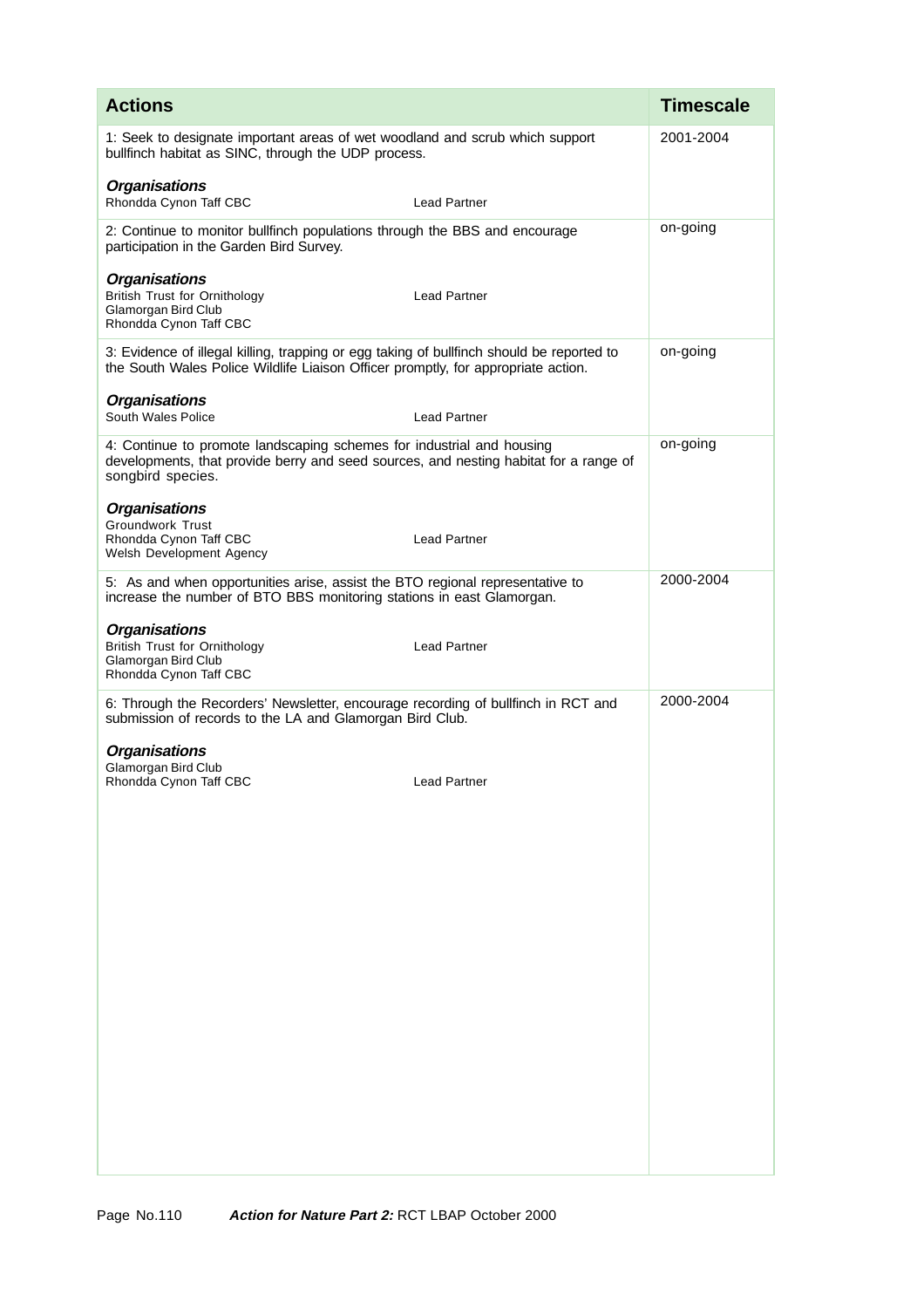| Actions | Timescale |
|---|---|
| 1: Seek to designate important areas of wet woodland and scrub which support bullfinch habitat as SINC, through the UDP process.<br><br>***Organisations***<br>Rhondda Cynon Taff CBC — Lead Partner | 2001-2004 |
| 2: Continue to monitor bullfinch populations through the BBS and encourage participation in the Garden Bird Survey.<br><br>***Organisations***<br>British Trust for Ornithology — Lead Partner<br>Glamorgan Bird Club<br>Rhondda Cynon Taff CBC | on-going |
| 3: Evidence of illegal killing, trapping or egg taking of bullfinch should be reported to the South Wales Police Wildlife Liaison Officer promptly, for appropriate action.<br><br>***Organisations***<br>South Wales Police — Lead Partner | on-going |
| 4: Continue to promote landscaping schemes for industrial and housing developments, that provide berry and seed sources, and nesting habitat for a range of songbird species.<br><br>***Organisations***<br>Groundwork Trust<br>Rhondda Cynon Taff CBC — Lead Partner<br>Welsh Development Agency | on-going |
| 5: As and when opportunities arise, assist the BTO regional representative to increase the number of BTO BBS monitoring stations in east Glamorgan.<br><br>***Organisations***<br>British Trust for Ornithology — Lead Partner<br>Glamorgan Bird Club<br>Rhondda Cynon Taff CBC | 2000-2004 |
| 6: Through the Recorders' Newsletter, encourage recording of bullfinch in RCT and submission of records to the LA and Glamorgan Bird Club.<br><br>***Organisations***<br>Glamorgan Bird Club<br>Rhondda Cynon Taff CBC — Lead Partner | 2000-2004 |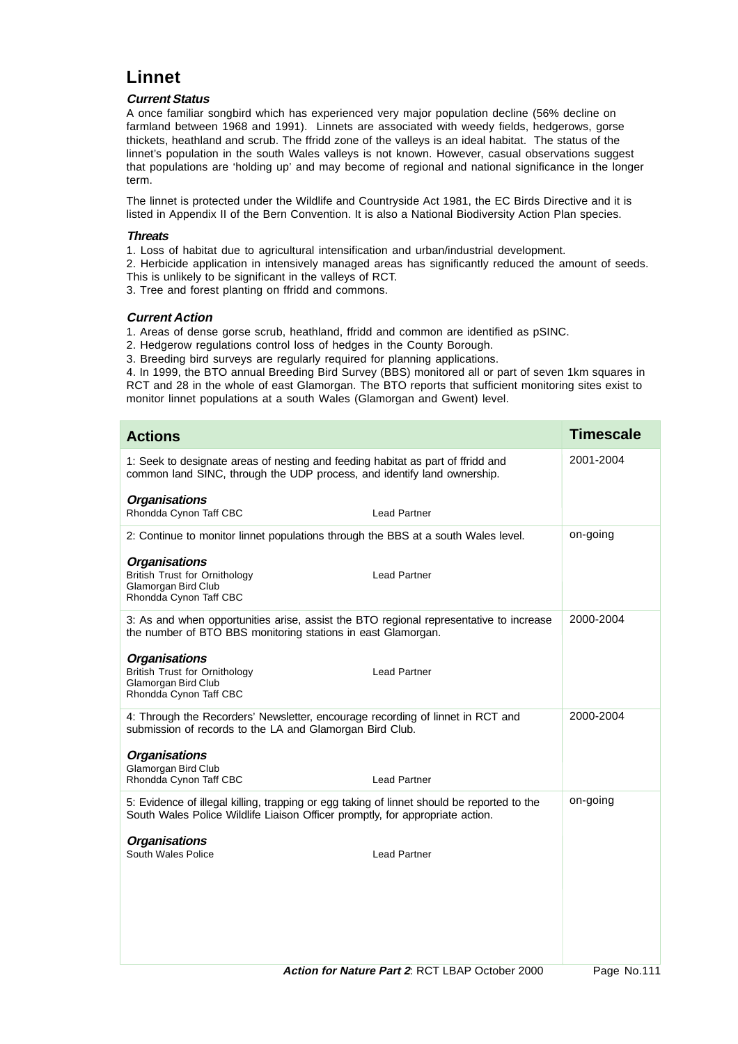# Linnet

### *Current Status*

A once familiar songbird which has experienced very major population decline (56% decline on farmland between 1968 and 1991). Linnets are associated with weedy fields, hedgerows, gorse thickets, heathland and scrub. The ffridd zone of the valleys is an ideal habitat. The status of the linnet's population in the south Wales valleys is not known. However, casual observations suggest that populations are 'holding up' and may become of regional and national significance in the longer term.

The linnet is protected under the Wildlife and Countryside Act 1981, the EC Birds Directive and it is listed in Appendix II of the Bern Convention. It is also a National Biodiversity Action Plan species.

### *Threats*

1. Loss of habitat due to agricultural intensification and urban/industrial development.
2. Herbicide application in intensively managed areas has significantly reduced the amount of seeds. This is unlikely to be significant in the valleys of RCT.
3. Tree and forest planting on ffridd and commons.

### *Current Action*

1. Areas of dense gorse scrub, heathland, ffridd and common are identified as pSINC.
2. Hedgerow regulations control loss of hedges in the County Borough.
3. Breeding bird surveys are regularly required for planning applications.
4. In 1999, the BTO annual Breeding Bird Survey (BBS) monitored all or part of seven 1km squares in RCT and 28 in the whole of east Glamorgan. The BTO reports that sufficient monitoring sites exist to monitor linnet populations at a south Wales (Glamorgan and Gwent) level.

| Actions | Timescale |
|---|---|
| 1: Seek to designate areas of nesting and feeding habitat as part of ffridd and common land SINC, through the UDP process, and identify land ownership.<br><br>***Organisations***<br>Rhondda Cynon Taff CBC — Lead Partner | 2001-2004 |
| 2: Continue to monitor linnet populations through the BBS at a south Wales level.<br><br>***Organisations***<br>British Trust for Ornithology — Lead Partner<br>Glamorgan Bird Club<br>Rhondda Cynon Taff CBC | on-going |
| 3: As and when opportunities arise, assist the BTO regional representative to increase the number of BTO BBS monitoring stations in east Glamorgan.<br><br>***Organisations***<br>British Trust for Ornithology — Lead Partner<br>Glamorgan Bird Club<br>Rhondda Cynon Taff CBC | 2000-2004 |
| 4: Through the Recorders' Newsletter, encourage recording of linnet in RCT and submission of records to the LA and Glamorgan Bird Club.<br><br>***Organisations***<br>Glamorgan Bird Club<br>Rhondda Cynon Taff CBC — Lead Partner | 2000-2004 |
| 5: Evidence of illegal killing, trapping or egg taking of linnet should be reported to the South Wales Police Wildlife Liaison Officer promptly, for appropriate action.<br><br>***Organisations***<br>South Wales Police — Lead Partner | on-going |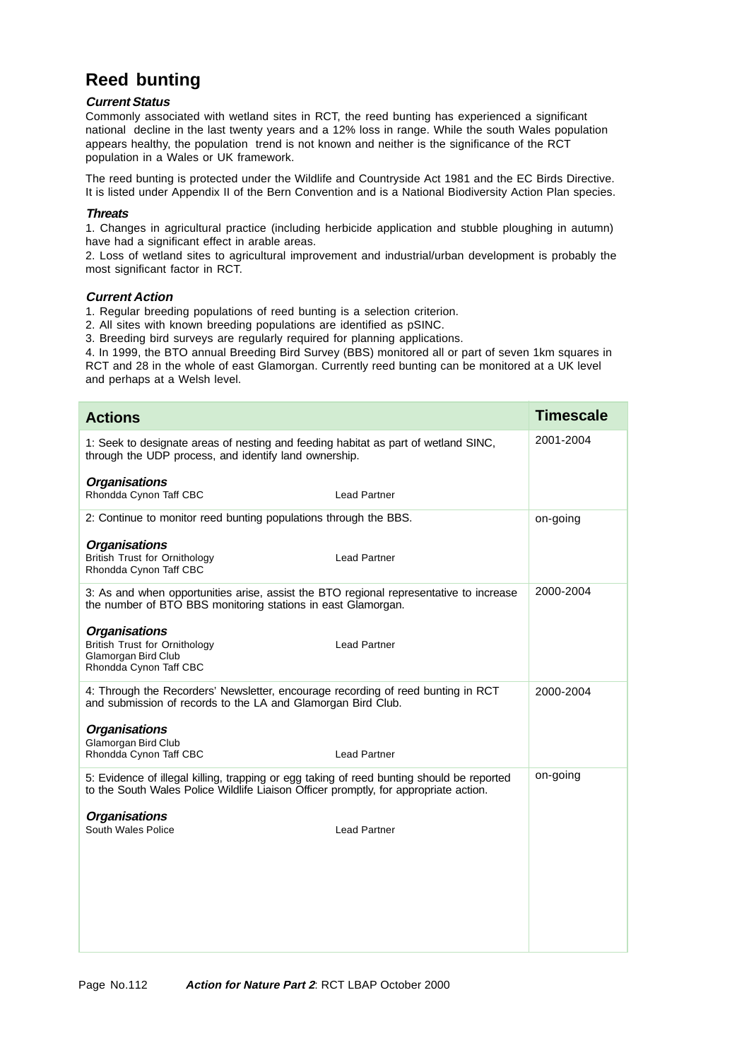# Reed bunting

### *Current Status*

Commonly associated with wetland sites in RCT, the reed bunting has experienced a significant national decline in the last twenty years and a 12% loss in range. While the south Wales population appears healthy, the population trend is not known and neither is the significance of the RCT population in a Wales or UK framework.

The reed bunting is protected under the Wildlife and Countryside Act 1981 and the EC Birds Directive. It is listed under Appendix II of the Bern Convention and is a National Biodiversity Action Plan species.

### *Threats*

1. Changes in agricultural practice (including herbicide application and stubble ploughing in autumn) have had a significant effect in arable areas.
2. Loss of wetland sites to agricultural improvement and industrial/urban development is probably the most significant factor in RCT.

### *Current Action*

1. Regular breeding populations of reed bunting is a selection criterion.
2. All sites with known breeding populations are identified as pSINC.
3. Breeding bird surveys are regularly required for planning applications.
4. In 1999, the BTO annual Breeding Bird Survey (BBS) monitored all or part of seven 1km squares in RCT and 28 in the whole of east Glamorgan. Currently reed bunting can be monitored at a UK level and perhaps at a Welsh level.

| Actions | Timescale |
|---|---|
| 1: Seek to designate areas of nesting and feeding habitat as part of wetland SINC, through the UDP process, and identify land ownership.<br><br>***Organisations***<br>Rhondda Cynon Taff CBC — Lead Partner | 2001-2004 |
| 2: Continue to monitor reed bunting populations through the BBS.<br><br>***Organisations***<br>British Trust for Ornithology — Lead Partner<br>Rhondda Cynon Taff CBC | on-going |
| 3: As and when opportunities arise, assist the BTO regional representative to increase the number of BTO BBS monitoring stations in east Glamorgan.<br><br>***Organisations***<br>British Trust for Ornithology — Lead Partner<br>Glamorgan Bird Club<br>Rhondda Cynon Taff CBC | 2000-2004 |
| 4: Through the Recorders' Newsletter, encourage recording of reed bunting in RCT and submission of records to the LA and Glamorgan Bird Club.<br><br>***Organisations***<br>Glamorgan Bird Club<br>Rhondda Cynon Taff CBC — Lead Partner | 2000-2004 |
| 5: Evidence of illegal killing, trapping or egg taking of reed bunting should be reported to the South Wales Police Wildlife Liaison Officer promptly, for appropriate action.<br><br>***Organisations***<br>South Wales Police — Lead Partner | on-going |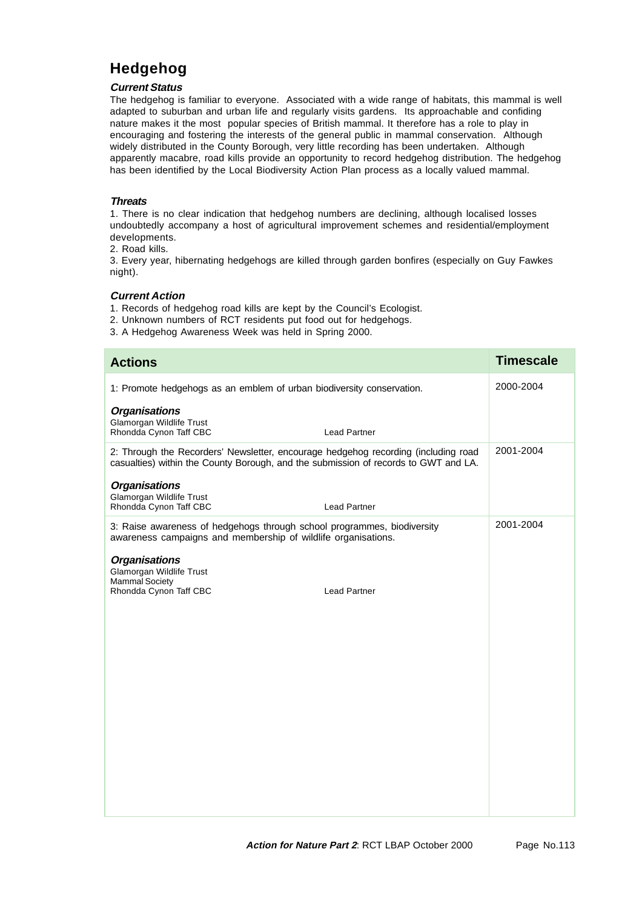# Hedgehog

### *Current Status*

The hedgehog is familiar to everyone. Associated with a wide range of habitats, this mammal is well adapted to suburban and urban life and regularly visits gardens. Its approachable and confiding nature makes it the most popular species of British mammal. It therefore has a role to play in encouraging and fostering the interests of the general public in mammal conservation. Although widely distributed in the County Borough, very little recording has been undertaken. Although apparently macabre, road kills provide an opportunity to record hedgehog distribution. The hedgehog has been identified by the Local Biodiversity Action Plan process as a locally valued mammal.

### *Threats*

1. There is no clear indication that hedgehog numbers are declining, although localised losses undoubtedly accompany a host of agricultural improvement schemes and residential/employment developments.
2. Road kills.
3. Every year, hibernating hedgehogs are killed through garden bonfires (especially on Guy Fawkes night).

### *Current Action*

1. Records of hedgehog road kills are kept by the Council's Ecologist.
2. Unknown numbers of RCT residents put food out for hedgehogs.
3. A Hedgehog Awareness Week was held in Spring 2000.

| Actions | Timescale |
|---|---|
| 1: Promote hedgehogs as an emblem of urban biodiversity conservation.<br><br>***Organisations***<br>Glamorgan Wildlife Trust<br>Rhondda Cynon Taff CBC — Lead Partner | 2000-2004 |
| 2: Through the Recorders' Newsletter, encourage hedgehog recording (including road casualties) within the County Borough, and the submission of records to GWT and LA.<br><br>***Organisations***<br>Glamorgan Wildlife Trust<br>Rhondda Cynon Taff CBC — Lead Partner | 2001-2004 |
| 3: Raise awareness of hedgehogs through school programmes, biodiversity awareness campaigns and membership of wildlife organisations.<br><br>***Organisations***<br>Glamorgan Wildlife Trust<br>Mammal Society<br>Rhondda Cynon Taff CBC — Lead Partner | 2001-2004 |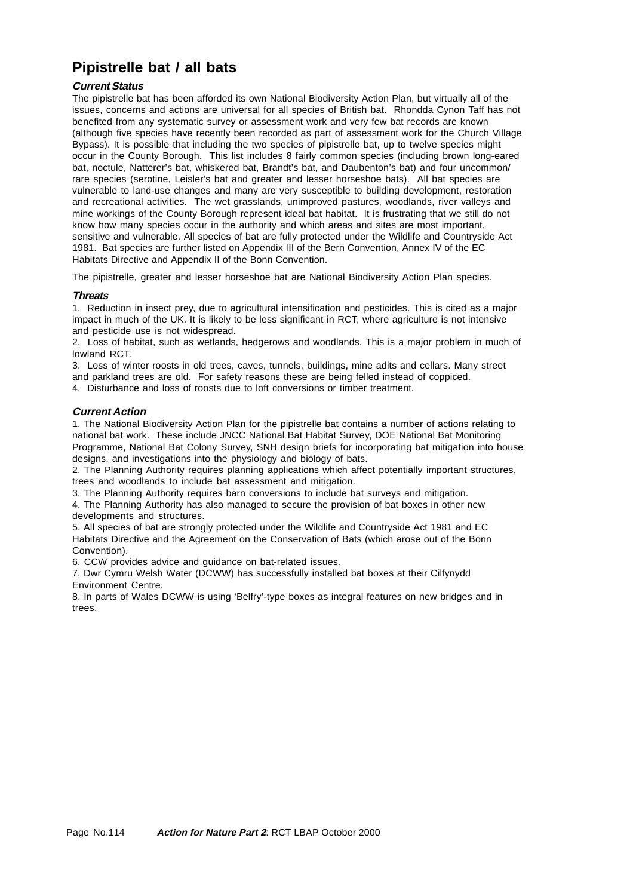# Pipistrelle bat / all bats

***Current Status***

The pipistrelle bat has been afforded its own National Biodiversity Action Plan, but virtually all of the issues, concerns and actions are universal for all species of British bat. Rhondda Cynon Taff has not benefited from any systematic survey or assessment work and very few bat records are known (although five species have recently been recorded as part of assessment work for the Church Village Bypass). It is possible that including the two species of pipistrelle bat, up to twelve species might occur in the County Borough. This list includes 8 fairly common species (including brown long-eared bat, noctule, Natterer's bat, whiskered bat, Brandt's bat, and Daubenton's bat) and four uncommon/ rare species (serotine, Leisler's bat and greater and lesser horseshoe bats). All bat species are vulnerable to land-use changes and many are very susceptible to building development, restoration and recreational activities. The wet grasslands, unimproved pastures, woodlands, river valleys and mine workings of the County Borough represent ideal bat habitat. It is frustrating that we still do not know how many species occur in the authority and which areas and sites are most important, sensitive and vulnerable. All species of bat are fully protected under the Wildlife and Countryside Act 1981. Bat species are further listed on Appendix III of the Bern Convention, Annex IV of the EC Habitats Directive and Appendix II of the Bonn Convention.

The pipistrelle, greater and lesser horseshoe bat are National Biodiversity Action Plan species.

***Threats***

1. Reduction in insect prey, due to agricultural intensification and pesticides. This is cited as a major impact in much of the UK. It is likely to be less significant in RCT, where agriculture is not intensive and pesticide use is not widespread.
2. Loss of habitat, such as wetlands, hedgerows and woodlands. This is a major problem in much of lowland RCT.
3. Loss of winter roosts in old trees, caves, tunnels, buildings, mine adits and cellars. Many street and parkland trees are old. For safety reasons these are being felled instead of coppiced.
4. Disturbance and loss of roosts due to loft conversions or timber treatment.

***Current Action***

1. The National Biodiversity Action Plan for the pipistrelle bat contains a number of actions relating to national bat work. These include JNCC National Bat Habitat Survey, DOE National Bat Monitoring Programme, National Bat Colony Survey, SNH design briefs for incorporating bat mitigation into house designs, and investigations into the physiology and biology of bats.
2. The Planning Authority requires planning applications which affect potentially important structures, trees and woodlands to include bat assessment and mitigation.
3. The Planning Authority requires barn conversions to include bat surveys and mitigation.
4. The Planning Authority has also managed to secure the provision of bat boxes in other new developments and structures.
5. All species of bat are strongly protected under the Wildlife and Countryside Act 1981 and EC Habitats Directive and the Agreement on the Conservation of Bats (which arose out of the Bonn Convention).
6. CCW provides advice and guidance on bat-related issues.
7. Dwr Cymru Welsh Water (DCWW) has successfully installed bat boxes at their Cilfynydd Environment Centre.
8. In parts of Wales DCWW is using 'Belfry'-type boxes as integral features on new bridges and in trees.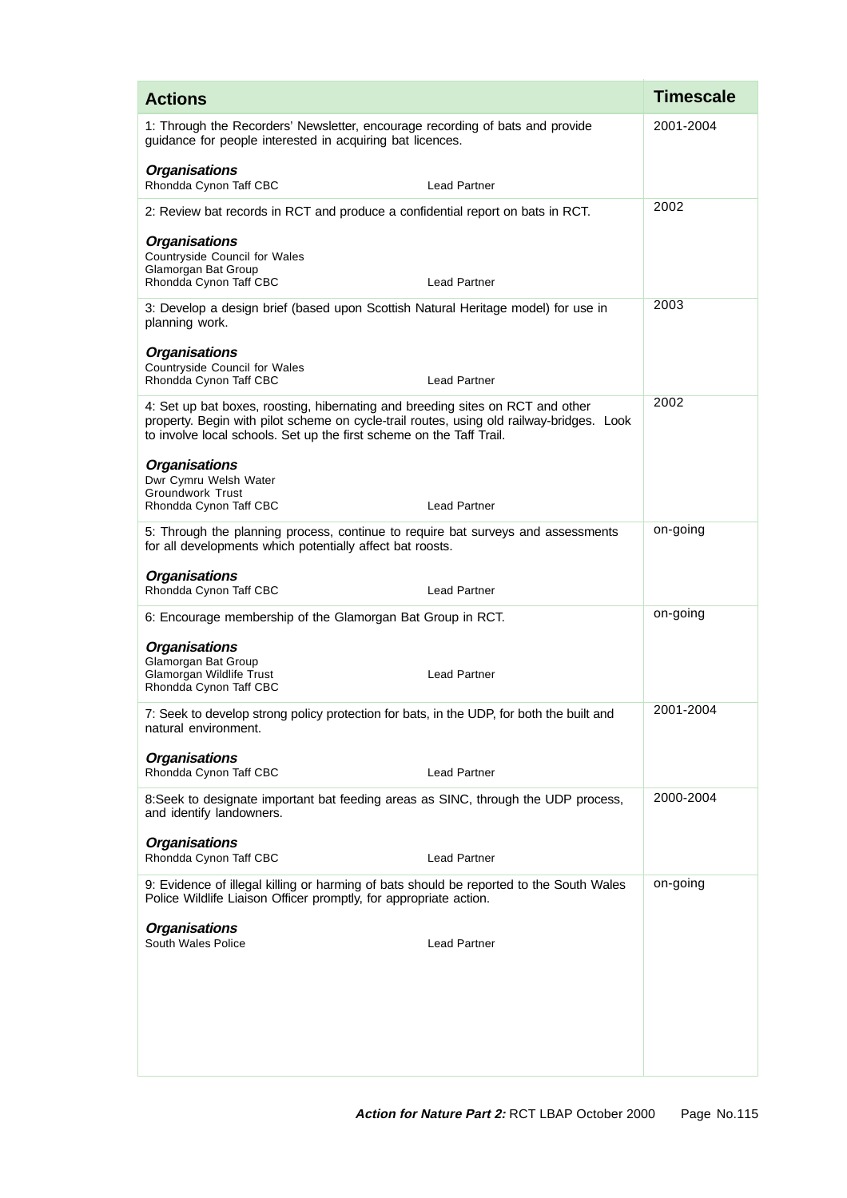| Actions | Timescale |
|---|---|
| 1: Through the Recorders' Newsletter, encourage recording of bats and provide guidance for people interested in acquiring bat licences.<br><br>***Organisations***<br>Rhondda Cynon Taff CBC — Lead Partner | 2001-2004 |
| 2: Review bat records in RCT and produce a confidential report on bats in RCT.<br><br>***Organisations***<br>Countryside Council for Wales<br>Glamorgan Bat Group<br>Rhondda Cynon Taff CBC — Lead Partner | 2002 |
| 3: Develop a design brief (based upon Scottish Natural Heritage model) for use in planning work.<br><br>***Organisations***<br>Countryside Council for Wales<br>Rhondda Cynon Taff CBC — Lead Partner | 2003 |
| 4: Set up bat boxes, roosting, hibernating and breeding sites on RCT and other property. Begin with pilot scheme on cycle-trail routes, using old railway-bridges. Look to involve local schools. Set up the first scheme on the Taff Trail.<br><br>***Organisations***<br>Dwr Cymru Welsh Water<br>Groundwork Trust<br>Rhondda Cynon Taff CBC — Lead Partner | 2002 |
| 5: Through the planning process, continue to require bat surveys and assessments for all developments which potentially affect bat roosts.<br><br>***Organisations***<br>Rhondda Cynon Taff CBC — Lead Partner | on-going |
| 6: Encourage membership of the Glamorgan Bat Group in RCT.<br><br>***Organisations***<br>Glamorgan Bat Group<br>Glamorgan Wildlife Trust — Lead Partner<br>Rhondda Cynon Taff CBC | on-going |
| 7: Seek to develop strong policy protection for bats, in the UDP, for both the built and natural environment.<br><br>***Organisations***<br>Rhondda Cynon Taff CBC — Lead Partner | 2001-2004 |
| 8:Seek to designate important bat feeding areas as SINC, through the UDP process, and identify landowners.<br><br>***Organisations***<br>Rhondda Cynon Taff CBC — Lead Partner | 2000-2004 |
| 9: Evidence of illegal killing or harming of bats should be reported to the South Wales Police Wildlife Liaison Officer promptly, for appropriate action.<br><br>***Organisations***<br>South Wales Police — Lead Partner | on-going |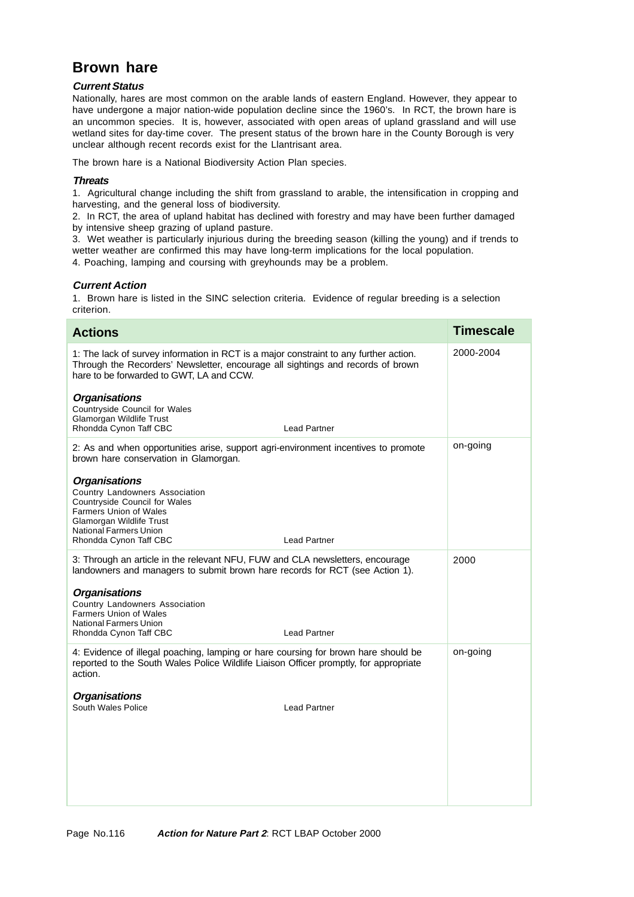# Brown hare

### *Current Status*

Nationally, hares are most common on the arable lands of eastern England. However, they appear to have undergone a major nation-wide population decline since the 1960's. In RCT, the brown hare is an uncommon species. It is, however, associated with open areas of upland grassland and will use wetland sites for day-time cover. The present status of the brown hare in the County Borough is very unclear although recent records exist for the Llantrisant area.

The brown hare is a National Biodiversity Action Plan species.

### *Threats*

1. Agricultural change including the shift from grassland to arable, the intensification in cropping and harvesting, and the general loss of biodiversity.
2. In RCT, the area of upland habitat has declined with forestry and may have been further damaged by intensive sheep grazing of upland pasture.
3. Wet weather is particularly injurious during the breeding season (killing the young) and if trends to wetter weather are confirmed this may have long-term implications for the local population.
4. Poaching, lamping and coursing with greyhounds may be a problem.

### *Current Action*

1. Brown hare is listed in the SINC selection criteria. Evidence of regular breeding is a selection criterion.

| Actions | Timescale |
|---|---|
| 1: The lack of survey information in RCT is a major constraint to any further action. Through the Recorders' Newsletter, encourage all sightings and records of brown hare to be forwarded to GWT, LA and CCW.<br><br>***Organisations***<br>Countryside Council for Wales<br>Glamorgan Wildlife Trust<br>Rhondda Cynon Taff CBC — Lead Partner | 2000-2004 |
| 2: As and when opportunities arise, support agri-environment incentives to promote brown hare conservation in Glamorgan.<br><br>***Organisations***<br>Country Landowners Association<br>Countryside Council for Wales<br>Farmers Union of Wales<br>Glamorgan Wildlife Trust<br>National Farmers Union<br>Rhondda Cynon Taff CBC — Lead Partner | on-going |
| 3: Through an article in the relevant NFU, FUW and CLA newsletters, encourage landowners and managers to submit brown hare records for RCT (see Action 1).<br><br>***Organisations***<br>Country Landowners Association<br>Farmers Union of Wales<br>National Farmers Union<br>Rhondda Cynon Taff CBC — Lead Partner | 2000 |
| 4: Evidence of illegal poaching, lamping or hare coursing for brown hare should be reported to the South Wales Police Wildlife Liaison Officer promptly, for appropriate action.<br><br>***Organisations***<br>South Wales Police — Lead Partner | on-going |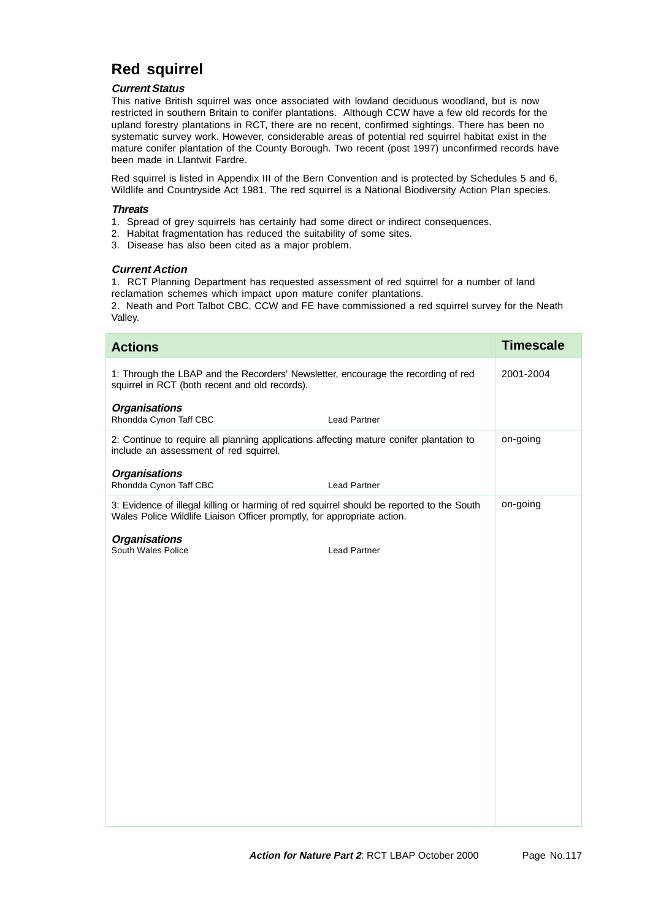# Red squirrel

### *Current Status*

This native British squirrel was once associated with lowland deciduous woodland, but is now restricted in southern Britain to conifer plantations. Although CCW have a few old records for the upland forestry plantations in RCT, there are no recent, confirmed sightings. There has been no systematic survey work. However, considerable areas of potential red squirrel habitat exist in the mature conifer plantation of the County Borough. Two recent (post 1997) unconfirmed records have been made in Llantwit Fardre.

Red squirrel is listed in Appendix III of the Bern Convention and is protected by Schedules 5 and 6, Wildlife and Countryside Act 1981. The red squirrel is a National Biodiversity Action Plan species.

### *Threats*

1. Spread of grey squirrels has certainly had some direct or indirect consequences.
2. Habitat fragmentation has reduced the suitability of some sites.
3. Disease has also been cited as a major problem.

### *Current Action*

1. RCT Planning Department has requested assessment of red squirrel for a number of land reclamation schemes which impact upon mature conifer plantations.
2. Neath and Port Talbot CBC, CCW and FE have commissioned a red squirrel survey for the Neath Valley.

| Actions | Timescale |
|---|---|
| 1: Through the LBAP and the Recorders' Newsletter, encourage the recording of red squirrel in RCT (both recent and old records).<br><br>***Organisations***<br>Rhondda Cynon Taff CBC — Lead Partner | 2001-2004 |
| 2: Continue to require all planning applications affecting mature conifer plantation to include an assessment of red squirrel.<br><br>***Organisations***<br>Rhondda Cynon Taff CBC — Lead Partner | on-going |
| 3: Evidence of illegal killing or harming of red squirrel should be reported to the South Wales Police Wildlife Liaison Officer promptly, for appropriate action.<br><br>***Organisations***<br>South Wales Police — Lead Partner | on-going |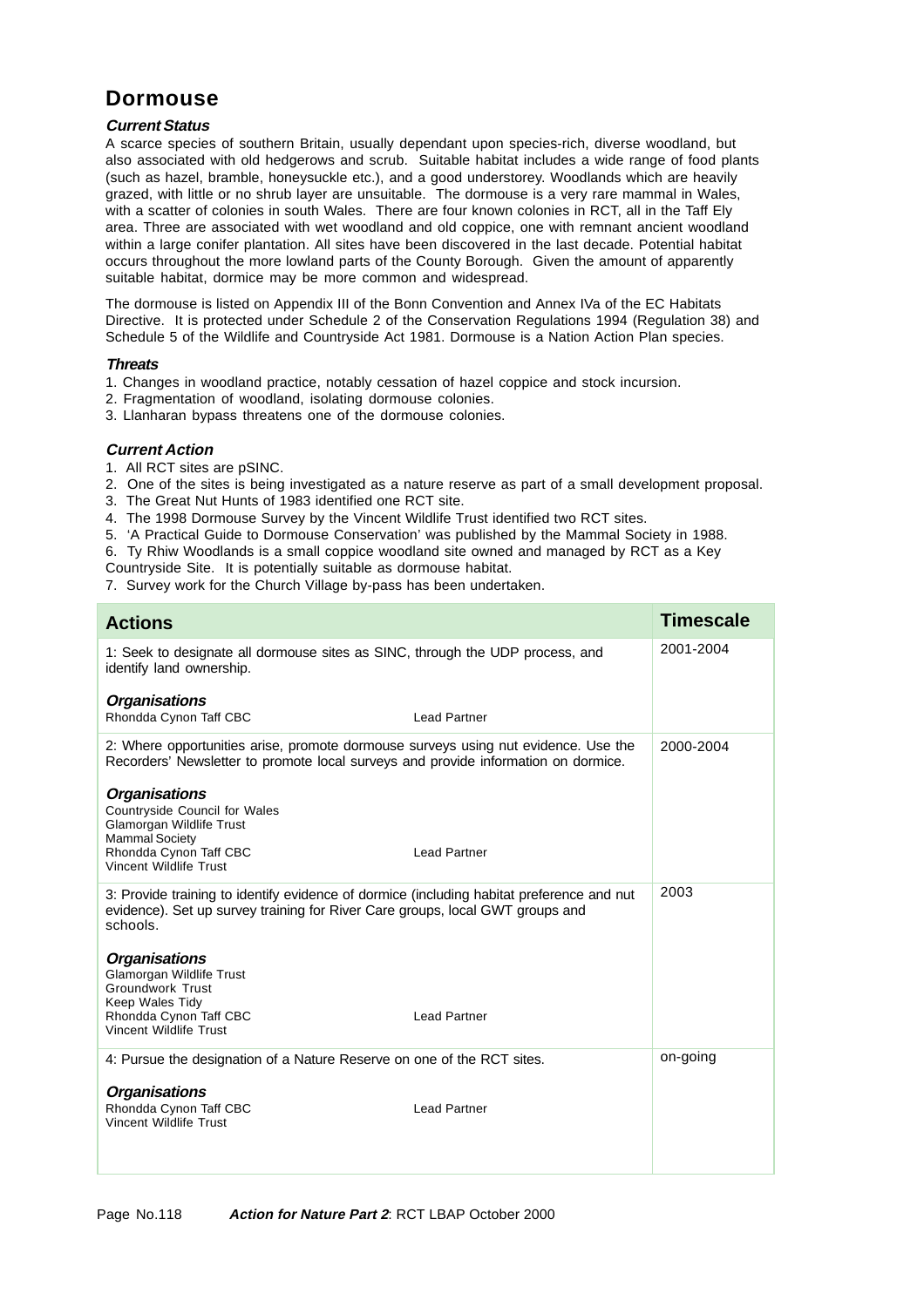# Dormouse

### *Current Status*

A scarce species of southern Britain, usually dependant upon species-rich, diverse woodland, but also associated with old hedgerows and scrub. Suitable habitat includes a wide range of food plants (such as hazel, bramble, honeysuckle etc.), and a good understorey. Woodlands which are heavily grazed, with little or no shrub layer are unsuitable. The dormouse is a very rare mammal in Wales, with a scatter of colonies in south Wales. There are four known colonies in RCT, all in the Taff Ely area. Three are associated with wet woodland and old coppice, one with remnant ancient woodland within a large conifer plantation. All sites have been discovered in the last decade. Potential habitat occurs throughout the more lowland parts of the County Borough. Given the amount of apparently suitable habitat, dormice may be more common and widespread.

The dormouse is listed on Appendix III of the Bonn Convention and Annex IVa of the EC Habitats Directive. It is protected under Schedule 2 of the Conservation Regulations 1994 (Regulation 38) and Schedule 5 of the Wildlife and Countryside Act 1981. Dormouse is a Nation Action Plan species.

### *Threats*

1. Changes in woodland practice, notably cessation of hazel coppice and stock incursion.
2. Fragmentation of woodland, isolating dormouse colonies.
3. Llanharan bypass threatens one of the dormouse colonies.

### *Current Action*

1. All RCT sites are pSINC.
2. One of the sites is being investigated as a nature reserve as part of a small development proposal.
3. The Great Nut Hunts of 1983 identified one RCT site.
4. The 1998 Dormouse Survey by the Vincent Wildlife Trust identified two RCT sites.
5. 'A Practical Guide to Dormouse Conservation' was published by the Mammal Society in 1988.
6. Ty Rhiw Woodlands is a small coppice woodland site owned and managed by RCT as a Key Countryside Site. It is potentially suitable as dormouse habitat.
7. Survey work for the Church Village by-pass has been undertaken.

| Actions | Timescale |
|---|---|
| 1: Seek to designate all dormouse sites as SINC, through the UDP process, and identify land ownership.<br><br>***Organisations***<br>Rhondda Cynon Taff CBC — Lead Partner | 2001-2004 |
| 2: Where opportunities arise, promote dormouse surveys using nut evidence. Use the Recorders' Newsletter to promote local surveys and provide information on dormice.<br><br>***Organisations***<br>Countryside Council for Wales<br>Glamorgan Wildlife Trust<br>Mammal Society<br>Rhondda Cynon Taff CBC — Lead Partner<br>Vincent Wildlife Trust | 2000-2004 |
| 3: Provide training to identify evidence of dormice (including habitat preference and nut evidence). Set up survey training for River Care groups, local GWT groups and schools.<br><br>***Organisations***<br>Glamorgan Wildlife Trust<br>Groundwork Trust<br>Keep Wales Tidy<br>Rhondda Cynon Taff CBC — Lead Partner<br>Vincent Wildlife Trust | 2003 |
| 4: Pursue the designation of a Nature Reserve on one of the RCT sites.<br><br>***Organisations***<br>Rhondda Cynon Taff CBC — Lead Partner<br>Vincent Wildlife Trust | on-going |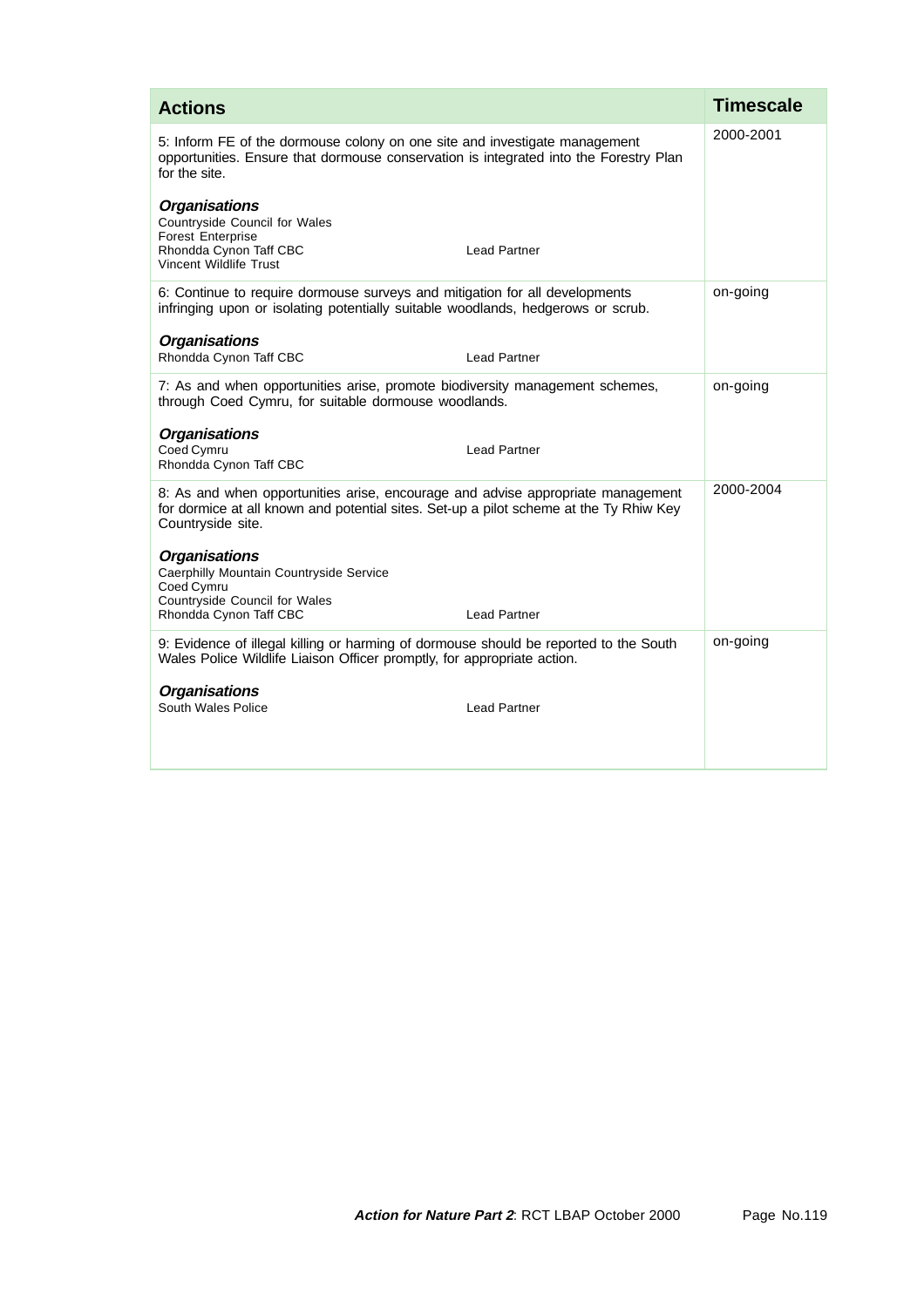| Actions | Timescale |
| --- | --- |
| 5: Inform FE of the dormouse colony on one site and investigate management opportunities. Ensure that dormouse conservation is integrated into the Forestry Plan for the site.<br><br>***Organisations***<br>Countryside Council for Wales<br>Forest Enterprise<br>Rhondda Cynon Taff CBC — Lead Partner<br>Vincent Wildlife Trust | 2000-2001 |
| 6: Continue to require dormouse surveys and mitigation for all developments infringing upon or isolating potentially suitable woodlands, hedgerows or scrub.<br><br>***Organisations***<br>Rhondda Cynon Taff CBC — Lead Partner | on-going |
| 7: As and when opportunities arise, promote biodiversity management schemes, through Coed Cymru, for suitable dormouse woodlands.<br><br>***Organisations***<br>Coed Cymru — Lead Partner<br>Rhondda Cynon Taff CBC | on-going |
| 8: As and when opportunities arise, encourage and advise appropriate management for dormice at all known and potential sites. Set-up a pilot scheme at the Ty Rhiw Key Countryside site.<br><br>***Organisations***<br>Caerphilly Mountain Countryside Service<br>Coed Cymru<br>Countryside Council for Wales<br>Rhondda Cynon Taff CBC — Lead Partner | 2000-2004 |
| 9: Evidence of illegal killing or harming of dormouse should be reported to the South Wales Police Wildlife Liaison Officer promptly, for appropriate action.<br><br>***Organisations***<br>South Wales Police — Lead Partner | on-going |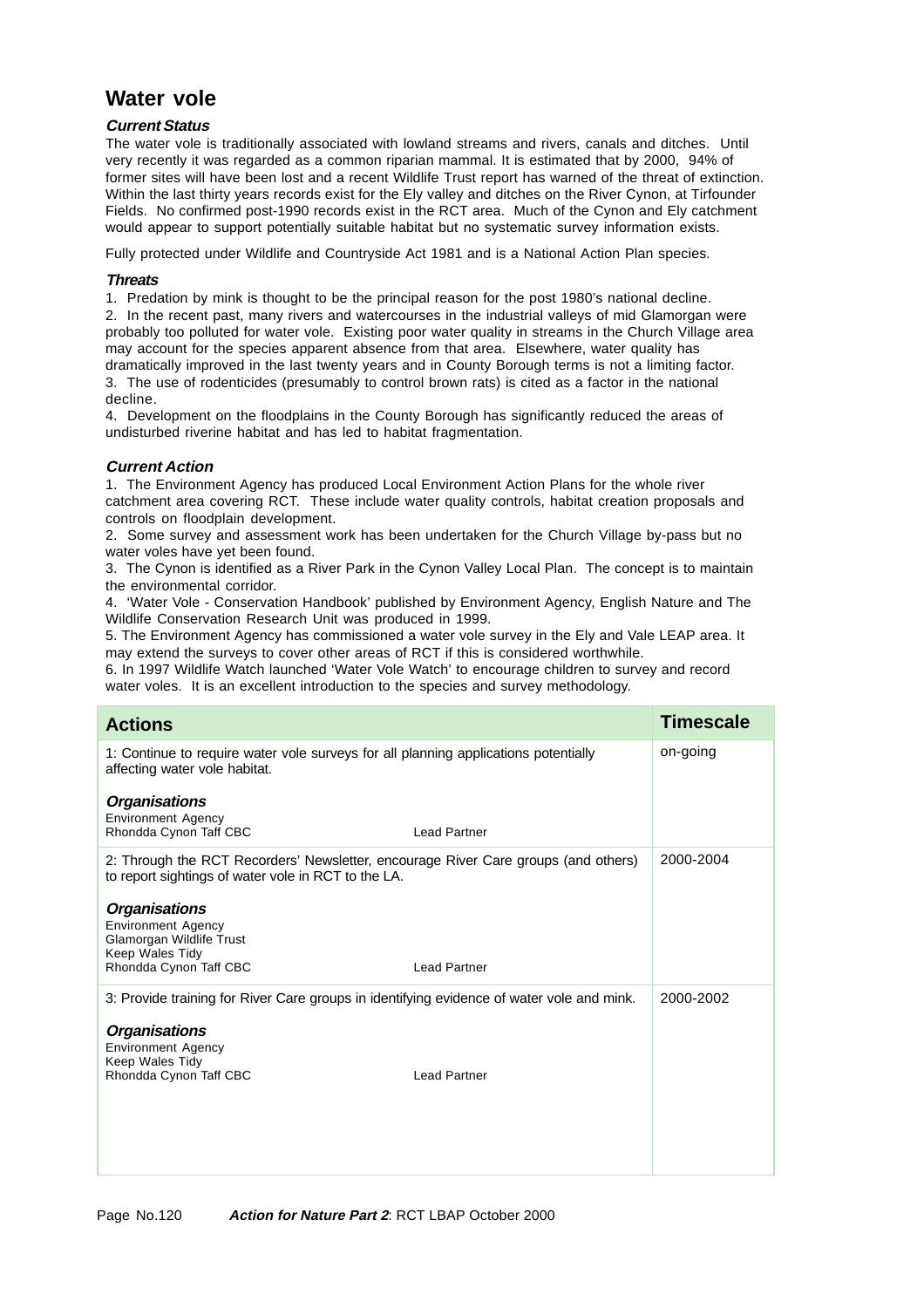# Water vole

### *Current Status*

The water vole is traditionally associated with lowland streams and rivers, canals and ditches. Until very recently it was regarded as a common riparian mammal. It is estimated that by 2000, 94% of former sites will have been lost and a recent Wildlife Trust report has warned of the threat of extinction. Within the last thirty years records exist for the Ely valley and ditches on the River Cynon, at Tirfounder Fields. No confirmed post-1990 records exist in the RCT area. Much of the Cynon and Ely catchment would appear to support potentially suitable habitat but no systematic survey information exists.

Fully protected under Wildlife and Countryside Act 1981 and is a National Action Plan species.

### *Threats*

1. Predation by mink is thought to be the principal reason for the post 1980's national decline.
2. In the recent past, many rivers and watercourses in the industrial valleys of mid Glamorgan were probably too polluted for water vole. Existing poor water quality in streams in the Church Village area may account for the species apparent absence from that area. Elsewhere, water quality has dramatically improved in the last twenty years and in County Borough terms is not a limiting factor.
3. The use of rodenticides (presumably to control brown rats) is cited as a factor in the national decline.
4. Development on the floodplains in the County Borough has significantly reduced the areas of undisturbed riverine habitat and has led to habitat fragmentation.

### *Current Action*

1. The Environment Agency has produced Local Environment Action Plans for the whole river catchment area covering RCT. These include water quality controls, habitat creation proposals and controls on floodplain development.
2. Some survey and assessment work has been undertaken for the Church Village by-pass but no water voles have yet been found.
3. The Cynon is identified as a River Park in the Cynon Valley Local Plan. The concept is to maintain the environmental corridor.
4. 'Water Vole - Conservation Handbook' published by Environment Agency, English Nature and The Wildlife Conservation Research Unit was produced in 1999.
5. The Environment Agency has commissioned a water vole survey in the Ely and Vale LEAP area. It may extend the surveys to cover other areas of RCT if this is considered worthwhile.
6. In 1997 Wildlife Watch launched 'Water Vole Watch' to encourage children to survey and record water voles. It is an excellent introduction to the species and survey methodology.

| Actions | Timescale |
|---|---|
| 1: Continue to require water vole surveys for all planning applications potentially affecting water vole habitat.<br><br>***Organisations***<br>Environment Agency<br>Rhondda Cynon Taff CBC — Lead Partner | on-going |
| 2: Through the RCT Recorders' Newsletter, encourage River Care groups (and others) to report sightings of water vole in RCT to the LA.<br><br>***Organisations***<br>Environment Agency<br>Glamorgan Wildlife Trust<br>Keep Wales Tidy<br>Rhondda Cynon Taff CBC — Lead Partner | 2000-2004 |
| 3: Provide training for River Care groups in identifying evidence of water vole and mink.<br><br>***Organisations***<br>Environment Agency<br>Keep Wales Tidy<br>Rhondda Cynon Taff CBC — Lead Partner | 2000-2002 |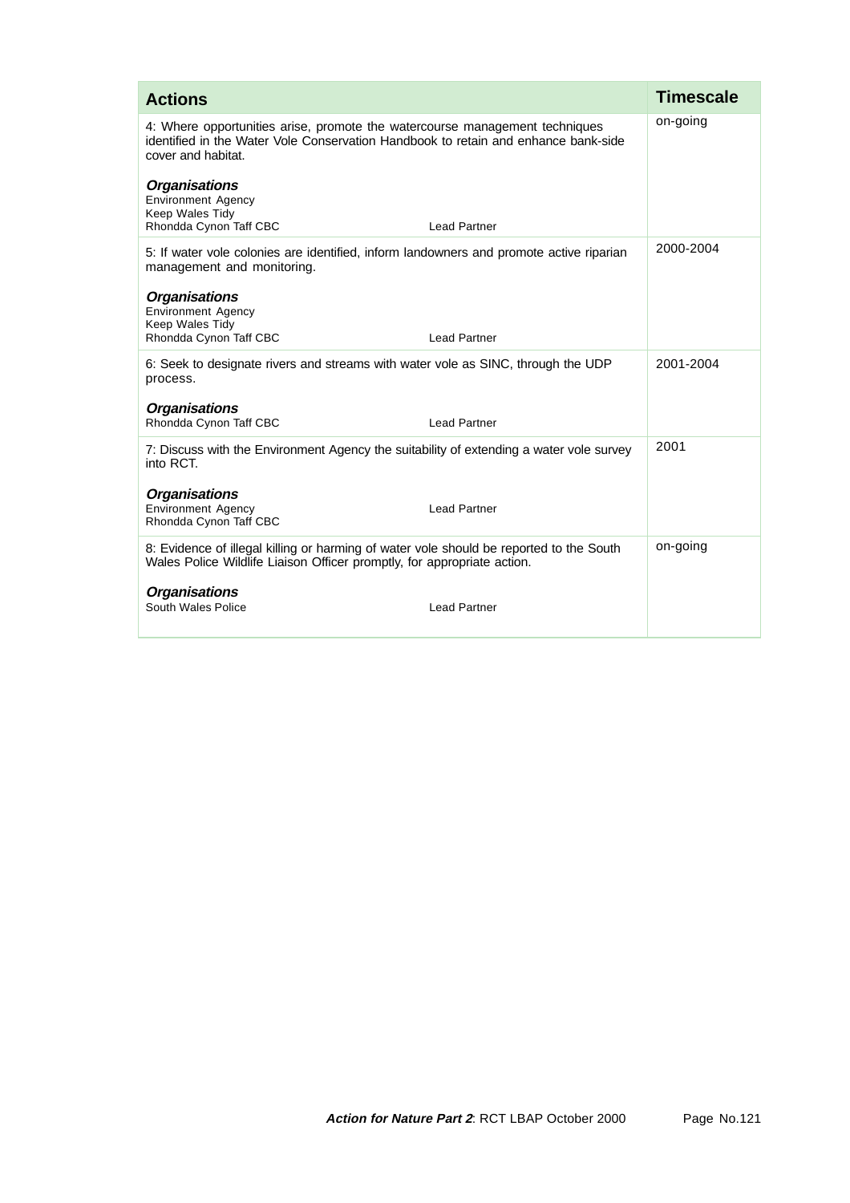| Actions | Timescale |
|---|---|
| 4: Where opportunities arise, promote the watercourse management techniques identified in the Water Vole Conservation Handbook to retain and enhance bank-side cover and habitat.<br><br>***Organisations***<br>Environment Agency<br>Keep Wales Tidy<br>Rhondda Cynon Taff CBC — Lead Partner | on-going |
| 5: If water vole colonies are identified, inform landowners and promote active riparian management and monitoring.<br><br>***Organisations***<br>Environment Agency<br>Keep Wales Tidy<br>Rhondda Cynon Taff CBC — Lead Partner | 2000-2004 |
| 6: Seek to designate rivers and streams with water vole as SINC, through the UDP process.<br><br>***Organisations***<br>Rhondda Cynon Taff CBC — Lead Partner | 2001-2004 |
| 7: Discuss with the Environment Agency the suitability of extending a water vole survey into RCT.<br><br>***Organisations***<br>Environment Agency — Lead Partner<br>Rhondda Cynon Taff CBC | 2001 |
| 8: Evidence of illegal killing or harming of water vole should be reported to the South Wales Police Wildlife Liaison Officer promptly, for appropriate action.<br><br>***Organisations***<br>South Wales Police — Lead Partner | on-going |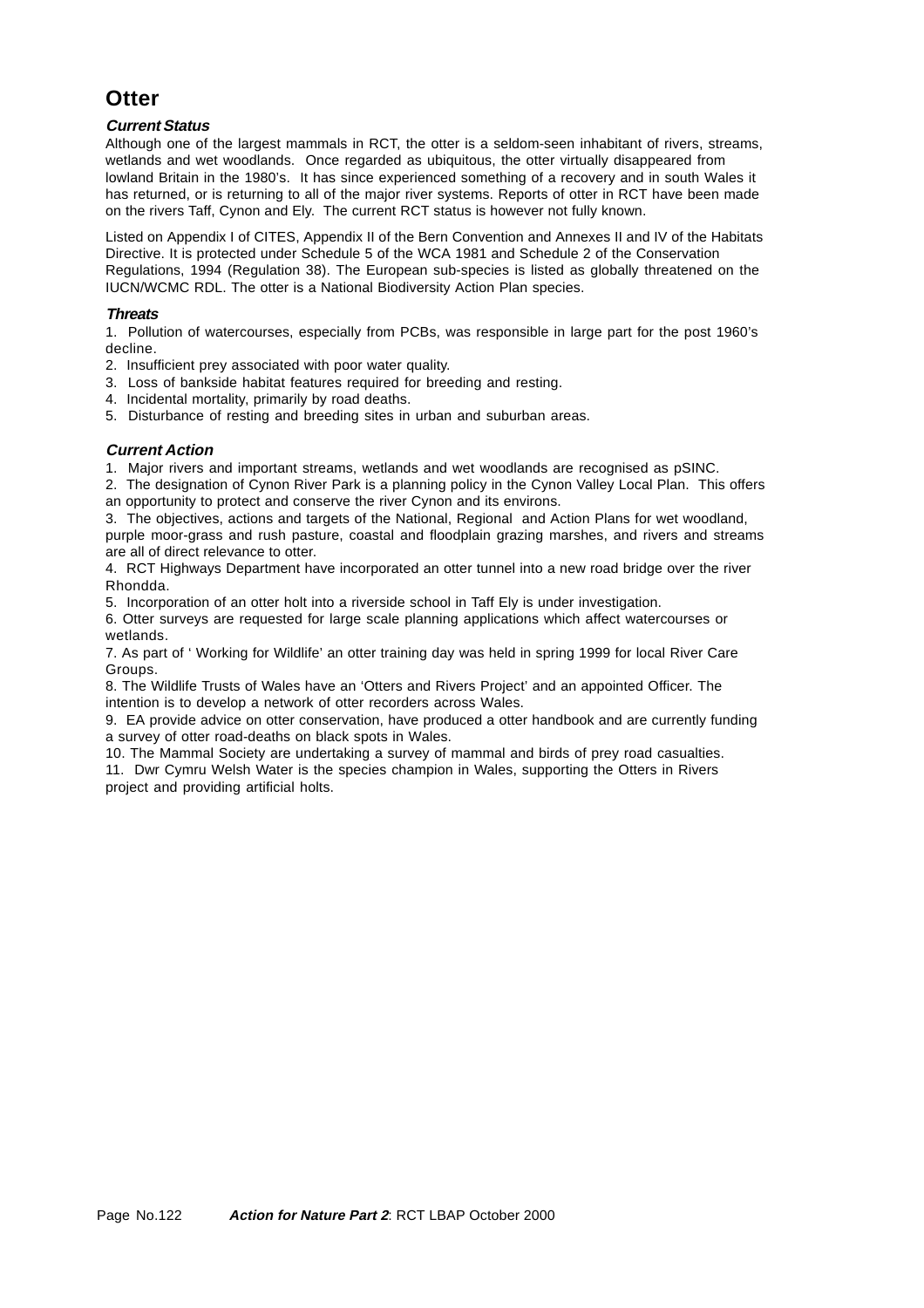# Otter

### *Current Status*

Although one of the largest mammals in RCT, the otter is a seldom-seen inhabitant of rivers, streams, wetlands and wet woodlands. Once regarded as ubiquitous, the otter virtually disappeared from lowland Britain in the 1980's. It has since experienced something of a recovery and in south Wales it has returned, or is returning to all of the major river systems. Reports of otter in RCT have been made on the rivers Taff, Cynon and Ely. The current RCT status is however not fully known.

Listed on Appendix I of CITES, Appendix II of the Bern Convention and Annexes II and IV of the Habitats Directive. It is protected under Schedule 5 of the WCA 1981 and Schedule 2 of the Conservation Regulations, 1994 (Regulation 38). The European sub-species is listed as globally threatened on the IUCN/WCMC RDL. The otter is a National Biodiversity Action Plan species.

### *Threats*

1. Pollution of watercourses, especially from PCBs, was responsible in large part for the post 1960's decline.
2. Insufficient prey associated with poor water quality.
3. Loss of bankside habitat features required for breeding and resting.
4. Incidental mortality, primarily by road deaths.
5. Disturbance of resting and breeding sites in urban and suburban areas.

### *Current Action*

1. Major rivers and important streams, wetlands and wet woodlands are recognised as pSINC.
2. The designation of Cynon River Park is a planning policy in the Cynon Valley Local Plan. This offers an opportunity to protect and conserve the river Cynon and its environs.
3. The objectives, actions and targets of the National, Regional and Action Plans for wet woodland, purple moor-grass and rush pasture, coastal and floodplain grazing marshes, and rivers and streams are all of direct relevance to otter.
4. RCT Highways Department have incorporated an otter tunnel into a new road bridge over the river Rhondda.
5. Incorporation of an otter holt into a riverside school in Taff Ely is under investigation.
6. Otter surveys are requested for large scale planning applications which affect watercourses or wetlands.
7. As part of ' Working for Wildlife' an otter training day was held in spring 1999 for local River Care Groups.
8. The Wildlife Trusts of Wales have an 'Otters and Rivers Project' and an appointed Officer. The intention is to develop a network of otter recorders across Wales.
9. EA provide advice on otter conservation, have produced a otter handbook and are currently funding a survey of otter road-deaths on black spots in Wales.
10. The Mammal Society are undertaking a survey of mammal and birds of prey road casualties.
11. Dwr Cymru Welsh Water is the species champion in Wales, supporting the Otters in Rivers project and providing artificial holts.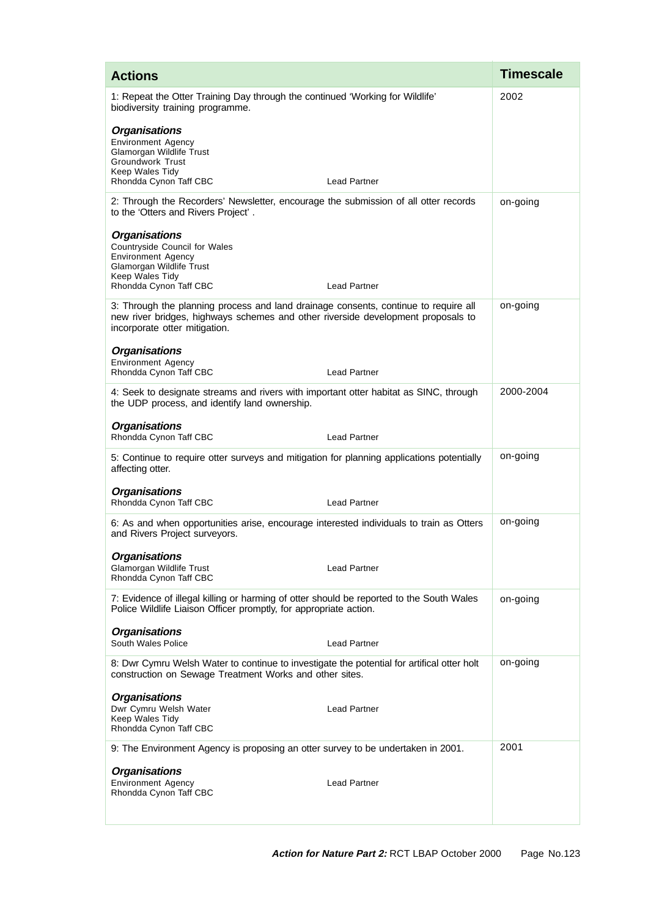| Actions | Timescale |
|---|---|
| 1: Repeat the Otter Training Day through the continued 'Working for Wildlife' biodiversity training programme.<br><br>***Organisations***<br>Environment Agency<br>Glamorgan Wildlife Trust<br>Groundwork Trust<br>Keep Wales Tidy<br>Rhondda Cynon Taff CBC — Lead Partner | 2002 |
| 2: Through the Recorders' Newsletter, encourage the submission of all otter records to the 'Otters and Rivers Project' .<br><br>***Organisations***<br>Countryside Council for Wales<br>Environment Agency<br>Glamorgan Wildlife Trust<br>Keep Wales Tidy<br>Rhondda Cynon Taff CBC — Lead Partner | on-going |
| 3: Through the planning process and land drainage consents, continue to require all new river bridges, highways schemes and other riverside development proposals to incorporate otter mitigation.<br><br>***Organisations***<br>Environment Agency<br>Rhondda Cynon Taff CBC — Lead Partner | on-going |
| 4: Seek to designate streams and rivers with important otter habitat as SINC, through the UDP process, and identify land ownership.<br><br>***Organisations***<br>Rhondda Cynon Taff CBC — Lead Partner | 2000-2004 |
| 5: Continue to require otter surveys and mitigation for planning applications potentially affecting otter.<br><br>***Organisations***<br>Rhondda Cynon Taff CBC — Lead Partner | on-going |
| 6: As and when opportunities arise, encourage interested individuals to train as Otters and Rivers Project surveyors.<br><br>***Organisations***<br>Glamorgan Wildlife Trust — Lead Partner<br>Rhondda Cynon Taff CBC | on-going |
| 7: Evidence of illegal killing or harming of otter should be reported to the South Wales Police Wildlife Liaison Officer promptly, for appropriate action.<br><br>***Organisations***<br>South Wales Police — Lead Partner | on-going |
| 8: Dwr Cymru Welsh Water to continue to investigate the potential for artifical otter holt construction on Sewage Treatment Works and other sites.<br><br>***Organisations***<br>Dwr Cymru Welsh Water — Lead Partner<br>Keep Wales Tidy<br>Rhondda Cynon Taff CBC | on-going |
| 9: The Environment Agency is proposing an otter survey to be undertaken in 2001.<br><br>***Organisations***<br>Environment Agency — Lead Partner<br>Rhondda Cynon Taff CBC | 2001 |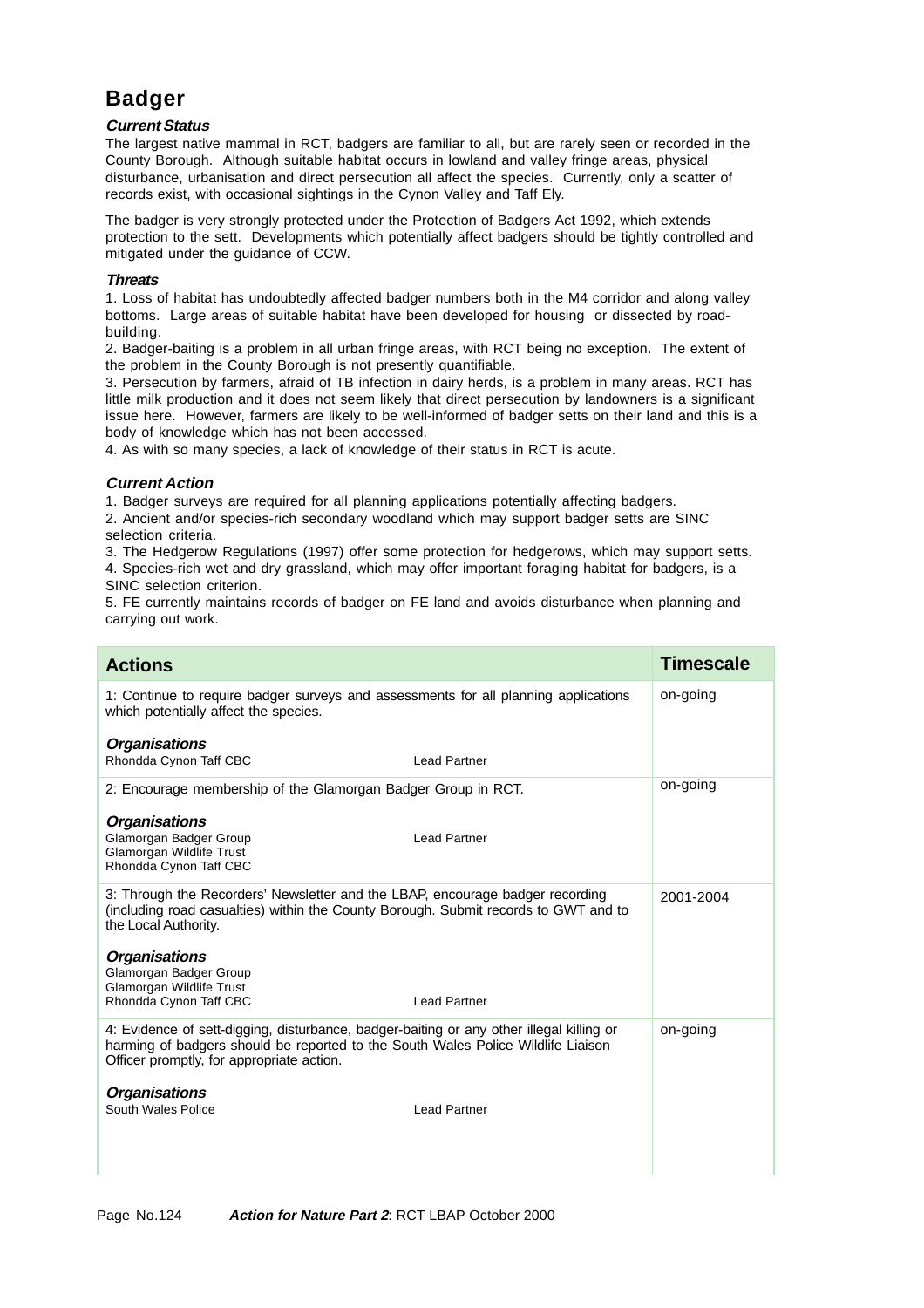# Badger

***Current Status***

The largest native mammal in RCT, badgers are familiar to all, but are rarely seen or recorded in the County Borough. Although suitable habitat occurs in lowland and valley fringe areas, physical disturbance, urbanisation and direct persecution all affect the species. Currently, only a scatter of records exist, with occasional sightings in the Cynon Valley and Taff Ely.

The badger is very strongly protected under the Protection of Badgers Act 1992, which extends protection to the sett. Developments which potentially affect badgers should be tightly controlled and mitigated under the guidance of CCW.

***Threats***

1. Loss of habitat has undoubtedly affected badger numbers both in the M4 corridor and along valley bottoms. Large areas of suitable habitat have been developed for housing or dissected by road-building.
2. Badger-baiting is a problem in all urban fringe areas, with RCT being no exception. The extent of the problem in the County Borough is not presently quantifiable.
3. Persecution by farmers, afraid of TB infection in dairy herds, is a problem in many areas. RCT has little milk production and it does not seem likely that direct persecution by landowners is a significant issue here. However, farmers are likely to be well-informed of badger setts on their land and this is a body of knowledge which has not been accessed.
4. As with so many species, a lack of knowledge of their status in RCT is acute.

***Current Action***

1. Badger surveys are required for all planning applications potentially affecting badgers.
2. Ancient and/or species-rich secondary woodland which may support badger setts are SINC selection criteria.
3. The Hedgerow Regulations (1997) offer some protection for hedgerows, which may support setts.
4. Species-rich wet and dry grassland, which may offer important foraging habitat for badgers, is a SINC selection criterion.
5. FE currently maintains records of badger on FE land and avoids disturbance when planning and carrying out work.

| Actions | Timescale |
|---|---|
| 1: Continue to require badger surveys and assessments for all planning applications which potentially affect the species.<br><br>***Organisations***<br>Rhondda Cynon Taff CBC — Lead Partner | on-going |
| 2: Encourage membership of the Glamorgan Badger Group in RCT.<br><br>***Organisations***<br>Glamorgan Badger Group — Lead Partner<br>Glamorgan Wildlife Trust<br>Rhondda Cynon Taff CBC | on-going |
| 3: Through the Recorders' Newsletter and the LBAP, encourage badger recording (including road casualties) within the County Borough. Submit records to GWT and to the Local Authority.<br><br>***Organisations***<br>Glamorgan Badger Group<br>Glamorgan Wildlife Trust<br>Rhondda Cynon Taff CBC — Lead Partner | 2001-2004 |
| 4: Evidence of sett-digging, disturbance, badger-baiting or any other illegal killing or harming of badgers should be reported to the South Wales Police Wildlife Liaison Officer promptly, for appropriate action.<br><br>***Organisations***<br>South Wales Police — Lead Partner | on-going |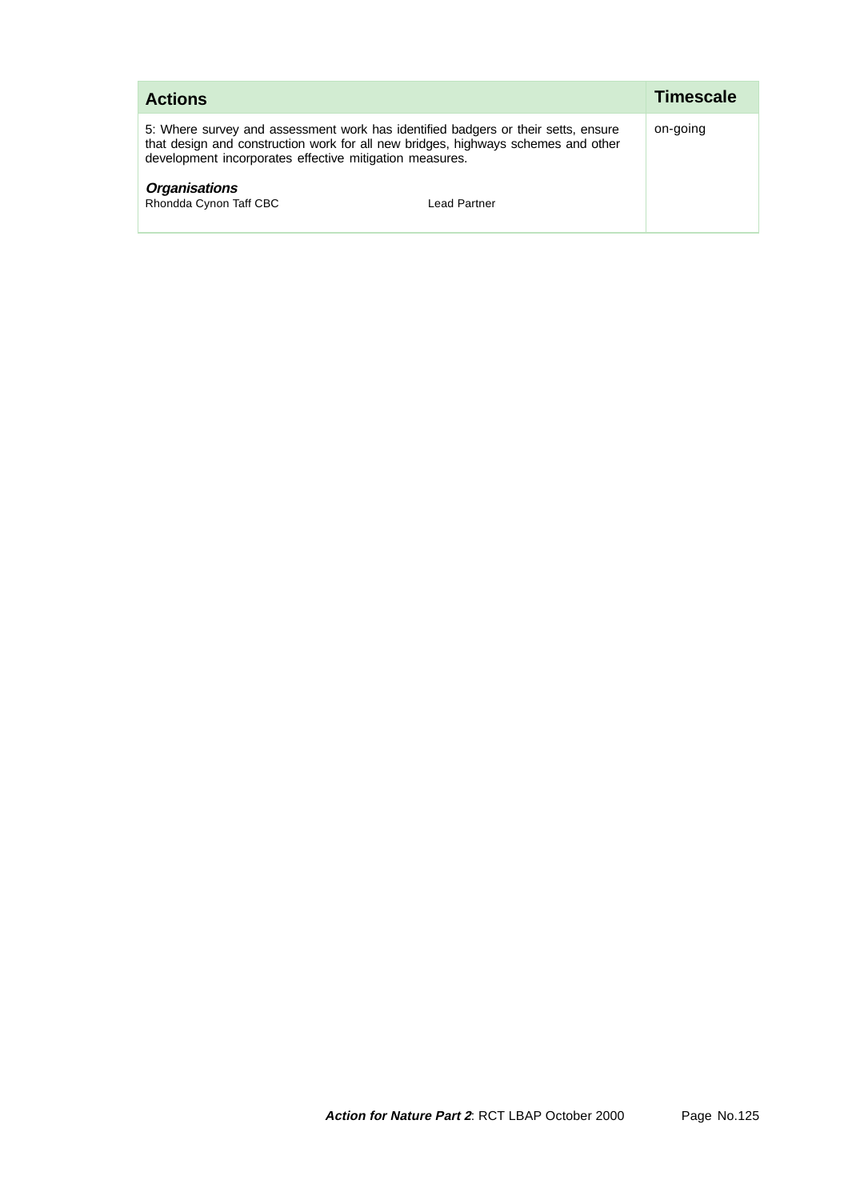| Actions | Timescale |
| --- | --- |
| 5: Where survey and assessment work has identified badgers or their setts, ensure that design and construction work for all new bridges, highways schemes and other development incorporates effective mitigation measures.<br><br>***Organisations***<br>Rhondda Cynon Taff CBC Lead Partner | on-going |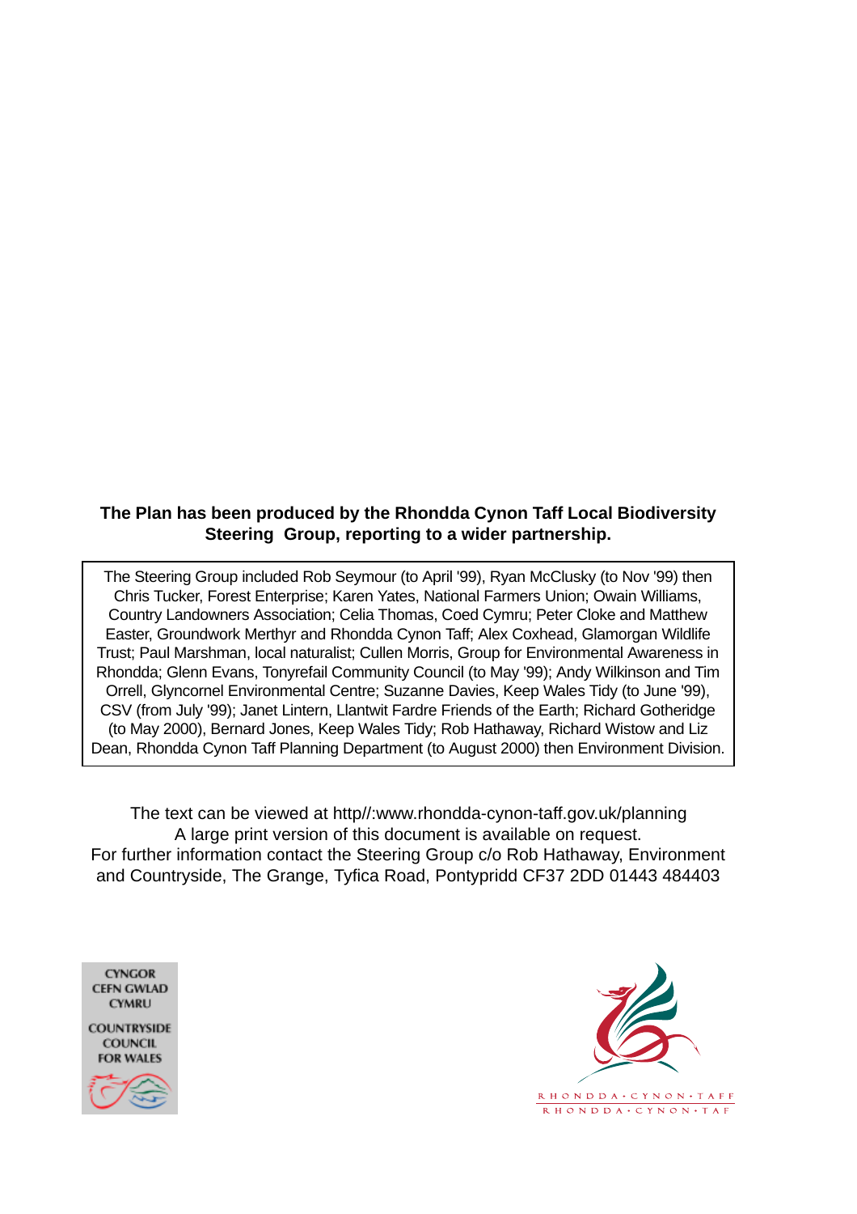**The Plan has been produced by the Rhondda Cynon Taff Local Biodiversity Steering Group, reporting to a wider partnership.**

The Steering Group included Rob Seymour (to April '99), Ryan McClusky (to Nov '99) then Chris Tucker, Forest Enterprise; Karen Yates, National Farmers Union; Owain Williams, Country Landowners Association; Celia Thomas, Coed Cymru; Peter Cloke and Matthew Easter, Groundwork Merthyr and Rhondda Cynon Taff; Alex Coxhead, Glamorgan Wildlife Trust; Paul Marshman, local naturalist; Cullen Morris, Group for Environmental Awareness in Rhondda; Glenn Evans, Tonyrefail Community Council (to May '99); Andy Wilkinson and Tim Orrell, Glyncornel Environmental Centre; Suzanne Davies, Keep Wales Tidy (to June '99), CSV (from July '99); Janet Lintern, Llantwit Fardre Friends of the Earth; Richard Gotheridge (to May 2000), Bernard Jones, Keep Wales Tidy; Rob Hathaway, Richard Wistow and Liz Dean, Rhondda Cynon Taff Planning Department (to August 2000) then Environment Division.

The text can be viewed at http//:www.rhondda-cynon-taff.gov.uk/planning
A large print version of this document is available on request.
For further information contact the Steering Group c/o Rob Hathaway, Environment and Countryside, The Grange, Tyfica Road, Pontypridd CF37 2DD 01443 484403

CYNGOR CEFN GWLAD CYMRU
COUNTRYSIDE COUNCIL FOR WALES

RHONDDA·CYNON·TAFF
RHONDDA·CYNON·TAF